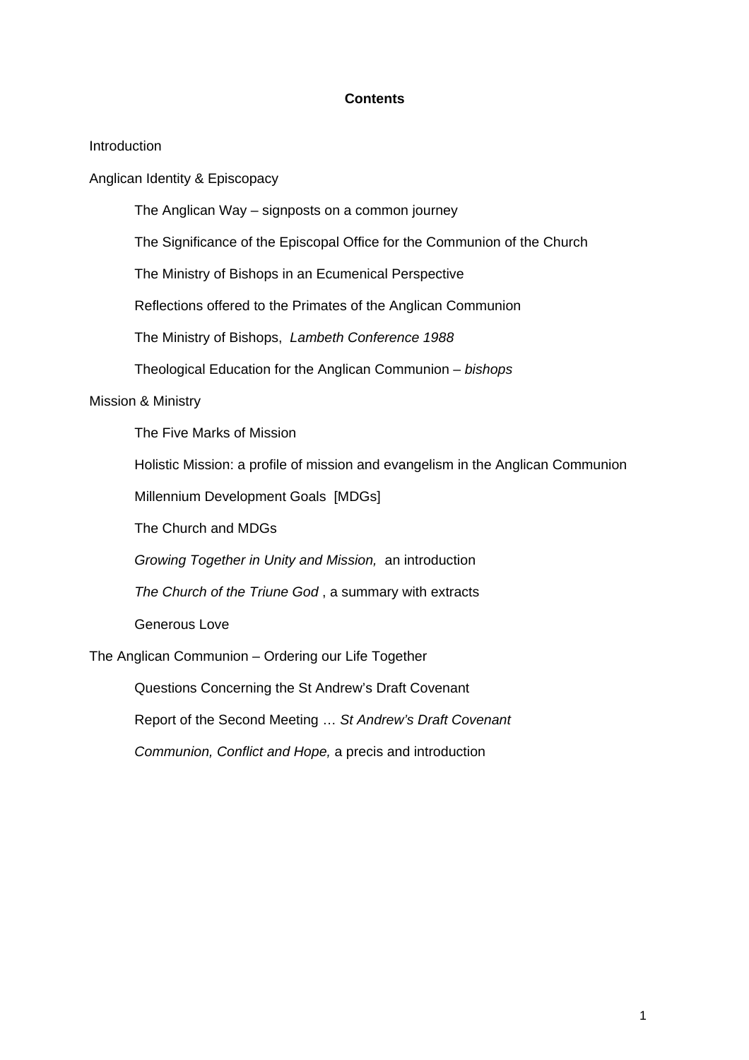**Contents**

Introduction

Anglican Identity & Episcopacy

- The Anglican Way – signposts on a common journey
- The Significance of the Episcopal Office for the Communion of the Church
- The Ministry of Bishops in an Ecumenical Perspective
- Reflections offered to the Primates of the Anglican Communion
- The Ministry of Bishops, *Lambeth Conference 1988*
- Theological Education for the Anglican Communion – *bishops*

Mission & Ministry

- The Five Marks of Mission
- Holistic Mission: a profile of mission and evangelism in the Anglican Communion
- Millennium Development Goals [MDGs]
- The Church and MDGs
- *Growing Together in Unity and Mission,* an introduction
- *The Church of the Triune God* , a summary with extracts
- Generous Love

The Anglican Communion – Ordering our Life Together

- Questions Concerning the St Andrew's Draft Covenant
- Report of the Second Meeting … *St Andrew's Draft Covenant*
- *Communion, Conflict and Hope,* a precis and introduction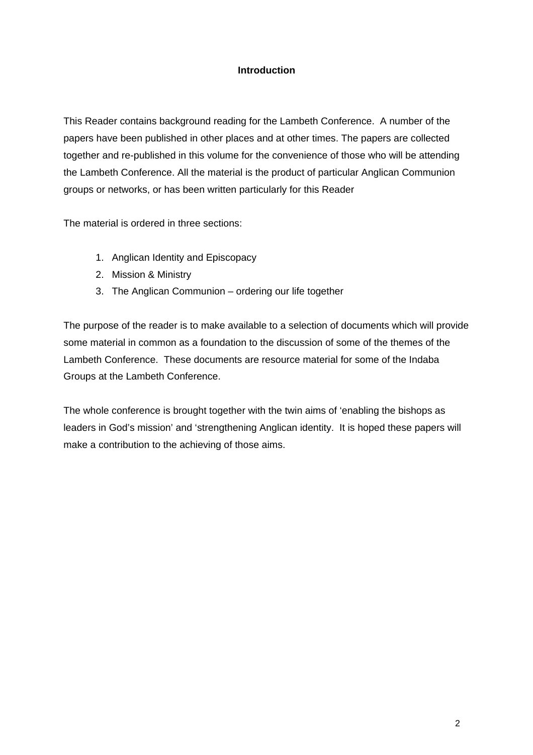## Introduction

This Reader contains background reading for the Lambeth Conference. A number of the papers have been published in other places and at other times. The papers are collected together and re-published in this volume for the convenience of those who will be attending the Lambeth Conference. All the material is the product of particular Anglican Communion groups or networks, or has been written particularly for this Reader

The material is ordered in three sections:

1. Anglican Identity and Episcopacy
2. Mission & Ministry
3. The Anglican Communion – ordering our life together

The purpose of the reader is to make available to a selection of documents which will provide some material in common as a foundation to the discussion of some of the themes of the Lambeth Conference. These documents are resource material for some of the Indaba Groups at the Lambeth Conference.

The whole conference is brought together with the twin aims of 'enabling the bishops as leaders in God's mission' and 'strengthening Anglican identity. It is hoped these papers will make a contribution to the achieving of those aims.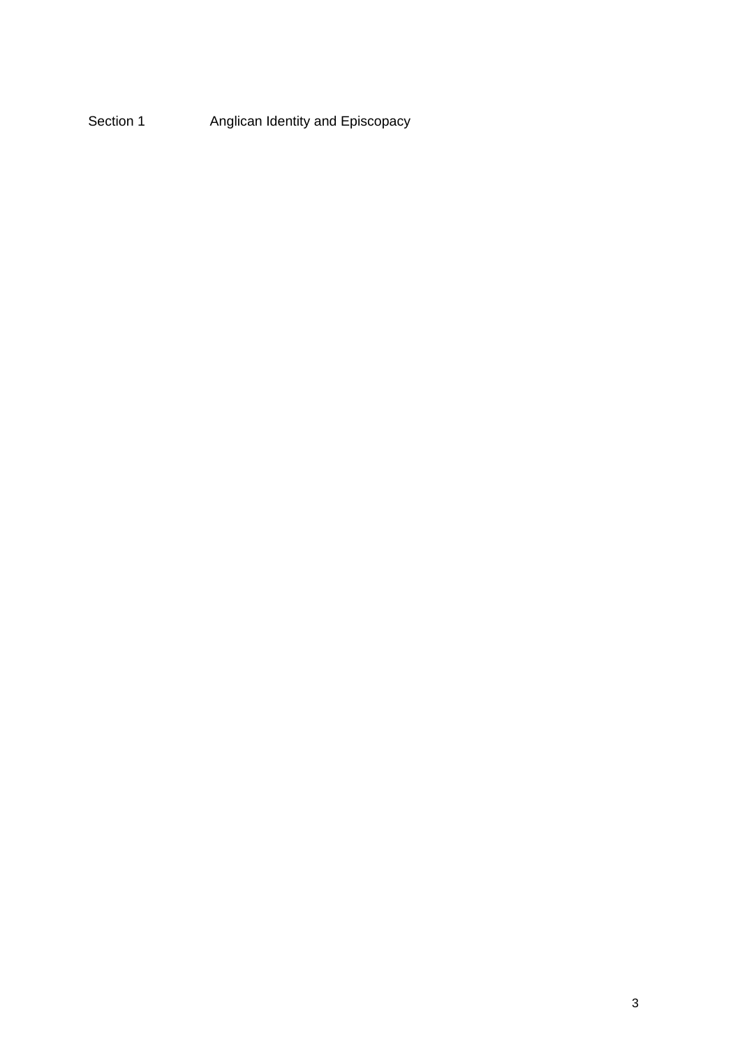# Section 1 Anglican Identity and Episcopacy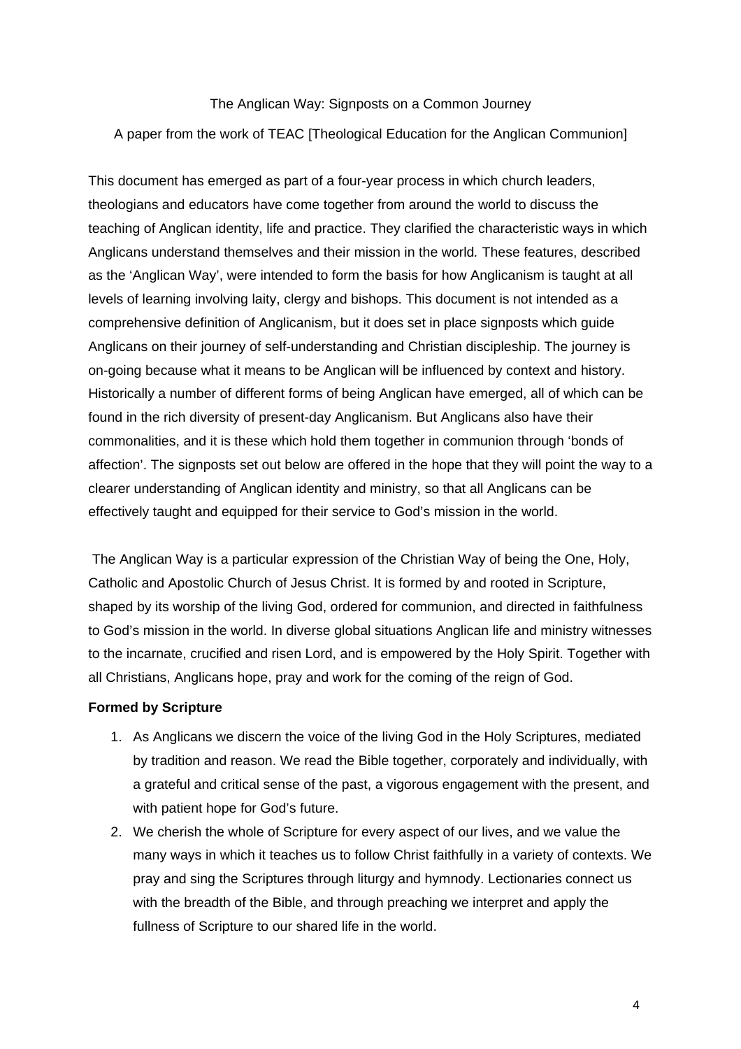The Anglican Way: Signposts on a Common Journey

A paper from the work of TEAC [Theological Education for the Anglican Communion]

This document has emerged as part of a four-year process in which church leaders, theologians and educators have come together from around the world to discuss the teaching of Anglican identity, life and practice. They clarified the characteristic ways in which Anglicans understand themselves and their mission in the world*.* These features, described as the 'Anglican Way', were intended to form the basis for how Anglicanism is taught at all levels of learning involving laity, clergy and bishops. This document is not intended as a comprehensive definition of Anglicanism, but it does set in place signposts which guide Anglicans on their journey of self-understanding and Christian discipleship. The journey is on-going because what it means to be Anglican will be influenced by context and history. Historically a number of different forms of being Anglican have emerged, all of which can be found in the rich diversity of present-day Anglicanism. But Anglicans also have their commonalities, and it is these which hold them together in communion through 'bonds of affection'. The signposts set out below are offered in the hope that they will point the way to a clearer understanding of Anglican identity and ministry, so that all Anglicans can be effectively taught and equipped for their service to God's mission in the world.

The Anglican Way is a particular expression of the Christian Way of being the One, Holy, Catholic and Apostolic Church of Jesus Christ. It is formed by and rooted in Scripture, shaped by its worship of the living God, ordered for communion, and directed in faithfulness to God's mission in the world. In diverse global situations Anglican life and ministry witnesses to the incarnate, crucified and risen Lord, and is empowered by the Holy Spirit. Together with all Christians, Anglicans hope, pray and work for the coming of the reign of God.

**Formed by Scripture**

1. As Anglicans we discern the voice of the living God in the Holy Scriptures, mediated by tradition and reason. We read the Bible together, corporately and individually, with a grateful and critical sense of the past, a vigorous engagement with the present, and with patient hope for God's future.
2. We cherish the whole of Scripture for every aspect of our lives, and we value the many ways in which it teaches us to follow Christ faithfully in a variety of contexts. We pray and sing the Scriptures through liturgy and hymnody. Lectionaries connect us with the breadth of the Bible, and through preaching we interpret and apply the fullness of Scripture to our shared life in the world.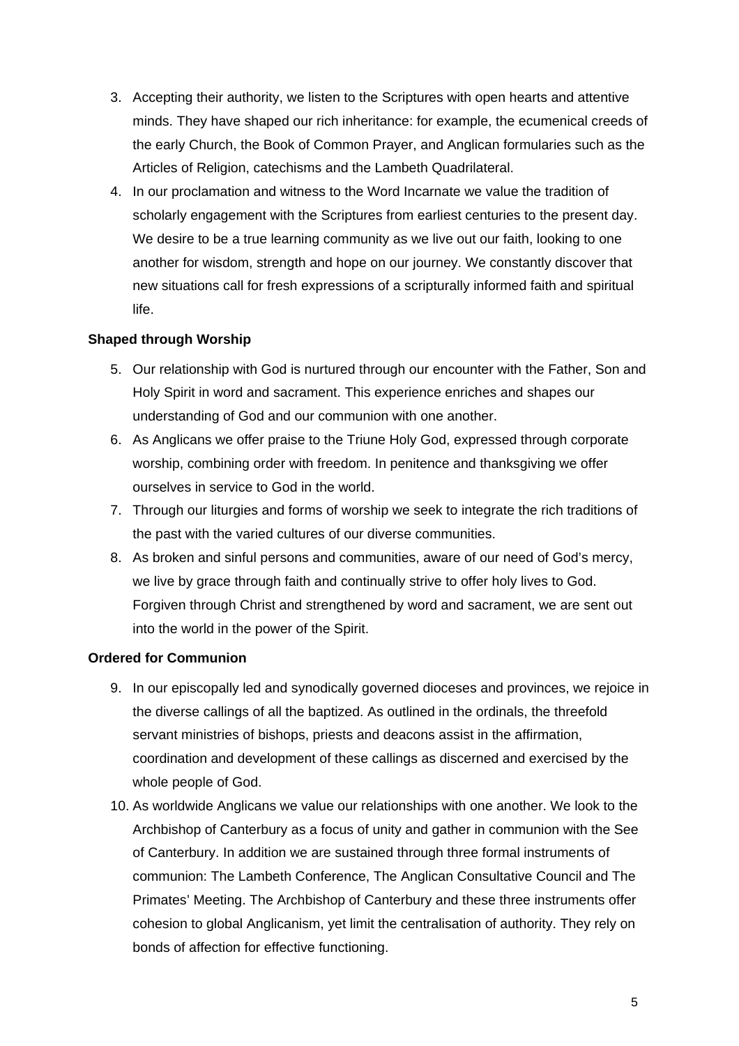3. Accepting their authority, we listen to the Scriptures with open hearts and attentive minds. They have shaped our rich inheritance: for example, the ecumenical creeds of the early Church, the Book of Common Prayer, and Anglican formularies such as the Articles of Religion, catechisms and the Lambeth Quadrilateral.
4. In our proclamation and witness to the Word Incarnate we value the tradition of scholarly engagement with the Scriptures from earliest centuries to the present day. We desire to be a true learning community as we live out our faith, looking to one another for wisdom, strength and hope on our journey. We constantly discover that new situations call for fresh expressions of a scripturally informed faith and spiritual life.

**Shaped through Worship**

5. Our relationship with God is nurtured through our encounter with the Father, Son and Holy Spirit in word and sacrament. This experience enriches and shapes our understanding of God and our communion with one another.
6. As Anglicans we offer praise to the Triune Holy God, expressed through corporate worship, combining order with freedom. In penitence and thanksgiving we offer ourselves in service to God in the world.
7. Through our liturgies and forms of worship we seek to integrate the rich traditions of the past with the varied cultures of our diverse communities.
8. As broken and sinful persons and communities, aware of our need of God's mercy, we live by grace through faith and continually strive to offer holy lives to God. Forgiven through Christ and strengthened by word and sacrament, we are sent out into the world in the power of the Spirit.

**Ordered for Communion**

9. In our episcopally led and synodically governed dioceses and provinces, we rejoice in the diverse callings of all the baptized. As outlined in the ordinals, the threefold servant ministries of bishops, priests and deacons assist in the affirmation, coordination and development of these callings as discerned and exercised by the whole people of God.
10. As worldwide Anglicans we value our relationships with one another. We look to the Archbishop of Canterbury as a focus of unity and gather in communion with the See of Canterbury. In addition we are sustained through three formal instruments of communion: The Lambeth Conference, The Anglican Consultative Council and The Primates' Meeting. The Archbishop of Canterbury and these three instruments offer cohesion to global Anglicanism, yet limit the centralisation of authority. They rely on bonds of affection for effective functioning.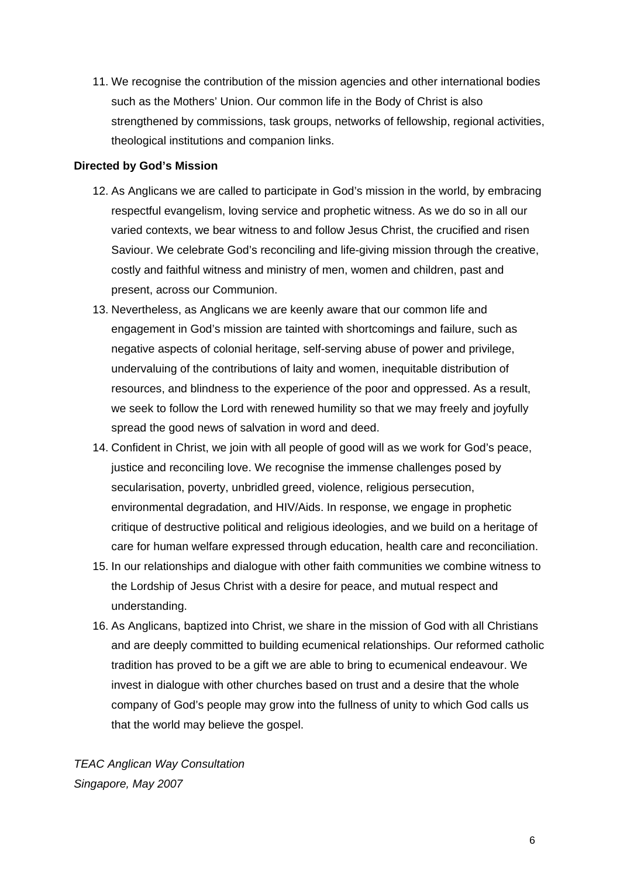11. We recognise the contribution of the mission agencies and other international bodies such as the Mothers' Union. Our common life in the Body of Christ is also strengthened by commissions, task groups, networks of fellowship, regional activities, theological institutions and companion links.

**Directed by God's Mission**

12. As Anglicans we are called to participate in God's mission in the world, by embracing respectful evangelism, loving service and prophetic witness. As we do so in all our varied contexts, we bear witness to and follow Jesus Christ, the crucified and risen Saviour. We celebrate God's reconciling and life-giving mission through the creative, costly and faithful witness and ministry of men, women and children, past and present, across our Communion.
13. Nevertheless, as Anglicans we are keenly aware that our common life and engagement in God's mission are tainted with shortcomings and failure, such as negative aspects of colonial heritage, self-serving abuse of power and privilege, undervaluing of the contributions of laity and women, inequitable distribution of resources, and blindness to the experience of the poor and oppressed. As a result, we seek to follow the Lord with renewed humility so that we may freely and joyfully spread the good news of salvation in word and deed.
14. Confident in Christ, we join with all people of good will as we work for God's peace, justice and reconciling love. We recognise the immense challenges posed by secularisation, poverty, unbridled greed, violence, religious persecution, environmental degradation, and HIV/Aids. In response, we engage in prophetic critique of destructive political and religious ideologies, and we build on a heritage of care for human welfare expressed through education, health care and reconciliation.
15. In our relationships and dialogue with other faith communities we combine witness to the Lordship of Jesus Christ with a desire for peace, and mutual respect and understanding.
16. As Anglicans, baptized into Christ, we share in the mission of God with all Christians and are deeply committed to building ecumenical relationships. Our reformed catholic tradition has proved to be a gift we are able to bring to ecumenical endeavour. We invest in dialogue with other churches based on trust and a desire that the whole company of God's people may grow into the fullness of unity to which God calls us that the world may believe the gospel.

*TEAC Anglican Way Consultation*
*Singapore, May 2007*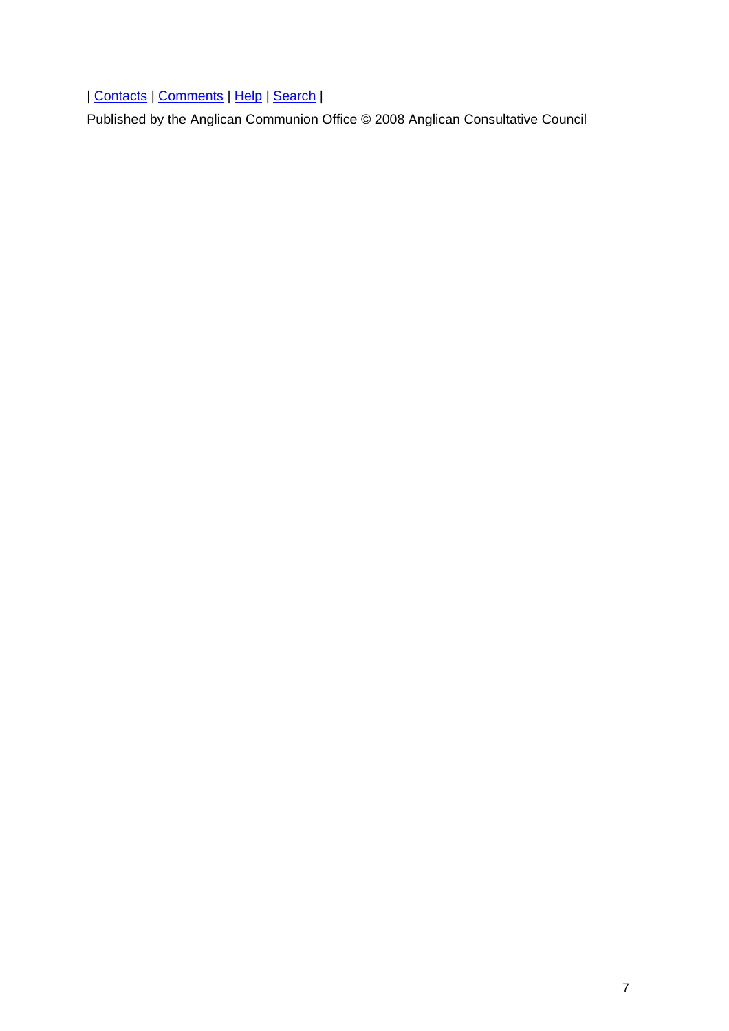| Contacts | Comments | Help | Search |

Published by the Anglican Communion Office © 2008 Anglican Consultative Council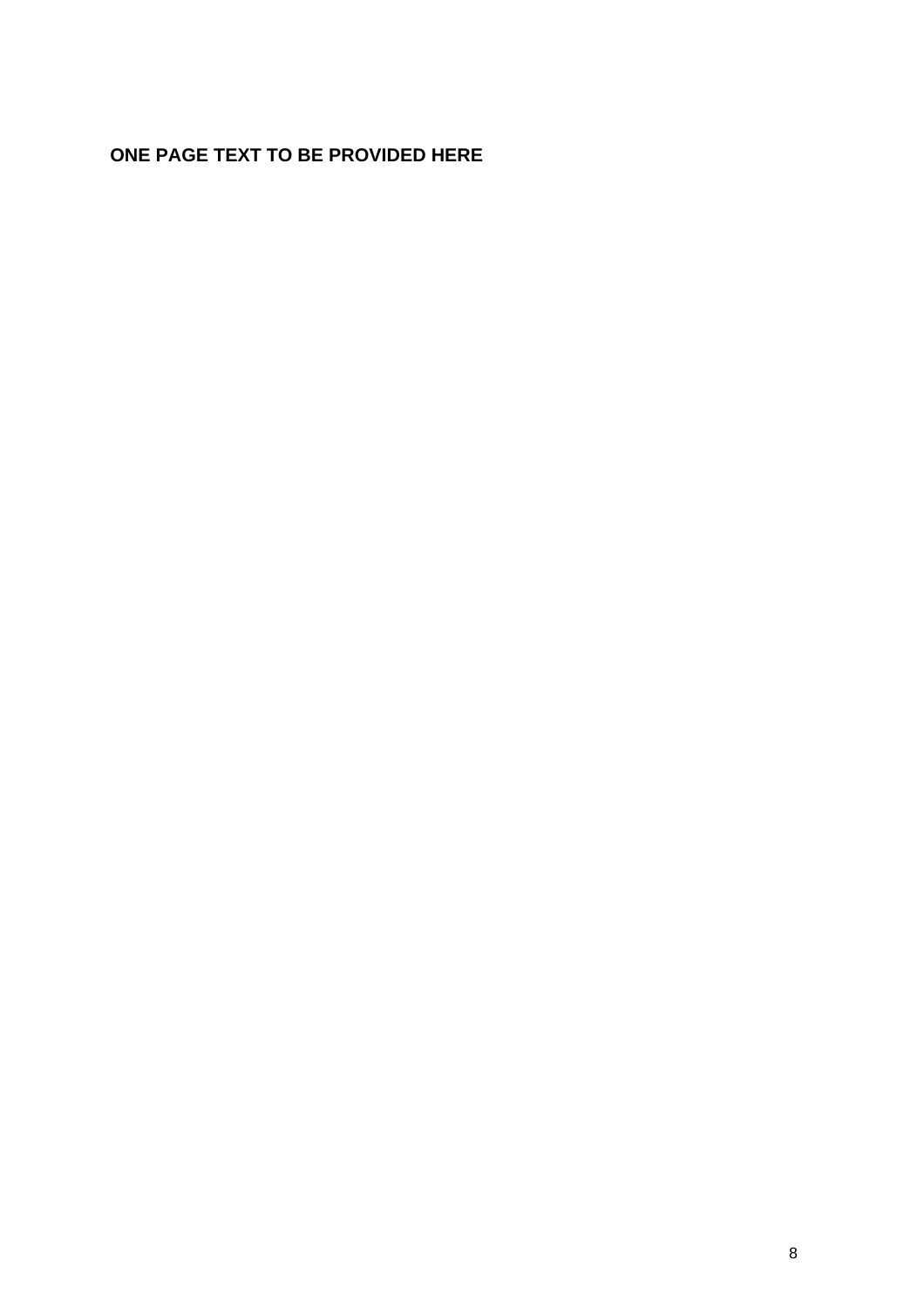**ONE PAGE TEXT TO BE PROVIDED HERE**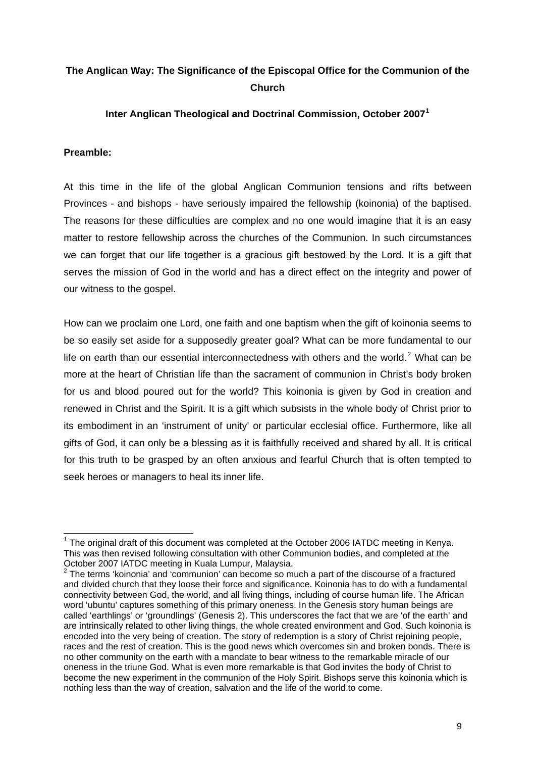# The Anglican Way: The Significance of the Episcopal Office for the Communion of the Church

**Inter Anglican Theological and Doctrinal Commission, October 2007[1]**

**Preamble:**

At this time in the life of the global Anglican Communion tensions and rifts between Provinces - and bishops - have seriously impaired the fellowship (koinonia) of the baptised. The reasons for these difficulties are complex and no one would imagine that it is an easy matter to restore fellowship across the churches of the Communion. In such circumstances we can forget that our life together is a gracious gift bestowed by the Lord. It is a gift that serves the mission of God in the world and has a direct effect on the integrity and power of our witness to the gospel.

How can we proclaim one Lord, one faith and one baptism when the gift of koinonia seems to be so easily set aside for a supposedly greater goal? What can be more fundamental to our life on earth than our essential interconnectedness with others and the world.[2] What can be more at the heart of Christian life than the sacrament of communion in Christ's body broken for us and blood poured out for the world? This koinonia is given by God in creation and renewed in Christ and the Spirit. It is a gift which subsists in the whole body of Christ prior to its embodiment in an 'instrument of unity' or particular ecclesial office. Furthermore, like all gifts of God, it can only be a blessing as it is faithfully received and shared by all. It is critical for this truth to be grasped by an often anxious and fearful Church that is often tempted to seek heroes or managers to heal its inner life.

---

[1] The original draft of this document was completed at the October 2006 IATDC meeting in Kenya. This was then revised following consultation with other Communion bodies, and completed at the October 2007 IATDC meeting in Kuala Lumpur, Malaysia.

[2] The terms 'koinonia' and 'communion' can become so much a part of the discourse of a fractured and divided church that they loose their force and significance. Koinonia has to do with a fundamental connectivity between God, the world, and all living things, including of course human life. The African word 'ubuntu' captures something of this primary oneness. In the Genesis story human beings are called 'earthlings' or 'groundlings' (Genesis 2). This underscores the fact that we are 'of the earth' and are intrinsically related to other living things, the whole created environment and God. Such koinonia is encoded into the very being of creation. The story of redemption is a story of Christ rejoining people, races and the rest of creation. This is the good news which overcomes sin and broken bonds. There is no other community on the earth with a mandate to bear witness to the remarkable miracle of our oneness in the triune God. What is even more remarkable is that God invites the body of Christ to become the new experiment in the communion of the Holy Spirit. Bishops serve this koinonia which is nothing less than the way of creation, salvation and the life of the world to come.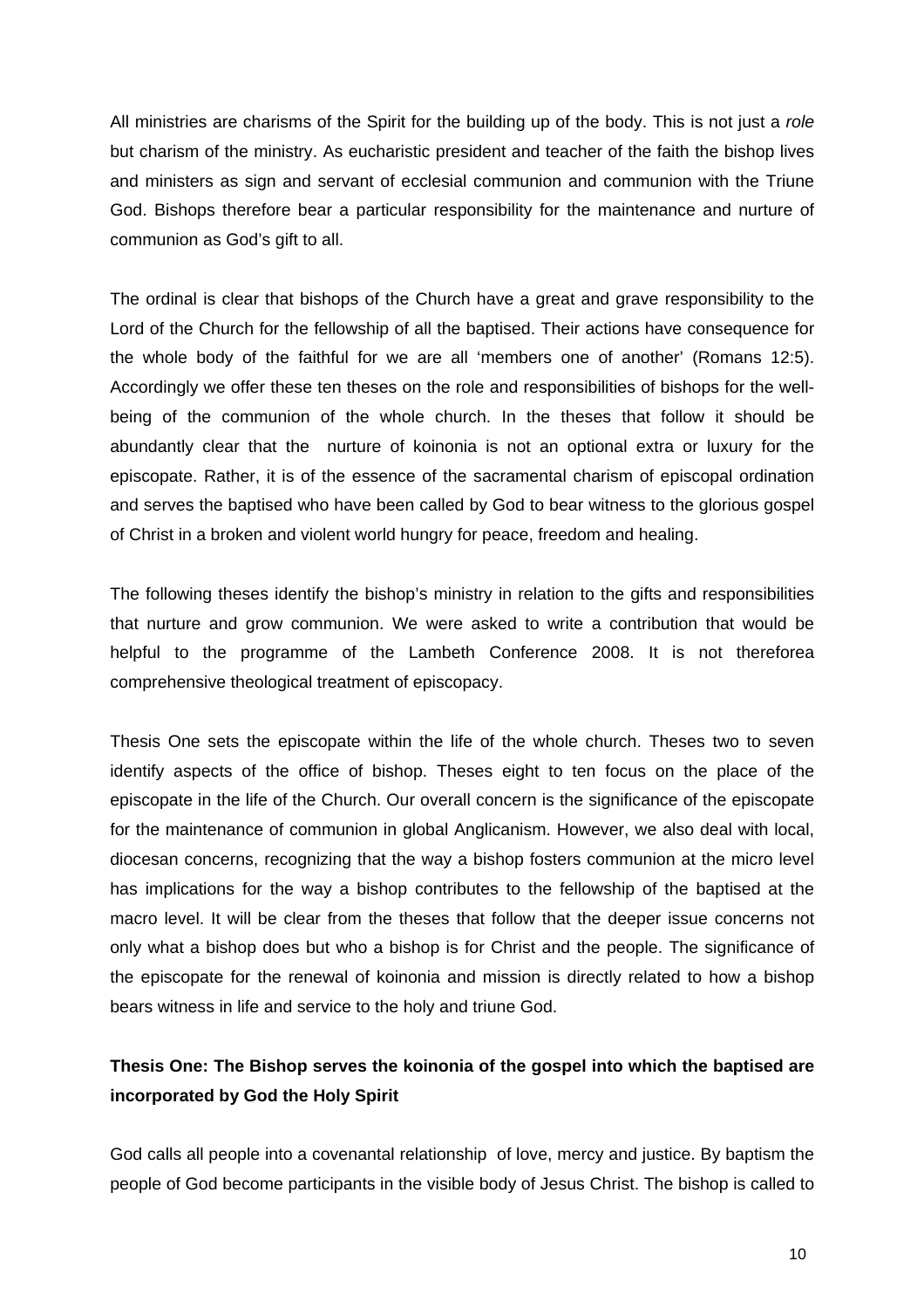All ministries are charisms of the Spirit for the building up of the body. This is not just a *role* but charism of the ministry. As eucharistic president and teacher of the faith the bishop lives and ministers as sign and servant of ecclesial communion and communion with the Triune God. Bishops therefore bear a particular responsibility for the maintenance and nurture of communion as God's gift to all.

The ordinal is clear that bishops of the Church have a great and grave responsibility to the Lord of the Church for the fellowship of all the baptised. Their actions have consequence for the whole body of the faithful for we are all 'members one of another' (Romans 12:5). Accordingly we offer these ten theses on the role and responsibilities of bishops for the well-being of the communion of the whole church. In the theses that follow it should be abundantly clear that the nurture of koinonia is not an optional extra or luxury for the episcopate. Rather, it is of the essence of the sacramental charism of episcopal ordination and serves the baptised who have been called by God to bear witness to the glorious gospel of Christ in a broken and violent world hungry for peace, freedom and healing.

The following theses identify the bishop's ministry in relation to the gifts and responsibilities that nurture and grow communion. We were asked to write a contribution that would be helpful to the programme of the Lambeth Conference 2008. It is not thereforea comprehensive theological treatment of episcopacy.

Thesis One sets the episcopate within the life of the whole church. Theses two to seven identify aspects of the office of bishop. Theses eight to ten focus on the place of the episcopate in the life of the Church. Our overall concern is the significance of the episcopate for the maintenance of communion in global Anglicanism. However, we also deal with local, diocesan concerns, recognizing that the way a bishop fosters communion at the micro level has implications for the way a bishop contributes to the fellowship of the baptised at the macro level. It will be clear from the theses that follow that the deeper issue concerns not only what a bishop does but who a bishop is for Christ and the people. The significance of the episcopate for the renewal of koinonia and mission is directly related to how a bishop bears witness in life and service to the holy and triune God.

**Thesis One: The Bishop serves the koinonia of the gospel into which the baptised are incorporated by God the Holy Spirit**

God calls all people into a covenantal relationship of love, mercy and justice. By baptism the people of God become participants in the visible body of Jesus Christ. The bishop is called to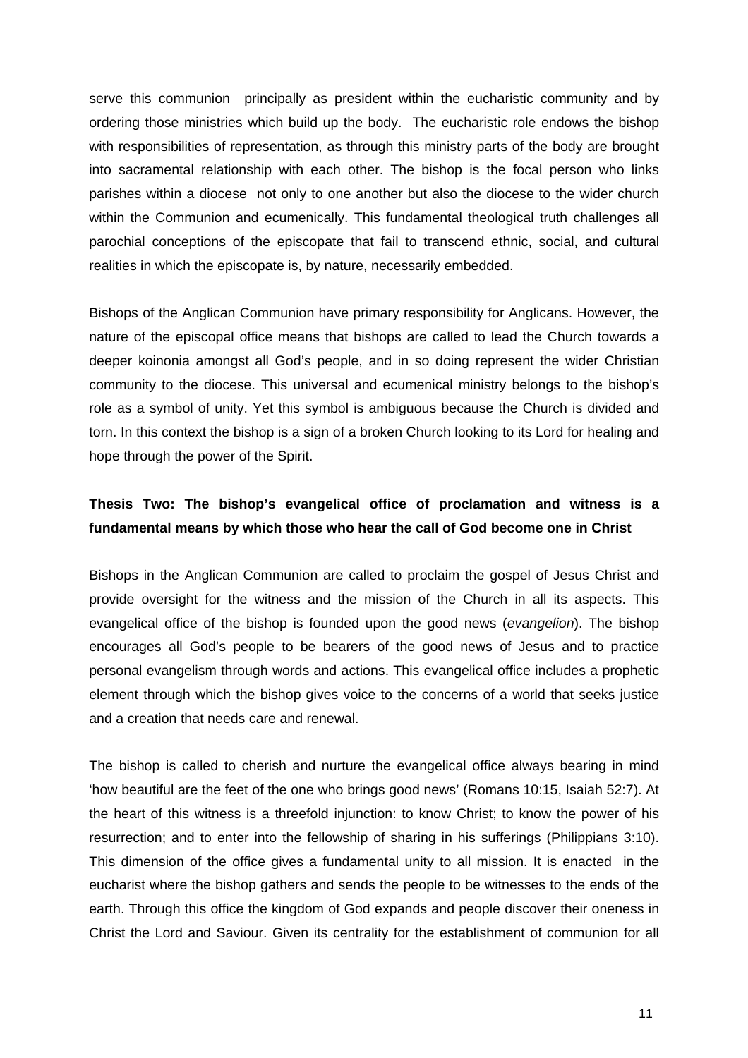serve this communion principally as president within the eucharistic community and by ordering those ministries which build up the body. The eucharistic role endows the bishop with responsibilities of representation, as through this ministry parts of the body are brought into sacramental relationship with each other. The bishop is the focal person who links parishes within a diocese not only to one another but also the diocese to the wider church within the Communion and ecumenically. This fundamental theological truth challenges all parochial conceptions of the episcopate that fail to transcend ethnic, social, and cultural realities in which the episcopate is, by nature, necessarily embedded.

Bishops of the Anglican Communion have primary responsibility for Anglicans. However, the nature of the episcopal office means that bishops are called to lead the Church towards a deeper koinonia amongst all God's people, and in so doing represent the wider Christian community to the diocese. This universal and ecumenical ministry belongs to the bishop's role as a symbol of unity. Yet this symbol is ambiguous because the Church is divided and torn. In this context the bishop is a sign of a broken Church looking to its Lord for healing and hope through the power of the Spirit.

**Thesis Two: The bishop's evangelical office of proclamation and witness is a fundamental means by which those who hear the call of God become one in Christ**

Bishops in the Anglican Communion are called to proclaim the gospel of Jesus Christ and provide oversight for the witness and the mission of the Church in all its aspects. This evangelical office of the bishop is founded upon the good news (*evangelion*). The bishop encourages all God's people to be bearers of the good news of Jesus and to practice personal evangelism through words and actions. This evangelical office includes a prophetic element through which the bishop gives voice to the concerns of a world that seeks justice and a creation that needs care and renewal.

The bishop is called to cherish and nurture the evangelical office always bearing in mind 'how beautiful are the feet of the one who brings good news' (Romans 10:15, Isaiah 52:7). At the heart of this witness is a threefold injunction: to know Christ; to know the power of his resurrection; and to enter into the fellowship of sharing in his sufferings (Philippians 3:10). This dimension of the office gives a fundamental unity to all mission. It is enacted in the eucharist where the bishop gathers and sends the people to be witnesses to the ends of the earth. Through this office the kingdom of God expands and people discover their oneness in Christ the Lord and Saviour. Given its centrality for the establishment of communion for all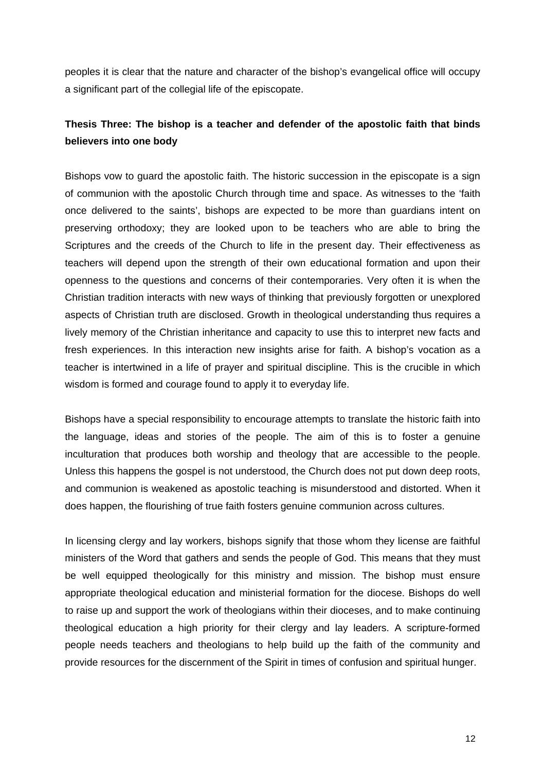peoples it is clear that the nature and character of the bishop's evangelical office will occupy a significant part of the collegial life of the episcopate.

### Thesis Three: The bishop is a teacher and defender of the apostolic faith that binds believers into one body

Bishops vow to guard the apostolic faith. The historic succession in the episcopate is a sign of communion with the apostolic Church through time and space. As witnesses to the 'faith once delivered to the saints', bishops are expected to be more than guardians intent on preserving orthodoxy; they are looked upon to be teachers who are able to bring the Scriptures and the creeds of the Church to life in the present day. Their effectiveness as teachers will depend upon the strength of their own educational formation and upon their openness to the questions and concerns of their contemporaries. Very often it is when the Christian tradition interacts with new ways of thinking that previously forgotten or unexplored aspects of Christian truth are disclosed. Growth in theological understanding thus requires a lively memory of the Christian inheritance and capacity to use this to interpret new facts and fresh experiences. In this interaction new insights arise for faith. A bishop's vocation as a teacher is intertwined in a life of prayer and spiritual discipline. This is the crucible in which wisdom is formed and courage found to apply it to everyday life.

Bishops have a special responsibility to encourage attempts to translate the historic faith into the language, ideas and stories of the people. The aim of this is to foster a genuine inculturation that produces both worship and theology that are accessible to the people. Unless this happens the gospel is not understood, the Church does not put down deep roots, and communion is weakened as apostolic teaching is misunderstood and distorted. When it does happen, the flourishing of true faith fosters genuine communion across cultures.

In licensing clergy and lay workers, bishops signify that those whom they license are faithful ministers of the Word that gathers and sends the people of God. This means that they must be well equipped theologically for this ministry and mission. The bishop must ensure appropriate theological education and ministerial formation for the diocese. Bishops do well to raise up and support the work of theologians within their dioceses, and to make continuing theological education a high priority for their clergy and lay leaders. A scripture-formed people needs teachers and theologians to help build up the faith of the community and provide resources for the discernment of the Spirit in times of confusion and spiritual hunger.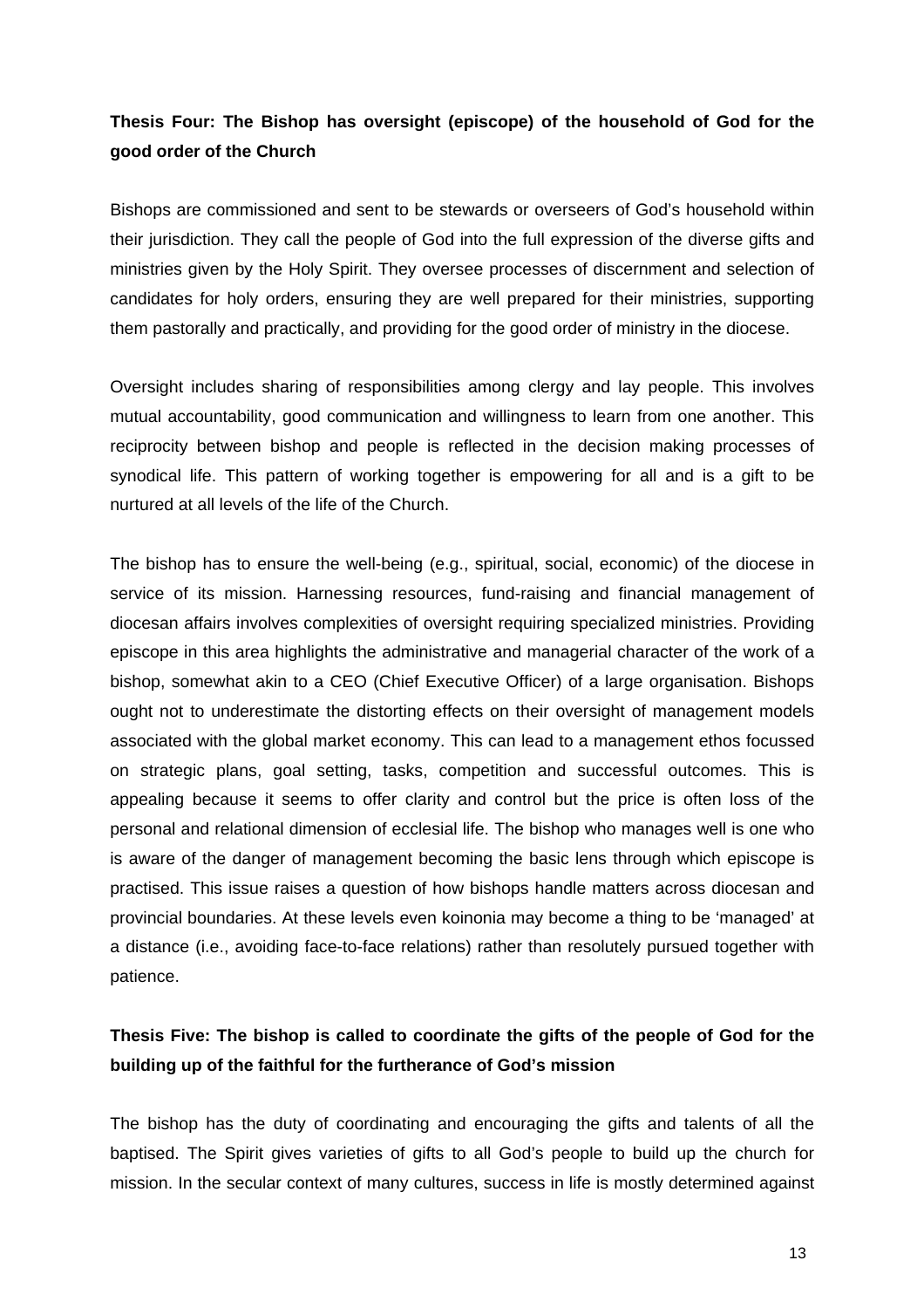**Thesis Four: The Bishop has oversight (episcope) of the household of God for the good order of the Church**

Bishops are commissioned and sent to be stewards or overseers of God's household within their jurisdiction. They call the people of God into the full expression of the diverse gifts and ministries given by the Holy Spirit. They oversee processes of discernment and selection of candidates for holy orders, ensuring they are well prepared for their ministries, supporting them pastorally and practically, and providing for the good order of ministry in the diocese.

Oversight includes sharing of responsibilities among clergy and lay people. This involves mutual accountability, good communication and willingness to learn from one another. This reciprocity between bishop and people is reflected in the decision making processes of synodical life. This pattern of working together is empowering for all and is a gift to be nurtured at all levels of the life of the Church.

The bishop has to ensure the well-being (e.g., spiritual, social, economic) of the diocese in service of its mission. Harnessing resources, fund-raising and financial management of diocesan affairs involves complexities of oversight requiring specialized ministries. Providing episcope in this area highlights the administrative and managerial character of the work of a bishop, somewhat akin to a CEO (Chief Executive Officer) of a large organisation. Bishops ought not to underestimate the distorting effects on their oversight of management models associated with the global market economy. This can lead to a management ethos focussed on strategic plans, goal setting, tasks, competition and successful outcomes. This is appealing because it seems to offer clarity and control but the price is often loss of the personal and relational dimension of ecclesial life. The bishop who manages well is one who is aware of the danger of management becoming the basic lens through which episcope is practised. This issue raises a question of how bishops handle matters across diocesan and provincial boundaries. At these levels even koinonia may become a thing to be 'managed' at a distance (i.e., avoiding face-to-face relations) rather than resolutely pursued together with patience.

**Thesis Five: The bishop is called to coordinate the gifts of the people of God for the building up of the faithful for the furtherance of God's mission**

The bishop has the duty of coordinating and encouraging the gifts and talents of all the baptised. The Spirit gives varieties of gifts to all God's people to build up the church for mission. In the secular context of many cultures, success in life is mostly determined against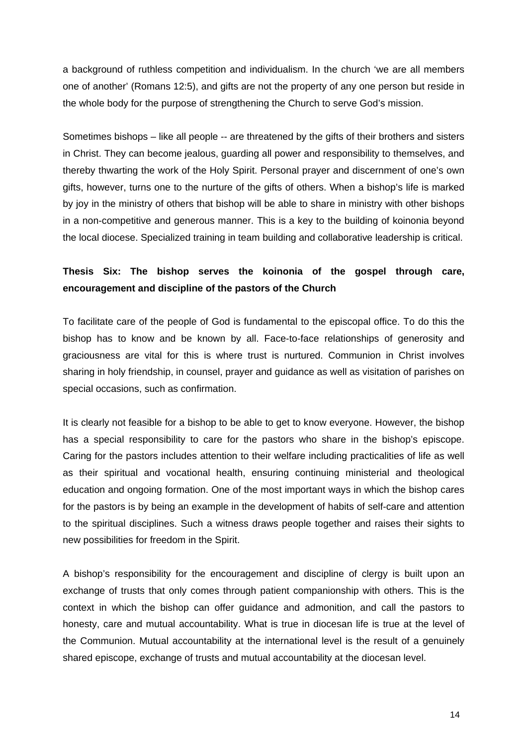a background of ruthless competition and individualism. In the church 'we are all members one of another' (Romans 12:5), and gifts are not the property of any one person but reside in the whole body for the purpose of strengthening the Church to serve God's mission.

Sometimes bishops – like all people -- are threatened by the gifts of their brothers and sisters in Christ. They can become jealous, guarding all power and responsibility to themselves, and thereby thwarting the work of the Holy Spirit. Personal prayer and discernment of one's own gifts, however, turns one to the nurture of the gifts of others. When a bishop's life is marked by joy in the ministry of others that bishop will be able to share in ministry with other bishops in a non-competitive and generous manner. This is a key to the building of koinonia beyond the local diocese. Specialized training in team building and collaborative leadership is critical.

**Thesis Six: The bishop serves the koinonia of the gospel through care, encouragement and discipline of the pastors of the Church**

To facilitate care of the people of God is fundamental to the episcopal office. To do this the bishop has to know and be known by all. Face-to-face relationships of generosity and graciousness are vital for this is where trust is nurtured. Communion in Christ involves sharing in holy friendship, in counsel, prayer and guidance as well as visitation of parishes on special occasions, such as confirmation.

It is clearly not feasible for a bishop to be able to get to know everyone. However, the bishop has a special responsibility to care for the pastors who share in the bishop's episcope. Caring for the pastors includes attention to their welfare including practicalities of life as well as their spiritual and vocational health, ensuring continuing ministerial and theological education and ongoing formation. One of the most important ways in which the bishop cares for the pastors is by being an example in the development of habits of self-care and attention to the spiritual disciplines. Such a witness draws people together and raises their sights to new possibilities for freedom in the Spirit.

A bishop's responsibility for the encouragement and discipline of clergy is built upon an exchange of trusts that only comes through patient companionship with others. This is the context in which the bishop can offer guidance and admonition, and call the pastors to honesty, care and mutual accountability. What is true in diocesan life is true at the level of the Communion. Mutual accountability at the international level is the result of a genuinely shared episcope, exchange of trusts and mutual accountability at the diocesan level.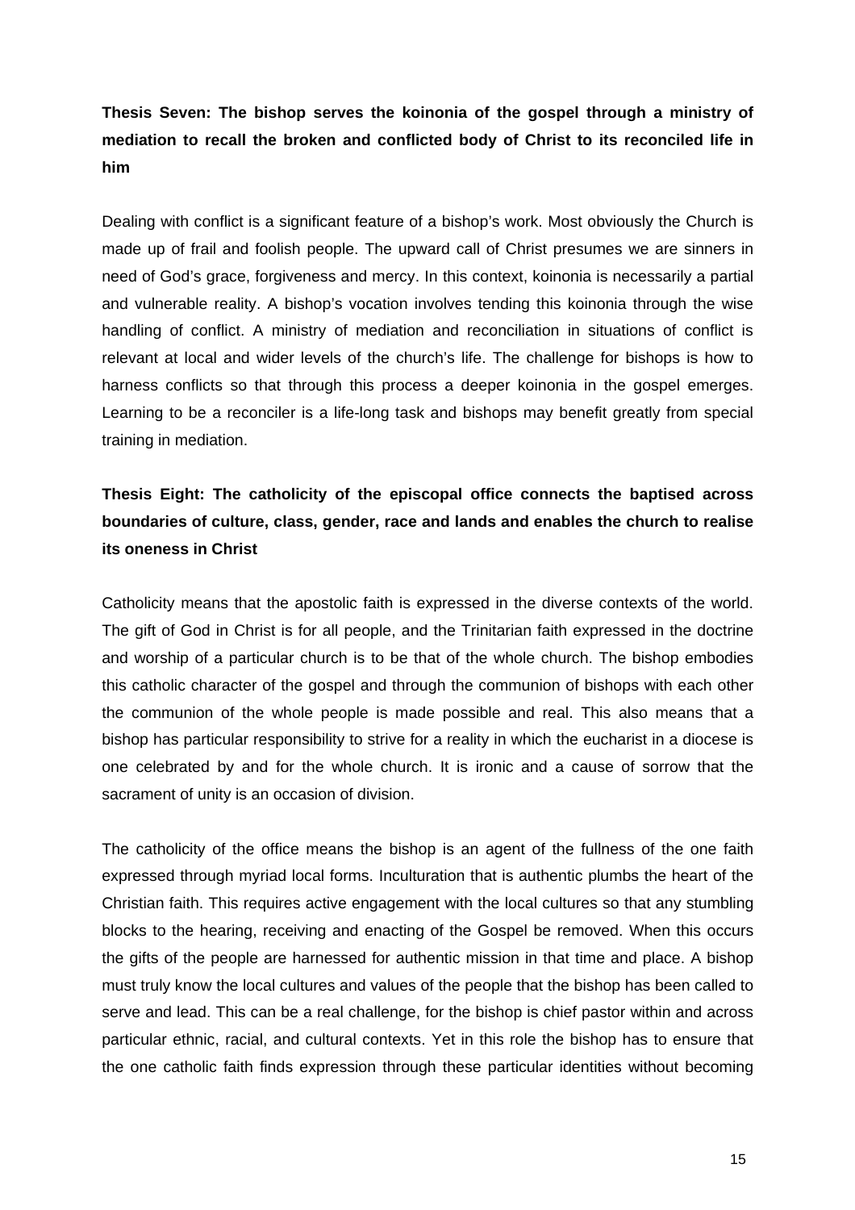**Thesis Seven: The bishop serves the koinonia of the gospel through a ministry of mediation to recall the broken and conflicted body of Christ to its reconciled life in him**

Dealing with conflict is a significant feature of a bishop's work. Most obviously the Church is made up of frail and foolish people. The upward call of Christ presumes we are sinners in need of God's grace, forgiveness and mercy. In this context, koinonia is necessarily a partial and vulnerable reality. A bishop's vocation involves tending this koinonia through the wise handling of conflict. A ministry of mediation and reconciliation in situations of conflict is relevant at local and wider levels of the church's life. The challenge for bishops is how to harness conflicts so that through this process a deeper koinonia in the gospel emerges. Learning to be a reconciler is a life-long task and bishops may benefit greatly from special training in mediation.

**Thesis Eight: The catholicity of the episcopal office connects the baptised across boundaries of culture, class, gender, race and lands and enables the church to realise its oneness in Christ**

Catholicity means that the apostolic faith is expressed in the diverse contexts of the world. The gift of God in Christ is for all people, and the Trinitarian faith expressed in the doctrine and worship of a particular church is to be that of the whole church. The bishop embodies this catholic character of the gospel and through the communion of bishops with each other the communion of the whole people is made possible and real. This also means that a bishop has particular responsibility to strive for a reality in which the eucharist in a diocese is one celebrated by and for the whole church. It is ironic and a cause of sorrow that the sacrament of unity is an occasion of division.

The catholicity of the office means the bishop is an agent of the fullness of the one faith expressed through myriad local forms. Inculturation that is authentic plumbs the heart of the Christian faith. This requires active engagement with the local cultures so that any stumbling blocks to the hearing, receiving and enacting of the Gospel be removed. When this occurs the gifts of the people are harnessed for authentic mission in that time and place. A bishop must truly know the local cultures and values of the people that the bishop has been called to serve and lead. This can be a real challenge, for the bishop is chief pastor within and across particular ethnic, racial, and cultural contexts. Yet in this role the bishop has to ensure that the one catholic faith finds expression through these particular identities without becoming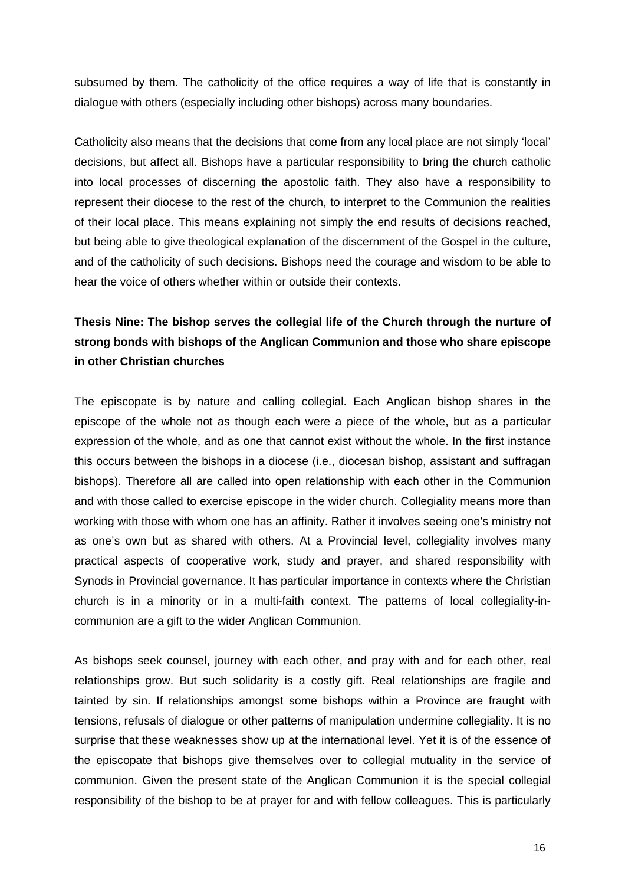subsumed by them. The catholicity of the office requires a way of life that is constantly in dialogue with others (especially including other bishops) across many boundaries.

Catholicity also means that the decisions that come from any local place are not simply 'local' decisions, but affect all. Bishops have a particular responsibility to bring the church catholic into local processes of discerning the apostolic faith. They also have a responsibility to represent their diocese to the rest of the church, to interpret to the Communion the realities of their local place. This means explaining not simply the end results of decisions reached, but being able to give theological explanation of the discernment of the Gospel in the culture, and of the catholicity of such decisions. Bishops need the courage and wisdom to be able to hear the voice of others whether within or outside their contexts.

**Thesis Nine: The bishop serves the collegial life of the Church through the nurture of strong bonds with bishops of the Anglican Communion and those who share episcope in other Christian churches**

The episcopate is by nature and calling collegial. Each Anglican bishop shares in the episcope of the whole not as though each were a piece of the whole, but as a particular expression of the whole, and as one that cannot exist without the whole. In the first instance this occurs between the bishops in a diocese (i.e., diocesan bishop, assistant and suffragan bishops). Therefore all are called into open relationship with each other in the Communion and with those called to exercise episcope in the wider church. Collegiality means more than working with those with whom one has an affinity. Rather it involves seeing one's ministry not as one's own but as shared with others. At a Provincial level, collegiality involves many practical aspects of cooperative work, study and prayer, and shared responsibility with Synods in Provincial governance. It has particular importance in contexts where the Christian church is in a minority or in a multi-faith context. The patterns of local collegiality-in-communion are a gift to the wider Anglican Communion.

As bishops seek counsel, journey with each other, and pray with and for each other, real relationships grow. But such solidarity is a costly gift. Real relationships are fragile and tainted by sin. If relationships amongst some bishops within a Province are fraught with tensions, refusals of dialogue or other patterns of manipulation undermine collegiality. It is no surprise that these weaknesses show up at the international level. Yet it is of the essence of the episcopate that bishops give themselves over to collegial mutuality in the service of communion. Given the present state of the Anglican Communion it is the special collegial responsibility of the bishop to be at prayer for and with fellow colleagues. This is particularly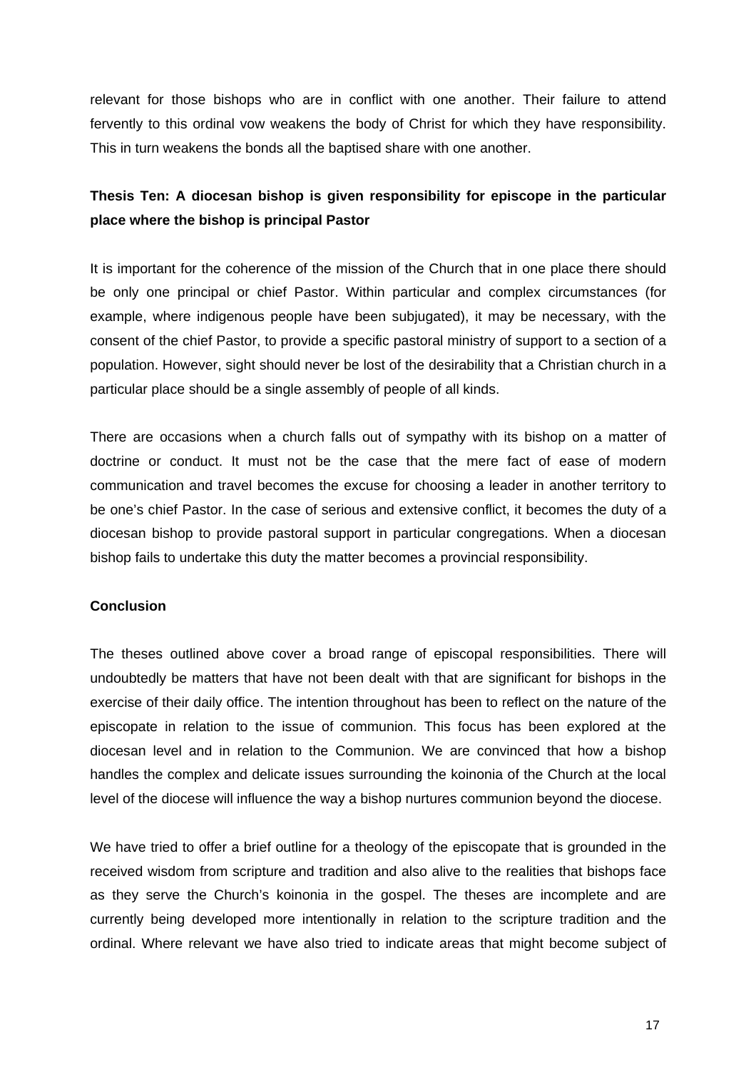relevant for those bishops who are in conflict with one another. Their failure to attend fervently to this ordinal vow weakens the body of Christ for which they have responsibility. This in turn weakens the bonds all the baptised share with one another.

**Thesis Ten: A diocesan bishop is given responsibility for episcope in the particular place where the bishop is principal Pastor**

It is important for the coherence of the mission of the Church that in one place there should be only one principal or chief Pastor. Within particular and complex circumstances (for example, where indigenous people have been subjugated), it may be necessary, with the consent of the chief Pastor, to provide a specific pastoral ministry of support to a section of a population. However, sight should never be lost of the desirability that a Christian church in a particular place should be a single assembly of people of all kinds.

There are occasions when a church falls out of sympathy with its bishop on a matter of doctrine or conduct. It must not be the case that the mere fact of ease of modern communication and travel becomes the excuse for choosing a leader in another territory to be one's chief Pastor. In the case of serious and extensive conflict, it becomes the duty of a diocesan bishop to provide pastoral support in particular congregations. When a diocesan bishop fails to undertake this duty the matter becomes a provincial responsibility.

**Conclusion**

The theses outlined above cover a broad range of episcopal responsibilities. There will undoubtedly be matters that have not been dealt with that are significant for bishops in the exercise of their daily office. The intention throughout has been to reflect on the nature of the episcopate in relation to the issue of communion. This focus has been explored at the diocesan level and in relation to the Communion. We are convinced that how a bishop handles the complex and delicate issues surrounding the koinonia of the Church at the local level of the diocese will influence the way a bishop nurtures communion beyond the diocese.

We have tried to offer a brief outline for a theology of the episcopate that is grounded in the received wisdom from scripture and tradition and also alive to the realities that bishops face as they serve the Church's koinonia in the gospel. The theses are incomplete and are currently being developed more intentionally in relation to the scripture tradition and the ordinal. Where relevant we have also tried to indicate areas that might become subject of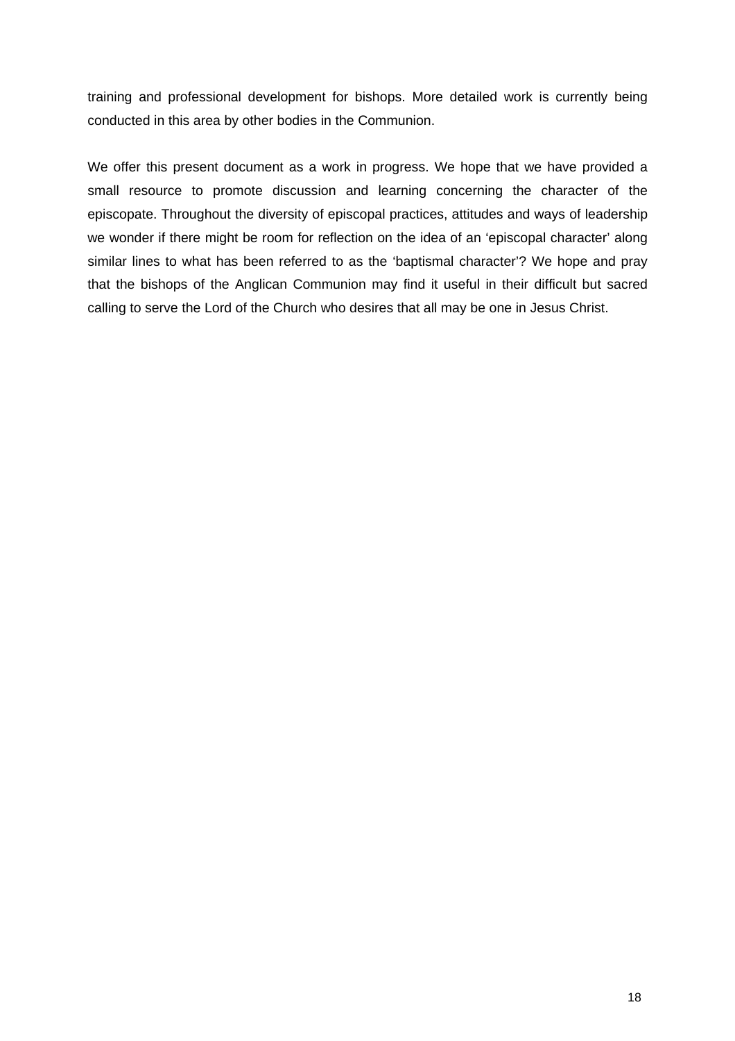training and professional development for bishops. More detailed work is currently being conducted in this area by other bodies in the Communion.

We offer this present document as a work in progress. We hope that we have provided a small resource to promote discussion and learning concerning the character of the episcopate. Throughout the diversity of episcopal practices, attitudes and ways of leadership we wonder if there might be room for reflection on the idea of an 'episcopal character' along similar lines to what has been referred to as the 'baptismal character'? We hope and pray that the bishops of the Anglican Communion may find it useful in their difficult but sacred calling to serve the Lord of the Church who desires that all may be one in Jesus Christ.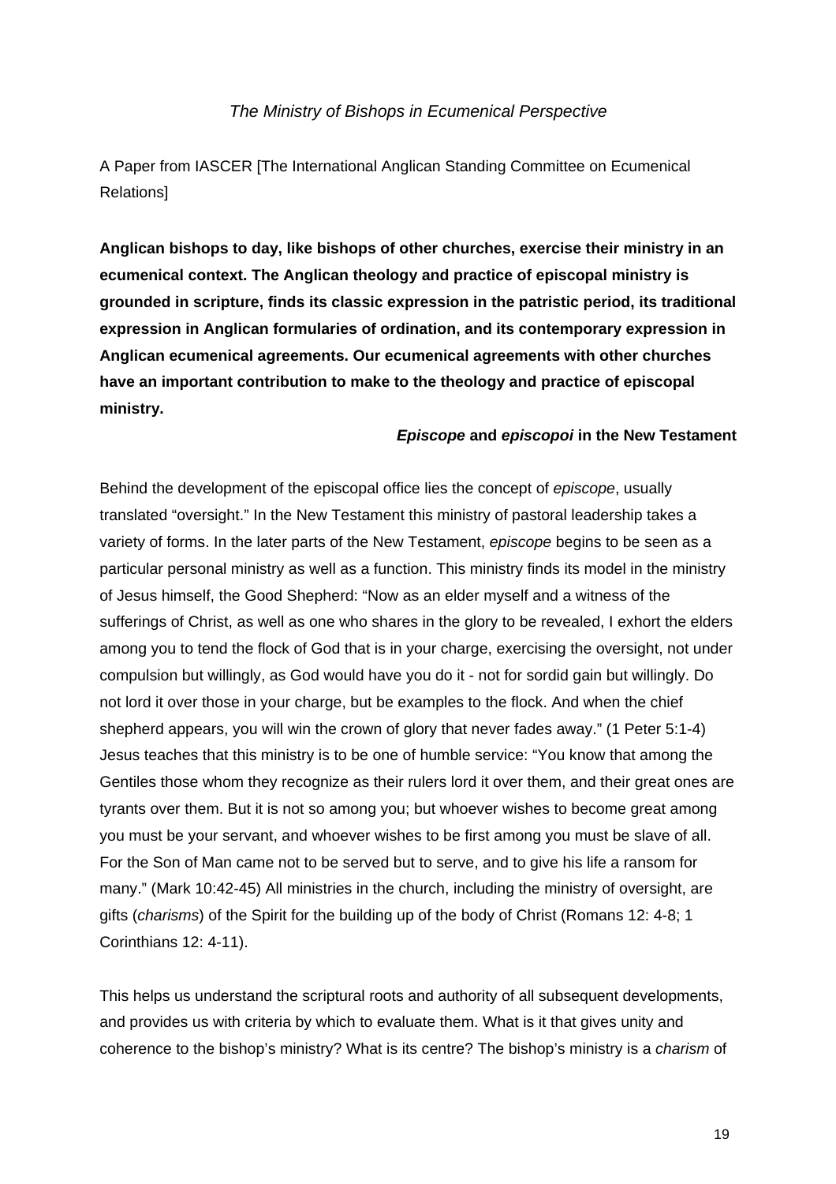*The Ministry of Bishops in Ecumenical Perspective*

A Paper from IASCER [The International Anglican Standing Committee on Ecumenical Relations]

**Anglican bishops to day, like bishops of other churches, exercise their ministry in an ecumenical context. The Anglican theology and practice of episcopal ministry is grounded in scripture, finds its classic expression in the patristic period, its traditional expression in Anglican formularies of ordination, and its contemporary expression in Anglican ecumenical agreements. Our ecumenical agreements with other churches have an important contribution to make to the theology and practice of episcopal ministry.**

### ***Episcope* and *episcopoi* in the New Testament**

Behind the development of the episcopal office lies the concept of *episcope*, usually translated "oversight." In the New Testament this ministry of pastoral leadership takes a variety of forms. In the later parts of the New Testament, *episcope* begins to be seen as a particular personal ministry as well as a function. This ministry finds its model in the ministry of Jesus himself, the Good Shepherd: "Now as an elder myself and a witness of the sufferings of Christ, as well as one who shares in the glory to be revealed, I exhort the elders among you to tend the flock of God that is in your charge, exercising the oversight, not under compulsion but willingly, as God would have you do it - not for sordid gain but willingly. Do not lord it over those in your charge, but be examples to the flock. And when the chief shepherd appears, you will win the crown of glory that never fades away." (1 Peter 5:1-4) Jesus teaches that this ministry is to be one of humble service: "You know that among the Gentiles those whom they recognize as their rulers lord it over them, and their great ones are tyrants over them. But it is not so among you; but whoever wishes to become great among you must be your servant, and whoever wishes to be first among you must be slave of all. For the Son of Man came not to be served but to serve, and to give his life a ransom for many." (Mark 10:42-45) All ministries in the church, including the ministry of oversight, are gifts (*charisms*) of the Spirit for the building up of the body of Christ (Romans 12: 4-8; 1 Corinthians 12: 4-11).

This helps us understand the scriptural roots and authority of all subsequent developments, and provides us with criteria by which to evaluate them. What is it that gives unity and coherence to the bishop's ministry? What is its centre? The bishop's ministry is a *charism* of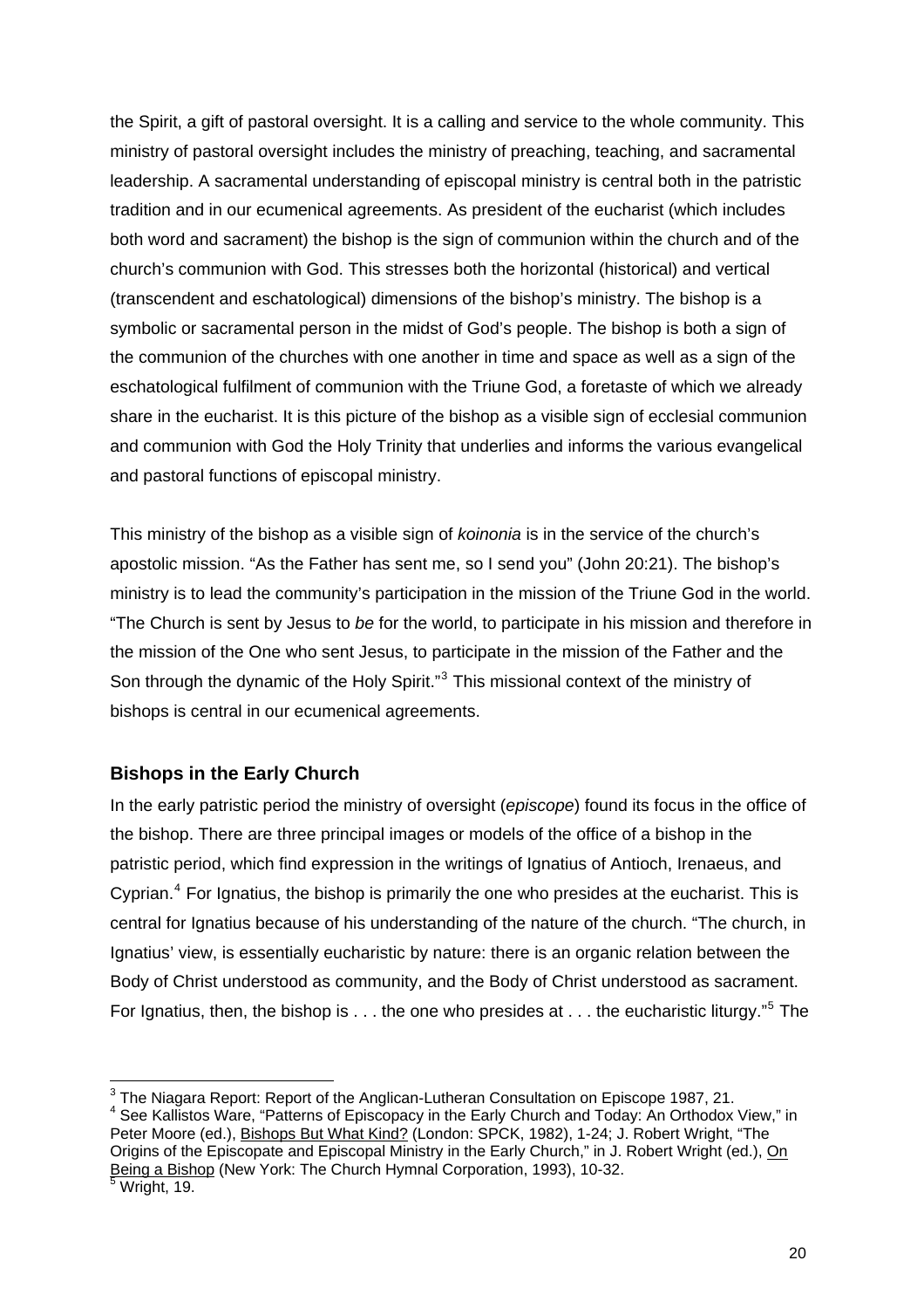the Spirit, a gift of pastoral oversight. It is a calling and service to the whole community. This ministry of pastoral oversight includes the ministry of preaching, teaching, and sacramental leadership. A sacramental understanding of episcopal ministry is central both in the patristic tradition and in our ecumenical agreements. As president of the eucharist (which includes both word and sacrament) the bishop is the sign of communion within the church and of the church's communion with God. This stresses both the horizontal (historical) and vertical (transcendent and eschatological) dimensions of the bishop's ministry. The bishop is a symbolic or sacramental person in the midst of God's people. The bishop is both a sign of the communion of the churches with one another in time and space as well as a sign of the eschatological fulfilment of communion with the Triune God, a foretaste of which we already share in the eucharist. It is this picture of the bishop as a visible sign of ecclesial communion and communion with God the Holy Trinity that underlies and informs the various evangelical and pastoral functions of episcopal ministry.

This ministry of the bishop as a visible sign of *koinonia* is in the service of the church's apostolic mission. "As the Father has sent me, so I send you" (John 20:21). The bishop's ministry is to lead the community's participation in the mission of the Triune God in the world. "The Church is sent by Jesus to *be* for the world, to participate in his mission and therefore in the mission of the One who sent Jesus, to participate in the mission of the Father and the Son through the dynamic of the Holy Spirit."[3] This missional context of the ministry of bishops is central in our ecumenical agreements.

## Bishops in the Early Church

In the early patristic period the ministry of oversight (*episcope*) found its focus in the office of the bishop. There are three principal images or models of the office of a bishop in the patristic period, which find expression in the writings of Ignatius of Antioch, Irenaeus, and Cyprian.[4] For Ignatius, the bishop is primarily the one who presides at the eucharist. This is central for Ignatius because of his understanding of the nature of the church. "The church, in Ignatius' view, is essentially eucharistic by nature: there is an organic relation between the Body of Christ understood as community, and the Body of Christ understood as sacrament. For Ignatius, then, the bishop is . . . the one who presides at . . . the eucharistic liturgy."[5] The

---

[3] The Niagara Report: Report of the Anglican-Lutheran Consultation on Episcope 1987, 21.

[4] See Kallistos Ware, "Patterns of Episcopacy in the Early Church and Today: An Orthodox View," in Peter Moore (ed.), Bishops But What Kind? (London: SPCK, 1982), 1-24; J. Robert Wright, "The Origins of the Episcopate and Episcopal Ministry in the Early Church," in J. Robert Wright (ed.), On Being a Bishop (New York: The Church Hymnal Corporation, 1993), 10-32.

[5] Wright, 19.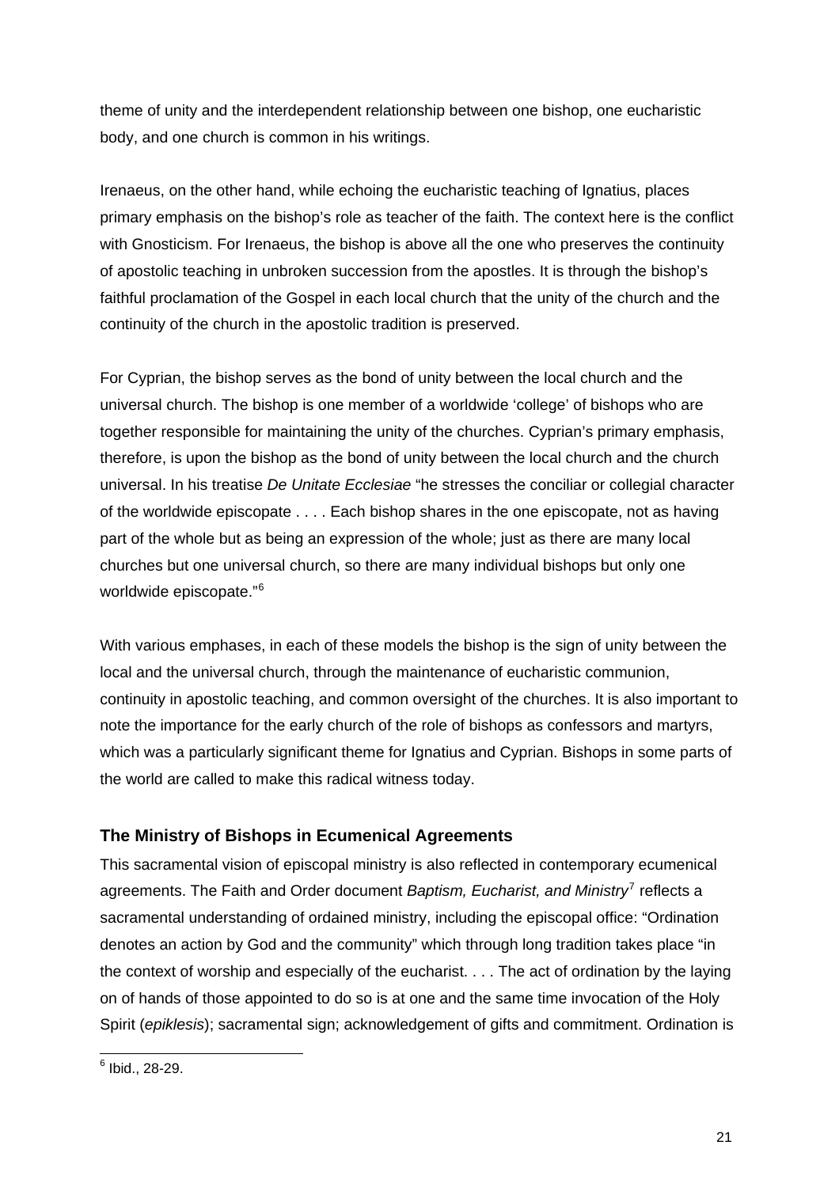theme of unity and the interdependent relationship between one bishop, one eucharistic body, and one church is common in his writings.

Irenaeus, on the other hand, while echoing the eucharistic teaching of Ignatius, places primary emphasis on the bishop's role as teacher of the faith. The context here is the conflict with Gnosticism. For Irenaeus, the bishop is above all the one who preserves the continuity of apostolic teaching in unbroken succession from the apostles. It is through the bishop's faithful proclamation of the Gospel in each local church that the unity of the church and the continuity of the church in the apostolic tradition is preserved.

For Cyprian, the bishop serves as the bond of unity between the local church and the universal church. The bishop is one member of a worldwide 'college' of bishops who are together responsible for maintaining the unity of the churches. Cyprian's primary emphasis, therefore, is upon the bishop as the bond of unity between the local church and the church universal. In his treatise *De Unitate Ecclesiae* "he stresses the conciliar or collegial character of the worldwide episcopate . . . . Each bishop shares in the one episcopate, not as having part of the whole but as being an expression of the whole; just as there are many local churches but one universal church, so there are many individual bishops but only one worldwide episcopate."[6]

With various emphases, in each of these models the bishop is the sign of unity between the local and the universal church, through the maintenance of eucharistic communion, continuity in apostolic teaching, and common oversight of the churches. It is also important to note the importance for the early church of the role of bishops as confessors and martyrs, which was a particularly significant theme for Ignatius and Cyprian. Bishops in some parts of the world are called to make this radical witness today.

## The Ministry of Bishops in Ecumenical Agreements

This sacramental vision of episcopal ministry is also reflected in contemporary ecumenical agreements. The Faith and Order document *Baptism, Eucharist, and Ministry*[7] reflects a sacramental understanding of ordained ministry, including the episcopal office: "Ordination denotes an action by God and the community" which through long tradition takes place "in the context of worship and especially of the eucharist. . . . The act of ordination by the laying on of hands of those appointed to do so is at one and the same time invocation of the Holy Spirit (*epiklesis*); sacramental sign; acknowledgement of gifts and commitment. Ordination is

[6] Ibid., 28-29.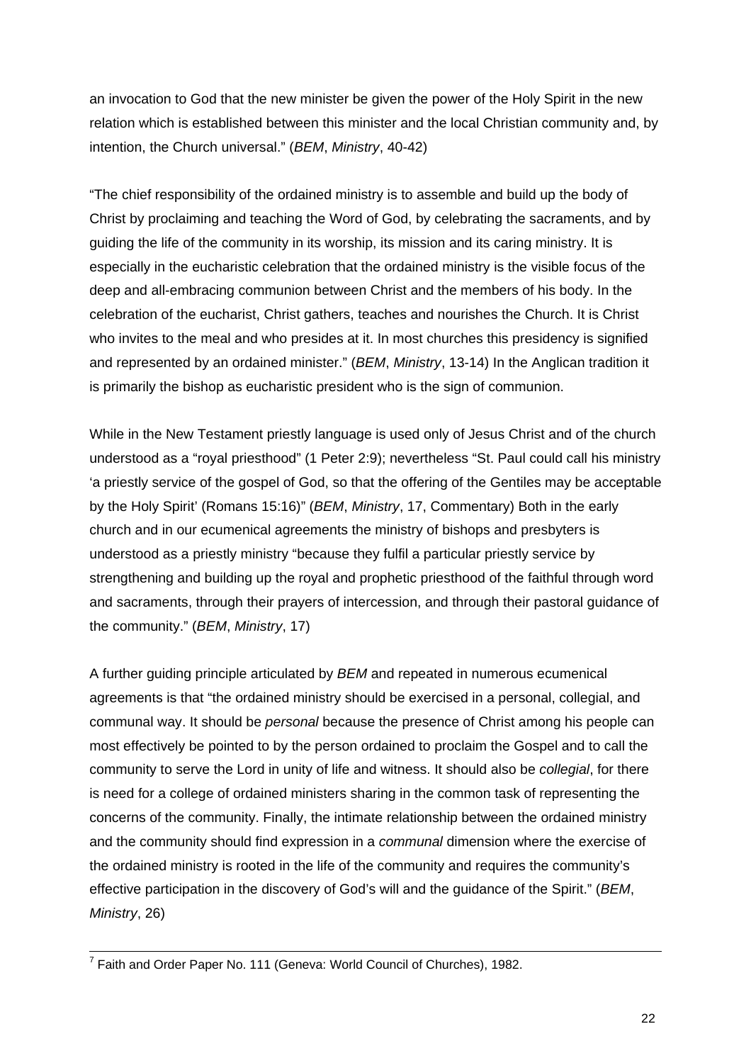an invocation to God that the new minister be given the power of the Holy Spirit in the new relation which is established between this minister and the local Christian community and, by intention, the Church universal." (*BEM*, *Ministry*, 40-42)

"The chief responsibility of the ordained ministry is to assemble and build up the body of Christ by proclaiming and teaching the Word of God, by celebrating the sacraments, and by guiding the life of the community in its worship, its mission and its caring ministry. It is especially in the eucharistic celebration that the ordained ministry is the visible focus of the deep and all-embracing communion between Christ and the members of his body. In the celebration of the eucharist, Christ gathers, teaches and nourishes the Church. It is Christ who invites to the meal and who presides at it. In most churches this presidency is signified and represented by an ordained minister." (*BEM*, *Ministry*, 13-14) In the Anglican tradition it is primarily the bishop as eucharistic president who is the sign of communion.

While in the New Testament priestly language is used only of Jesus Christ and of the church understood as a "royal priesthood" (1 Peter 2:9); nevertheless "St. Paul could call his ministry 'a priestly service of the gospel of God, so that the offering of the Gentiles may be acceptable by the Holy Spirit' (Romans 15:16)" (*BEM*, *Ministry*, 17, Commentary) Both in the early church and in our ecumenical agreements the ministry of bishops and presbyters is understood as a priestly ministry "because they fulfil a particular priestly service by strengthening and building up the royal and prophetic priesthood of the faithful through word and sacraments, through their prayers of intercession, and through their pastoral guidance of the community." (*BEM*, *Ministry*, 17)

A further guiding principle articulated by *BEM* and repeated in numerous ecumenical agreements is that "the ordained ministry should be exercised in a personal, collegial, and communal way. It should be *personal* because the presence of Christ among his people can most effectively be pointed to by the person ordained to proclaim the Gospel and to call the community to serve the Lord in unity of life and witness. It should also be *collegial*, for there is need for a college of ordained ministers sharing in the common task of representing the concerns of the community. Finally, the intimate relationship between the ordained ministry and the community should find expression in a *communal* dimension where the exercise of the ordained ministry is rooted in the life of the community and requires the community's effective participation in the discovery of God's will and the guidance of the Spirit." (*BEM*, *Ministry*, 26)

---

[7] Faith and Order Paper No. 111 (Geneva: World Council of Churches), 1982.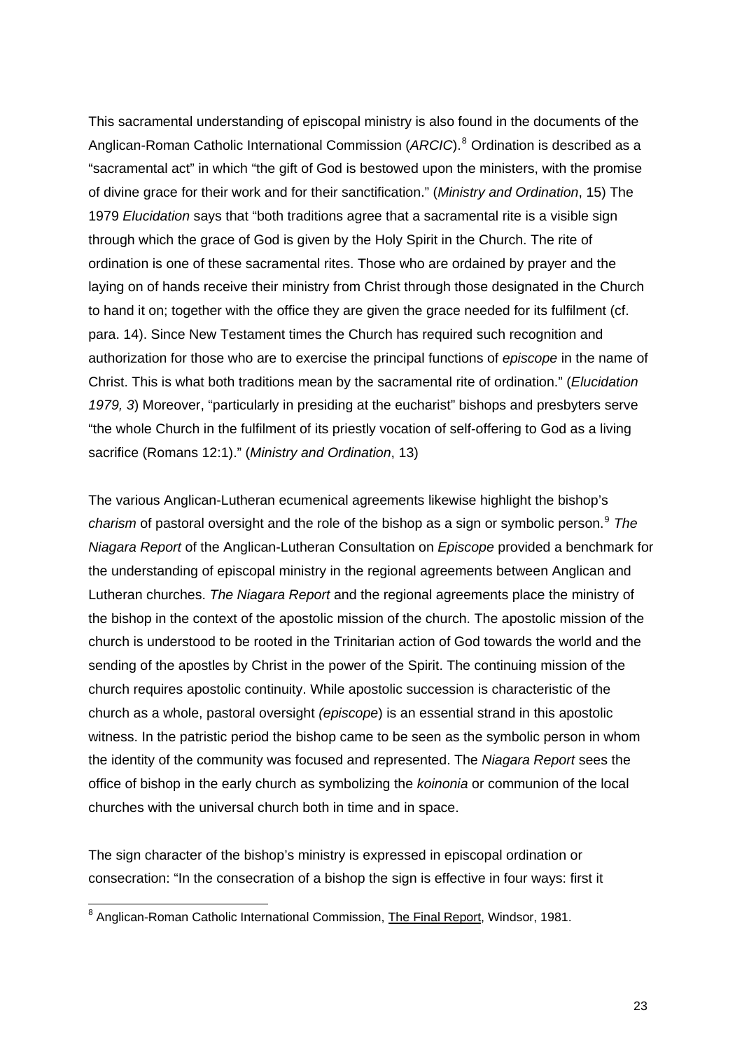This sacramental understanding of episcopal ministry is also found in the documents of the Anglican-Roman Catholic International Commission (*ARCIC*).[8] Ordination is described as a "sacramental act" in which "the gift of God is bestowed upon the ministers, with the promise of divine grace for their work and for their sanctification." (*Ministry and Ordination*, 15) The 1979 *Elucidation* says that "both traditions agree that a sacramental rite is a visible sign through which the grace of God is given by the Holy Spirit in the Church. The rite of ordination is one of these sacramental rites. Those who are ordained by prayer and the laying on of hands receive their ministry from Christ through those designated in the Church to hand it on; together with the office they are given the grace needed for its fulfilment (cf. para. 14). Since New Testament times the Church has required such recognition and authorization for those who are to exercise the principal functions of *episcope* in the name of Christ. This is what both traditions mean by the sacramental rite of ordination." (*Elucidation 1979, 3*) Moreover, "particularly in presiding at the eucharist" bishops and presbyters serve "the whole Church in the fulfilment of its priestly vocation of self-offering to God as a living sacrifice (Romans 12:1)." (*Ministry and Ordination*, 13)

The various Anglican-Lutheran ecumenical agreements likewise highlight the bishop's *charism* of pastoral oversight and the role of the bishop as a sign or symbolic person.[9] *The Niagara Report* of the Anglican-Lutheran Consultation on *Episcope* provided a benchmark for the understanding of episcopal ministry in the regional agreements between Anglican and Lutheran churches. *The Niagara Report* and the regional agreements place the ministry of the bishop in the context of the apostolic mission of the church. The apostolic mission of the church is understood to be rooted in the Trinitarian action of God towards the world and the sending of the apostles by Christ in the power of the Spirit. The continuing mission of the church requires apostolic continuity. While apostolic succession is characteristic of the church as a whole, pastoral oversight *(episcope*) is an essential strand in this apostolic witness. In the patristic period the bishop came to be seen as the symbolic person in whom the identity of the community was focused and represented. The *Niagara Report* sees the office of bishop in the early church as symbolizing the *koinonia* or communion of the local churches with the universal church both in time and in space.

The sign character of the bishop's ministry is expressed in episcopal ordination or consecration: "In the consecration of a bishop the sign is effective in four ways: first it

[8] Anglican-Roman Catholic International Commission, The Final Report, Windsor, 1981.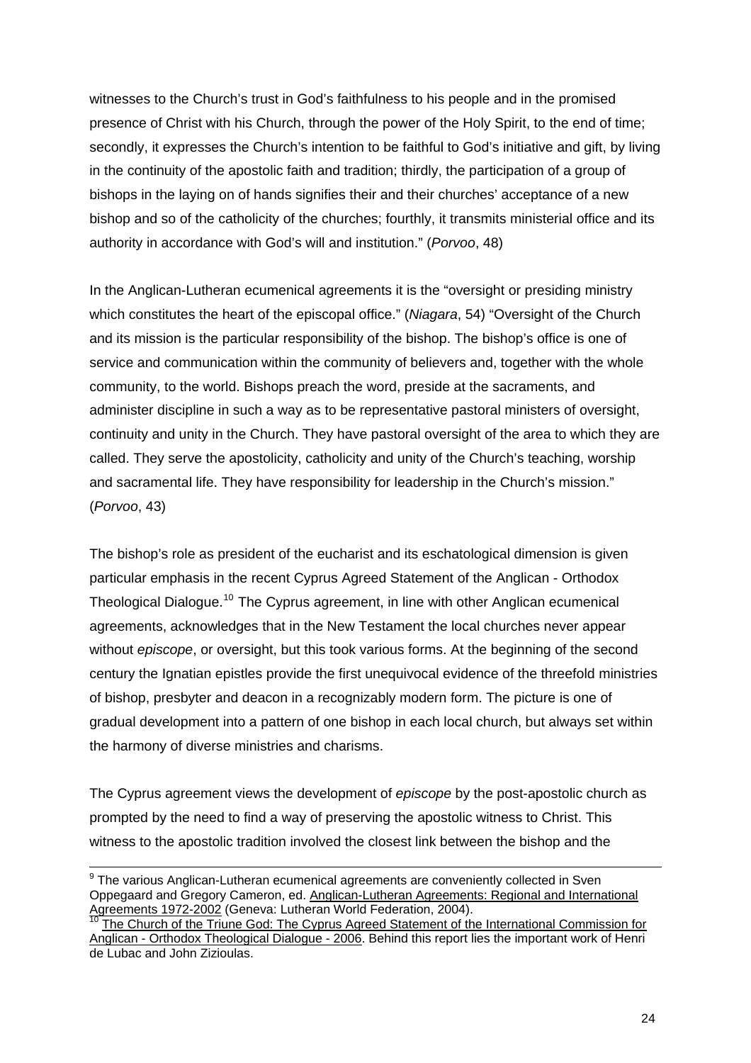witnesses to the Church's trust in God's faithfulness to his people and in the promised presence of Christ with his Church, through the power of the Holy Spirit, to the end of time; secondly, it expresses the Church's intention to be faithful to God's initiative and gift, by living in the continuity of the apostolic faith and tradition; thirdly, the participation of a group of bishops in the laying on of hands signifies their and their churches' acceptance of a new bishop and so of the catholicity of the churches; fourthly, it transmits ministerial office and its authority in accordance with God's will and institution." (*Porvoo*, 48)

In the Anglican-Lutheran ecumenical agreements it is the "oversight or presiding ministry which constitutes the heart of the episcopal office." (*Niagara*, 54) "Oversight of the Church and its mission is the particular responsibility of the bishop. The bishop's office is one of service and communication within the community of believers and, together with the whole community, to the world. Bishops preach the word, preside at the sacraments, and administer discipline in such a way as to be representative pastoral ministers of oversight, continuity and unity in the Church. They have pastoral oversight of the area to which they are called. They serve the apostolicity, catholicity and unity of the Church's teaching, worship and sacramental life. They have responsibility for leadership in the Church's mission." (*Porvoo*, 43)

The bishop's role as president of the eucharist and its eschatological dimension is given particular emphasis in the recent Cyprus Agreed Statement of the Anglican - Orthodox Theological Dialogue.[10] The Cyprus agreement, in line with other Anglican ecumenical agreements, acknowledges that in the New Testament the local churches never appear without *episcope*, or oversight, but this took various forms. At the beginning of the second century the Ignatian epistles provide the first unequivocal evidence of the threefold ministries of bishop, presbyter and deacon in a recognizably modern form. The picture is one of gradual development into a pattern of one bishop in each local church, but always set within the harmony of diverse ministries and charisms.

The Cyprus agreement views the development of *episcope* by the post-apostolic church as prompted by the need to find a way of preserving the apostolic witness to Christ. This witness to the apostolic tradition involved the closest link between the bishop and the

---

[9] The various Anglican-Lutheran ecumenical agreements are conveniently collected in Sven Oppegaard and Gregory Cameron, ed. Anglican-Lutheran Agreements: Regional and International Agreements 1972-2002 (Geneva: Lutheran World Federation, 2004).

[10] The Church of the Triune God: The Cyprus Agreed Statement of the International Commission for Anglican - Orthodox Theological Dialogue - 2006. Behind this report lies the important work of Henri de Lubac and John Zizioulas.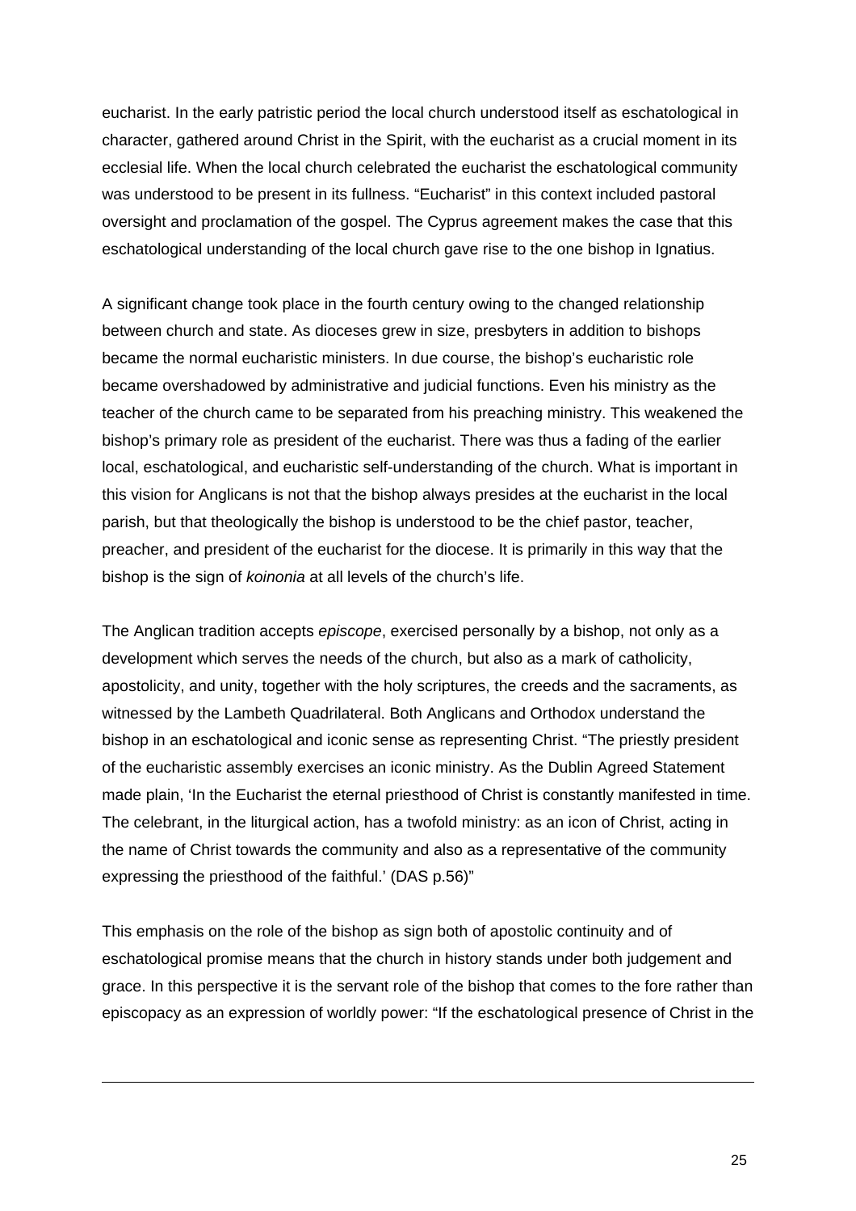eucharist. In the early patristic period the local church understood itself as eschatological in character, gathered around Christ in the Spirit, with the eucharist as a crucial moment in its ecclesial life. When the local church celebrated the eucharist the eschatological community was understood to be present in its fullness. “Eucharist” in this context included pastoral oversight and proclamation of the gospel. The Cyprus agreement makes the case that this eschatological understanding of the local church gave rise to the one bishop in Ignatius.

A significant change took place in the fourth century owing to the changed relationship between church and state. As dioceses grew in size, presbyters in addition to bishops became the normal eucharistic ministers. In due course, the bishop’s eucharistic role became overshadowed by administrative and judicial functions. Even his ministry as the teacher of the church came to be separated from his preaching ministry. This weakened the bishop’s primary role as president of the eucharist. There was thus a fading of the earlier local, eschatological, and eucharistic self-understanding of the church. What is important in this vision for Anglicans is not that the bishop always presides at the eucharist in the local parish, but that theologically the bishop is understood to be the chief pastor, teacher, preacher, and president of the eucharist for the diocese. It is primarily in this way that the bishop is the sign of *koinonia* at all levels of the church’s life.

The Anglican tradition accepts *episcope*, exercised personally by a bishop, not only as a development which serves the needs of the church, but also as a mark of catholicity, apostolicity, and unity, together with the holy scriptures, the creeds and the sacraments, as witnessed by the Lambeth Quadrilateral. Both Anglicans and Orthodox understand the bishop in an eschatological and iconic sense as representing Christ. “The priestly president of the eucharistic assembly exercises an iconic ministry. As the Dublin Agreed Statement made plain, ‘In the Eucharist the eternal priesthood of Christ is constantly manifested in time. The celebrant, in the liturgical action, has a twofold ministry: as an icon of Christ, acting in the name of Christ towards the community and also as a representative of the community expressing the priesthood of the faithful.’ (DAS p.56)”

This emphasis on the role of the bishop as sign both of apostolic continuity and of eschatological promise means that the church in history stands under both judgement and grace. In this perspective it is the servant role of the bishop that comes to the fore rather than episcopacy as an expression of worldly power: “If the eschatological presence of Christ in the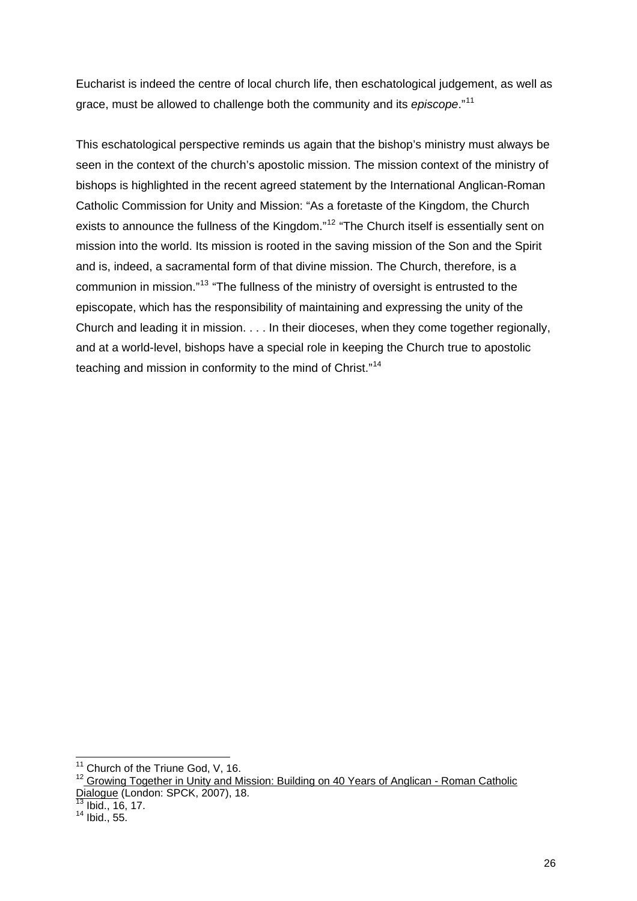Eucharist is indeed the centre of local church life, then eschatological judgement, as well as grace, must be allowed to challenge both the community and its *episcope*."[11]

This eschatological perspective reminds us again that the bishop's ministry must always be seen in the context of the church's apostolic mission. The mission context of the ministry of bishops is highlighted in the recent agreed statement by the International Anglican-Roman Catholic Commission for Unity and Mission: "As a foretaste of the Kingdom, the Church exists to announce the fullness of the Kingdom."[12] "The Church itself is essentially sent on mission into the world. Its mission is rooted in the saving mission of the Son and the Spirit and is, indeed, a sacramental form of that divine mission. The Church, therefore, is a communion in mission."[13] "The fullness of the ministry of oversight is entrusted to the episcopate, which has the responsibility of maintaining and expressing the unity of the Church and leading it in mission. . . . In their dioceses, when they come together regionally, and at a world-level, bishops have a special role in keeping the Church true to apostolic teaching and mission in conformity to the mind of Christ."[14]

---

[11] Church of the Triune God, V, 16.

[12] Growing Together in Unity and Mission: Building on 40 Years of Anglican - Roman Catholic Dialogue (London: SPCK, 2007), 18.

[13] Ibid., 16, 17.

[14] Ibid., 55.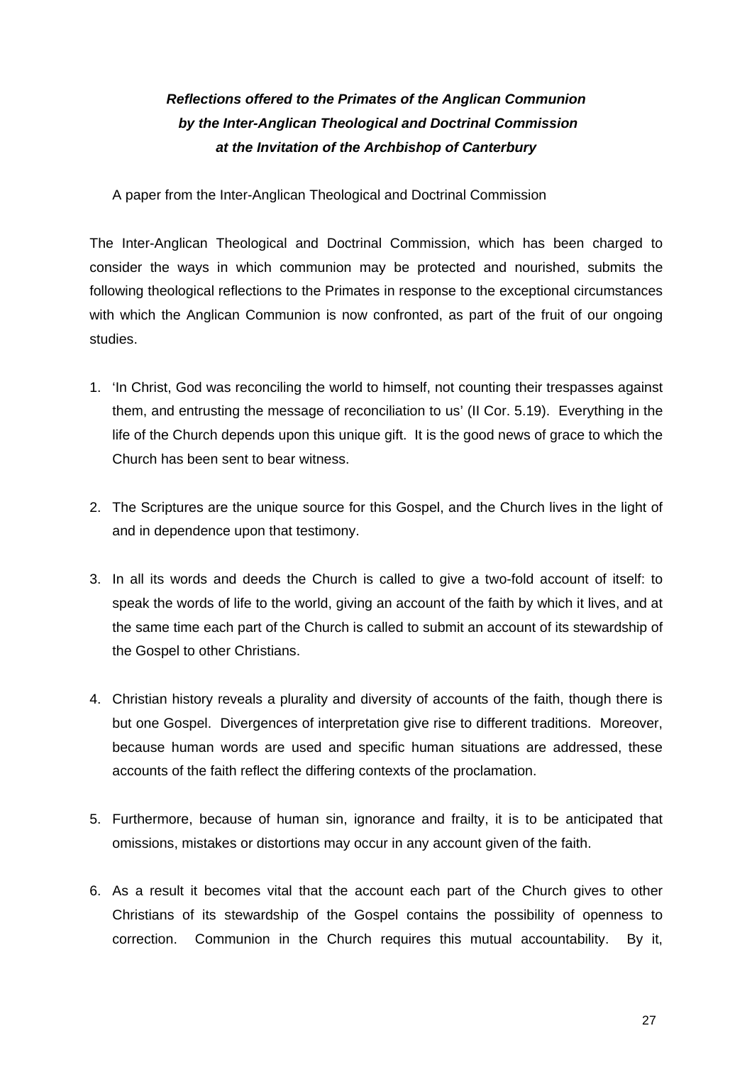***Reflections offered to the Primates of the Anglican Communion by the Inter-Anglican Theological and Doctrinal Commission at the Invitation of the Archbishop of Canterbury***

A paper from the Inter-Anglican Theological and Doctrinal Commission

The Inter-Anglican Theological and Doctrinal Commission, which has been charged to consider the ways in which communion may be protected and nourished, submits the following theological reflections to the Primates in response to the exceptional circumstances with which the Anglican Communion is now confronted, as part of the fruit of our ongoing studies.

1. 'In Christ, God was reconciling the world to himself, not counting their trespasses against them, and entrusting the message of reconciliation to us' (II Cor. 5.19). Everything in the life of the Church depends upon this unique gift. It is the good news of grace to which the Church has been sent to bear witness.

2. The Scriptures are the unique source for this Gospel, and the Church lives in the light of and in dependence upon that testimony.

3. In all its words and deeds the Church is called to give a two-fold account of itself: to speak the words of life to the world, giving an account of the faith by which it lives, and at the same time each part of the Church is called to submit an account of its stewardship of the Gospel to other Christians.

4. Christian history reveals a plurality and diversity of accounts of the faith, though there is but one Gospel. Divergences of interpretation give rise to different traditions. Moreover, because human words are used and specific human situations are addressed, these accounts of the faith reflect the differing contexts of the proclamation.

5. Furthermore, because of human sin, ignorance and frailty, it is to be anticipated that omissions, mistakes or distortions may occur in any account given of the faith.

6. As a result it becomes vital that the account each part of the Church gives to other Christians of its stewardship of the Gospel contains the possibility of openness to correction. Communion in the Church requires this mutual accountability. By it,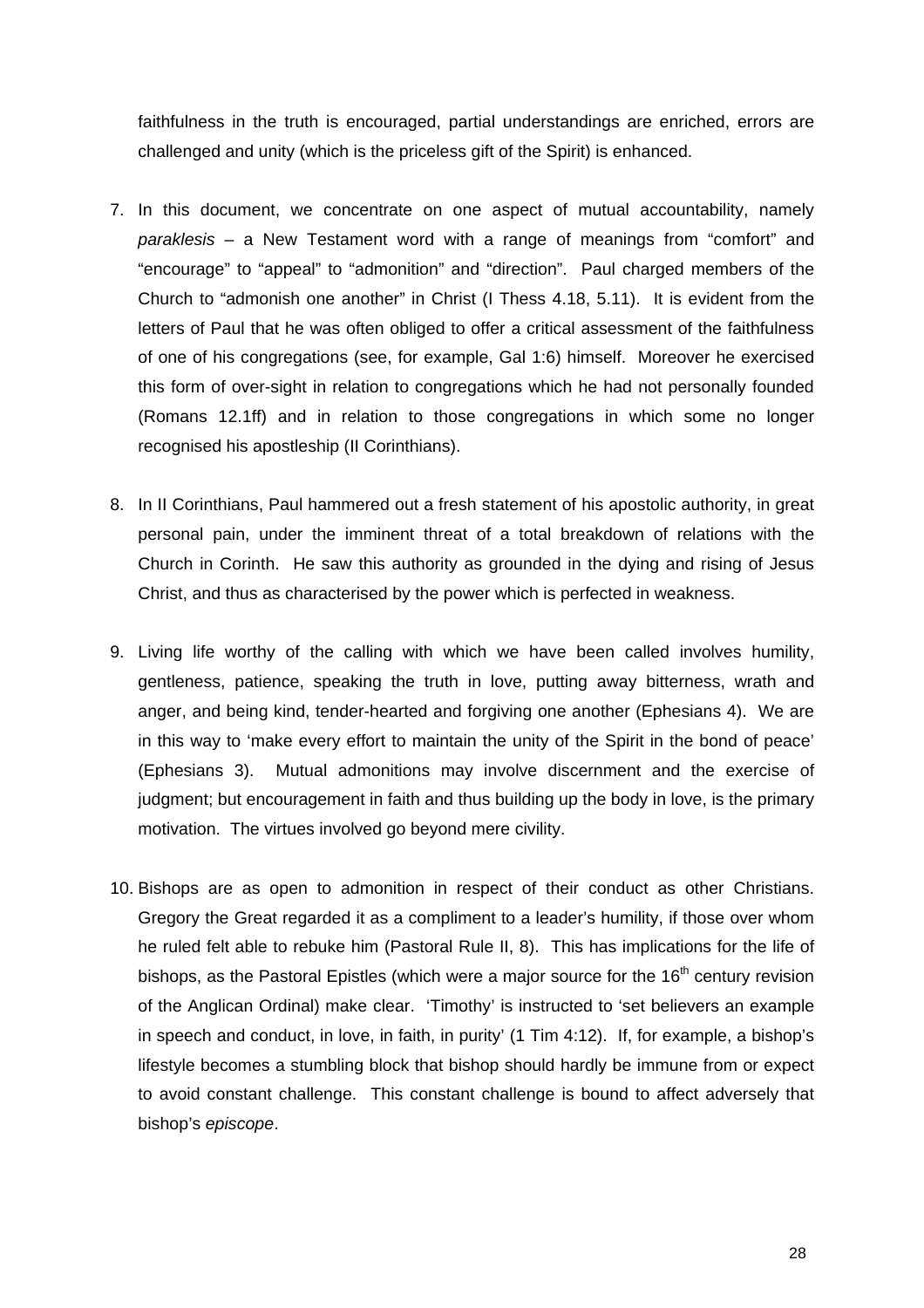faithfulness in the truth is encouraged, partial understandings are enriched, errors are challenged and unity (which is the priceless gift of the Spirit) is enhanced.

7. In this document, we concentrate on one aspect of mutual accountability, namely *paraklesis* – a New Testament word with a range of meanings from “comfort” and “encourage” to “appeal” to “admonition” and “direction”. Paul charged members of the Church to “admonish one another” in Christ (I Thess 4.18, 5.11). It is evident from the letters of Paul that he was often obliged to offer a critical assessment of the faithfulness of one of his congregations (see, for example, Gal 1:6) himself. Moreover he exercised this form of over-sight in relation to congregations which he had not personally founded (Romans 12.1ff) and in relation to those congregations in which some no longer recognised his apostleship (II Corinthians).

8. In II Corinthians, Paul hammered out a fresh statement of his apostolic authority, in great personal pain, under the imminent threat of a total breakdown of relations with the Church in Corinth. He saw this authority as grounded in the dying and rising of Jesus Christ, and thus as characterised by the power which is perfected in weakness.

9. Living life worthy of the calling with which we have been called involves humility, gentleness, patience, speaking the truth in love, putting away bitterness, wrath and anger, and being kind, tender-hearted and forgiving one another (Ephesians 4). We are in this way to ‘make every effort to maintain the unity of the Spirit in the bond of peace’ (Ephesians 3). Mutual admonitions may involve discernment and the exercise of judgment; but encouragement in faith and thus building up the body in love, is the primary motivation. The virtues involved go beyond mere civility.

10. Bishops are as open to admonition in respect of their conduct as other Christians. Gregory the Great regarded it as a compliment to a leader’s humility, if those over whom he ruled felt able to rebuke him (Pastoral Rule II, 8). This has implications for the life of bishops, as the Pastoral Epistles (which were a major source for the 16th century revision of the Anglican Ordinal) make clear. ‘Timothy’ is instructed to ‘set believers an example in speech and conduct, in love, in faith, in purity’ (1 Tim 4:12). If, for example, a bishop’s lifestyle becomes a stumbling block that bishop should hardly be immune from or expect to avoid constant challenge. This constant challenge is bound to affect adversely that bishop’s *episcope*.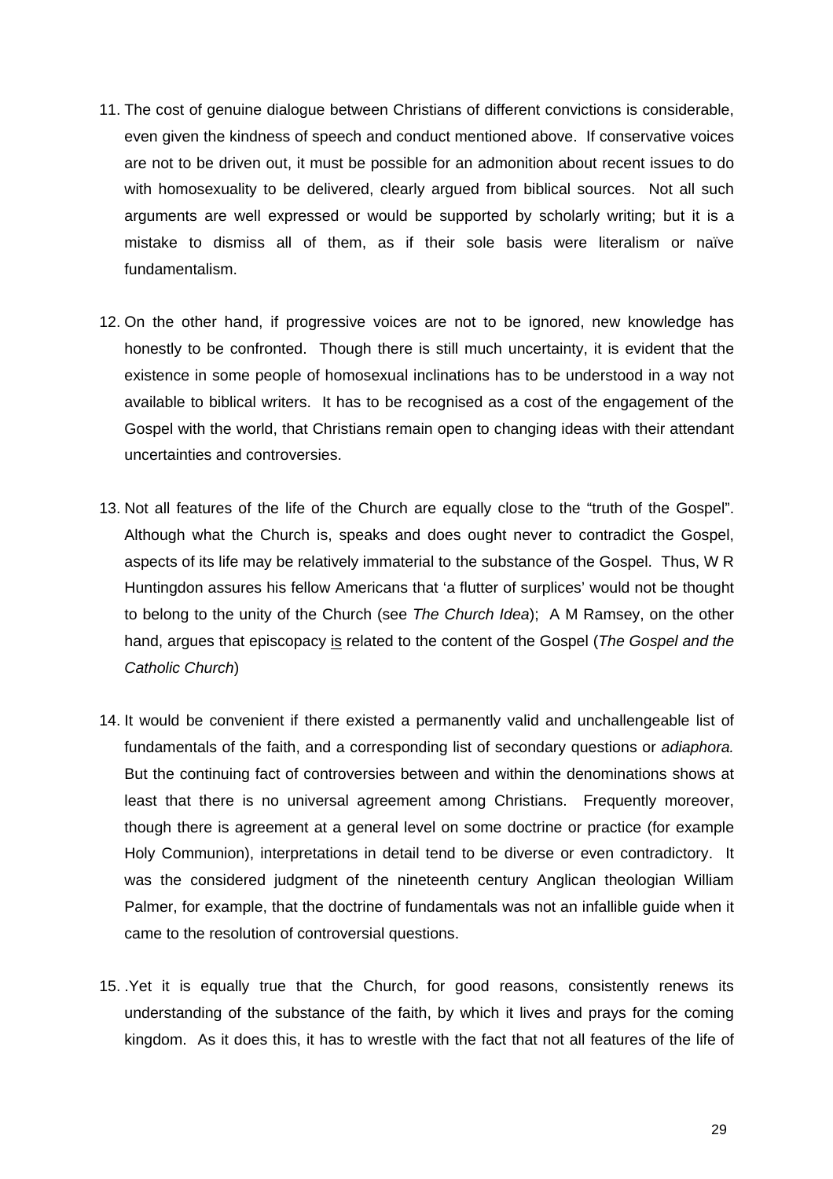11. The cost of genuine dialogue between Christians of different convictions is considerable, even given the kindness of speech and conduct mentioned above. If conservative voices are not to be driven out, it must be possible for an admonition about recent issues to do with homosexuality to be delivered, clearly argued from biblical sources. Not all such arguments are well expressed or would be supported by scholarly writing; but it is a mistake to dismiss all of them, as if their sole basis were literalism or naïve fundamentalism.

12. On the other hand, if progressive voices are not to be ignored, new knowledge has honestly to be confronted. Though there is still much uncertainty, it is evident that the existence in some people of homosexual inclinations has to be understood in a way not available to biblical writers. It has to be recognised as a cost of the engagement of the Gospel with the world, that Christians remain open to changing ideas with their attendant uncertainties and controversies.

13. Not all features of the life of the Church are equally close to the "truth of the Gospel". Although what the Church is, speaks and does ought never to contradict the Gospel, aspects of its life may be relatively immaterial to the substance of the Gospel. Thus, W R Huntingdon assures his fellow Americans that 'a flutter of surplices' would not be thought to belong to the unity of the Church (see *The Church Idea*); A M Ramsey, on the other hand, argues that episcopacy <u>is</u> related to the content of the Gospel (*The Gospel and the Catholic Church*)

14. It would be convenient if there existed a permanently valid and unchallengeable list of fundamentals of the faith, and a corresponding list of secondary questions or *adiaphora.* But the continuing fact of controversies between and within the denominations shows at least that there is no universal agreement among Christians. Frequently moreover, though there is agreement at a general level on some doctrine or practice (for example Holy Communion), interpretations in detail tend to be diverse or even contradictory. It was the considered judgment of the nineteenth century Anglican theologian William Palmer, for example, that the doctrine of fundamentals was not an infallible guide when it came to the resolution of controversial questions.

15. .Yet it is equally true that the Church, for good reasons, consistently renews its understanding of the substance of the faith, by which it lives and prays for the coming kingdom. As it does this, it has to wrestle with the fact that not all features of the life of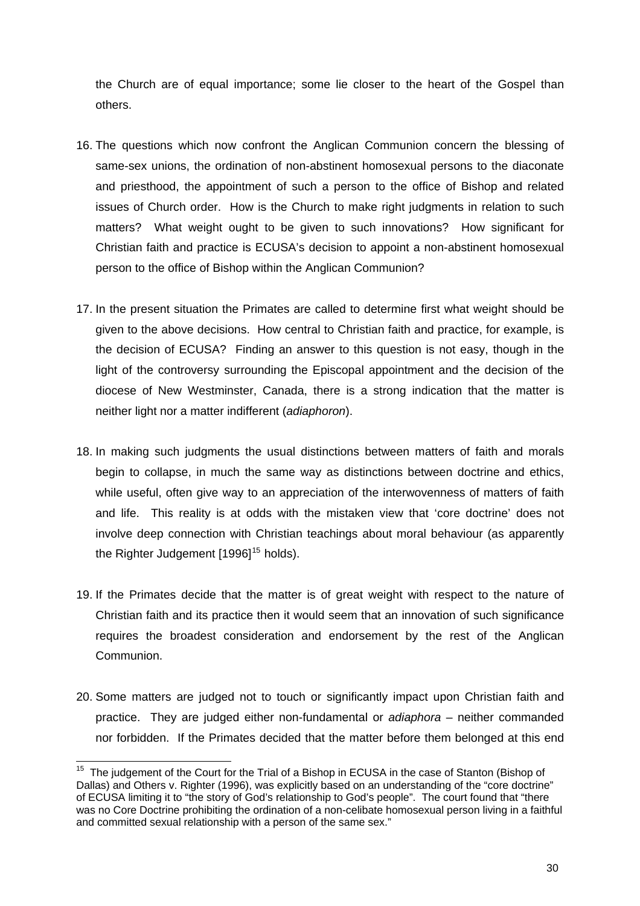the Church are of equal importance; some lie closer to the heart of the Gospel than others.

16. The questions which now confront the Anglican Communion concern the blessing of same-sex unions, the ordination of non-abstinent homosexual persons to the diaconate and priesthood, the appointment of such a person to the office of Bishop and related issues of Church order. How is the Church to make right judgments in relation to such matters? What weight ought to be given to such innovations? How significant for Christian faith and practice is ECUSA's decision to appoint a non-abstinent homosexual person to the office of Bishop within the Anglican Communion?

17. In the present situation the Primates are called to determine first what weight should be given to the above decisions. How central to Christian faith and practice, for example, is the decision of ECUSA? Finding an answer to this question is not easy, though in the light of the controversy surrounding the Episcopal appointment and the decision of the diocese of New Westminster, Canada, there is a strong indication that the matter is neither light nor a matter indifferent (*adiaphoron*).

18. In making such judgments the usual distinctions between matters of faith and morals begin to collapse, in much the same way as distinctions between doctrine and ethics, while useful, often give way to an appreciation of the interwovenness of matters of faith and life. This reality is at odds with the mistaken view that 'core doctrine' does not involve deep connection with Christian teachings about moral behaviour (as apparently the Righter Judgement [1996][15] holds).

19. If the Primates decide that the matter is of great weight with respect to the nature of Christian faith and its practice then it would seem that an innovation of such significance requires the broadest consideration and endorsement by the rest of the Anglican Communion.

20. Some matters are judged not to touch or significantly impact upon Christian faith and practice. They are judged either non-fundamental or *adiaphora* – neither commanded nor forbidden. If the Primates decided that the matter before them belonged at this end

[15] The judgement of the Court for the Trial of a Bishop in ECUSA in the case of Stanton (Bishop of Dallas) and Others v. Righter (1996), was explicitly based on an understanding of the "core doctrine" of ECUSA limiting it to "the story of God's relationship to God's people". The court found that "there was no Core Doctrine prohibiting the ordination of a non-celibate homosexual person living in a faithful and committed sexual relationship with a person of the same sex."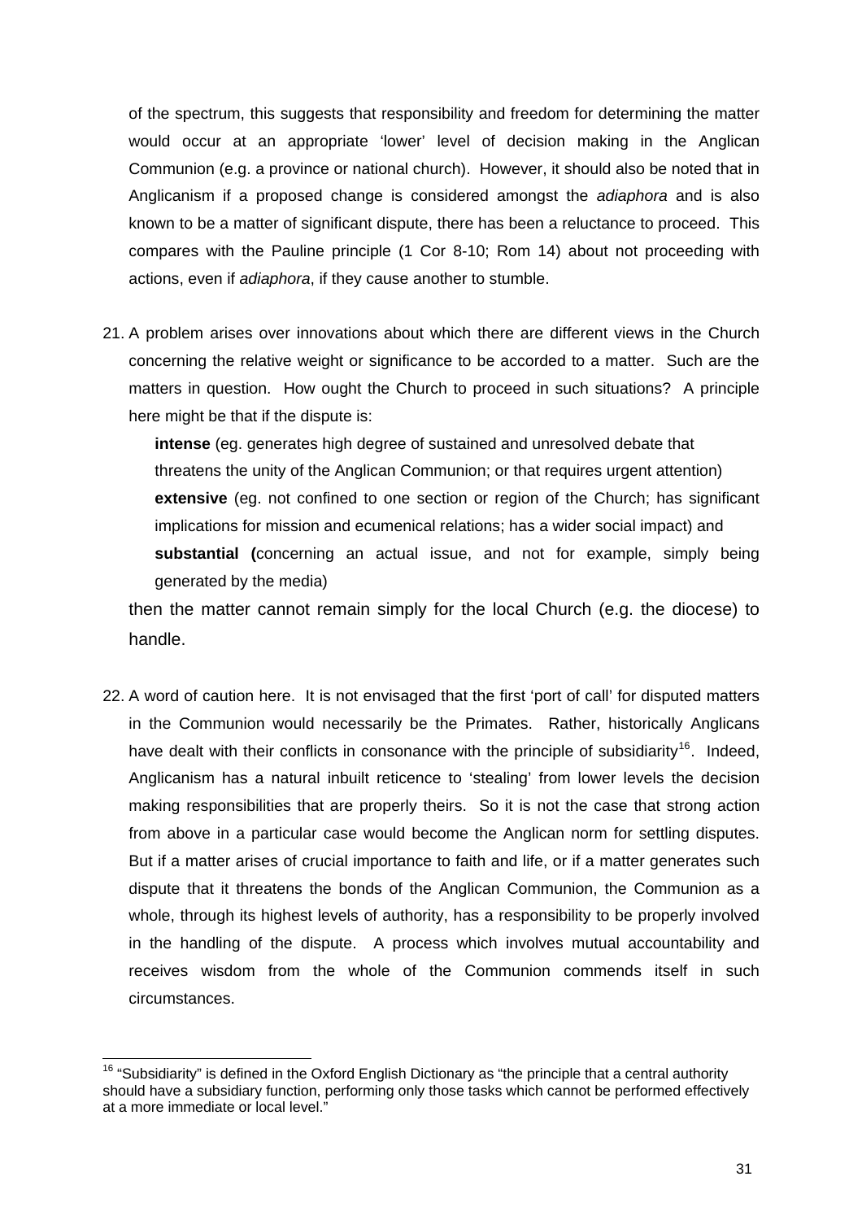of the spectrum, this suggests that responsibility and freedom for determining the matter would occur at an appropriate 'lower' level of decision making in the Anglican Communion (e.g. a province or national church). However, it should also be noted that in Anglicanism if a proposed change is considered amongst the *adiaphora* and is also known to be a matter of significant dispute, there has been a reluctance to proceed. This compares with the Pauline principle (1 Cor 8-10; Rom 14) about not proceeding with actions, even if *adiaphora*, if they cause another to stumble.

21. A problem arises over innovations about which there are different views in the Church concerning the relative weight or significance to be accorded to a matter. Such are the matters in question. How ought the Church to proceed in such situations? A principle here might be that if the dispute is:

    **intense** (eg. generates high degree of sustained and unresolved debate that threatens the unity of the Anglican Communion; or that requires urgent attention)
    **extensive** (eg. not confined to one section or region of the Church; has significant implications for mission and ecumenical relations; has a wider social impact) and
    **substantial (**concerning an actual issue, and not for example, simply being generated by the media)

    then the matter cannot remain simply for the local Church (e.g. the diocese) to handle.

22. A word of caution here. It is not envisaged that the first 'port of call' for disputed matters in the Communion would necessarily be the Primates. Rather, historically Anglicans have dealt with their conflicts in consonance with the principle of subsidiarity[16]. Indeed, Anglicanism has a natural inbuilt reticence to 'stealing' from lower levels the decision making responsibilities that are properly theirs. So it is not the case that strong action from above in a particular case would become the Anglican norm for settling disputes. But if a matter arises of crucial importance to faith and life, or if a matter generates such dispute that it threatens the bonds of the Anglican Communion, the Communion as a whole, through its highest levels of authority, has a responsibility to be properly involved in the handling of the dispute. A process which involves mutual accountability and receives wisdom from the whole of the Communion commends itself in such circumstances.

---

[16] "Subsidiarity" is defined in the Oxford English Dictionary as "the principle that a central authority should have a subsidiary function, performing only those tasks which cannot be performed effectively at a more immediate or local level."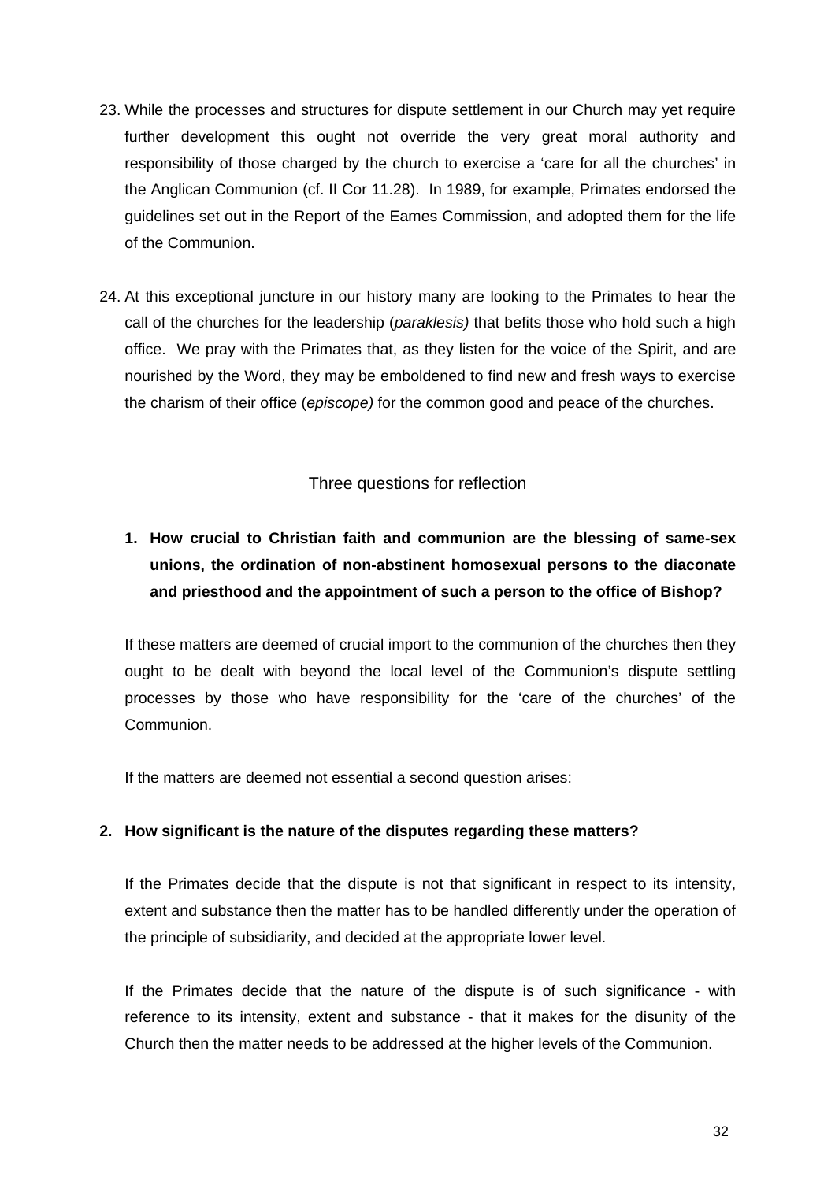23. While the processes and structures for dispute settlement in our Church may yet require further development this ought not override the very great moral authority and responsibility of those charged by the church to exercise a 'care for all the churches' in the Anglican Communion (cf. II Cor 11.28). In 1989, for example, Primates endorsed the guidelines set out in the Report of the Eames Commission, and adopted them for the life of the Communion.

24. At this exceptional juncture in our history many are looking to the Primates to hear the call of the churches for the leadership (*paraklesis)* that befits those who hold such a high office. We pray with the Primates that, as they listen for the voice of the Spirit, and are nourished by the Word, they may be emboldened to find new and fresh ways to exercise the charism of their office (*episcope)* for the common good and peace of the churches.

## Three questions for reflection

**1. How crucial to Christian faith and communion are the blessing of same-sex unions, the ordination of non-abstinent homosexual persons to the diaconate and priesthood and the appointment of such a person to the office of Bishop?**

If these matters are deemed of crucial import to the communion of the churches then they ought to be dealt with beyond the local level of the Communion's dispute settling processes by those who have responsibility for the 'care of the churches' of the Communion.

If the matters are deemed not essential a second question arises:

**2. How significant is the nature of the disputes regarding these matters?**

If the Primates decide that the dispute is not that significant in respect to its intensity, extent and substance then the matter has to be handled differently under the operation of the principle of subsidiarity, and decided at the appropriate lower level.

If the Primates decide that the nature of the dispute is of such significance - with reference to its intensity, extent and substance - that it makes for the disunity of the Church then the matter needs to be addressed at the higher levels of the Communion.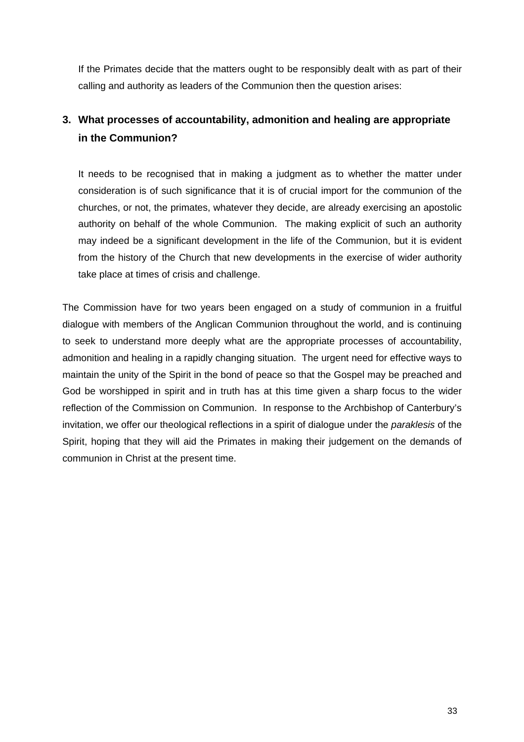If the Primates decide that the matters ought to be responsibly dealt with as part of their calling and authority as leaders of the Communion then the question arises:

### 3. What processes of accountability, admonition and healing are appropriate in the Communion?

It needs to be recognised that in making a judgment as to whether the matter under consideration is of such significance that it is of crucial import for the communion of the churches, or not, the primates, whatever they decide, are already exercising an apostolic authority on behalf of the whole Communion. The making explicit of such an authority may indeed be a significant development in the life of the Communion, but it is evident from the history of the Church that new developments in the exercise of wider authority take place at times of crisis and challenge.

The Commission have for two years been engaged on a study of communion in a fruitful dialogue with members of the Anglican Communion throughout the world, and is continuing to seek to understand more deeply what are the appropriate processes of accountability, admonition and healing in a rapidly changing situation. The urgent need for effective ways to maintain the unity of the Spirit in the bond of peace so that the Gospel may be preached and God be worshipped in spirit and in truth has at this time given a sharp focus to the wider reflection of the Commission on Communion. In response to the Archbishop of Canterbury's invitation, we offer our theological reflections in a spirit of dialogue under the *paraklesis* of the Spirit, hoping that they will aid the Primates in making their judgement on the demands of communion in Christ at the present time.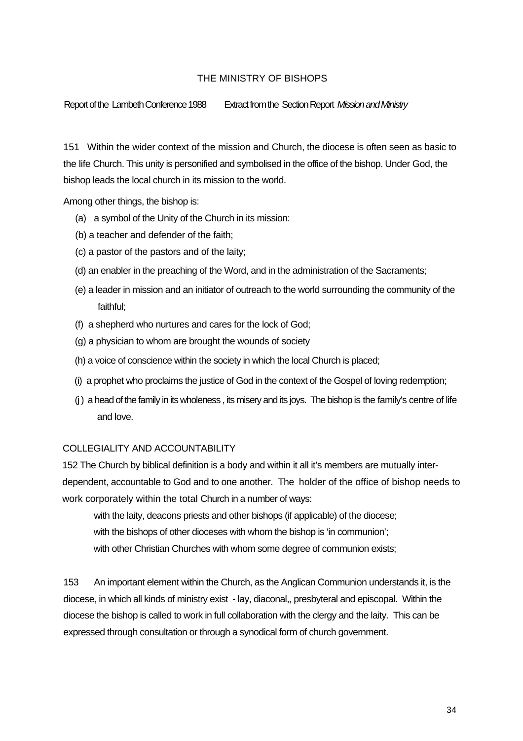# THE MINISTRY OF BISHOPS

Report of the Lambeth Conference 1988 Extract from the Section Report *Mission and Ministry*

151 Within the wider context of the mission and Church, the diocese is often seen as basic to the life Church. This unity is personified and symbolised in the office of the bishop. Under God, the bishop leads the local church in its mission to the world.

Among other things, the bishop is:

(a) a symbol of the Unity of the Church in its mission:

(b) a teacher and defender of the faith;

(c) a pastor of the pastors and of the laity;

(d) an enabler in the preaching of the Word, and in the administration of the Sacraments;

(e) a leader in mission and an initiator of outreach to the world surrounding the community of the faithful;

(f) a shepherd who nurtures and cares for the lock of God;

(g) a physician to whom are brought the wounds of society

(h) a voice of conscience within the society in which the local Church is placed;

(i) a prophet who proclaims the justice of God in the context of the Gospel of loving redemption;

(j ) a head of the family in its wholeness , its misery and its joys. The bishop is the family's centre of life and love.

## COLLEGIALITY AND ACCOUNTABILITY

152 The Church by biblical definition is a body and within it all it's members are mutually inter-dependent, accountable to God and to one another. The holder of the office of bishop needs to work corporately within the total Church in a number of ways:

with the laity, deacons priests and other bishops (if applicable) of the diocese;

with the bishops of other dioceses with whom the bishop is 'in communion';

with other Christian Churches with whom some degree of communion exists;

153 An important element within the Church, as the Anglican Communion understands it, is the diocese, in which all kinds of ministry exist - lay, diaconal,, presbyteral and episcopal. Within the diocese the bishop is called to work in full collaboration with the clergy and the laity. This can be expressed through consultation or through a synodical form of church government.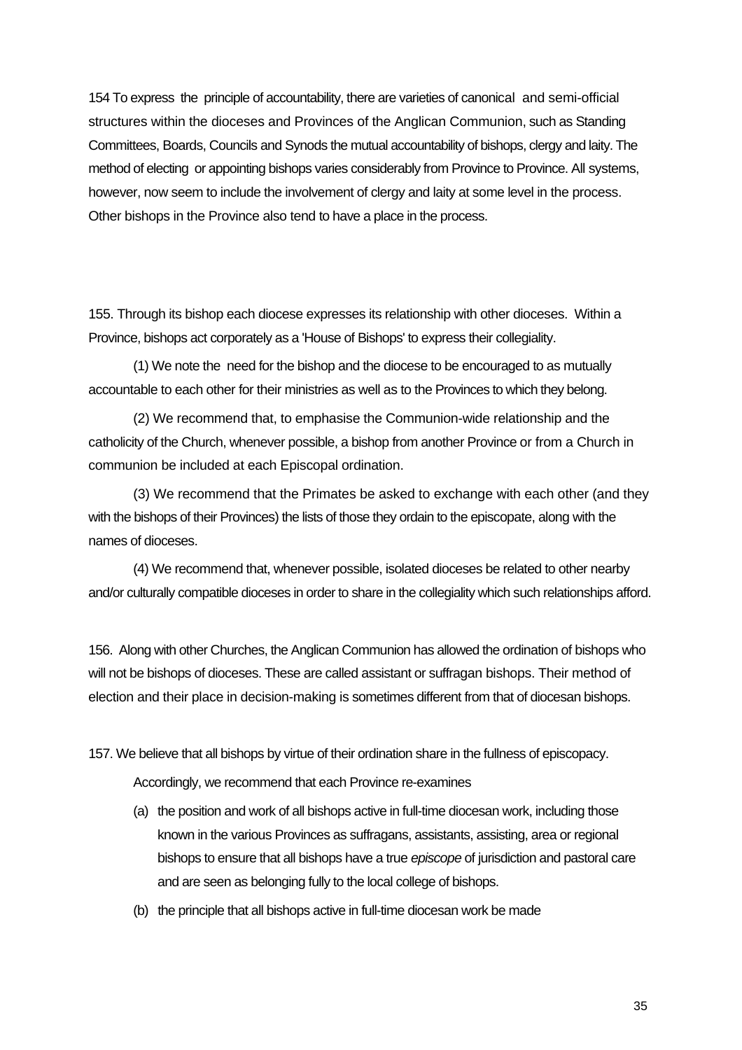154 To express the principle of accountability, there are varieties of canonical and semi-official structures within the dioceses and Provinces of the Anglican Communion, such as Standing Committees, Boards, Councils and Synods the mutual accountability of bishops, clergy and laity. The method of electing or appointing bishops varies considerably from Province to Province. All systems, however, now seem to include the involvement of clergy and laity at some level in the process. Other bishops in the Province also tend to have a place in the process.

155. Through its bishop each diocese expresses its relationship with other dioceses. Within a Province, bishops act corporately as a 'House of Bishops' to express their collegiality.

(1) We note the need for the bishop and the diocese to be encouraged to as mutually accountable to each other for their ministries as well as to the Provinces to which they belong.

(2) We recommend that, to emphasise the Communion-wide relationship and the catholicity of the Church, whenever possible, a bishop from another Province or from a Church in communion be included at each Episcopal ordination.

(3) We recommend that the Primates be asked to exchange with each other (and they with the bishops of their Provinces) the lists of those they ordain to the episcopate, along with the names of dioceses.

(4) We recommend that, whenever possible, isolated dioceses be related to other nearby and/or culturally compatible dioceses in order to share in the collegiality which such relationships afford.

156. Along with other Churches, the Anglican Communion has allowed the ordination of bishops who will not be bishops of dioceses. These are called assistant or suffragan bishops. Their method of election and their place in decision-making is sometimes different from that of diocesan bishops.

157. We believe that all bishops by virtue of their ordination share in the fullness of episcopacy.

Accordingly, we recommend that each Province re-examines

(a) the position and work of all bishops active in full-time diocesan work, including those known in the various Provinces as suffragans, assistants, assisting, area or regional bishops to ensure that all bishops have a true *episcope* of jurisdiction and pastoral care and are seen as belonging fully to the local college of bishops.

(b) the principle that all bishops active in full-time diocesan work be made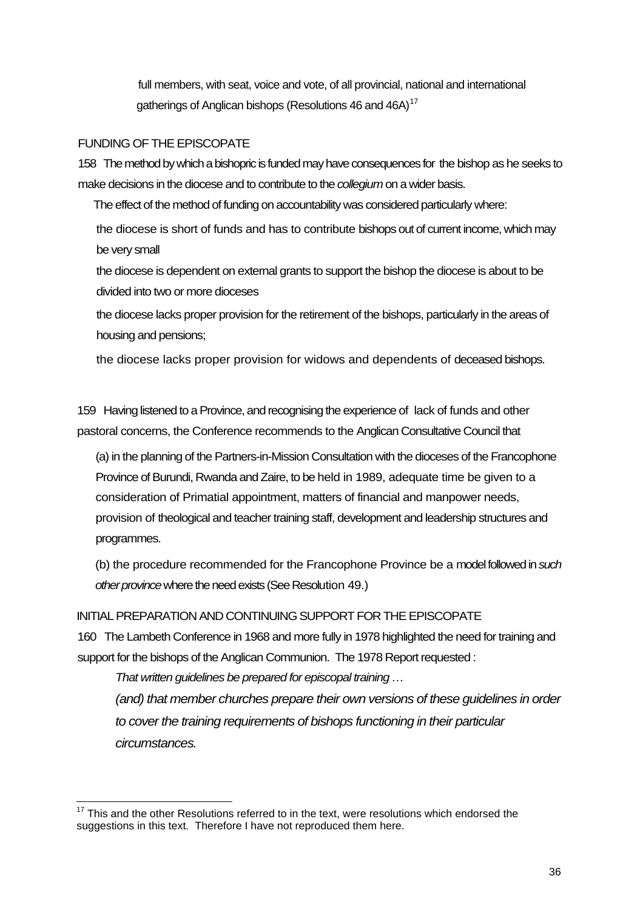full members, with seat, voice and vote, of all provincial, national and international gatherings of Anglican bishops (Resolutions 46 and 46A)[17]

FUNDING OF THE EPISCOPATE

158 The method by which a bishopric is funded may have consequences for the bishop as he seeks to make decisions in the diocese and to contribute to the *collegium* on a wider basis.

The effect of the method of funding on accountability was considered particularly where:

the diocese is short of funds and has to contribute bishops out of current income, which may be very small

the diocese is dependent on external grants to support the bishop the diocese is about to be divided into two or more dioceses

the diocese lacks proper provision for the retirement of the bishops, particularly in the areas of housing and pensions;

the diocese lacks proper provision for widows and dependents of deceased bishops.

159 Having listened to a Province, and recognising the experience of lack of funds and other pastoral concerns, the Conference recommends to the Anglican Consultative Council that

(a) in the planning of the Partners-in-Mission Consultation with the dioceses of the Francophone Province of Burundi, Rwanda and Zaire, to be held in 1989, adequate time be given to a consideration of Primatial appointment, matters of financial and manpower needs, provision of theological and teacher training staff, development and leadership structures and programmes.

(b) the procedure recommended for the Francophone Province be a model followed in *such other province* where the need exists (See Resolution 49.)

INITIAL PREPARATION AND CONTINUING SUPPORT FOR THE EPISCOPATE

160 The Lambeth Conference in 1968 and more fully in 1978 highlighted the need for training and support for the bishops of the Anglican Communion. The 1978 Report requested :

*That written guidelines be prepared for episcopal training …*

*(and) that member churches prepare their own versions of these guidelines in order to cover the training requirements of bishops functioning in their particular circumstances.*

[17] This and the other Resolutions referred to in the text, were resolutions which endorsed the suggestions in this text. Therefore I have not reproduced them here.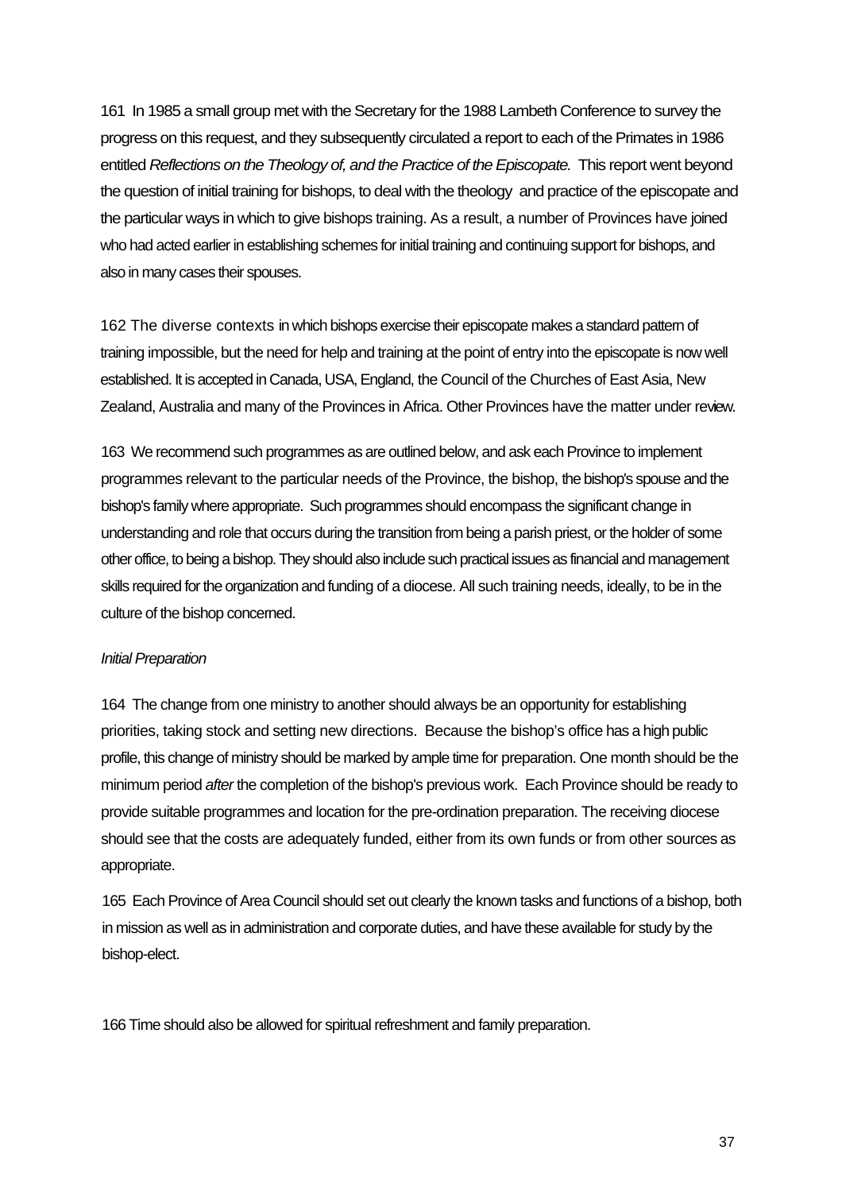161 In 1985 a small group met with the Secretary for the 1988 Lambeth Conference to survey the progress on this request, and they subsequently circulated a report to each of the Primates in 1986 entitled *Reflections on the Theology of, and the Practice of the Episcopate.* This report went beyond the question of initial training for bishops, to deal with the theology and practice of the episcopate and the particular ways in which to give bishops training. As a result, a number of Provinces have joined who had acted earlier in establishing schemes for initial training and continuing support for bishops, and also in many cases their spouses.

162 The diverse contexts in which bishops exercise their episcopate makes a standard pattern of training impossible, but the need for help and training at the point of entry into the episcopate is now well established. It is accepted in Canada, USA, England, the Council of the Churches of East Asia, New Zealand, Australia and many of the Provinces in Africa. Other Provinces have the matter under review.

163 We recommend such programmes as are outlined below, and ask each Province to implement programmes relevant to the particular needs of the Province, the bishop, the bishop's spouse and the bishop's family where appropriate. Such programmes should encompass the significant change in understanding and role that occurs during the transition from being a parish priest, or the holder of some other office, to being a bishop. They should also include such practical issues as financial and management skills required for the organization and funding of a diocese. All such training needs, ideally, to be in the culture of the bishop concerned.

*Initial Preparation*

164 The change from one ministry to another should always be an opportunity for establishing priorities, taking stock and setting new directions. Because the bishop's office has a high public profile, this change of ministry should be marked by ample time for preparation. One month should be the minimum period *after* the completion of the bishop's previous work. Each Province should be ready to provide suitable programmes and location for the pre-ordination preparation. The receiving diocese should see that the costs are adequately funded, either from its own funds or from other sources as appropriate.

165 Each Province of Area Council should set out clearly the known tasks and functions of a bishop, both in mission as well as in administration and corporate duties, and have these available for study by the bishop-elect.

166 Time should also be allowed for spiritual refreshment and family preparation.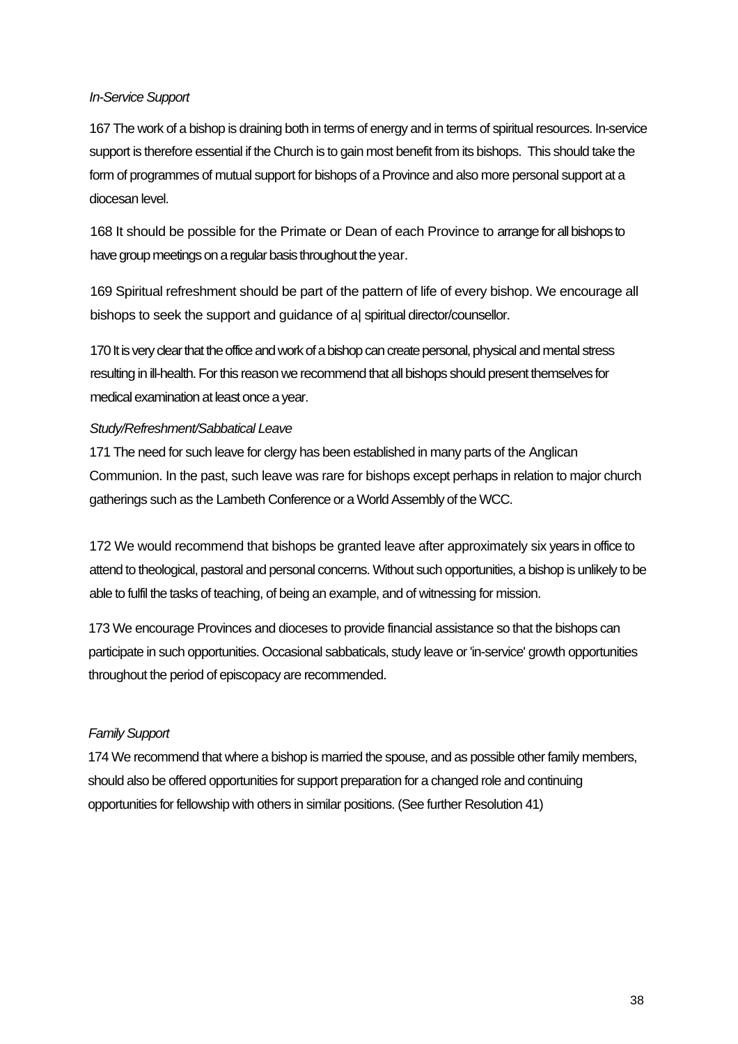*In-Service Support*

167 The work of a bishop is draining both in terms of energy and in terms of spiritual resources. In-service support is therefore essential if the Church is to gain most benefit from its bishops. This should take the form of programmes of mutual support for bishops of a Province and also more personal support at a diocesan level.

168 It should be possible for the Primate or Dean of each Province to arrange for all bishops to have group meetings on a regular basis throughout the year.

169 Spiritual refreshment should be part of the pattern of life of every bishop. We encourage all bishops to seek the support and guidance of a| spiritual director/counsellor.

170 It is very clear that the office and work of a bishop can create personal, physical and mental stress resulting in ill-health. For this reason we recommend that all bishops should present themselves for medical examination at least once a year.

*Study/Refreshment/Sabbatical Leave*

171 The need for such leave for clergy has been established in many parts of the Anglican Communion. In the past, such leave was rare for bishops except perhaps in relation to major church gatherings such as the Lambeth Conference or a World Assembly of the WCC.

172 We would recommend that bishops be granted leave after approximately six years in office to attend to theological, pastoral and personal concerns. Without such opportunities, a bishop is unlikely to be able to fulfil the tasks of teaching, of being an example, and of witnessing for mission.

173 We encourage Provinces and dioceses to provide financial assistance so that the bishops can participate in such opportunities. Occasional sabbaticals, study leave or 'in-service' growth opportunities throughout the period of episcopacy are recommended.

*Family Support*

174 We recommend that where a bishop is married the spouse, and as possible other family members, should also be offered opportunities for support preparation for a changed role and continuing opportunities for fellowship with others in similar positions. (See further Resolution 41)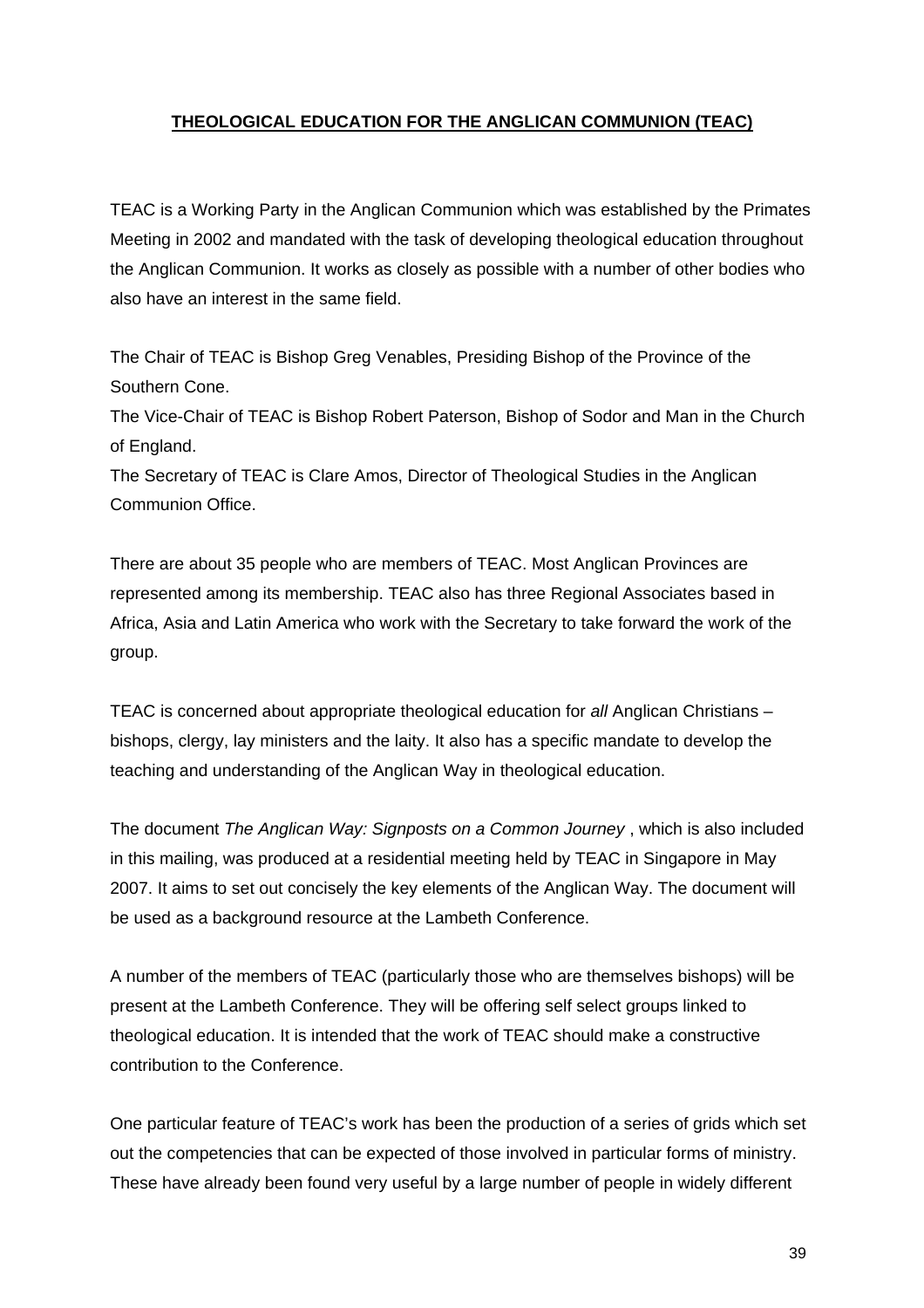**THEOLOGICAL EDUCATION FOR THE ANGLICAN COMMUNION (TEAC)**

TEAC is a Working Party in the Anglican Communion which was established by the Primates Meeting in 2002 and mandated with the task of developing theological education throughout the Anglican Communion. It works as closely as possible with a number of other bodies who also have an interest in the same field.

The Chair of TEAC is Bishop Greg Venables, Presiding Bishop of the Province of the Southern Cone.
The Vice-Chair of TEAC is Bishop Robert Paterson, Bishop of Sodor and Man in the Church of England.
The Secretary of TEAC is Clare Amos, Director of Theological Studies in the Anglican Communion Office.

There are about 35 people who are members of TEAC. Most Anglican Provinces are represented among its membership. TEAC also has three Regional Associates based in Africa, Asia and Latin America who work with the Secretary to take forward the work of the group.

TEAC is concerned about appropriate theological education for *all* Anglican Christians – bishops, clergy, lay ministers and the laity. It also has a specific mandate to develop the teaching and understanding of the Anglican Way in theological education.

The document *The Anglican Way: Signposts on a Common Journey* , which is also included in this mailing, was produced at a residential meeting held by TEAC in Singapore in May 2007. It aims to set out concisely the key elements of the Anglican Way. The document will be used as a background resource at the Lambeth Conference.

A number of the members of TEAC (particularly those who are themselves bishops) will be present at the Lambeth Conference. They will be offering self select groups linked to theological education. It is intended that the work of TEAC should make a constructive contribution to the Conference.

One particular feature of TEAC's work has been the production of a series of grids which set out the competencies that can be expected of those involved in particular forms of ministry. These have already been found very useful by a large number of people in widely different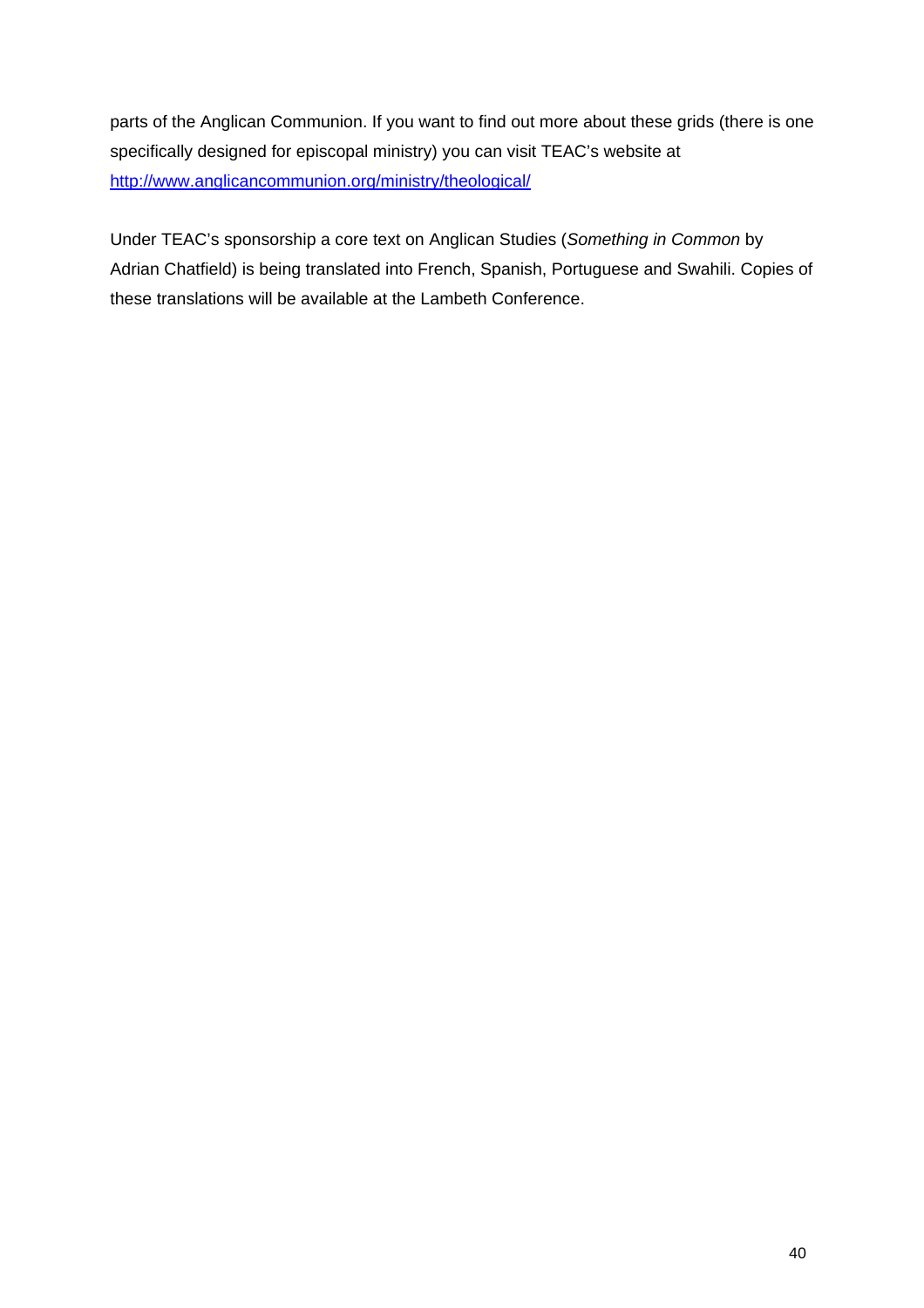parts of the Anglican Communion. If you want to find out more about these grids (there is one specifically designed for episcopal ministry) you can visit TEAC's website at http://www.anglicancommunion.org/ministry/theological/

Under TEAC's sponsorship a core text on Anglican Studies (*Something in Common* by Adrian Chatfield) is being translated into French, Spanish, Portuguese and Swahili. Copies of these translations will be available at the Lambeth Conference.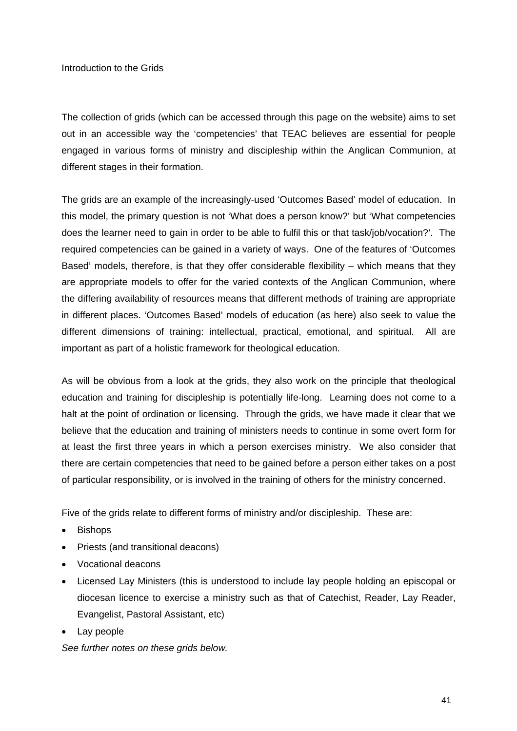Introduction to the Grids

The collection of grids (which can be accessed through this page on the website) aims to set out in an accessible way the 'competencies' that TEAC believes are essential for people engaged in various forms of ministry and discipleship within the Anglican Communion, at different stages in their formation.

The grids are an example of the increasingly-used 'Outcomes Based' model of education. In this model, the primary question is not 'What does a person know?' but 'What competencies does the learner need to gain in order to be able to fulfil this or that task/job/vocation?'. The required competencies can be gained in a variety of ways. One of the features of 'Outcomes Based' models, therefore, is that they offer considerable flexibility – which means that they are appropriate models to offer for the varied contexts of the Anglican Communion, where the differing availability of resources means that different methods of training are appropriate in different places. 'Outcomes Based' models of education (as here) also seek to value the different dimensions of training: intellectual, practical, emotional, and spiritual. All are important as part of a holistic framework for theological education.

As will be obvious from a look at the grids, they also work on the principle that theological education and training for discipleship is potentially life-long. Learning does not come to a halt at the point of ordination or licensing. Through the grids, we have made it clear that we believe that the education and training of ministers needs to continue in some overt form for at least the first three years in which a person exercises ministry. We also consider that there are certain competencies that need to be gained before a person either takes on a post of particular responsibility, or is involved in the training of others for the ministry concerned.

Five of the grids relate to different forms of ministry and/or discipleship. These are:

- Bishops
- Priests (and transitional deacons)
- Vocational deacons
- Licensed Lay Ministers (this is understood to include lay people holding an episcopal or diocesan licence to exercise a ministry such as that of Catechist, Reader, Lay Reader, Evangelist, Pastoral Assistant, etc)
- Lay people

*See further notes on these grids below.*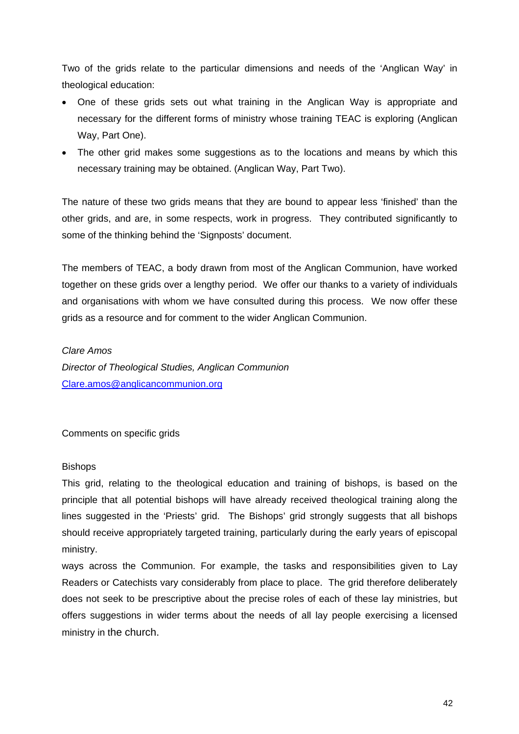Two of the grids relate to the particular dimensions and needs of the 'Anglican Way' in theological education:

- One of these grids sets out what training in the Anglican Way is appropriate and necessary for the different forms of ministry whose training TEAC is exploring (Anglican Way, Part One).
- The other grid makes some suggestions as to the locations and means by which this necessary training may be obtained. (Anglican Way, Part Two).

The nature of these two grids means that they are bound to appear less 'finished' than the other grids, and are, in some respects, work in progress. They contributed significantly to some of the thinking behind the 'Signposts' document.

The members of TEAC, a body drawn from most of the Anglican Communion, have worked together on these grids over a lengthy period. We offer our thanks to a variety of individuals and organisations with whom we have consulted during this process. We now offer these grids as a resource and for comment to the wider Anglican Communion.

*Clare Amos*
*Director of Theological Studies, Anglican Communion*
[Clare.amos@anglicancommunion.org](mailto:Clare.amos@anglicancommunion.org)

Comments on specific grids

Bishops
This grid, relating to the theological education and training of bishops, is based on the principle that all potential bishops will have already received theological training along the lines suggested in the 'Priests' grid. The Bishops' grid strongly suggests that all bishops should receive appropriately targeted training, particularly during the early years of episcopal ministry.
ways across the Communion. For example, the tasks and responsibilities given to Lay Readers or Catechists vary considerably from place to place. The grid therefore deliberately does not seek to be prescriptive about the precise roles of each of these lay ministries, but offers suggestions in wider terms about the needs of all lay people exercising a licensed ministry in the church.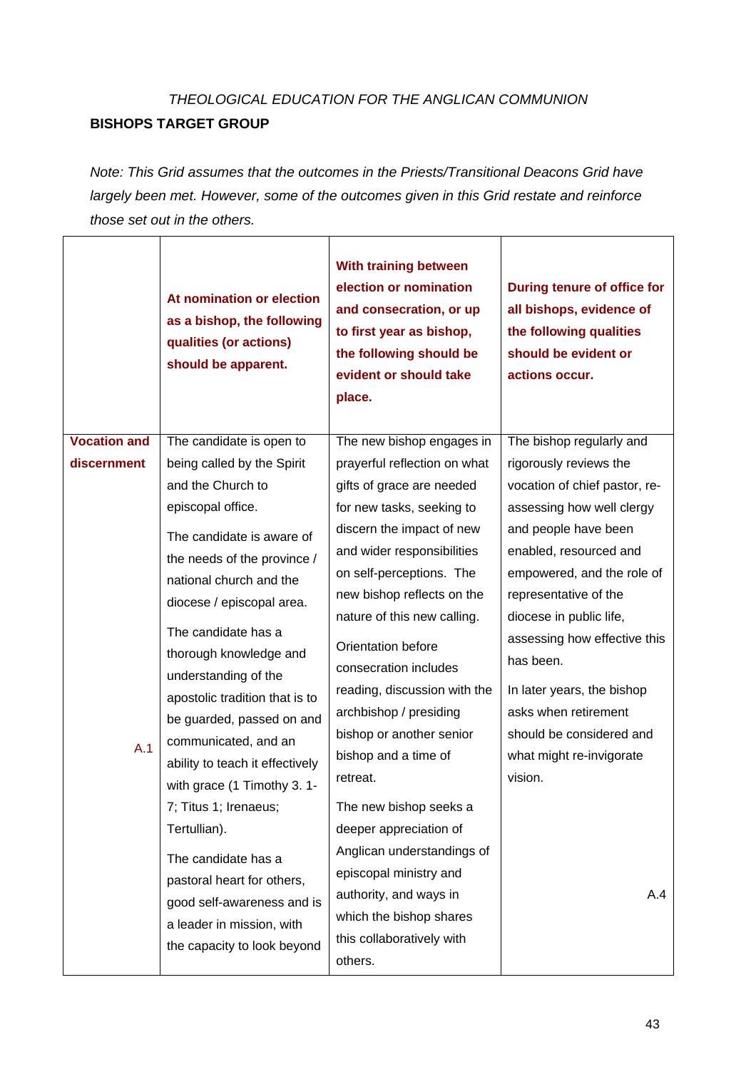*THEOLOGICAL EDUCATION FOR THE ANGLICAN COMMUNION*

**BISHOPS TARGET GROUP**

*Note: This Grid assumes that the outcomes in the Priests/Transitional Deacons Grid have largely been met. However, some of the outcomes given in this Grid restate and reinforce those set out in the others.*

| | **At nomination or election as a bishop, the following qualities (or actions) should be apparent.** | **With training between election or nomination and consecration, or up to first year as bishop, the following should be evident or should take place.** | **During tenure of office for all bishops, evidence of the following qualities should be evident or actions occur.** |
|---|---|---|---|
| **Vocation and discernment** A.1 | The candidate is open to being called by the Spirit and the Church to episcopal office. The candidate is aware of the needs of the province / national church and the diocese / episcopal area. The candidate has a thorough knowledge and understanding of the apostolic tradition that is to be guarded, passed on and communicated, and an ability to teach it effectively with grace (1 Timothy 3. 1-7; Titus 1; Irenaeus; Tertullian). The candidate has a pastoral heart for others, good self-awareness and is a leader in mission, with the capacity to look beyond | The new bishop engages in prayerful reflection on what gifts of grace are needed for new tasks, seeking to discern the impact of new and wider responsibilities on self-perceptions. The new bishop reflects on the nature of this new calling. Orientation before consecration includes reading, discussion with the archbishop / presiding bishop or another senior bishop and a time of retreat. The new bishop seeks a deeper appreciation of Anglican understandings of episcopal ministry and authority, and ways in which the bishop shares this collaboratively with others. | The bishop regularly and rigorously reviews the vocation of chief pastor, re-assessing how well clergy and people have been enabled, resourced and empowered, and the role of representative of the diocese in public life, assessing how effective this has been. In later years, the bishop asks when retirement should be considered and what might re-invigorate vision. A.4 |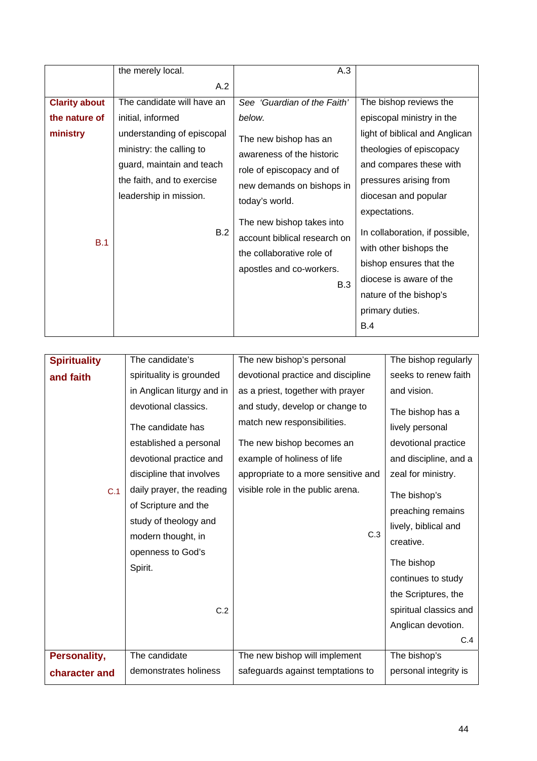| | | | |
|---|---|---|---|
| | the merely local. A.2 | A.3 | |
| **Clarity about the nature of ministry** B.1 | The candidate will have an initial, informed understanding of episcopal ministry: the calling to guard, maintain and teach the faith, and to exercise leadership in mission. B.2 | *See 'Guardian of the Faith' below.* The new bishop has an awareness of the historic role of episcopacy and of new demands on bishops in today's world. The new bishop takes into account biblical research on the collaborative role of apostles and co-workers. B.3 | The bishop reviews the episcopal ministry in the light of biblical and Anglican theologies of episcopacy and compares these with pressures arising from diocesan and popular expectations. In collaboration, if possible, with other bishops the bishop ensures that the diocese is aware of the nature of the bishop's primary duties. B.4 |

| | | | |
|---|---|---|---|
| **Spirituality and faith** C.1 | The candidate's spirituality is grounded in Anglican liturgy and in devotional classics. The candidate has established a personal devotional practice and discipline that involves daily prayer, the reading of Scripture and the study of theology and modern thought, in openness to God's Spirit. C.2 | The new bishop's personal devotional practice and discipline as a priest, together with prayer and study, develop or change to match new responsibilities. The new bishop becomes an example of holiness of life appropriate to a more sensitive and visible role in the public arena. C.3 | The bishop regularly seeks to renew faith and vision. The bishop has a lively personal devotional practice and discipline, and a zeal for ministry. The bishop's preaching remains lively, biblical and creative. The bishop continues to study the Scriptures, the spiritual classics and Anglican devotion. C.4 |
| **Personality, character and** | The candidate demonstrates holiness | The new bishop will implement safeguards against temptations to | The bishop's personal integrity is |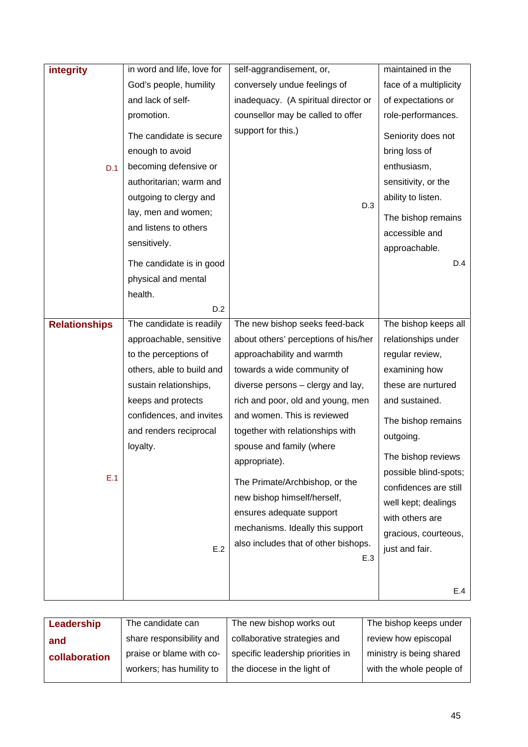| | | | |
|---|---|---|---|
| **integrity** D.1 | in word and life, love for God's people, humility and lack of self-promotion. The candidate is secure enough to avoid becoming defensive or authoritarian; warm and outgoing to clergy and lay, men and women; and listens to others sensitively. The candidate is in good physical and mental health. D.2 | self-aggrandisement, or, conversely undue feelings of inadequacy. (A spiritual director or counsellor may be called to offer support for this.) D.3 | maintained in the face of a multiplicity of expectations or role-performances. Seniority does not bring loss of enthusiasm, sensitivity, or the ability to listen. The bishop remains accessible and approachable. D.4 |
| **Relationships** E.1 | The candidate is readily approachable, sensitive to the perceptions of others, able to build and sustain relationships, keeps and protects confidences, and invites and renders reciprocal loyalty. E.2 | The new bishop seeks feed-back about others' perceptions of his/her approachability and warmth towards a wide community of diverse persons – clergy and lay, rich and poor, old and young, men and women. This is reviewed together with relationships with spouse and family (where appropriate). The Primate/Archbishop, or the new bishop himself/herself, ensures adequate support mechanisms. Ideally this support also includes that of other bishops. E.3 | The bishop keeps all relationships under regular review, examining how these are nurtured and sustained. The bishop remains outgoing. The bishop reviews possible blind-spots; confidences are still well kept; dealings with others are gracious, courteous, just and fair. E.4 |

| | | | |
|---|---|---|---|
| **Leadership and collaboration** | The candidate can share responsibility and praise or blame with co-workers; has humility to | The new bishop works out collaborative strategies and specific leadership priorities in the diocese in the light of | The bishop keeps under review how episcopal ministry is being shared with the whole people of |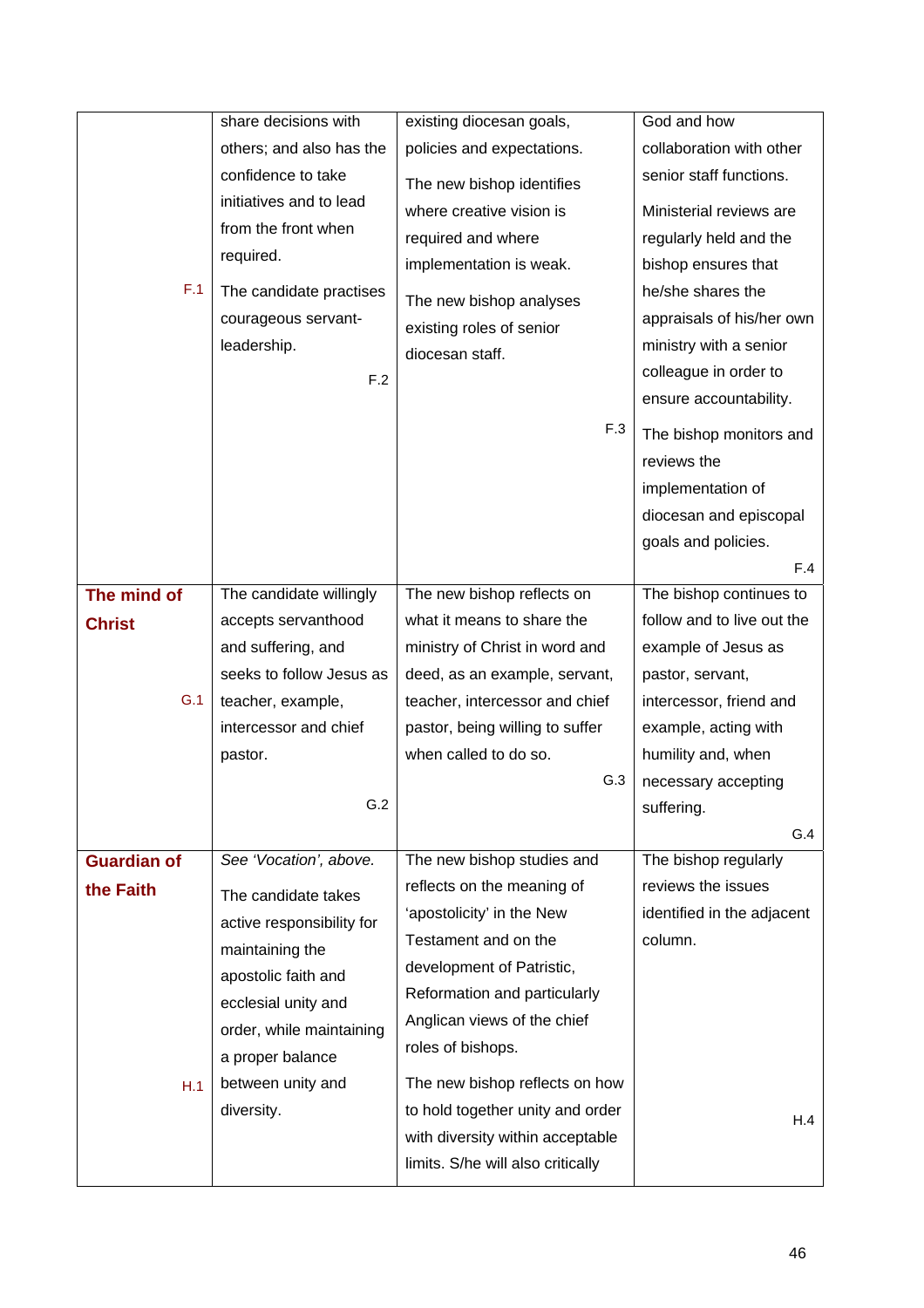| | | | |
|---|---|---|---|
| F.1 | share decisions with others; and also has the confidence to take initiatives and to lead from the front when required.<br><br>The candidate practises courageous servant-leadership.<br><br>F.2 | existing diocesan goals, policies and expectations.<br><br>The new bishop identifies where creative vision is required and where implementation is weak.<br><br>The new bishop analyses existing roles of senior diocesan staff.<br><br>F.3 | God and how collaboration with other senior staff functions.<br><br>Ministerial reviews are regularly held and the bishop ensures that he/she shares the appraisals of his/her own ministry with a senior colleague in order to ensure accountability.<br><br>The bishop monitors and reviews the implementation of diocesan and episcopal goals and policies.<br><br>F.4 |
| **The mind of Christ**<br><br>G.1 | The candidate willingly accepts servanthood and suffering, and seeks to follow Jesus as teacher, example, intercessor and chief pastor.<br><br>G.2 | The new bishop reflects on what it means to share the ministry of Christ in word and deed, as an example, servant, teacher, intercessor and chief pastor, being willing to suffer when called to do so.<br><br>G.3 | The bishop continues to follow and to live out the example of Jesus as pastor, servant, intercessor, friend and example, acting with humility and, when necessary accepting suffering.<br><br>G.4 |
| **Guardian of the Faith**<br><br>H.1 | *See 'Vocation', above.*<br><br>The candidate takes active responsibility for maintaining the apostolic faith and ecclesial unity and order, while maintaining a proper balance between unity and diversity. | The new bishop studies and reflects on the meaning of 'apostolicity' in the New Testament and on the development of Patristic, Reformation and particularly Anglican views of the chief roles of bishops.<br><br>The new bishop reflects on how to hold together unity and order with diversity within acceptable limits. S/he will also critically | The bishop regularly reviews the issues identified in the adjacent column.<br><br>H.4 |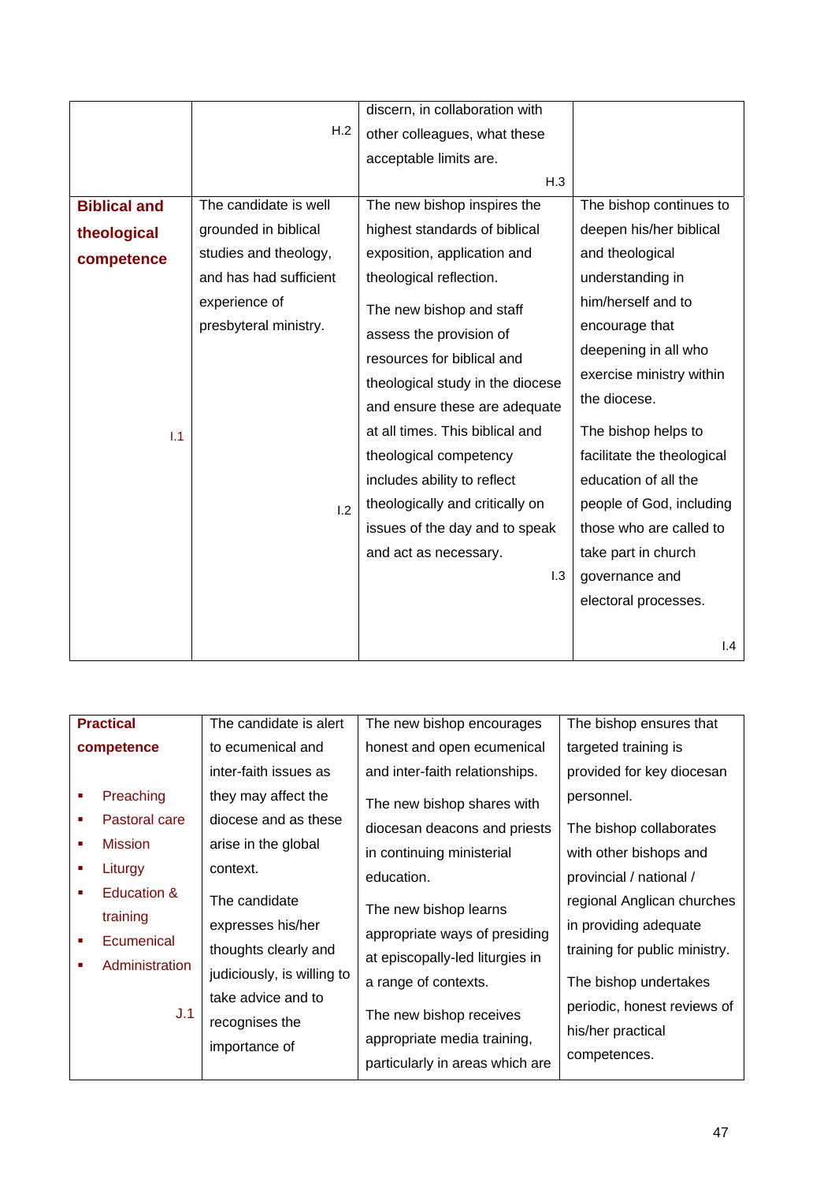| | | | |
|---|---|---|---|
| | H.2 | discern, in collaboration with other colleagues, what these acceptable limits are. H.3 | |
| **Biblical and theological competence** I.1 | The candidate is well grounded in biblical studies and theology, and has had sufficient experience of presbyteral ministry. I.2 | The new bishop inspires the highest standards of biblical exposition, application and theological reflection. The new bishop and staff assess the provision of resources for biblical and theological study in the diocese and ensure these are adequate at all times. This biblical and theological competency includes ability to reflect theologically and critically on issues of the day and to speak and act as necessary. I.3 | The bishop continues to deepen his/her biblical and theological understanding in him/herself and to encourage that deepening in all who exercise ministry within the diocese. The bishop helps to facilitate the theological education of all the people of God, including those who are called to take part in church governance and electoral processes. I.4 |

| | | | |
|---|---|---|---|
| **Practical competence**<br>▪ Preaching<br>▪ Pastoral care<br>▪ Mission<br>▪ Liturgy<br>▪ Education & training<br>▪ Ecumenical<br>▪ Administration<br>J.1 | The candidate is alert to ecumenical and inter-faith issues as they may affect the diocese and as these arise in the global context. The candidate expresses his/her thoughts clearly and judiciously, is willing to take advice and to recognises the importance of | The new bishop encourages honest and open ecumenical and inter-faith relationships. The new bishop shares with diocesan deacons and priests in continuing ministerial education. The new bishop learns appropriate ways of presiding at episcopally-led liturgies in a range of contexts. The new bishop receives appropriate media training, particularly in areas which are | The bishop ensures that targeted training is provided for key diocesan personnel. The bishop collaborates with other bishops and provincial / national / regional Anglican churches in providing adequate training for public ministry. The bishop undertakes periodic, honest reviews of his/her practical competences. |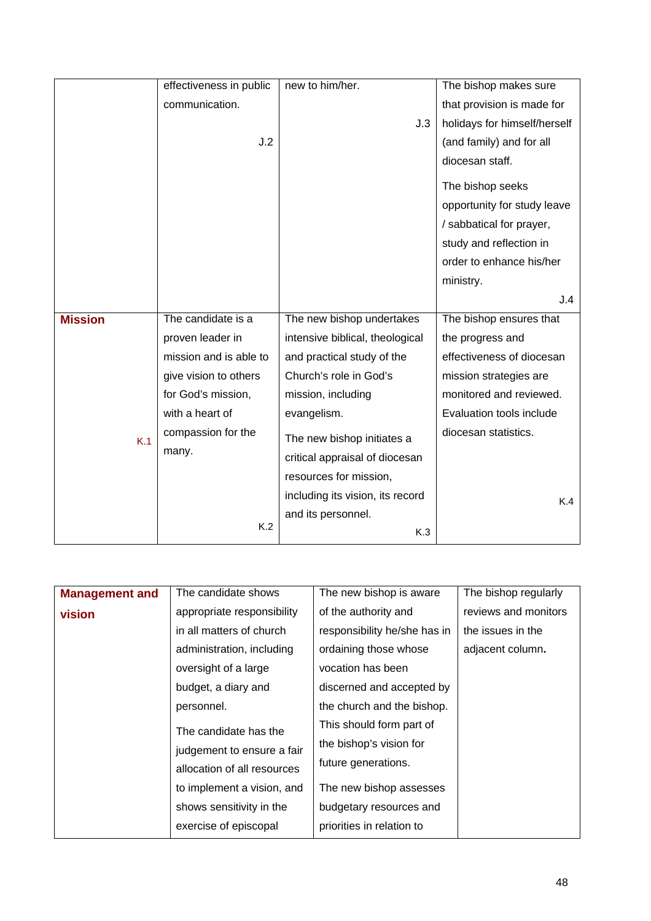| | | | |
|---|---|---|---|
| | effectiveness in public communication. J.2 | new to him/her. J.3 | The bishop makes sure that provision is made for holidays for himself/herself (and family) and for all diocesan staff. The bishop seeks opportunity for study leave / sabbatical for prayer, study and reflection in order to enhance his/her ministry. J.4 |
| **Mission** K.1 | The candidate is a proven leader in mission and is able to give vision to others for God's mission, with a heart of compassion for the many. K.2 | The new bishop undertakes intensive biblical, theological and practical study of the Church's role in God's mission, including evangelism. The new bishop initiates a critical appraisal of diocesan resources for mission, including its vision, its record and its personnel. K.3 | The bishop ensures that the progress and effectiveness of diocesan mission strategies are monitored and reviewed. Evaluation tools include diocesan statistics. K.4 |

| | | | |
|---|---|---|---|
| **Management and vision** | The candidate shows appropriate responsibility in all matters of church administration, including oversight of a large budget, a diary and personnel. The candidate has the judgement to ensure a fair allocation of all resources to implement a vision, and shows sensitivity in the exercise of episcopal | The new bishop is aware of the authority and responsibility he/she has in ordaining those whose vocation has been discerned and accepted by the church and the bishop. This should form part of the bishop's vision for future generations. The new bishop assesses budgetary resources and priorities in relation to | The bishop regularly reviews and monitors the issues in the adjacent column. |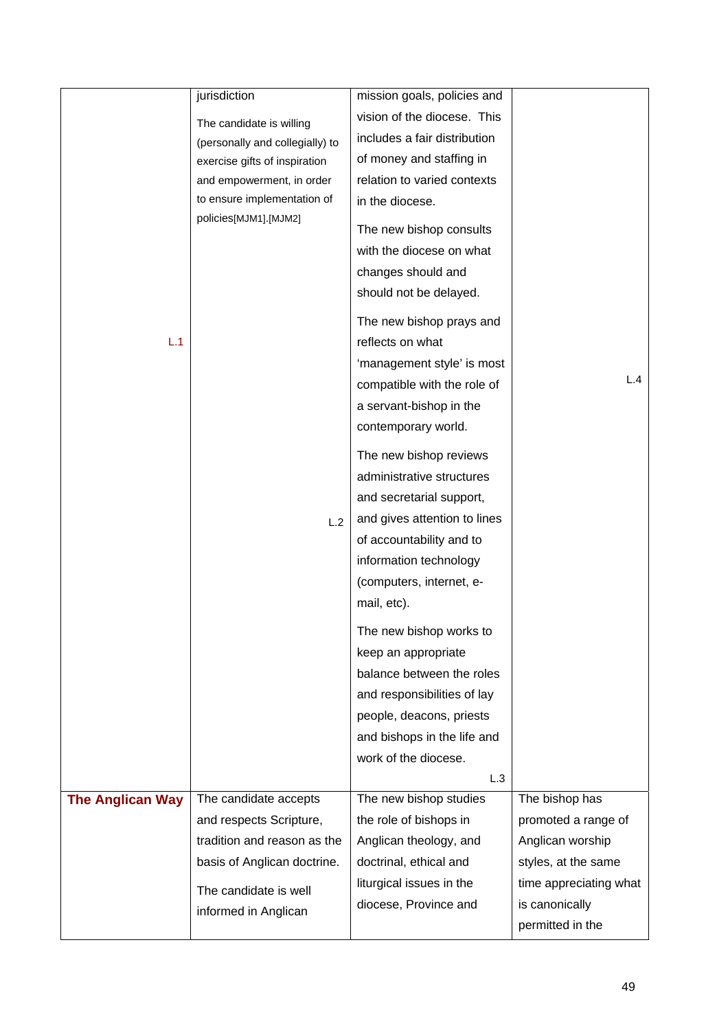| | | | |
|---|---|---|---|
| L.1 | jurisdiction<br><br>The candidate is willing (personally and collegially) to exercise gifts of inspiration and empowerment, in order to ensure implementation of policies[MJM1].[MJM2]<br><br>L.2 | mission goals, policies and vision of the diocese. This includes a fair distribution of money and staffing in relation to varied contexts in the diocese.<br><br>The new bishop consults with the diocese on what changes should and should not be delayed.<br><br>The new bishop prays and reflects on what 'management style' is most compatible with the role of a servant-bishop in the contemporary world.<br><br>The new bishop reviews administrative structures and secretarial support, and gives attention to lines of accountability and to information technology (computers, internet, e-mail, etc).<br><br>The new bishop works to keep an appropriate balance between the roles and responsibilities of lay people, deacons, priests and bishops in the life and work of the diocese.<br><br>L.3 | L.4 |
| **The Anglican Way** | The candidate accepts and respects Scripture, tradition and reason as the basis of Anglican doctrine.<br><br>The candidate is well informed in Anglican | The new bishop studies the role of bishops in Anglican theology, and doctrinal, ethical and liturgical issues in the diocese, Province and | The bishop has promoted a range of Anglican worship styles, at the same time appreciating what is canonically permitted in the |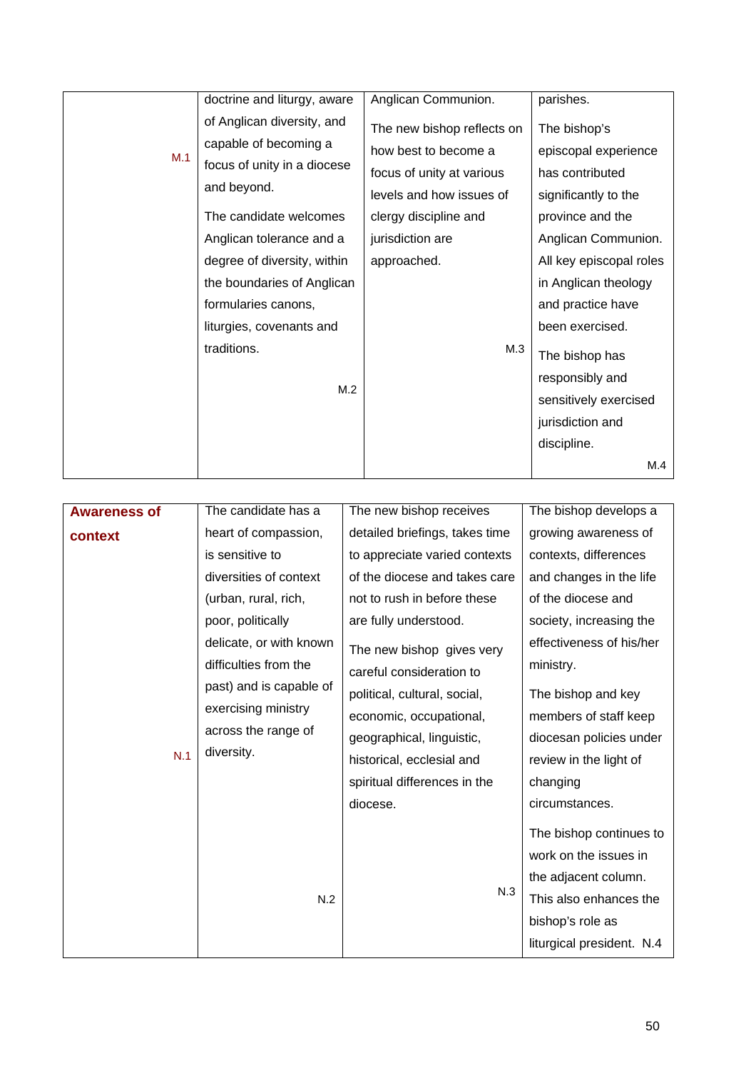|  |  |  |  |
|---|---|---|---|
| M.1 | doctrine and liturgy, aware of Anglican diversity, and capable of becoming a focus of unity in a diocese and beyond.<br><br>The candidate welcomes Anglican tolerance and a degree of diversity, within the boundaries of Anglican formularies canons, liturgies, covenants and traditions.<br><br>M.2 | Anglican Communion.<br><br>The new bishop reflects on how best to become a focus of unity at various levels and how issues of clergy discipline and jurisdiction are approached.<br><br>M.3 | parishes.<br><br>The bishop's episcopal experience has contributed significantly to the province and the Anglican Communion. All key episcopal roles in Anglican theology and practice have been exercised.<br><br>The bishop has responsibly and sensitively exercised jurisdiction and discipline.<br><br>M.4 |

|  |  |  |  |
|---|---|---|---|
| **Awareness of context**<br><br>N.1 | The candidate has a heart of compassion, is sensitive to diversities of context (urban, rural, rich, poor, politically delicate, or with known difficulties from the past) and is capable of exercising ministry across the range of diversity.<br><br>N.2 | The new bishop receives detailed briefings, takes time to appreciate varied contexts of the diocese and takes care not to rush in before these are fully understood.<br><br>The new bishop gives very careful consideration to political, cultural, social, economic, occupational, geographical, linguistic, historical, ecclesial and spiritual differences in the diocese.<br><br>N.3 | The bishop develops a growing awareness of contexts, differences and changes in the life of the diocese and society, increasing the effectiveness of his/her ministry.<br><br>The bishop and key members of staff keep diocesan policies under review in the light of changing circumstances.<br><br>The bishop continues to work on the issues in the adjacent column. This also enhances the bishop's role as liturgical president. N.4 |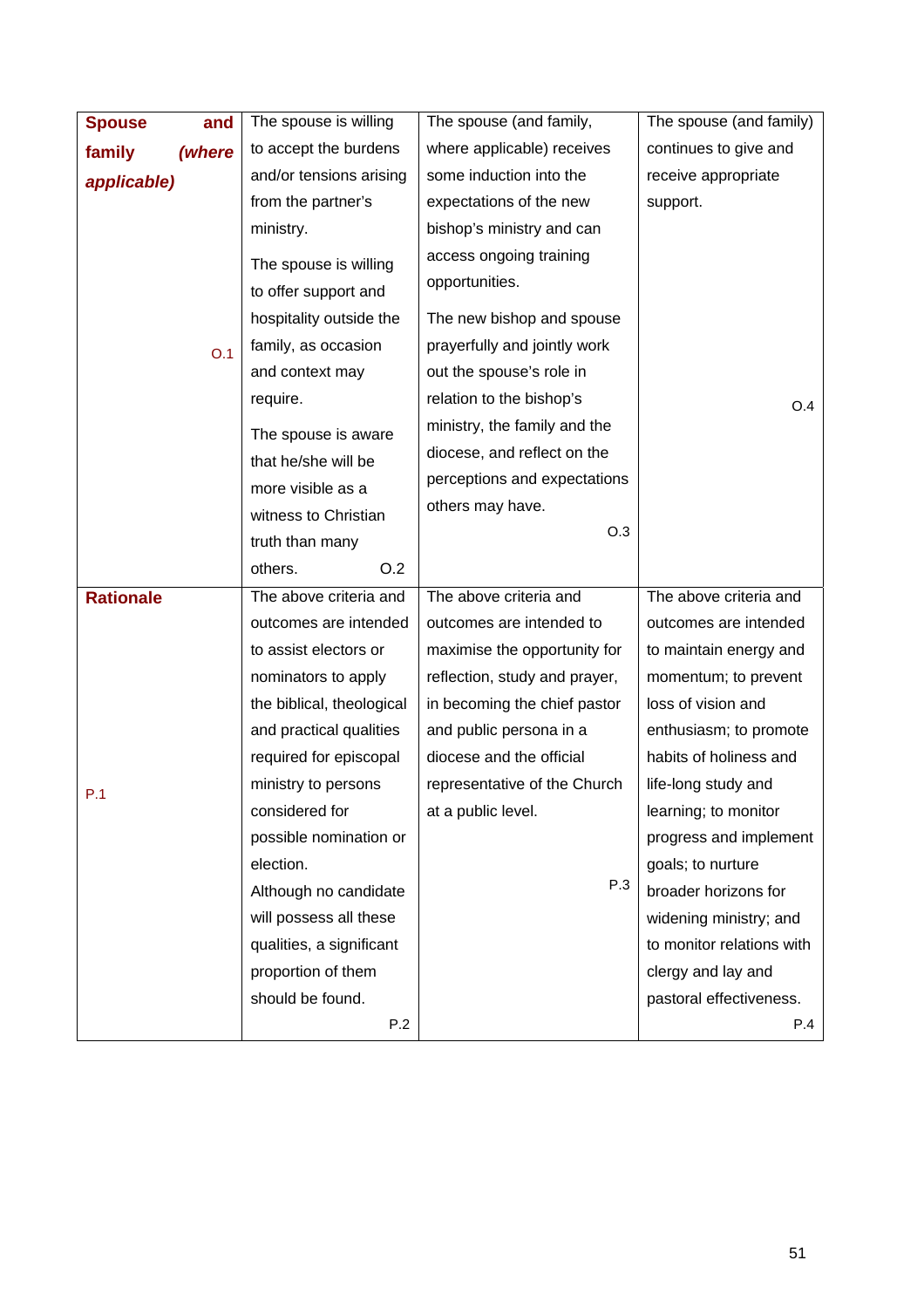| | | | |
|---|---|---|---|
| **Spouse and family *(where applicable)*** O.1 | The spouse is willing to accept the burdens and/or tensions arising from the partner's ministry.<br><br>The spouse is willing to offer support and hospitality outside the family, as occasion and context may require.<br><br>The spouse is aware that he/she will be more visible as a witness to Christian truth than many others. O.2 | The spouse (and family, where applicable) receives some induction into the expectations of the new bishop's ministry and can access ongoing training opportunities.<br><br>The new bishop and spouse prayerfully and jointly work out the spouse's role in relation to the bishop's ministry, the family and the diocese, and reflect on the perceptions and expectations others may have. O.3 | The spouse (and family) continues to give and receive appropriate support. O.4 |
| **Rationale** P.1 | The above criteria and outcomes are intended to assist electors or nominators to apply the biblical, theological and practical qualities required for episcopal ministry to persons considered for possible nomination or election.<br>Although no candidate will possess all these qualities, a significant proportion of them should be found. P.2 | The above criteria and outcomes are intended to maximise the opportunity for reflection, study and prayer, in becoming the chief pastor and public persona in a diocese and the official representative of the Church at a public level. P.3 | The above criteria and outcomes are intended to maintain energy and momentum; to prevent loss of vision and enthusiasm; to promote habits of holiness and life-long study and learning; to monitor progress and implement goals; to nurture broader horizons for widening ministry; and to monitor relations with clergy and lay and pastoral effectiveness. P.4 |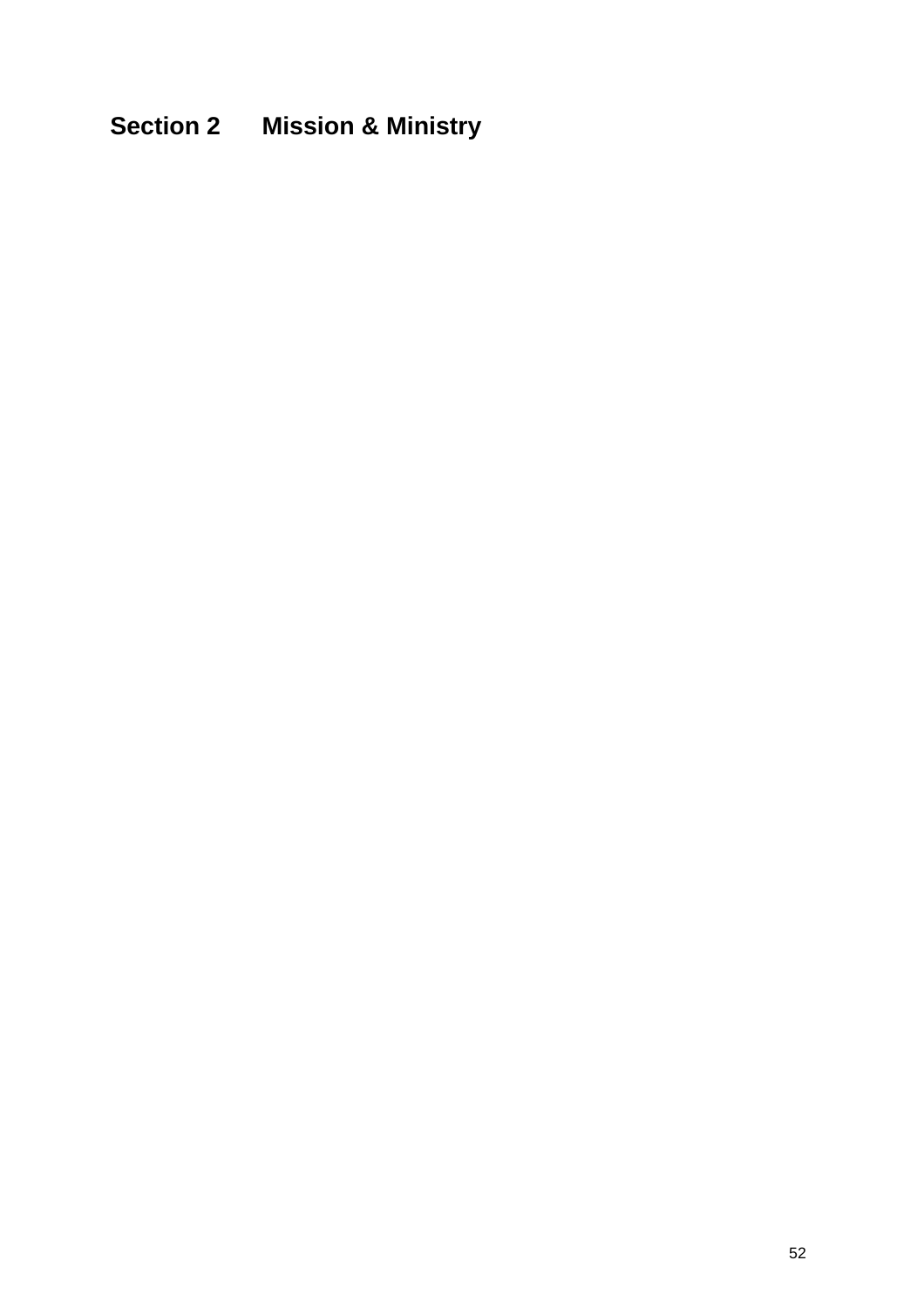# Section 2 Mission & Ministry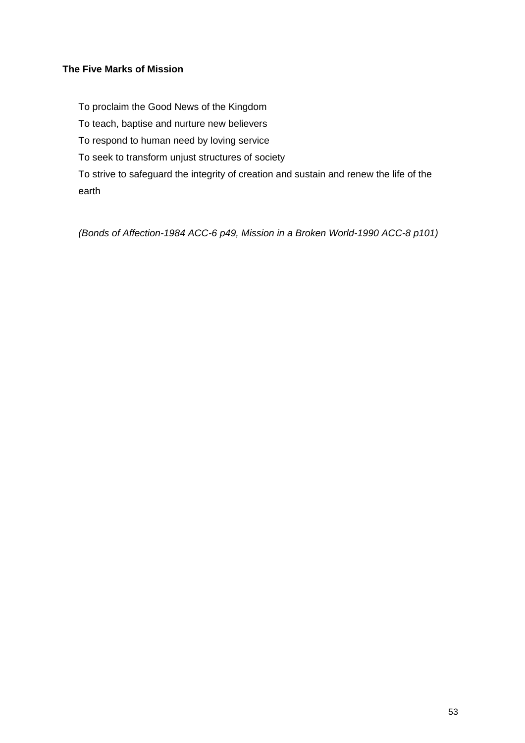**The Five Marks of Mission**

To proclaim the Good News of the Kingdom

To teach, baptise and nurture new believers

To respond to human need by loving service

To seek to transform unjust structures of society

To strive to safeguard the integrity of creation and sustain and renew the life of the earth

*(Bonds of Affection-1984 ACC-6 p49, Mission in a Broken World-1990 ACC-8 p101)*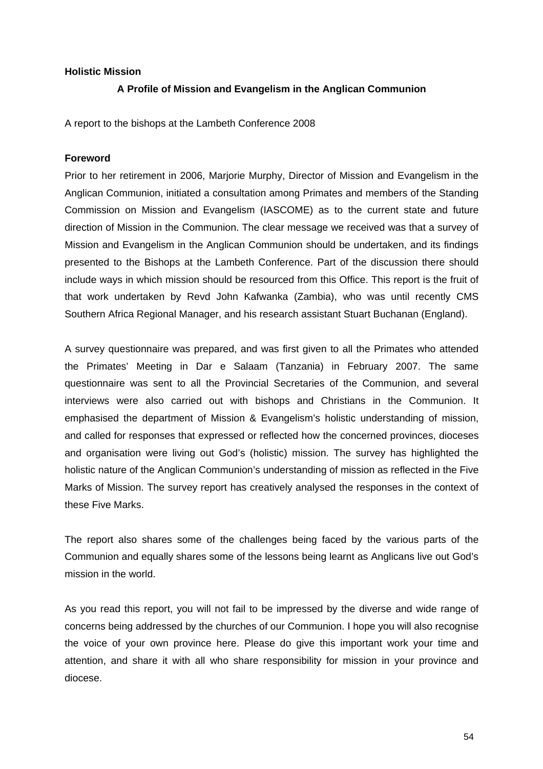**Holistic Mission**

**A Profile of Mission and Evangelism in the Anglican Communion**

A report to the bishops at the Lambeth Conference 2008

**Foreword**

Prior to her retirement in 2006, Marjorie Murphy, Director of Mission and Evangelism in the Anglican Communion, initiated a consultation among Primates and members of the Standing Commission on Mission and Evangelism (IASCOME) as to the current state and future direction of Mission in the Communion. The clear message we received was that a survey of Mission and Evangelism in the Anglican Communion should be undertaken, and its findings presented to the Bishops at the Lambeth Conference. Part of the discussion there should include ways in which mission should be resourced from this Office. This report is the fruit of that work undertaken by Revd John Kafwanka (Zambia), who was until recently CMS Southern Africa Regional Manager, and his research assistant Stuart Buchanan (England).

A survey questionnaire was prepared, and was first given to all the Primates who attended the Primates' Meeting in Dar e Salaam (Tanzania) in February 2007. The same questionnaire was sent to all the Provincial Secretaries of the Communion, and several interviews were also carried out with bishops and Christians in the Communion. It emphasised the department of Mission & Evangelism's holistic understanding of mission, and called for responses that expressed or reflected how the concerned provinces, dioceses and organisation were living out God's (holistic) mission. The survey has highlighted the holistic nature of the Anglican Communion's understanding of mission as reflected in the Five Marks of Mission. The survey report has creatively analysed the responses in the context of these Five Marks.

The report also shares some of the challenges being faced by the various parts of the Communion and equally shares some of the lessons being learnt as Anglicans live out God's mission in the world.

As you read this report, you will not fail to be impressed by the diverse and wide range of concerns being addressed by the churches of our Communion. I hope you will also recognise the voice of your own province here. Please do give this important work your time and attention, and share it with all who share responsibility for mission in your province and diocese.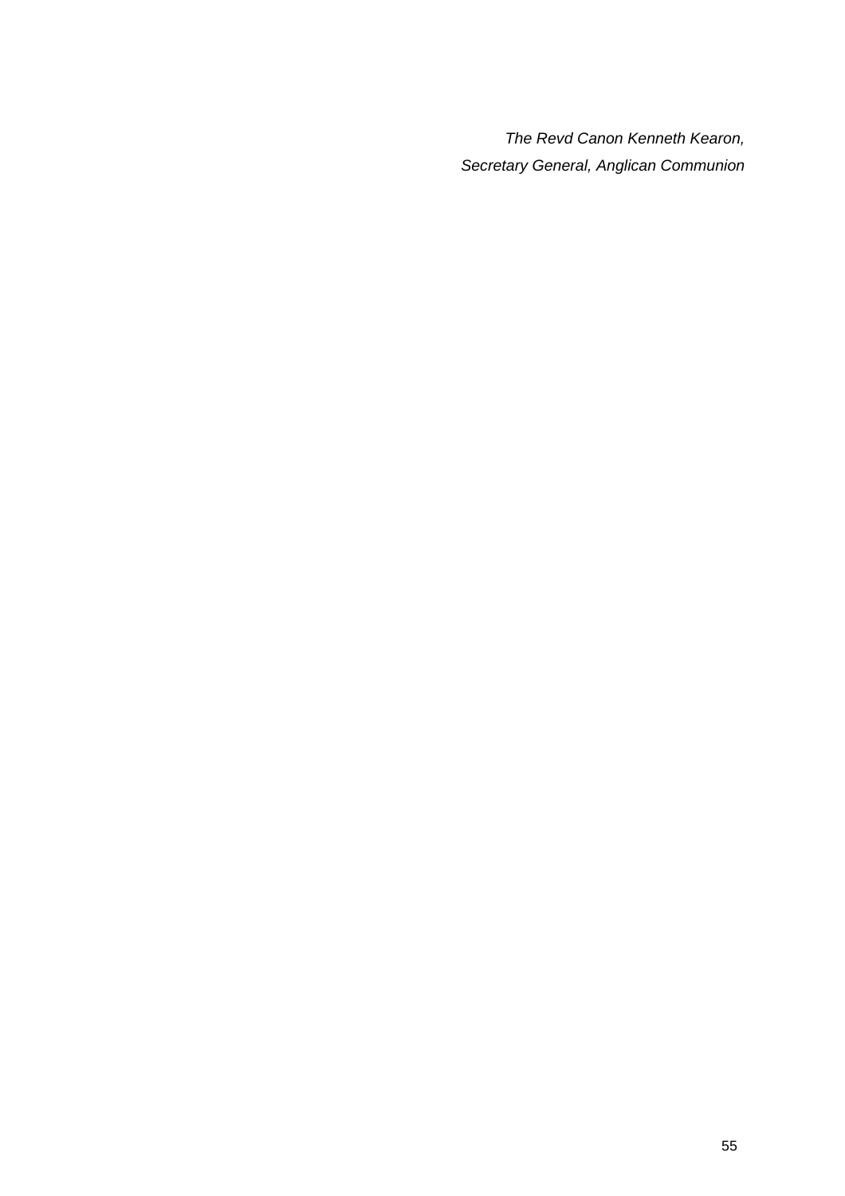*The Revd Canon Kenneth Kearon,*
*Secretary General, Anglican Communion*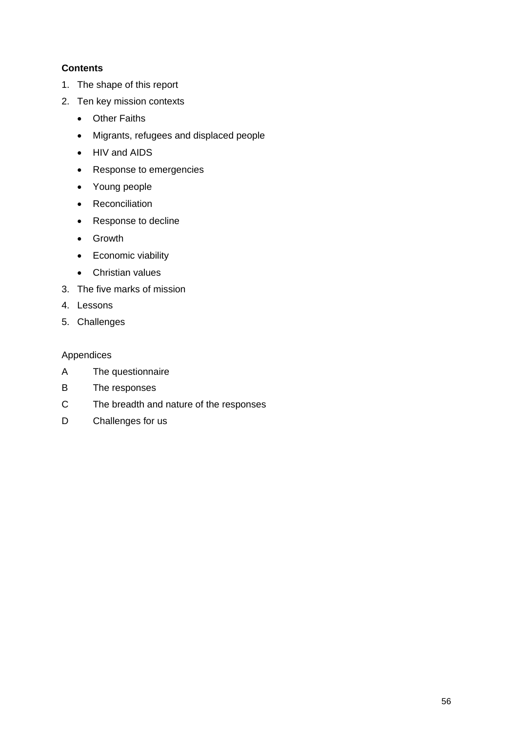**Contents**

1. The shape of this report
2. Ten key mission contexts
    - Other Faiths
    - Migrants, refugees and displaced people
    - HIV and AIDS
    - Response to emergencies
    - Young people
    - Reconciliation
    - Response to decline
    - Growth
    - Economic viability
    - Christian values
3. The five marks of mission
4. Lessons
5. Challenges

Appendices

A The questionnaire

B The responses

C The breadth and nature of the responses

D Challenges for us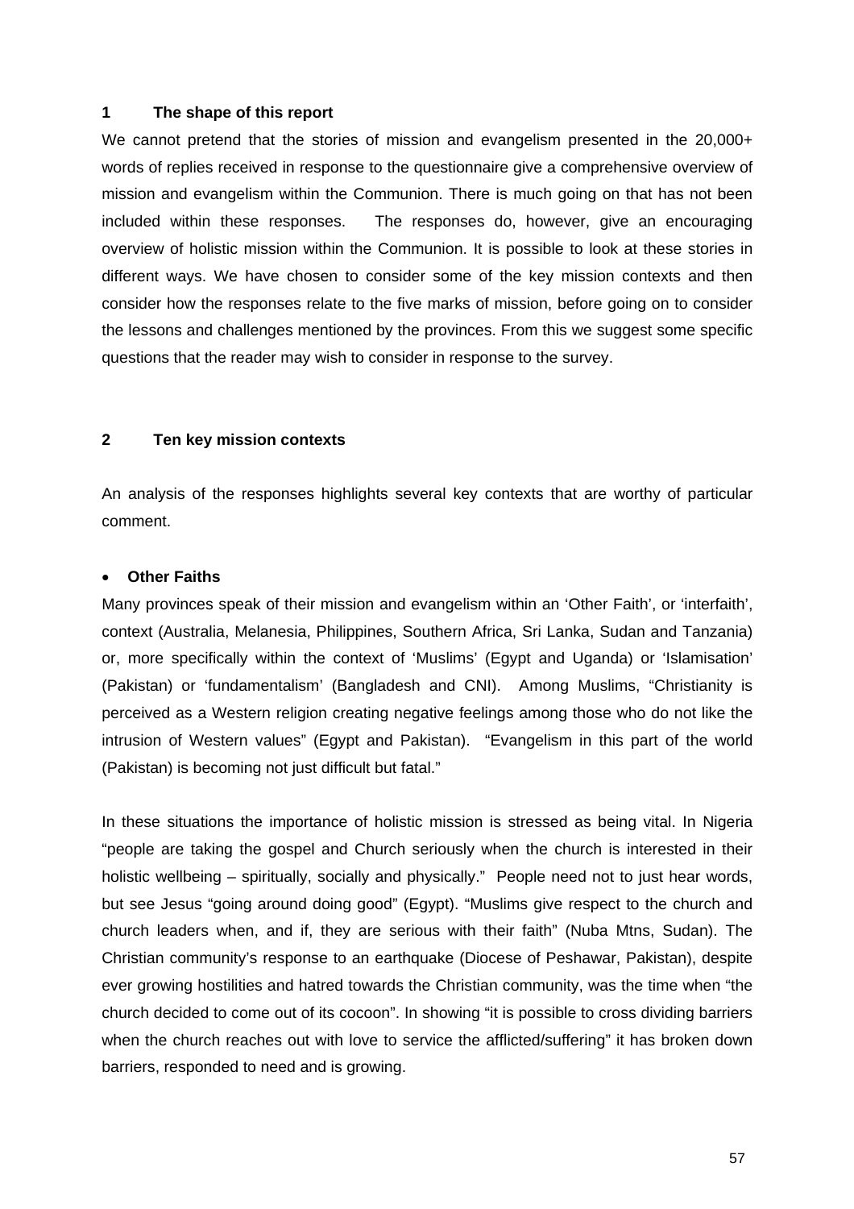## 1 The shape of this report

We cannot pretend that the stories of mission and evangelism presented in the 20,000+ words of replies received in response to the questionnaire give a comprehensive overview of mission and evangelism within the Communion. There is much going on that has not been included within these responses. The responses do, however, give an encouraging overview of holistic mission within the Communion. It is possible to look at these stories in different ways. We have chosen to consider some of the key mission contexts and then consider how the responses relate to the five marks of mission, before going on to consider the lessons and challenges mentioned by the provinces. From this we suggest some specific questions that the reader may wish to consider in response to the survey.

## 2 Ten key mission contexts

An analysis of the responses highlights several key contexts that are worthy of particular comment.

- **Other Faiths**

Many provinces speak of their mission and evangelism within an 'Other Faith', or 'interfaith', context (Australia, Melanesia, Philippines, Southern Africa, Sri Lanka, Sudan and Tanzania) or, more specifically within the context of 'Muslims' (Egypt and Uganda) or 'Islamisation' (Pakistan) or 'fundamentalism' (Bangladesh and CNI). Among Muslims, "Christianity is perceived as a Western religion creating negative feelings among those who do not like the intrusion of Western values" (Egypt and Pakistan). "Evangelism in this part of the world (Pakistan) is becoming not just difficult but fatal."

In these situations the importance of holistic mission is stressed as being vital. In Nigeria "people are taking the gospel and Church seriously when the church is interested in their holistic wellbeing – spiritually, socially and physically." People need not to just hear words, but see Jesus "going around doing good" (Egypt). "Muslims give respect to the church and church leaders when, and if, they are serious with their faith" (Nuba Mtns, Sudan). The Christian community's response to an earthquake (Diocese of Peshawar, Pakistan), despite ever growing hostilities and hatred towards the Christian community, was the time when "the church decided to come out of its cocoon". In showing "it is possible to cross dividing barriers when the church reaches out with love to service the afflicted/suffering" it has broken down barriers, responded to need and is growing.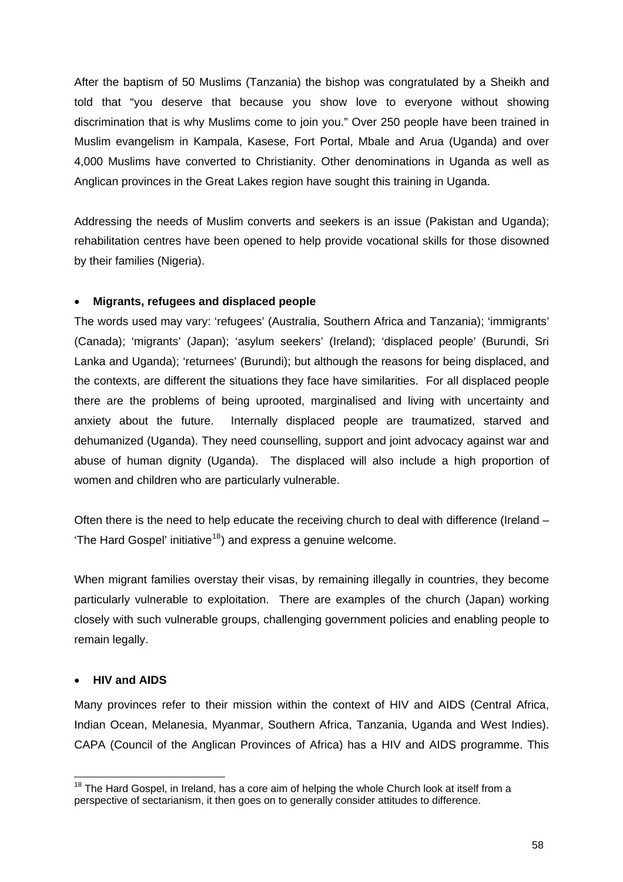After the baptism of 50 Muslims (Tanzania) the bishop was congratulated by a Sheikh and told that "you deserve that because you show love to everyone without showing discrimination that is why Muslims come to join you." Over 250 people have been trained in Muslim evangelism in Kampala, Kasese, Fort Portal, Mbale and Arua (Uganda) and over 4,000 Muslims have converted to Christianity. Other denominations in Uganda as well as Anglican provinces in the Great Lakes region have sought this training in Uganda.

Addressing the needs of Muslim converts and seekers is an issue (Pakistan and Uganda); rehabilitation centres have been opened to help provide vocational skills for those disowned by their families (Nigeria).

- **Migrants, refugees and displaced people**

The words used may vary: 'refugees' (Australia, Southern Africa and Tanzania); 'immigrants' (Canada); 'migrants' (Japan); 'asylum seekers' (Ireland); 'displaced people' (Burundi, Sri Lanka and Uganda); 'returnees' (Burundi); but although the reasons for being displaced, and the contexts, are different the situations they face have similarities. For all displaced people there are the problems of being uprooted, marginalised and living with uncertainty and anxiety about the future. Internally displaced people are traumatized, starved and dehumanized (Uganda). They need counselling, support and joint advocacy against war and abuse of human dignity (Uganda). The displaced will also include a high proportion of women and children who are particularly vulnerable.

Often there is the need to help educate the receiving church to deal with difference (Ireland – 'The Hard Gospel' initiative[18]) and express a genuine welcome.

When migrant families overstay their visas, by remaining illegally in countries, they become particularly vulnerable to exploitation. There are examples of the church (Japan) working closely with such vulnerable groups, challenging government policies and enabling people to remain legally.

- **HIV and AIDS**

Many provinces refer to their mission within the context of HIV and AIDS (Central Africa, Indian Ocean, Melanesia, Myanmar, Southern Africa, Tanzania, Uganda and West Indies). CAPA (Council of the Anglican Provinces of Africa) has a HIV and AIDS programme. This

[18] The Hard Gospel, in Ireland, has a core aim of helping the whole Church look at itself from a perspective of sectarianism, it then goes on to generally consider attitudes to difference.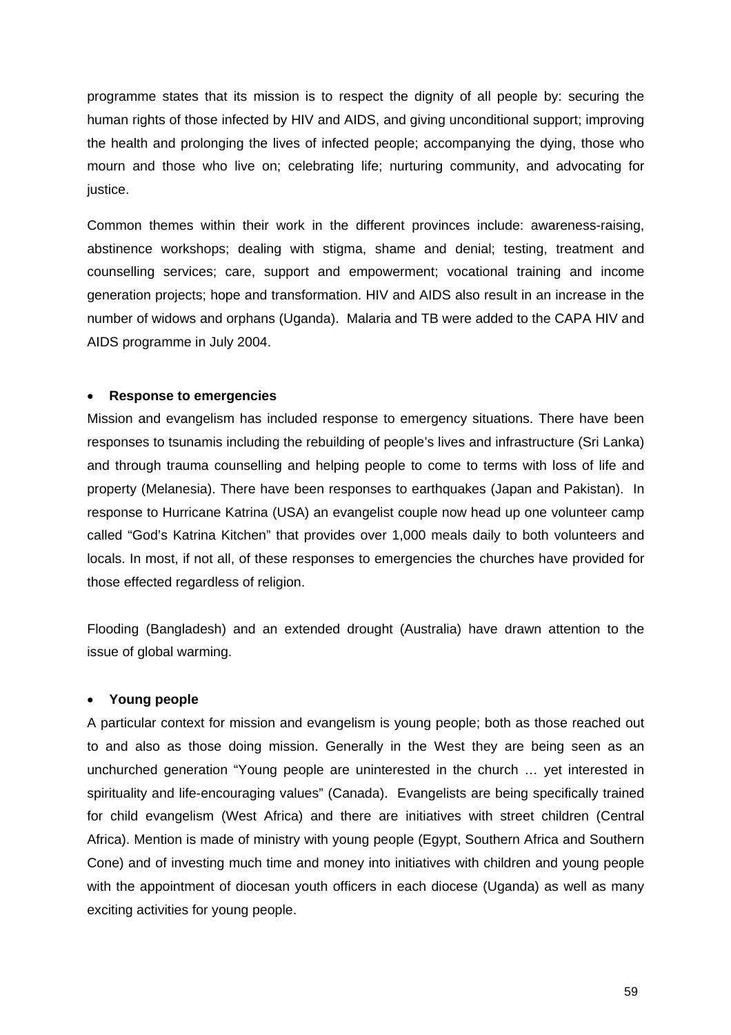programme states that its mission is to respect the dignity of all people by: securing the human rights of those infected by HIV and AIDS, and giving unconditional support; improving the health and prolonging the lives of infected people; accompanying the dying, those who mourn and those who live on; celebrating life; nurturing community, and advocating for justice.

Common themes within their work in the different provinces include: awareness-raising, abstinence workshops; dealing with stigma, shame and denial; testing, treatment and counselling services; care, support and empowerment; vocational training and income generation projects; hope and transformation. HIV and AIDS also result in an increase in the number of widows and orphans (Uganda). Malaria and TB were added to the CAPA HIV and AIDS programme in July 2004.

- **Response to emergencies**

Mission and evangelism has included response to emergency situations. There have been responses to tsunamis including the rebuilding of people's lives and infrastructure (Sri Lanka) and through trauma counselling and helping people to come to terms with loss of life and property (Melanesia). There have been responses to earthquakes (Japan and Pakistan). In response to Hurricane Katrina (USA) an evangelist couple now head up one volunteer camp called "God's Katrina Kitchen" that provides over 1,000 meals daily to both volunteers and locals. In most, if not all, of these responses to emergencies the churches have provided for those effected regardless of religion.

Flooding (Bangladesh) and an extended drought (Australia) have drawn attention to the issue of global warming.

- **Young people**

A particular context for mission and evangelism is young people; both as those reached out to and also as those doing mission. Generally in the West they are being seen as an unchurched generation "Young people are uninterested in the church … yet interested in spirituality and life-encouraging values" (Canada). Evangelists are being specifically trained for child evangelism (West Africa) and there are initiatives with street children (Central Africa). Mention is made of ministry with young people (Egypt, Southern Africa and Southern Cone) and of investing much time and money into initiatives with children and young people with the appointment of diocesan youth officers in each diocese (Uganda) as well as many exciting activities for young people.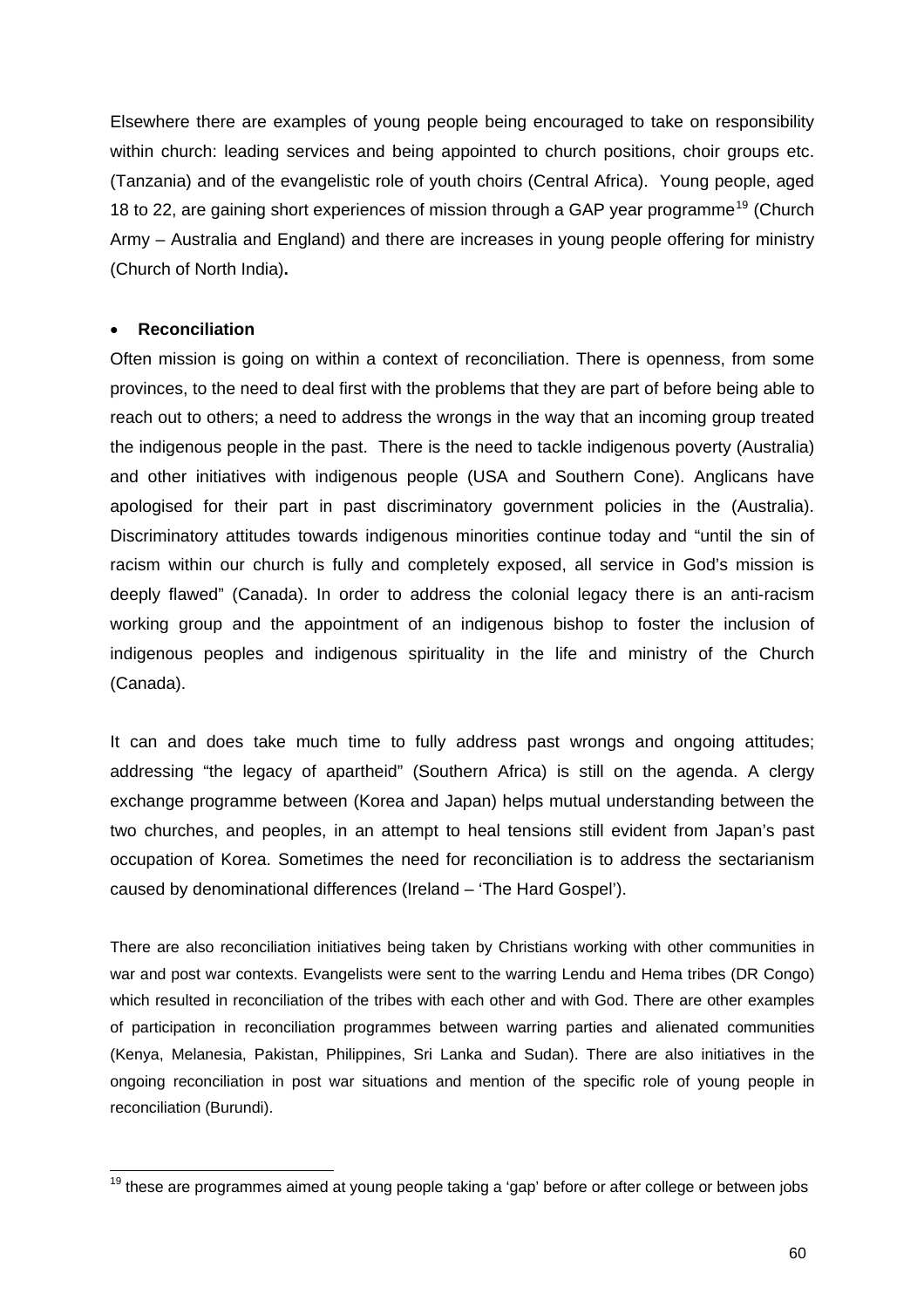Elsewhere there are examples of young people being encouraged to take on responsibility within church: leading services and being appointed to church positions, choir groups etc. (Tanzania) and of the evangelistic role of youth choirs (Central Africa). Young people, aged 18 to 22, are gaining short experiences of mission through a GAP year programme[19] (Church Army – Australia and England) and there are increases in young people offering for ministry (Church of North India)**.**

- **Reconciliation**

Often mission is going on within a context of reconciliation. There is openness, from some provinces, to the need to deal first with the problems that they are part of before being able to reach out to others; a need to address the wrongs in the way that an incoming group treated the indigenous people in the past. There is the need to tackle indigenous poverty (Australia) and other initiatives with indigenous people (USA and Southern Cone). Anglicans have apologised for their part in past discriminatory government policies in the (Australia). Discriminatory attitudes towards indigenous minorities continue today and "until the sin of racism within our church is fully and completely exposed, all service in God's mission is deeply flawed" (Canada). In order to address the colonial legacy there is an anti-racism working group and the appointment of an indigenous bishop to foster the inclusion of indigenous peoples and indigenous spirituality in the life and ministry of the Church (Canada).

It can and does take much time to fully address past wrongs and ongoing attitudes; addressing "the legacy of apartheid" (Southern Africa) is still on the agenda. A clergy exchange programme between (Korea and Japan) helps mutual understanding between the two churches, and peoples, in an attempt to heal tensions still evident from Japan's past occupation of Korea. Sometimes the need for reconciliation is to address the sectarianism caused by denominational differences (Ireland – 'The Hard Gospel').

There are also reconciliation initiatives being taken by Christians working with other communities in war and post war contexts. Evangelists were sent to the warring Lendu and Hema tribes (DR Congo) which resulted in reconciliation of the tribes with each other and with God. There are other examples of participation in reconciliation programmes between warring parties and alienated communities (Kenya, Melanesia, Pakistan, Philippines, Sri Lanka and Sudan). There are also initiatives in the ongoing reconciliation in post war situations and mention of the specific role of young people in reconciliation (Burundi).

[19] these are programmes aimed at young people taking a 'gap' before or after college or between jobs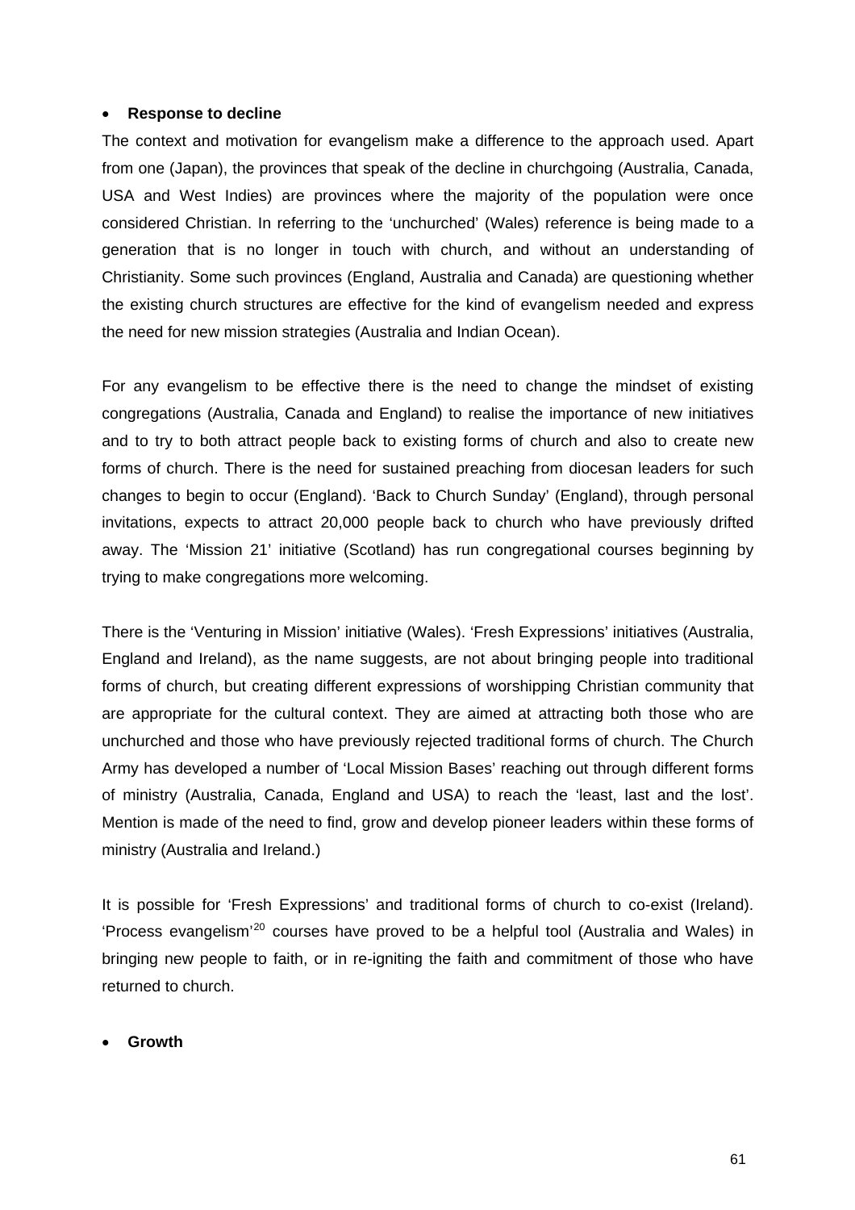- **Response to decline**

The context and motivation for evangelism make a difference to the approach used. Apart from one (Japan), the provinces that speak of the decline in churchgoing (Australia, Canada, USA and West Indies) are provinces where the majority of the population were once considered Christian. In referring to the 'unchurched' (Wales) reference is being made to a generation that is no longer in touch with church, and without an understanding of Christianity. Some such provinces (England, Australia and Canada) are questioning whether the existing church structures are effective for the kind of evangelism needed and express the need for new mission strategies (Australia and Indian Ocean).

For any evangelism to be effective there is the need to change the mindset of existing congregations (Australia, Canada and England) to realise the importance of new initiatives and to try to both attract people back to existing forms of church and also to create new forms of church. There is the need for sustained preaching from diocesan leaders for such changes to begin to occur (England). 'Back to Church Sunday' (England), through personal invitations, expects to attract 20,000 people back to church who have previously drifted away. The 'Mission 21' initiative (Scotland) has run congregational courses beginning by trying to make congregations more welcoming.

There is the 'Venturing in Mission' initiative (Wales). 'Fresh Expressions' initiatives (Australia, England and Ireland), as the name suggests, are not about bringing people into traditional forms of church, but creating different expressions of worshipping Christian community that are appropriate for the cultural context. They are aimed at attracting both those who are unchurched and those who have previously rejected traditional forms of church. The Church Army has developed a number of 'Local Mission Bases' reaching out through different forms of ministry (Australia, Canada, England and USA) to reach the 'least, last and the lost'. Mention is made of the need to find, grow and develop pioneer leaders within these forms of ministry (Australia and Ireland.)

It is possible for 'Fresh Expressions' and traditional forms of church to co-exist (Ireland). 'Process evangelism'[20] courses have proved to be a helpful tool (Australia and Wales) in bringing new people to faith, or in re-igniting the faith and commitment of those who have returned to church.

- **Growth**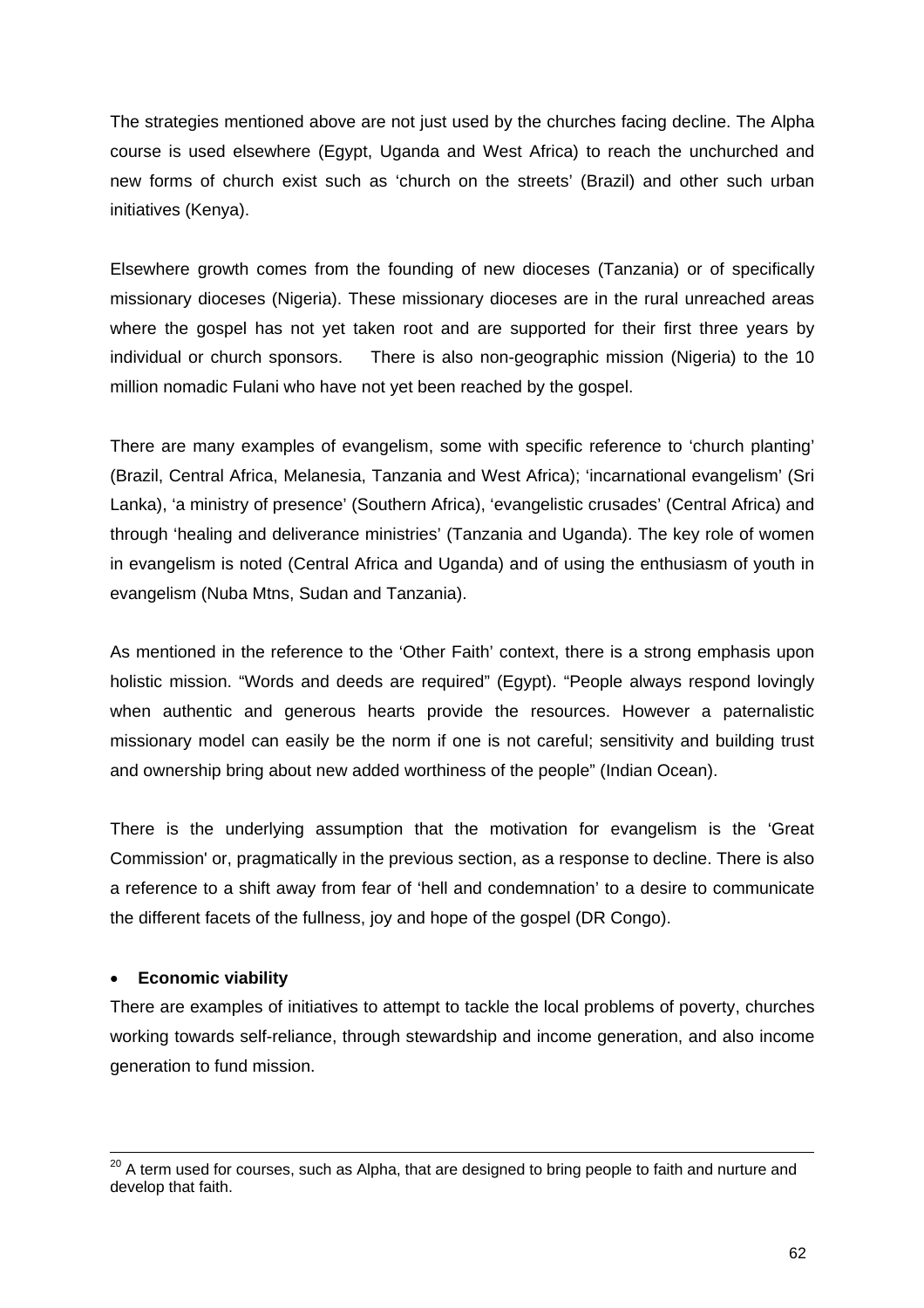The strategies mentioned above are not just used by the churches facing decline. The Alpha course is used elsewhere (Egypt, Uganda and West Africa) to reach the unchurched and new forms of church exist such as 'church on the streets' (Brazil) and other such urban initiatives (Kenya).

Elsewhere growth comes from the founding of new dioceses (Tanzania) or of specifically missionary dioceses (Nigeria). These missionary dioceses are in the rural unreached areas where the gospel has not yet taken root and are supported for their first three years by individual or church sponsors. There is also non-geographic mission (Nigeria) to the 10 million nomadic Fulani who have not yet been reached by the gospel.

There are many examples of evangelism, some with specific reference to 'church planting' (Brazil, Central Africa, Melanesia, Tanzania and West Africa); 'incarnational evangelism' (Sri Lanka), 'a ministry of presence' (Southern Africa), 'evangelistic crusades' (Central Africa) and through 'healing and deliverance ministries' (Tanzania and Uganda). The key role of women in evangelism is noted (Central Africa and Uganda) and of using the enthusiasm of youth in evangelism (Nuba Mtns, Sudan and Tanzania).

As mentioned in the reference to the 'Other Faith' context, there is a strong emphasis upon holistic mission. "Words and deeds are required" (Egypt). "People always respond lovingly when authentic and generous hearts provide the resources. However a paternalistic missionary model can easily be the norm if one is not careful; sensitivity and building trust and ownership bring about new added worthiness of the people" (Indian Ocean).

There is the underlying assumption that the motivation for evangelism is the 'Great Commission' or, pragmatically in the previous section, as a response to decline. There is also a reference to a shift away from fear of 'hell and condemnation' to a desire to communicate the different facets of the fullness, joy and hope of the gospel (DR Congo).

- **Economic viability**

There are examples of initiatives to attempt to tackle the local problems of poverty, churches working towards self-reliance, through stewardship and income generation, and also income generation to fund mission.

---

[20] A term used for courses, such as Alpha, that are designed to bring people to faith and nurture and develop that faith.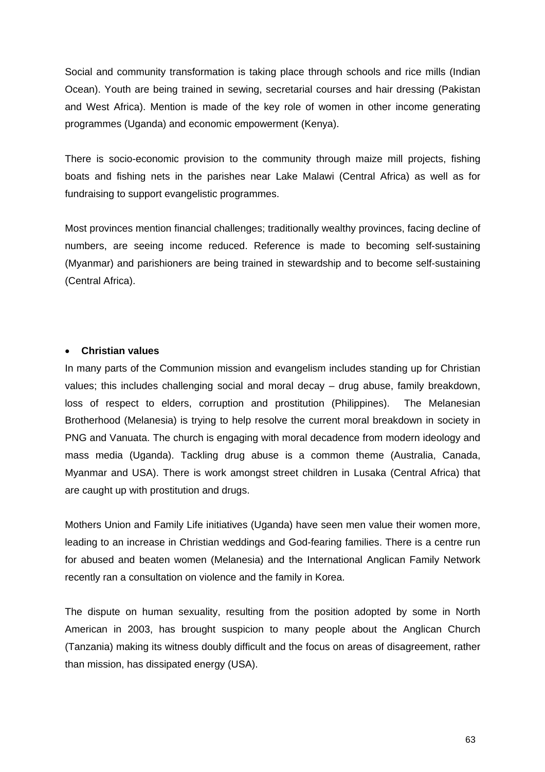Social and community transformation is taking place through schools and rice mills (Indian Ocean). Youth are being trained in sewing, secretarial courses and hair dressing (Pakistan and West Africa). Mention is made of the key role of women in other income generating programmes (Uganda) and economic empowerment (Kenya).

There is socio-economic provision to the community through maize mill projects, fishing boats and fishing nets in the parishes near Lake Malawi (Central Africa) as well as for fundraising to support evangelistic programmes.

Most provinces mention financial challenges; traditionally wealthy provinces, facing decline of numbers, are seeing income reduced. Reference is made to becoming self-sustaining (Myanmar) and parishioners are being trained in stewardship and to become self-sustaining (Central Africa).

- **Christian values**

In many parts of the Communion mission and evangelism includes standing up for Christian values; this includes challenging social and moral decay – drug abuse, family breakdown, loss of respect to elders, corruption and prostitution (Philippines). The Melanesian Brotherhood (Melanesia) is trying to help resolve the current moral breakdown in society in PNG and Vanuata. The church is engaging with moral decadence from modern ideology and mass media (Uganda). Tackling drug abuse is a common theme (Australia, Canada, Myanmar and USA). There is work amongst street children in Lusaka (Central Africa) that are caught up with prostitution and drugs.

Mothers Union and Family Life initiatives (Uganda) have seen men value their women more, leading to an increase in Christian weddings and God-fearing families. There is a centre run for abused and beaten women (Melanesia) and the International Anglican Family Network recently ran a consultation on violence and the family in Korea.

The dispute on human sexuality, resulting from the position adopted by some in North American in 2003, has brought suspicion to many people about the Anglican Church (Tanzania) making its witness doubly difficult and the focus on areas of disagreement, rather than mission, has dissipated energy (USA).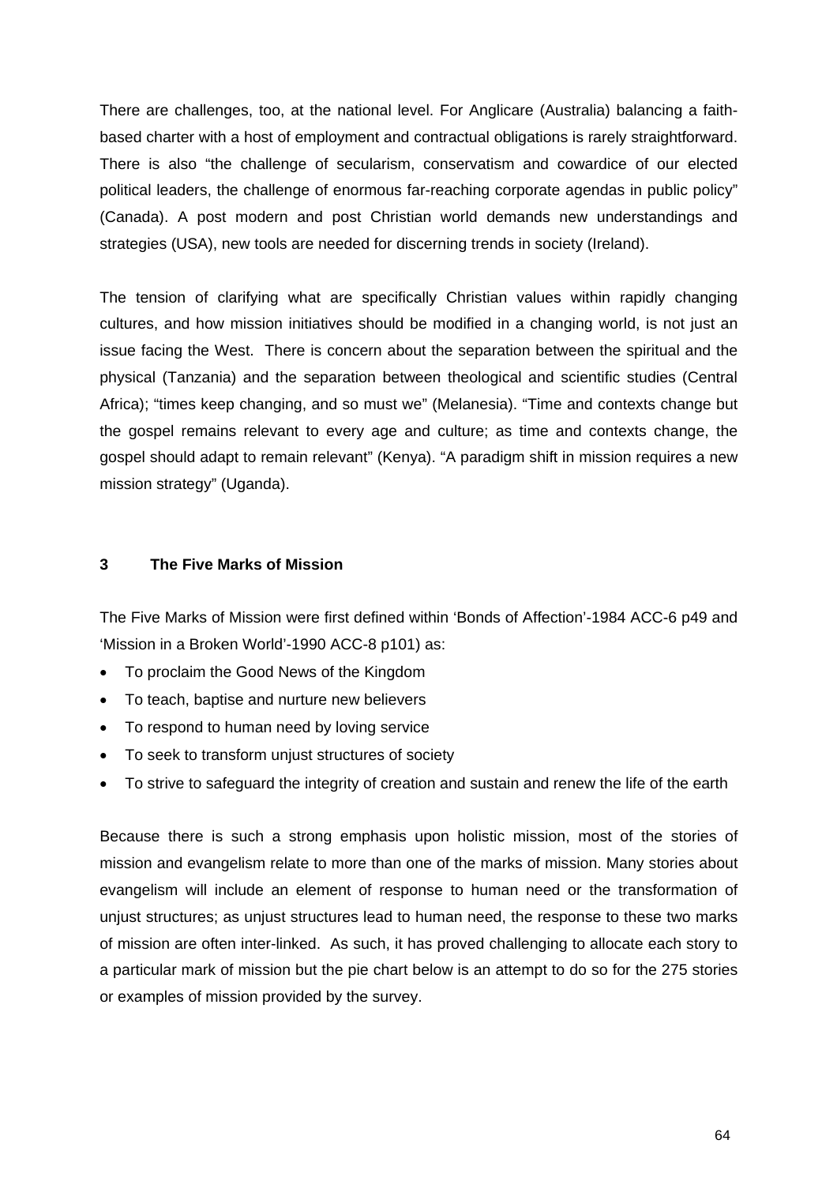There are challenges, too, at the national level. For Anglicare (Australia) balancing a faith-based charter with a host of employment and contractual obligations is rarely straightforward. There is also "the challenge of secularism, conservatism and cowardice of our elected political leaders, the challenge of enormous far-reaching corporate agendas in public policy" (Canada). A post modern and post Christian world demands new understandings and strategies (USA), new tools are needed for discerning trends in society (Ireland).

The tension of clarifying what are specifically Christian values within rapidly changing cultures, and how mission initiatives should be modified in a changing world, is not just an issue facing the West. There is concern about the separation between the spiritual and the physical (Tanzania) and the separation between theological and scientific studies (Central Africa); "times keep changing, and so must we" (Melanesia). "Time and contexts change but the gospel remains relevant to every age and culture; as time and contexts change, the gospel should adapt to remain relevant" (Kenya). "A paradigm shift in mission requires a new mission strategy" (Uganda).

## 3 The Five Marks of Mission

The Five Marks of Mission were first defined within 'Bonds of Affection'-1984 ACC-6 p49 and 'Mission in a Broken World'-1990 ACC-8 p101) as:

- To proclaim the Good News of the Kingdom
- To teach, baptise and nurture new believers
- To respond to human need by loving service
- To seek to transform unjust structures of society
- To strive to safeguard the integrity of creation and sustain and renew the life of the earth

Because there is such a strong emphasis upon holistic mission, most of the stories of mission and evangelism relate to more than one of the marks of mission. Many stories about evangelism will include an element of response to human need or the transformation of unjust structures; as unjust structures lead to human need, the response to these two marks of mission are often inter-linked. As such, it has proved challenging to allocate each story to a particular mark of mission but the pie chart below is an attempt to do so for the 275 stories or examples of mission provided by the survey.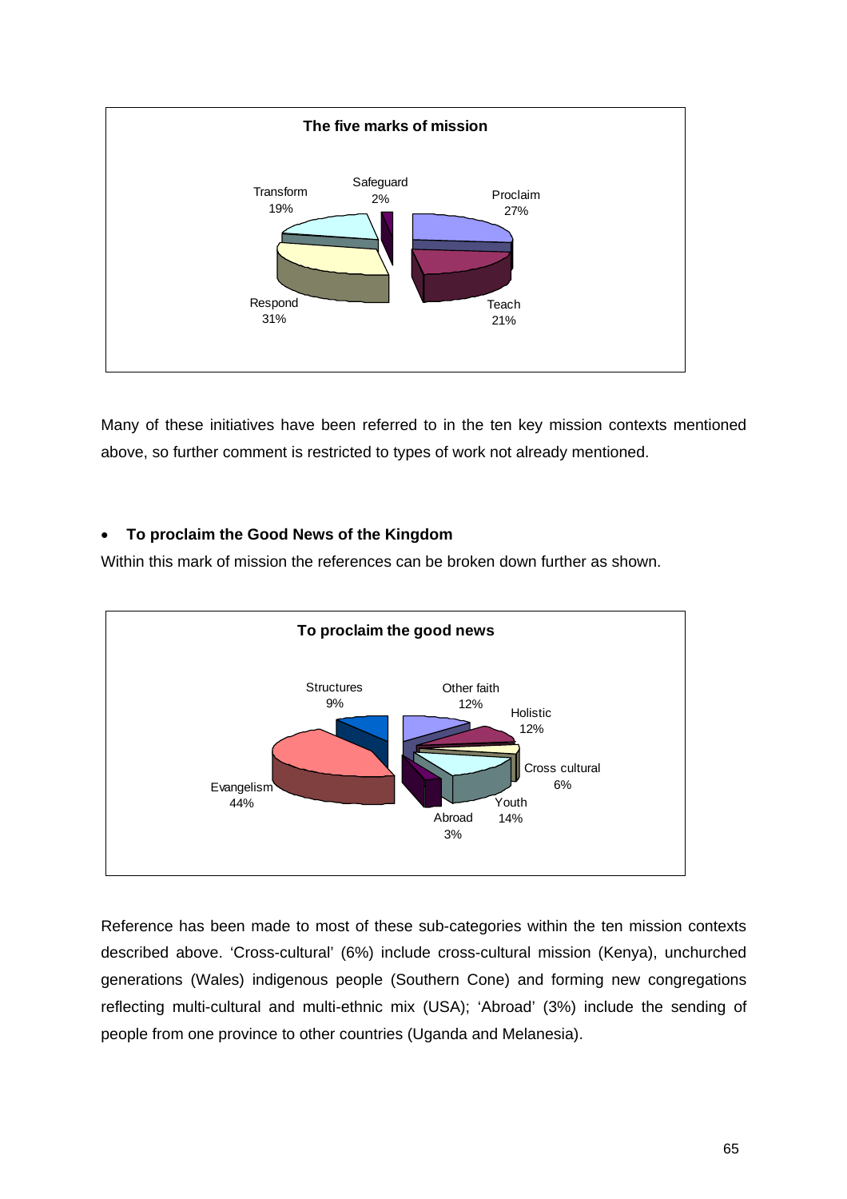**The five marks of mission**

Transform
19%

Safeguard
2%

Proclaim
27%

Respond
31%

Teach
21%

Many of these initiatives have been referred to in the ten key mission contexts mentioned above, so further comment is restricted to types of work not already mentioned.

- **To proclaim the Good News of the Kingdom**

Within this mark of mission the references can be broken down further as shown.

**To proclaim the good news**

Structures
9%

Other faith
12%

Holistic
12%

Cross cultural
6%

Evangelism
44%

Youth
14%

Abroad
3%

Reference has been made to most of these sub-categories within the ten mission contexts described above. 'Cross-cultural' (6%) include cross-cultural mission (Kenya), unchurched generations (Wales) indigenous people (Southern Cone) and forming new congregations reflecting multi-cultural and multi-ethnic mix (USA); 'Abroad' (3%) include the sending of people from one province to other countries (Uganda and Melanesia).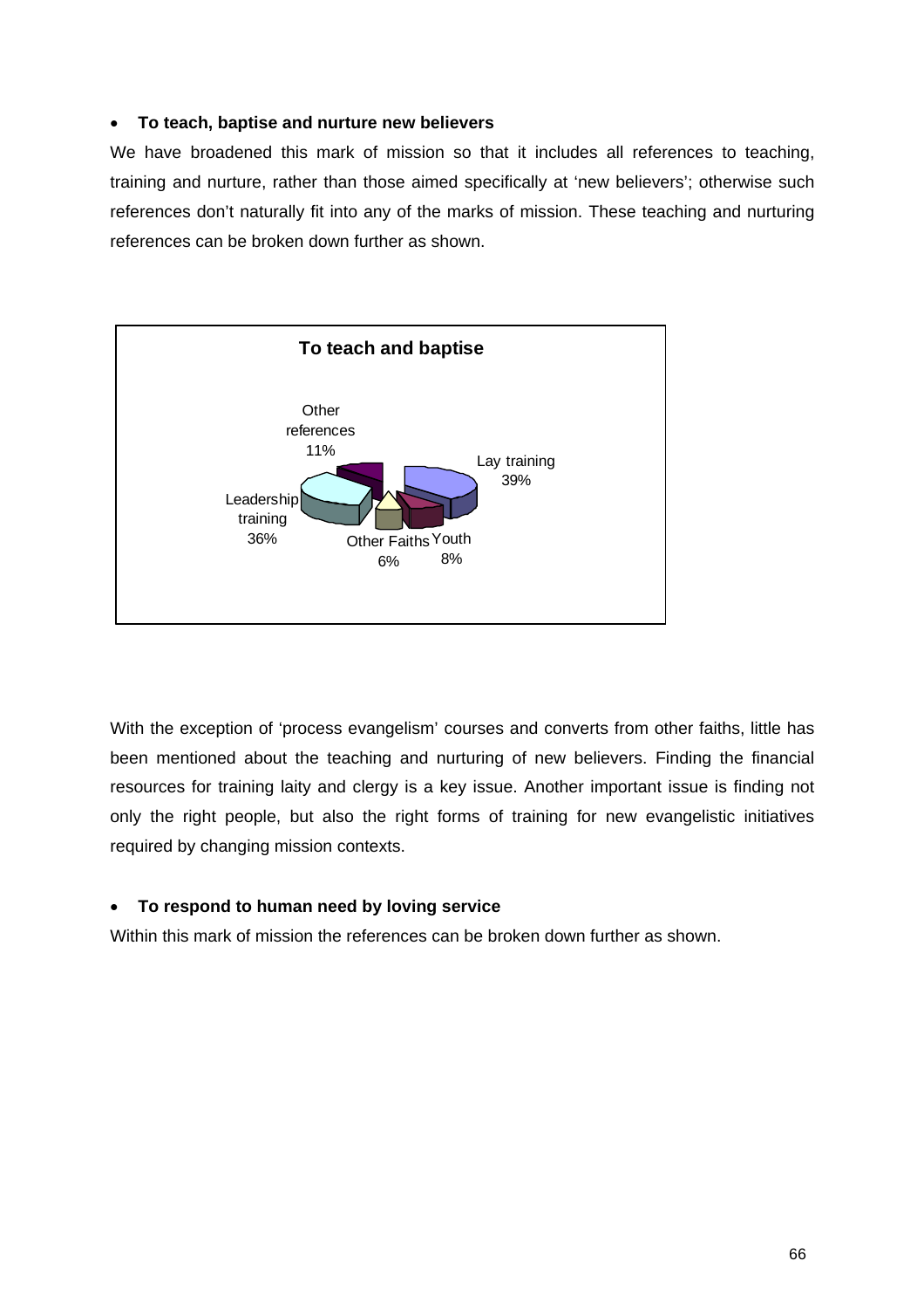- **To teach, baptise and nurture new believers**

We have broadened this mark of mission so that it includes all references to teaching, training and nurture, rather than those aimed specifically at 'new believers'; otherwise such references don't naturally fit into any of the marks of mission. These teaching and nurturing references can be broken down further as shown.

To teach and baptise

Other references 11%

Lay training 39%

Leadership training 36%

Other Faiths 6%

Youth 8%

With the exception of 'process evangelism' courses and converts from other faiths, little has been mentioned about the teaching and nurturing of new believers. Finding the financial resources for training laity and clergy is a key issue. Another important issue is finding not only the right people, but also the right forms of training for new evangelistic initiatives required by changing mission contexts.

- **To respond to human need by loving service**

Within this mark of mission the references can be broken down further as shown.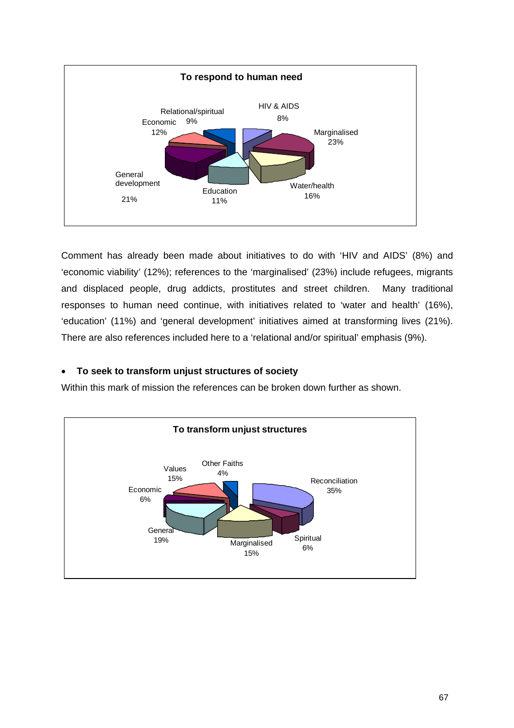**To respond to human need**

HIV & AIDS
8%

Marginalised
23%

Water/health
16%

Education
11%

General development
21%

Economic
12%

Relational/spiritual
9%

Comment has already been made about initiatives to do with 'HIV and AIDS' (8%) and 'economic viability' (12%); references to the 'marginalised' (23%) include refugees, migrants and displaced people, drug addicts, prostitutes and street children. Many traditional responses to human need continue, with initiatives related to 'water and health' (16%), 'education' (11%) and 'general development' initiatives aimed at transforming lives (21%). There are also references included here to a 'relational and/or spiritual' emphasis (9%).

- **To seek to transform unjust structures of society**

Within this mark of mission the references can be broken down further as shown.

**To transform unjust structures**

Other Faiths
4%

Reconciliation
35%

Spiritual
6%

Marginalised
15%

General
19%

Economic
6%

Values
15%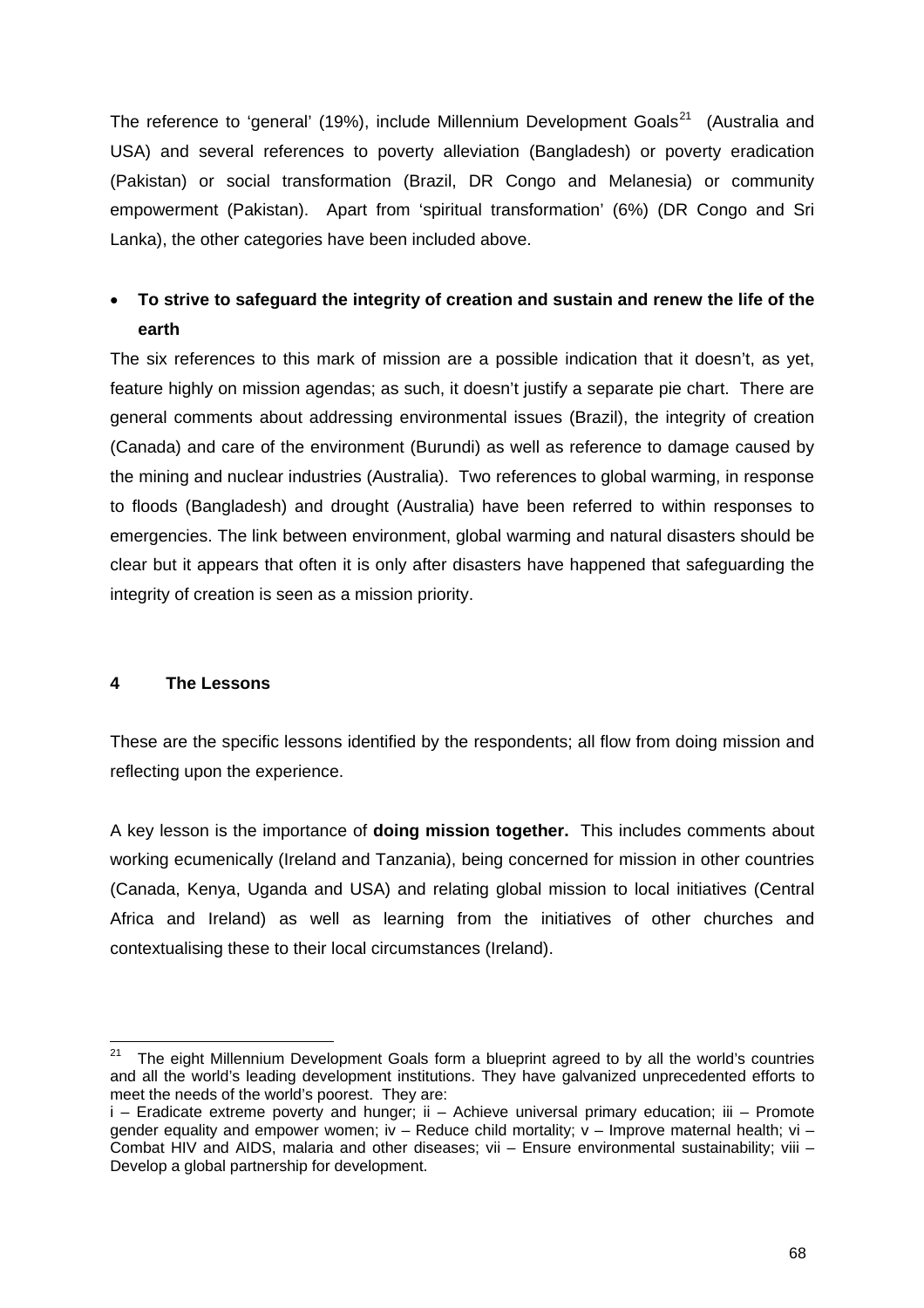The reference to 'general' (19%), include Millennium Development Goals[21] (Australia and USA) and several references to poverty alleviation (Bangladesh) or poverty eradication (Pakistan) or social transformation (Brazil, DR Congo and Melanesia) or community empowerment (Pakistan). Apart from 'spiritual transformation' (6%) (DR Congo and Sri Lanka), the other categories have been included above.

- **To strive to safeguard the integrity of creation and sustain and renew the life of the earth**

The six references to this mark of mission are a possible indication that it doesn't, as yet, feature highly on mission agendas; as such, it doesn't justify a separate pie chart. There are general comments about addressing environmental issues (Brazil), the integrity of creation (Canada) and care of the environment (Burundi) as well as reference to damage caused by the mining and nuclear industries (Australia). Two references to global warming, in response to floods (Bangladesh) and drought (Australia) have been referred to within responses to emergencies. The link between environment, global warming and natural disasters should be clear but it appears that often it is only after disasters have happened that safeguarding the integrity of creation is seen as a mission priority.

## 4 The Lessons

These are the specific lessons identified by the respondents; all flow from doing mission and reflecting upon the experience.

A key lesson is the importance of **doing mission together.** This includes comments about working ecumenically (Ireland and Tanzania), being concerned for mission in other countries (Canada, Kenya, Uganda and USA) and relating global mission to local initiatives (Central Africa and Ireland) as well as learning from the initiatives of other churches and contextualising these to their local circumstances (Ireland).

---

[21] The eight Millennium Development Goals form a blueprint agreed to by all the world's countries and all the world's leading development institutions. They have galvanized unprecedented efforts to meet the needs of the world's poorest. They are:
i – Eradicate extreme poverty and hunger; ii – Achieve universal primary education; iii – Promote gender equality and empower women; iv – Reduce child mortality; v – Improve maternal health; vi – Combat HIV and AIDS, malaria and other diseases; vii – Ensure environmental sustainability; viii – Develop a global partnership for development.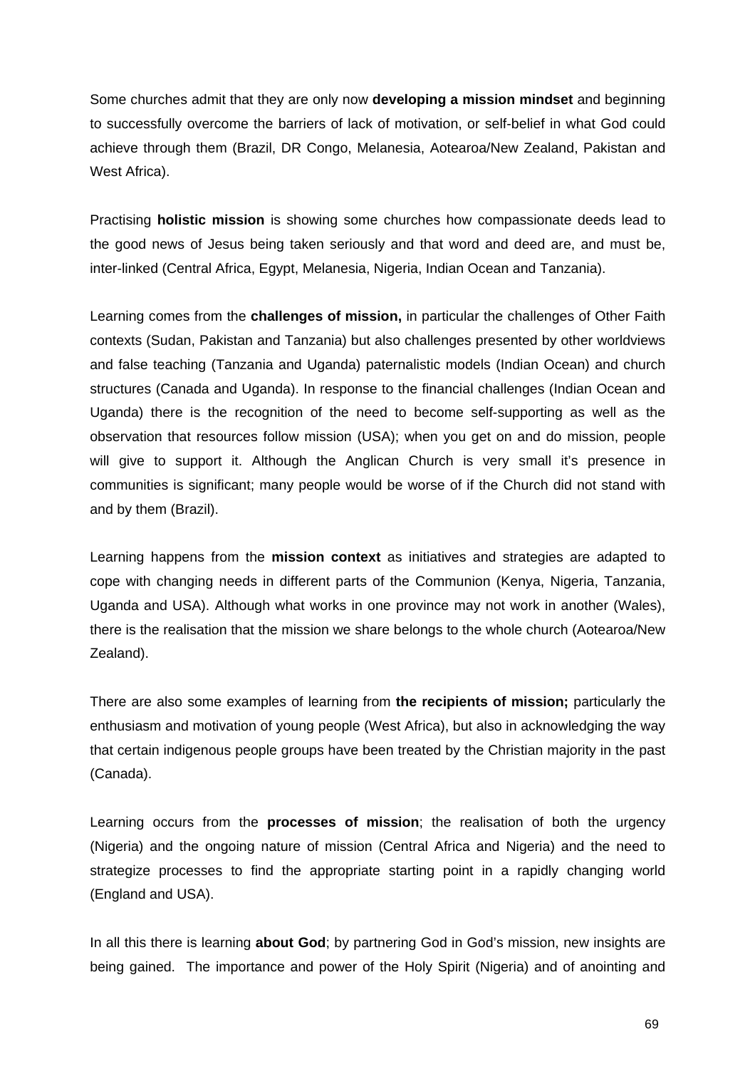Some churches admit that they are only now **developing a mission mindset** and beginning to successfully overcome the barriers of lack of motivation, or self-belief in what God could achieve through them (Brazil, DR Congo, Melanesia, Aotearoa/New Zealand, Pakistan and West Africa).

Practising **holistic mission** is showing some churches how compassionate deeds lead to the good news of Jesus being taken seriously and that word and deed are, and must be, inter-linked (Central Africa, Egypt, Melanesia, Nigeria, Indian Ocean and Tanzania).

Learning comes from the **challenges of mission,** in particular the challenges of Other Faith contexts (Sudan, Pakistan and Tanzania) but also challenges presented by other worldviews and false teaching (Tanzania and Uganda) paternalistic models (Indian Ocean) and church structures (Canada and Uganda). In response to the financial challenges (Indian Ocean and Uganda) there is the recognition of the need to become self-supporting as well as the observation that resources follow mission (USA); when you get on and do mission, people will give to support it. Although the Anglican Church is very small it's presence in communities is significant; many people would be worse of if the Church did not stand with and by them (Brazil).

Learning happens from the **mission context** as initiatives and strategies are adapted to cope with changing needs in different parts of the Communion (Kenya, Nigeria, Tanzania, Uganda and USA). Although what works in one province may not work in another (Wales), there is the realisation that the mission we share belongs to the whole church (Aotearoa/New Zealand).

There are also some examples of learning from **the recipients of mission;** particularly the enthusiasm and motivation of young people (West Africa), but also in acknowledging the way that certain indigenous people groups have been treated by the Christian majority in the past (Canada).

Learning occurs from the **processes of mission**; the realisation of both the urgency (Nigeria) and the ongoing nature of mission (Central Africa and Nigeria) and the need to strategize processes to find the appropriate starting point in a rapidly changing world (England and USA).

In all this there is learning **about God**; by partnering God in God's mission, new insights are being gained. The importance and power of the Holy Spirit (Nigeria) and of anointing and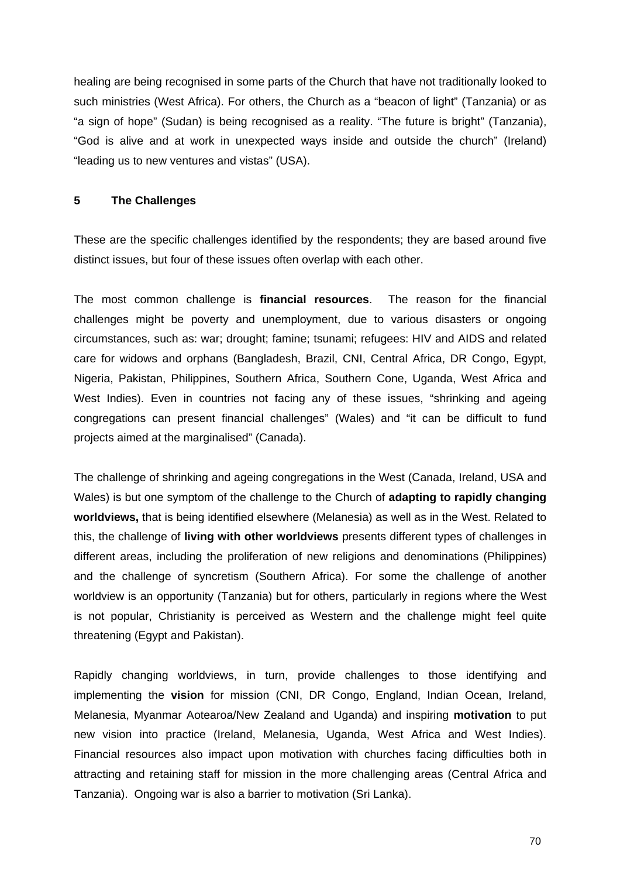healing are being recognised in some parts of the Church that have not traditionally looked to such ministries (West Africa). For others, the Church as a “beacon of light” (Tanzania) or as “a sign of hope” (Sudan) is being recognised as a reality. “The future is bright” (Tanzania), “God is alive and at work in unexpected ways inside and outside the church” (Ireland) “leading us to new ventures and vistas” (USA).

## 5 The Challenges

These are the specific challenges identified by the respondents; they are based around five distinct issues, but four of these issues often overlap with each other.

The most common challenge is **financial resources**. The reason for the financial challenges might be poverty and unemployment, due to various disasters or ongoing circumstances, such as: war; drought; famine; tsunami; refugees: HIV and AIDS and related care for widows and orphans (Bangladesh, Brazil, CNI, Central Africa, DR Congo, Egypt, Nigeria, Pakistan, Philippines, Southern Africa, Southern Cone, Uganda, West Africa and West Indies). Even in countries not facing any of these issues, “shrinking and ageing congregations can present financial challenges” (Wales) and “it can be difficult to fund projects aimed at the marginalised” (Canada).

The challenge of shrinking and ageing congregations in the West (Canada, Ireland, USA and Wales) is but one symptom of the challenge to the Church of **adapting to rapidly changing worldviews,** that is being identified elsewhere (Melanesia) as well as in the West. Related to this, the challenge of **living with other worldviews** presents different types of challenges in different areas, including the proliferation of new religions and denominations (Philippines) and the challenge of syncretism (Southern Africa). For some the challenge of another worldview is an opportunity (Tanzania) but for others, particularly in regions where the West is not popular, Christianity is perceived as Western and the challenge might feel quite threatening (Egypt and Pakistan).

Rapidly changing worldviews, in turn, provide challenges to those identifying and implementing the **vision** for mission (CNI, DR Congo, England, Indian Ocean, Ireland, Melanesia, Myanmar Aotearoa/New Zealand and Uganda) and inspiring **motivation** to put new vision into practice (Ireland, Melanesia, Uganda, West Africa and West Indies). Financial resources also impact upon motivation with churches facing difficulties both in attracting and retaining staff for mission in the more challenging areas (Central Africa and Tanzania). Ongoing war is also a barrier to motivation (Sri Lanka).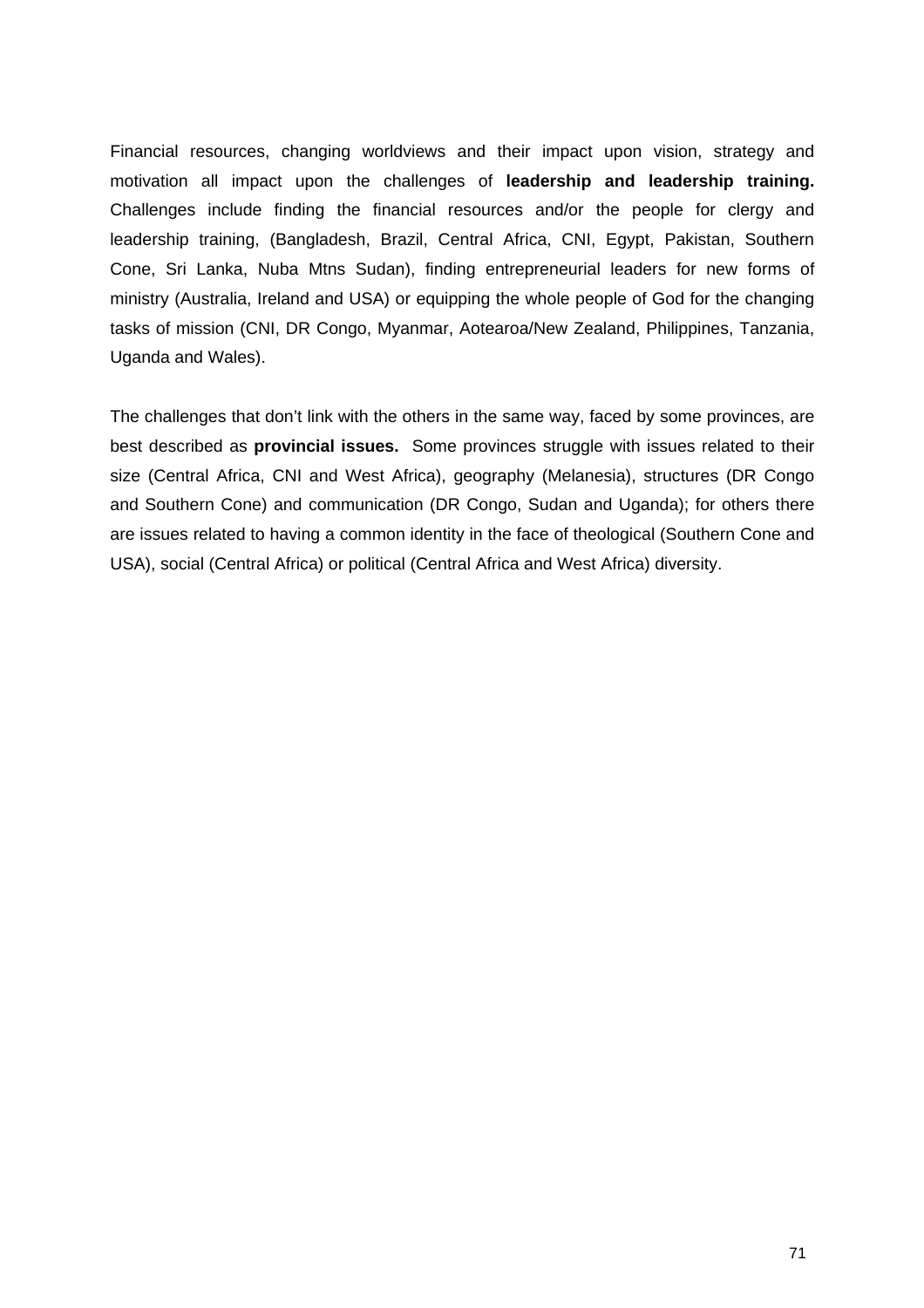Financial resources, changing worldviews and their impact upon vision, strategy and motivation all impact upon the challenges of **leadership and leadership training.** Challenges include finding the financial resources and/or the people for clergy and leadership training, (Bangladesh, Brazil, Central Africa, CNI, Egypt, Pakistan, Southern Cone, Sri Lanka, Nuba Mtns Sudan), finding entrepreneurial leaders for new forms of ministry (Australia, Ireland and USA) or equipping the whole people of God for the changing tasks of mission (CNI, DR Congo, Myanmar, Aotearoa/New Zealand, Philippines, Tanzania, Uganda and Wales).

The challenges that don't link with the others in the same way, faced by some provinces, are best described as **provincial issues.** Some provinces struggle with issues related to their size (Central Africa, CNI and West Africa), geography (Melanesia), structures (DR Congo and Southern Cone) and communication (DR Congo, Sudan and Uganda); for others there are issues related to having a common identity in the face of theological (Southern Cone and USA), social (Central Africa) or political (Central Africa and West Africa) diversity.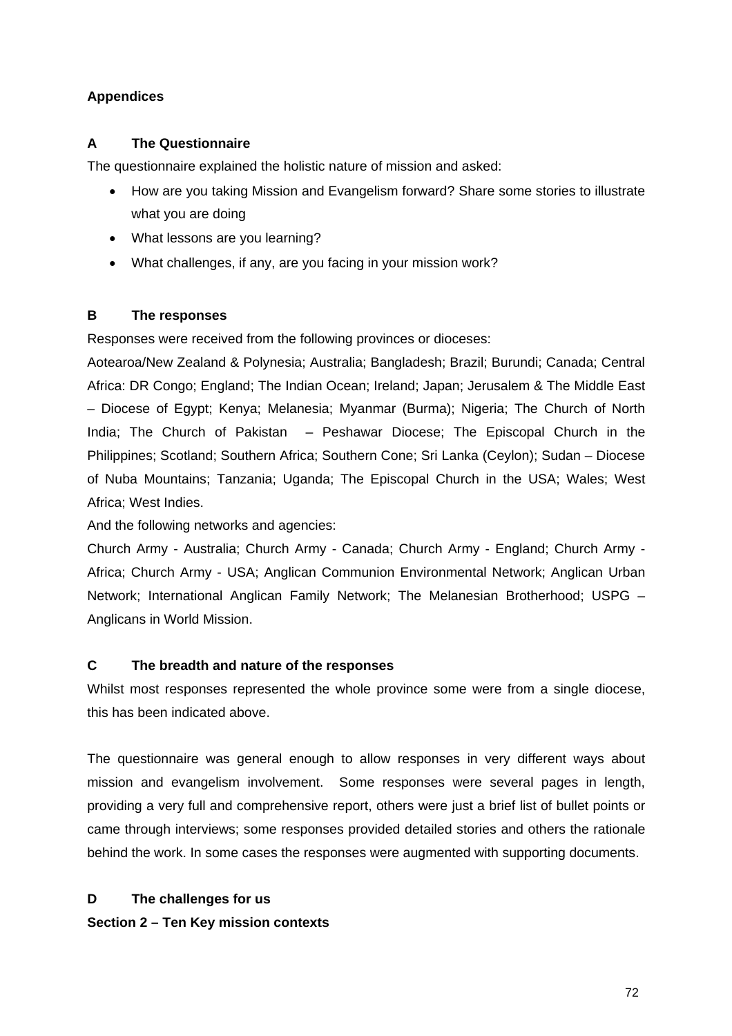## Appendices

### A The Questionnaire

The questionnaire explained the holistic nature of mission and asked:

- How are you taking Mission and Evangelism forward? Share some stories to illustrate what you are doing
- What lessons are you learning?
- What challenges, if any, are you facing in your mission work?

### B The responses

Responses were received from the following provinces or dioceses:

Aotearoa/New Zealand & Polynesia; Australia; Bangladesh; Brazil; Burundi; Canada; Central Africa: DR Congo; England; The Indian Ocean; Ireland; Japan; Jerusalem & The Middle East – Diocese of Egypt; Kenya; Melanesia; Myanmar (Burma); Nigeria; The Church of North India; The Church of Pakistan – Peshawar Diocese; The Episcopal Church in the Philippines; Scotland; Southern Africa; Southern Cone; Sri Lanka (Ceylon); Sudan – Diocese of Nuba Mountains; Tanzania; Uganda; The Episcopal Church in the USA; Wales; West Africa; West Indies.

And the following networks and agencies:

Church Army - Australia; Church Army - Canada; Church Army - England; Church Army - Africa; Church Army - USA; Anglican Communion Environmental Network; Anglican Urban Network; International Anglican Family Network; The Melanesian Brotherhood; USPG – Anglicans in World Mission.

### C The breadth and nature of the responses

Whilst most responses represented the whole province some were from a single diocese, this has been indicated above.

The questionnaire was general enough to allow responses in very different ways about mission and evangelism involvement. Some responses were several pages in length, providing a very full and comprehensive report, others were just a brief list of bullet points or came through interviews; some responses provided detailed stories and others the rationale behind the work. In some cases the responses were augmented with supporting documents.

### D The challenges for us

**Section 2 – Ten Key mission contexts**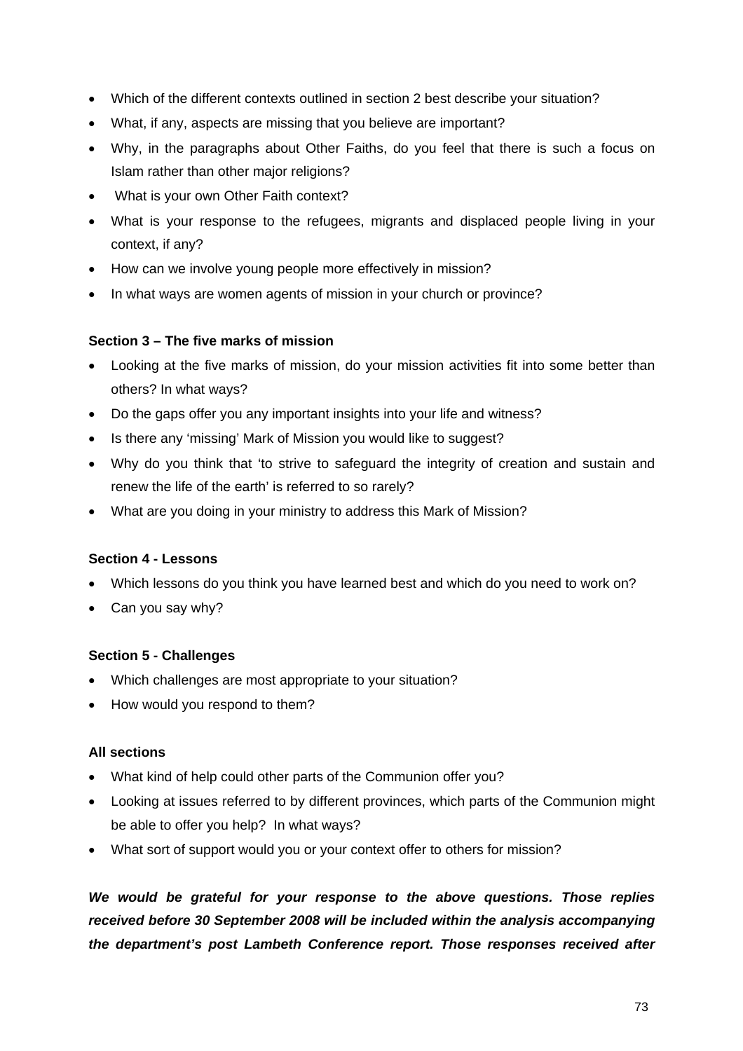- Which of the different contexts outlined in section 2 best describe your situation?
- What, if any, aspects are missing that you believe are important?
- Why, in the paragraphs about Other Faiths, do you feel that there is such a focus on Islam rather than other major religions?
- What is your own Other Faith context?
- What is your response to the refugees, migrants and displaced people living in your context, if any?
- How can we involve young people more effectively in mission?
- In what ways are women agents of mission in your church or province?

**Section 3 – The five marks of mission**

- Looking at the five marks of mission, do your mission activities fit into some better than others? In what ways?
- Do the gaps offer you any important insights into your life and witness?
- Is there any 'missing' Mark of Mission you would like to suggest?
- Why do you think that 'to strive to safeguard the integrity of creation and sustain and renew the life of the earth' is referred to so rarely?
- What are you doing in your ministry to address this Mark of Mission?

**Section 4 - Lessons**

- Which lessons do you think you have learned best and which do you need to work on?
- Can you say why?

**Section 5 - Challenges**

- Which challenges are most appropriate to your situation?
- How would you respond to them?

**All sections**

- What kind of help could other parts of the Communion offer you?
- Looking at issues referred to by different provinces, which parts of the Communion might be able to offer you help? In what ways?
- What sort of support would you or your context offer to others for mission?

***We would be grateful for your response to the above questions. Those replies received before 30 September 2008 will be included within the analysis accompanying the department's post Lambeth Conference report. Those responses received after***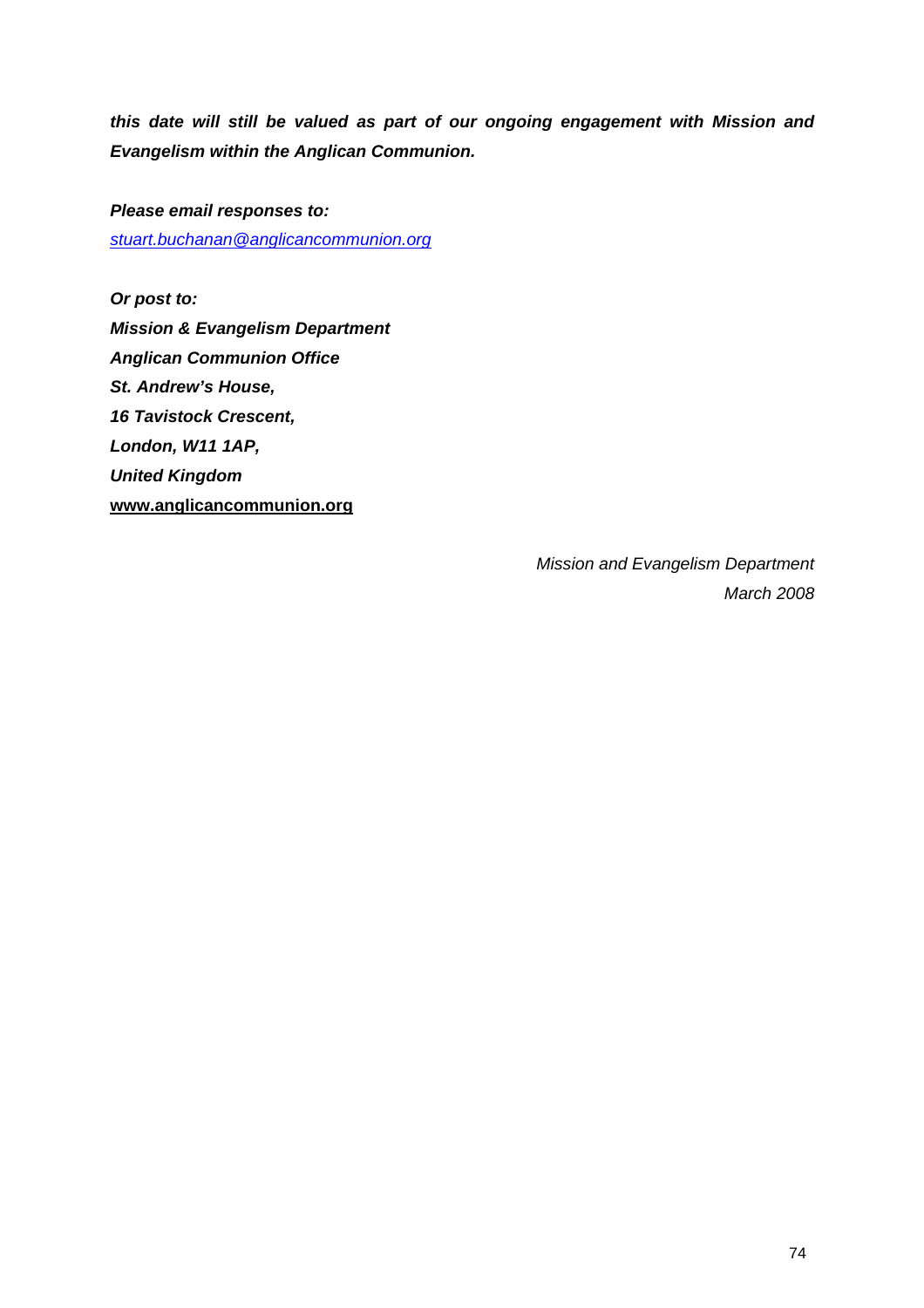***this date will still be valued as part of our ongoing engagement with Mission and Evangelism within the Anglican Communion.***

***Please email responses to:***
*stuart.buchanan@anglicancommunion.org*

***Or post to:***
***Mission & Evangelism Department***
***Anglican Communion Office***
***St. Andrew's House,***
***16 Tavistock Crescent,***
***London, W11 1AP,***
***United Kingdom***
**www.anglicancommunion.org**

*Mission and Evangelism Department*
*March 2008*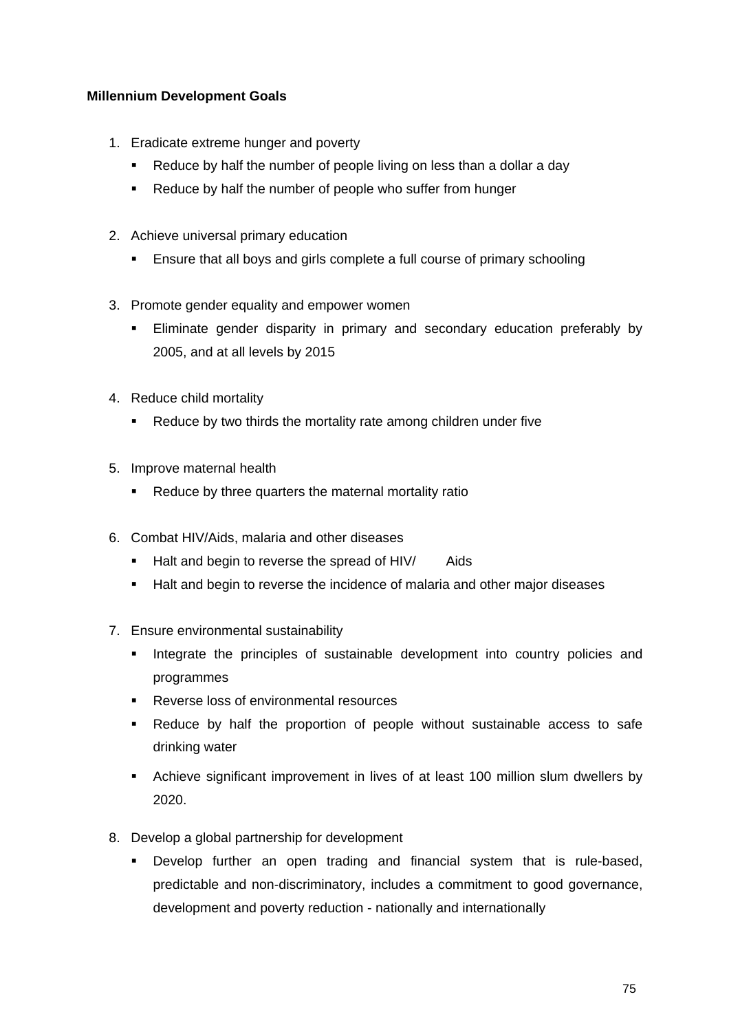**Millennium Development Goals**

1. Eradicate extreme hunger and poverty
    - Reduce by half the number of people living on less than a dollar a day
    - Reduce by half the number of people who suffer from hunger

2. Achieve universal primary education
    - Ensure that all boys and girls complete a full course of primary schooling

3. Promote gender equality and empower women
    - Eliminate gender disparity in primary and secondary education preferably by 2005, and at all levels by 2015

4. Reduce child mortality
    - Reduce by two thirds the mortality rate among children under five

5. Improve maternal health
    - Reduce by three quarters the maternal mortality ratio

6. Combat HIV/Aids, malaria and other diseases
    - Halt and begin to reverse the spread of HIV/ Aids
    - Halt and begin to reverse the incidence of malaria and other major diseases

7. Ensure environmental sustainability
    - Integrate the principles of sustainable development into country policies and programmes
    - Reverse loss of environmental resources
    - Reduce by half the proportion of people without sustainable access to safe drinking water
    - Achieve significant improvement in lives of at least 100 million slum dwellers by 2020.

8. Develop a global partnership for development
    - Develop further an open trading and financial system that is rule-based, predictable and non-discriminatory, includes a commitment to good governance, development and poverty reduction - nationally and internationally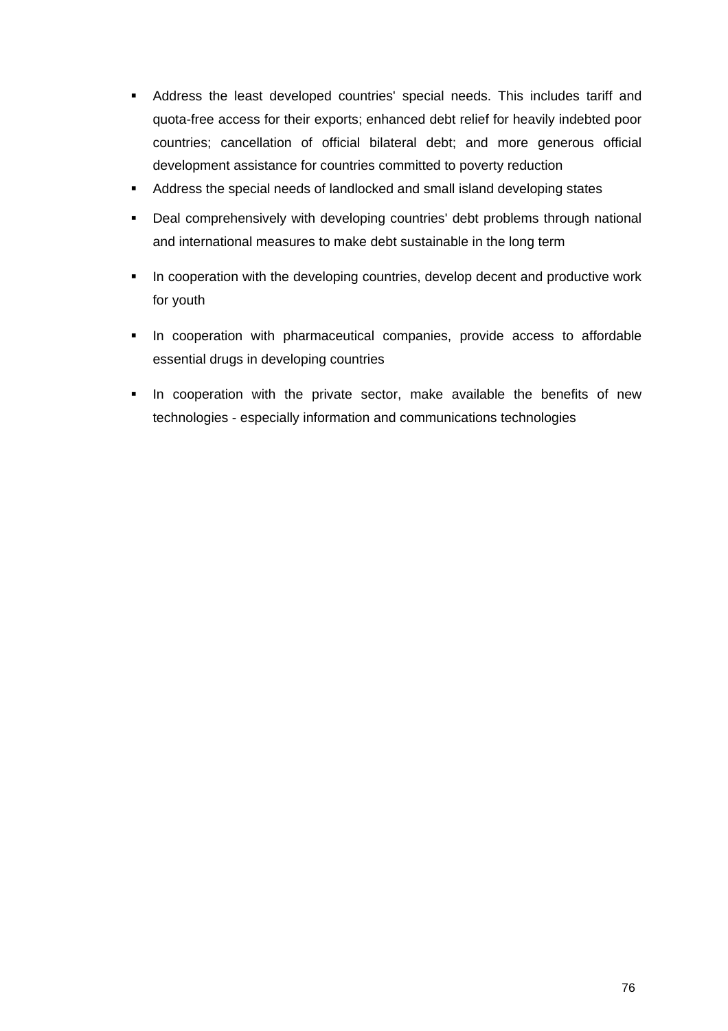- Address the least developed countries' special needs. This includes tariff and quota-free access for their exports; enhanced debt relief for heavily indebted poor countries; cancellation of official bilateral debt; and more generous official development assistance for countries committed to poverty reduction
- Address the special needs of landlocked and small island developing states
- Deal comprehensively with developing countries' debt problems through national and international measures to make debt sustainable in the long term
- In cooperation with the developing countries, develop decent and productive work for youth
- In cooperation with pharmaceutical companies, provide access to affordable essential drugs in developing countries
- In cooperation with the private sector, make available the benefits of new technologies - especially information and communications technologies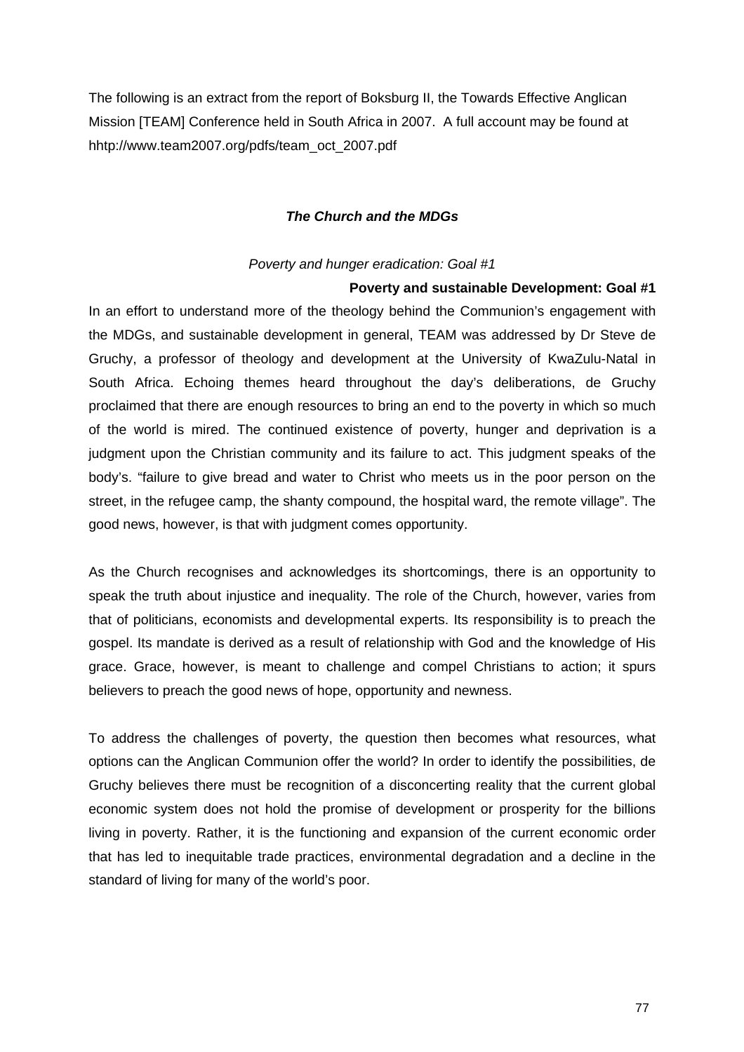The following is an extract from the report of Boksburg II, the Towards Effective Anglican Mission [TEAM] Conference held in South Africa in 2007. A full account may be found at hhtp://www.team2007.org/pdfs/team_oct_2007.pdf

### *The Church and the MDGs*

*Poverty and hunger eradication: Goal #1*

**Poverty and sustainable Development: Goal #1**

In an effort to understand more of the theology behind the Communion's engagement with the MDGs, and sustainable development in general, TEAM was addressed by Dr Steve de Gruchy, a professor of theology and development at the University of KwaZulu-Natal in South Africa. Echoing themes heard throughout the day's deliberations, de Gruchy proclaimed that there are enough resources to bring an end to the poverty in which so much of the world is mired. The continued existence of poverty, hunger and deprivation is a judgment upon the Christian community and its failure to act. This judgment speaks of the body's. "failure to give bread and water to Christ who meets us in the poor person on the street, in the refugee camp, the shanty compound, the hospital ward, the remote village". The good news, however, is that with judgment comes opportunity.

As the Church recognises and acknowledges its shortcomings, there is an opportunity to speak the truth about injustice and inequality. The role of the Church, however, varies from that of politicians, economists and developmental experts. Its responsibility is to preach the gospel. Its mandate is derived as a result of relationship with God and the knowledge of His grace. Grace, however, is meant to challenge and compel Christians to action; it spurs believers to preach the good news of hope, opportunity and newness.

To address the challenges of poverty, the question then becomes what resources, what options can the Anglican Communion offer the world? In order to identify the possibilities, de Gruchy believes there must be recognition of a disconcerting reality that the current global economic system does not hold the promise of development or prosperity for the billions living in poverty. Rather, it is the functioning and expansion of the current economic order that has led to inequitable trade practices, environmental degradation and a decline in the standard of living for many of the world's poor.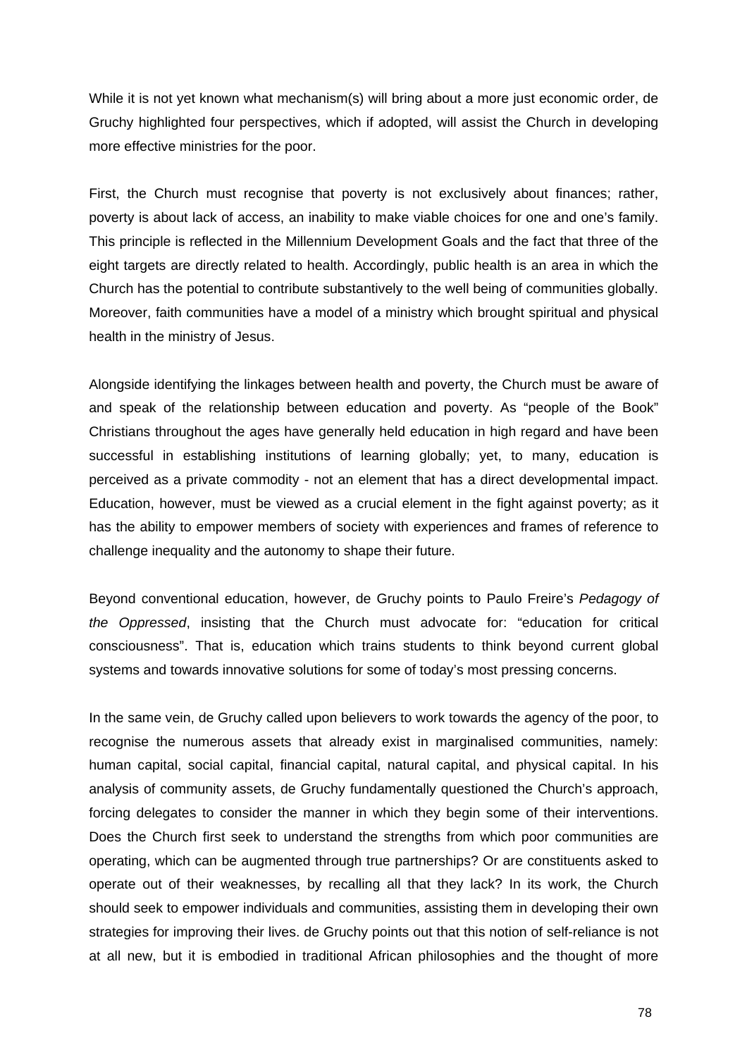While it is not yet known what mechanism(s) will bring about a more just economic order, de Gruchy highlighted four perspectives, which if adopted, will assist the Church in developing more effective ministries for the poor.

First, the Church must recognise that poverty is not exclusively about finances; rather, poverty is about lack of access, an inability to make viable choices for one and one's family. This principle is reflected in the Millennium Development Goals and the fact that three of the eight targets are directly related to health. Accordingly, public health is an area in which the Church has the potential to contribute substantively to the well being of communities globally. Moreover, faith communities have a model of a ministry which brought spiritual and physical health in the ministry of Jesus.

Alongside identifying the linkages between health and poverty, the Church must be aware of and speak of the relationship between education and poverty. As "people of the Book" Christians throughout the ages have generally held education in high regard and have been successful in establishing institutions of learning globally; yet, to many, education is perceived as a private commodity - not an element that has a direct developmental impact. Education, however, must be viewed as a crucial element in the fight against poverty; as it has the ability to empower members of society with experiences and frames of reference to challenge inequality and the autonomy to shape their future.

Beyond conventional education, however, de Gruchy points to Paulo Freire's *Pedagogy of the Oppressed*, insisting that the Church must advocate for: "education for critical consciousness". That is, education which trains students to think beyond current global systems and towards innovative solutions for some of today's most pressing concerns.

In the same vein, de Gruchy called upon believers to work towards the agency of the poor, to recognise the numerous assets that already exist in marginalised communities, namely: human capital, social capital, financial capital, natural capital, and physical capital. In his analysis of community assets, de Gruchy fundamentally questioned the Church's approach, forcing delegates to consider the manner in which they begin some of their interventions. Does the Church first seek to understand the strengths from which poor communities are operating, which can be augmented through true partnerships? Or are constituents asked to operate out of their weaknesses, by recalling all that they lack? In its work, the Church should seek to empower individuals and communities, assisting them in developing their own strategies for improving their lives. de Gruchy points out that this notion of self-reliance is not at all new, but it is embodied in traditional African philosophies and the thought of more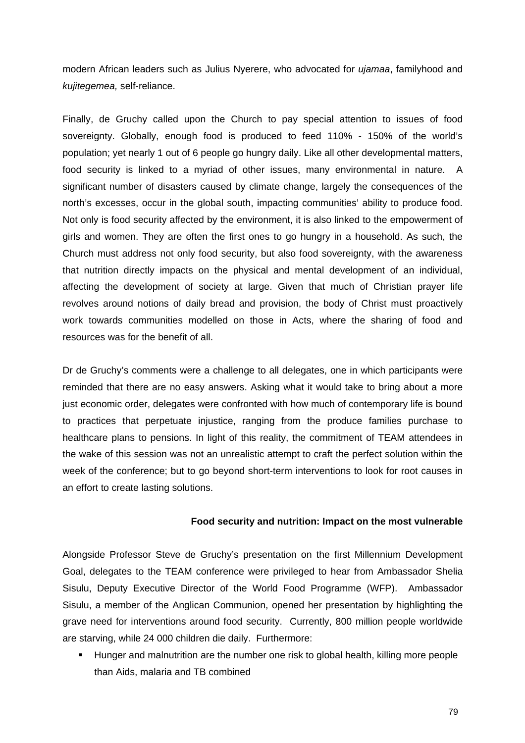modern African leaders such as Julius Nyerere, who advocated for *ujamaa*, familyhood and *kujitegemea,* self-reliance.

Finally, de Gruchy called upon the Church to pay special attention to issues of food sovereignty. Globally, enough food is produced to feed 110% - 150% of the world's population; yet nearly 1 out of 6 people go hungry daily. Like all other developmental matters, food security is linked to a myriad of other issues, many environmental in nature. A significant number of disasters caused by climate change, largely the consequences of the north's excesses, occur in the global south, impacting communities' ability to produce food. Not only is food security affected by the environment, it is also linked to the empowerment of girls and women. They are often the first ones to go hungry in a household. As such, the Church must address not only food security, but also food sovereignty, with the awareness that nutrition directly impacts on the physical and mental development of an individual, affecting the development of society at large. Given that much of Christian prayer life revolves around notions of daily bread and provision, the body of Christ must proactively work towards communities modelled on those in Acts, where the sharing of food and resources was for the benefit of all.

Dr de Gruchy's comments were a challenge to all delegates, one in which participants were reminded that there are no easy answers. Asking what it would take to bring about a more just economic order, delegates were confronted with how much of contemporary life is bound to practices that perpetuate injustice, ranging from the produce families purchase to healthcare plans to pensions. In light of this reality, the commitment of TEAM attendees in the wake of this session was not an unrealistic attempt to craft the perfect solution within the week of the conference; but to go beyond short-term interventions to look for root causes in an effort to create lasting solutions.

**Food security and nutrition: Impact on the most vulnerable**

Alongside Professor Steve de Gruchy's presentation on the first Millennium Development Goal, delegates to the TEAM conference were privileged to hear from Ambassador Shelia Sisulu, Deputy Executive Director of the World Food Programme (WFP). Ambassador Sisulu, a member of the Anglican Communion, opened her presentation by highlighting the grave need for interventions around food security. Currently, 800 million people worldwide are starving, while 24 000 children die daily. Furthermore:

- Hunger and malnutrition are the number one risk to global health, killing more people than Aids, malaria and TB combined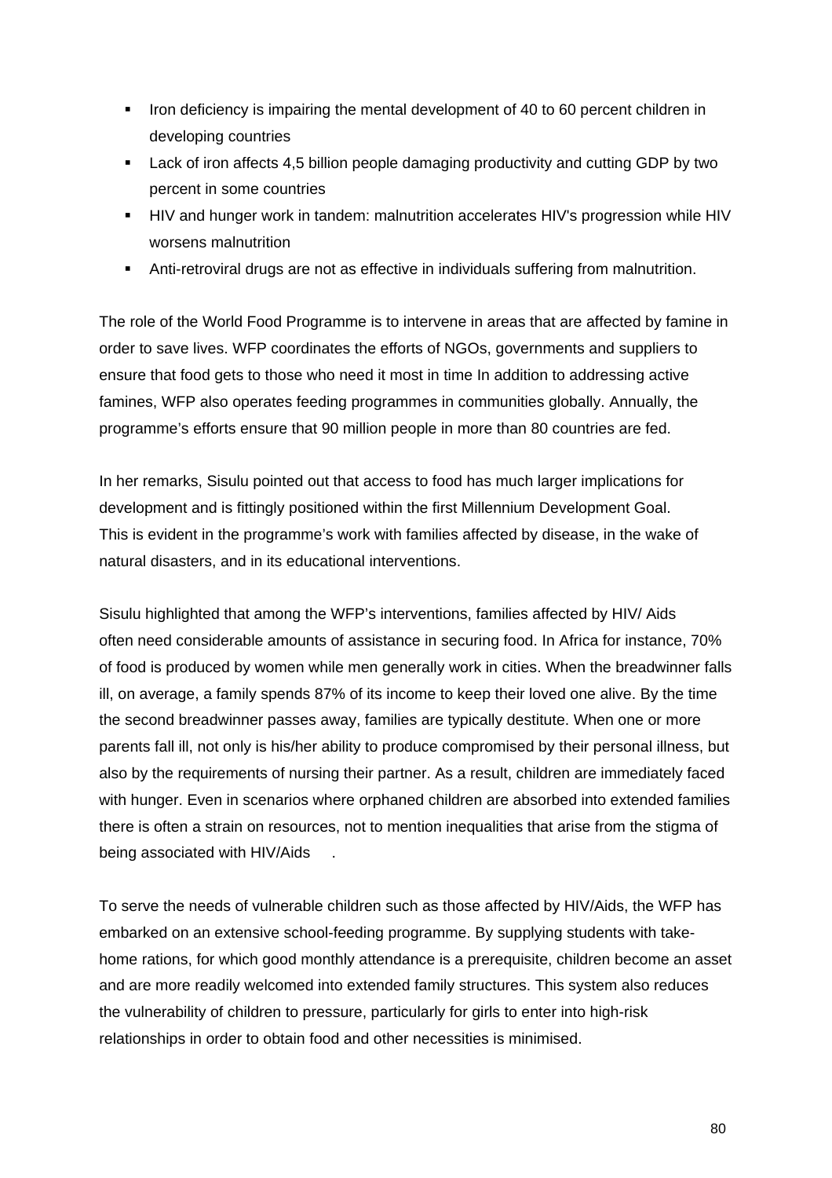- Iron deficiency is impairing the mental development of 40 to 60 percent children in developing countries
- Lack of iron affects 4,5 billion people damaging productivity and cutting GDP by two percent in some countries
- HIV and hunger work in tandem: malnutrition accelerates HIV's progression while HIV worsens malnutrition
- Anti-retroviral drugs are not as effective in individuals suffering from malnutrition.

The role of the World Food Programme is to intervene in areas that are affected by famine in order to save lives. WFP coordinates the efforts of NGOs, governments and suppliers to ensure that food gets to those who need it most in time In addition to addressing active famines, WFP also operates feeding programmes in communities globally. Annually, the programme's efforts ensure that 90 million people in more than 80 countries are fed.

In her remarks, Sisulu pointed out that access to food has much larger implications for development and is fittingly positioned within the first Millennium Development Goal. This is evident in the programme's work with families affected by disease, in the wake of natural disasters, and in its educational interventions.

Sisulu highlighted that among the WFP's interventions, families affected by HIV/ Aids often need considerable amounts of assistance in securing food. In Africa for instance, 70% of food is produced by women while men generally work in cities. When the breadwinner falls ill, on average, a family spends 87% of its income to keep their loved one alive. By the time the second breadwinner passes away, families are typically destitute. When one or more parents fall ill, not only is his/her ability to produce compromised by their personal illness, but also by the requirements of nursing their partner. As a result, children are immediately faced with hunger. Even in scenarios where orphaned children are absorbed into extended families there is often a strain on resources, not to mention inequalities that arise from the stigma of being associated with HIV/Aids .

To serve the needs of vulnerable children such as those affected by HIV/Aids, the WFP has embarked on an extensive school-feeding programme. By supplying students with take-home rations, for which good monthly attendance is a prerequisite, children become an asset and are more readily welcomed into extended family structures. This system also reduces the vulnerability of children to pressure, particularly for girls to enter into high-risk relationships in order to obtain food and other necessities is minimised.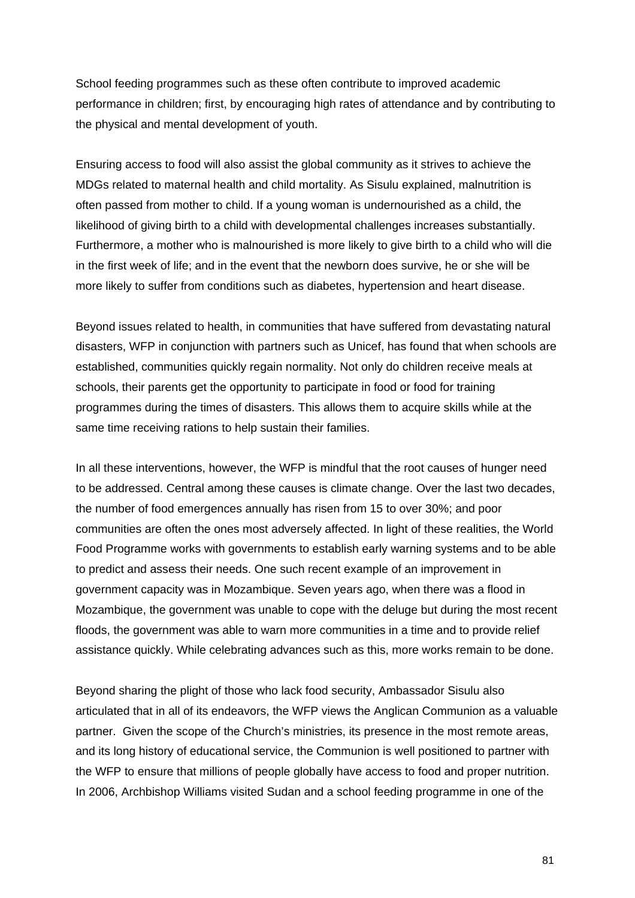School feeding programmes such as these often contribute to improved academic performance in children; first, by encouraging high rates of attendance and by contributing to the physical and mental development of youth.

Ensuring access to food will also assist the global community as it strives to achieve the MDGs related to maternal health and child mortality. As Sisulu explained, malnutrition is often passed from mother to child. If a young woman is undernourished as a child, the likelihood of giving birth to a child with developmental challenges increases substantially. Furthermore, a mother who is malnourished is more likely to give birth to a child who will die in the first week of life; and in the event that the newborn does survive, he or she will be more likely to suffer from conditions such as diabetes, hypertension and heart disease.

Beyond issues related to health, in communities that have suffered from devastating natural disasters, WFP in conjunction with partners such as Unicef, has found that when schools are established, communities quickly regain normality. Not only do children receive meals at schools, their parents get the opportunity to participate in food or food for training programmes during the times of disasters. This allows them to acquire skills while at the same time receiving rations to help sustain their families.

In all these interventions, however, the WFP is mindful that the root causes of hunger need to be addressed. Central among these causes is climate change. Over the last two decades, the number of food emergences annually has risen from 15 to over 30%; and poor communities are often the ones most adversely affected. In light of these realities, the World Food Programme works with governments to establish early warning systems and to be able to predict and assess their needs. One such recent example of an improvement in government capacity was in Mozambique. Seven years ago, when there was a flood in Mozambique, the government was unable to cope with the deluge but during the most recent floods, the government was able to warn more communities in a time and to provide relief assistance quickly. While celebrating advances such as this, more works remain to be done.

Beyond sharing the plight of those who lack food security, Ambassador Sisulu also articulated that in all of its endeavors, the WFP views the Anglican Communion as a valuable partner. Given the scope of the Church's ministries, its presence in the most remote areas, and its long history of educational service, the Communion is well positioned to partner with the WFP to ensure that millions of people globally have access to food and proper nutrition. In 2006, Archbishop Williams visited Sudan and a school feeding programme in one of the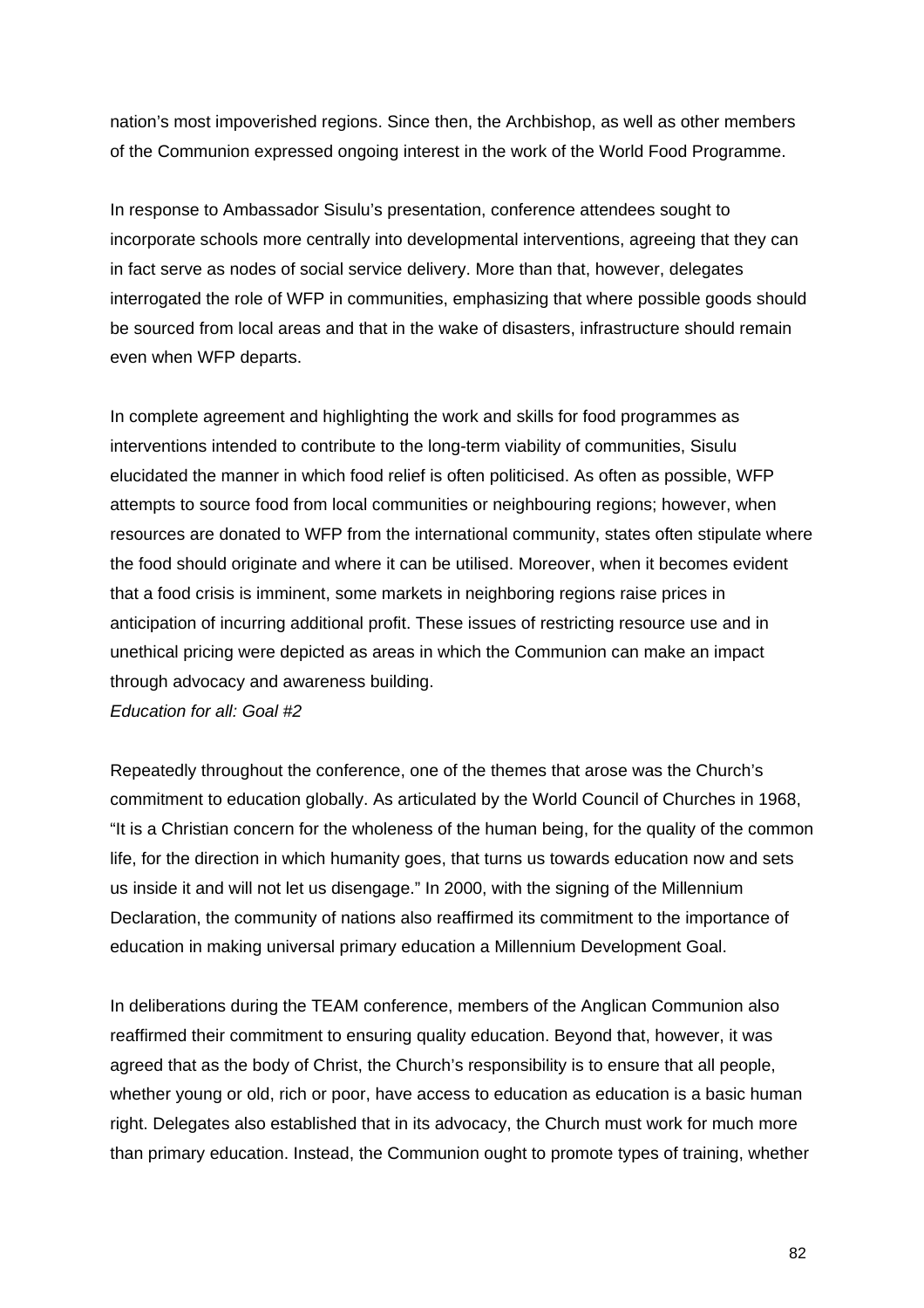nation's most impoverished regions. Since then, the Archbishop, as well as other members of the Communion expressed ongoing interest in the work of the World Food Programme.

In response to Ambassador Sisulu's presentation, conference attendees sought to incorporate schools more centrally into developmental interventions, agreeing that they can in fact serve as nodes of social service delivery. More than that, however, delegates interrogated the role of WFP in communities, emphasizing that where possible goods should be sourced from local areas and that in the wake of disasters, infrastructure should remain even when WFP departs.

In complete agreement and highlighting the work and skills for food programmes as interventions intended to contribute to the long-term viability of communities, Sisulu elucidated the manner in which food relief is often politicised. As often as possible, WFP attempts to source food from local communities or neighbouring regions; however, when resources are donated to WFP from the international community, states often stipulate where the food should originate and where it can be utilised. Moreover, when it becomes evident that a food crisis is imminent, some markets in neighboring regions raise prices in anticipation of incurring additional profit. These issues of restricting resource use and in unethical pricing were depicted as areas in which the Communion can make an impact through advocacy and awareness building.

*Education for all: Goal #2*

Repeatedly throughout the conference, one of the themes that arose was the Church's commitment to education globally. As articulated by the World Council of Churches in 1968, "It is a Christian concern for the wholeness of the human being, for the quality of the common life, for the direction in which humanity goes, that turns us towards education now and sets us inside it and will not let us disengage." In 2000, with the signing of the Millennium Declaration, the community of nations also reaffirmed its commitment to the importance of education in making universal primary education a Millennium Development Goal.

In deliberations during the TEAM conference, members of the Anglican Communion also reaffirmed their commitment to ensuring quality education. Beyond that, however, it was agreed that as the body of Christ, the Church's responsibility is to ensure that all people, whether young or old, rich or poor, have access to education as education is a basic human right. Delegates also established that in its advocacy, the Church must work for much more than primary education. Instead, the Communion ought to promote types of training, whether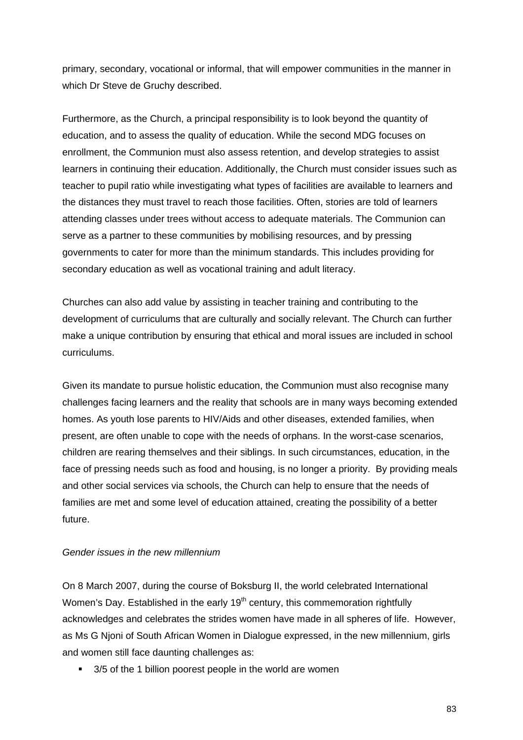primary, secondary, vocational or informal, that will empower communities in the manner in which Dr Steve de Gruchy described.

Furthermore, as the Church, a principal responsibility is to look beyond the quantity of education, and to assess the quality of education. While the second MDG focuses on enrollment, the Communion must also assess retention, and develop strategies to assist learners in continuing their education. Additionally, the Church must consider issues such as teacher to pupil ratio while investigating what types of facilities are available to learners and the distances they must travel to reach those facilities. Often, stories are told of learners attending classes under trees without access to adequate materials. The Communion can serve as a partner to these communities by mobilising resources, and by pressing governments to cater for more than the minimum standards. This includes providing for secondary education as well as vocational training and adult literacy.

Churches can also add value by assisting in teacher training and contributing to the development of curriculums that are culturally and socially relevant. The Church can further make a unique contribution by ensuring that ethical and moral issues are included in school curriculums.

Given its mandate to pursue holistic education, the Communion must also recognise many challenges facing learners and the reality that schools are in many ways becoming extended homes. As youth lose parents to HIV/Aids and other diseases, extended families, when present, are often unable to cope with the needs of orphans. In the worst-case scenarios, children are rearing themselves and their siblings. In such circumstances, education, in the face of pressing needs such as food and housing, is no longer a priority. By providing meals and other social services via schools, the Church can help to ensure that the needs of families are met and some level of education attained, creating the possibility of a better future.

*Gender issues in the new millennium*

On 8 March 2007, during the course of Boksburg II, the world celebrated International Women's Day. Established in the early 19th century, this commemoration rightfully acknowledges and celebrates the strides women have made in all spheres of life. However, as Ms G Njoni of South African Women in Dialogue expressed, in the new millennium, girls and women still face daunting challenges as:

- 3/5 of the 1 billion poorest people in the world are women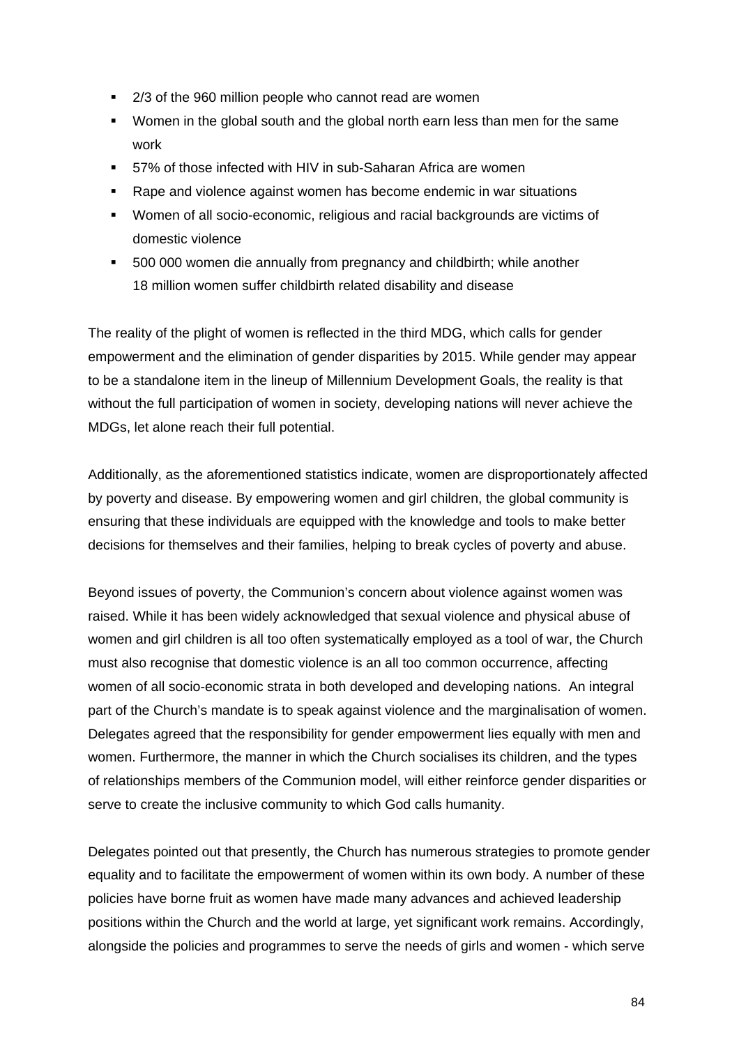- 2/3 of the 960 million people who cannot read are women
- Women in the global south and the global north earn less than men for the same work
- 57% of those infected with HIV in sub-Saharan Africa are women
- Rape and violence against women has become endemic in war situations
- Women of all socio-economic, religious and racial backgrounds are victims of domestic violence
- 500 000 women die annually from pregnancy and childbirth; while another 18 million women suffer childbirth related disability and disease

The reality of the plight of women is reflected in the third MDG, which calls for gender empowerment and the elimination of gender disparities by 2015. While gender may appear to be a standalone item in the lineup of Millennium Development Goals, the reality is that without the full participation of women in society, developing nations will never achieve the MDGs, let alone reach their full potential.

Additionally, as the aforementioned statistics indicate, women are disproportionately affected by poverty and disease. By empowering women and girl children, the global community is ensuring that these individuals are equipped with the knowledge and tools to make better decisions for themselves and their families, helping to break cycles of poverty and abuse.

Beyond issues of poverty, the Communion's concern about violence against women was raised. While it has been widely acknowledged that sexual violence and physical abuse of women and girl children is all too often systematically employed as a tool of war, the Church must also recognise that domestic violence is an all too common occurrence, affecting women of all socio-economic strata in both developed and developing nations. An integral part of the Church's mandate is to speak against violence and the marginalisation of women. Delegates agreed that the responsibility for gender empowerment lies equally with men and women. Furthermore, the manner in which the Church socialises its children, and the types of relationships members of the Communion model, will either reinforce gender disparities or serve to create the inclusive community to which God calls humanity.

Delegates pointed out that presently, the Church has numerous strategies to promote gender equality and to facilitate the empowerment of women within its own body. A number of these policies have borne fruit as women have made many advances and achieved leadership positions within the Church and the world at large, yet significant work remains. Accordingly, alongside the policies and programmes to serve the needs of girls and women - which serve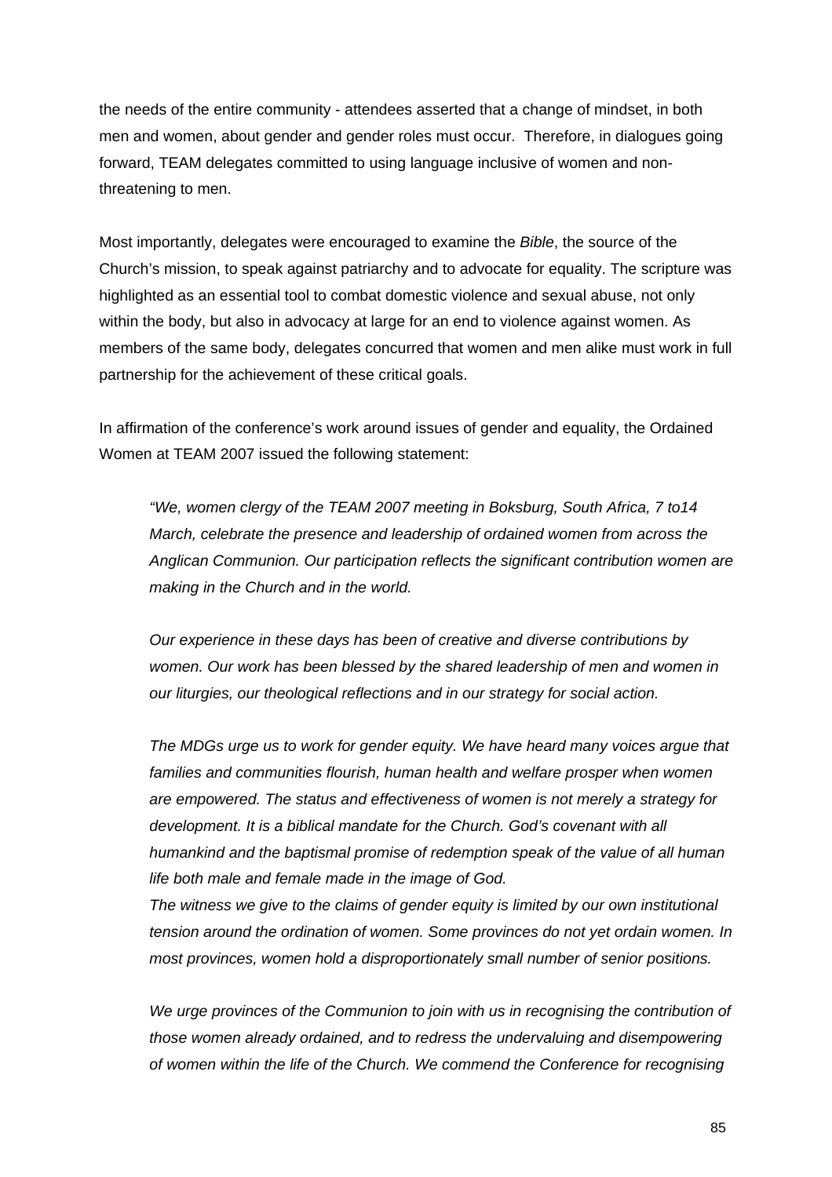the needs of the entire community - attendees asserted that a change of mindset, in both men and women, about gender and gender roles must occur. Therefore, in dialogues going forward, TEAM delegates committed to using language inclusive of women and non-threatening to men.

Most importantly, delegates were encouraged to examine the *Bible*, the source of the Church's mission, to speak against patriarchy and to advocate for equality. The scripture was highlighted as an essential tool to combat domestic violence and sexual abuse, not only within the body, but also in advocacy at large for an end to violence against women. As members of the same body, delegates concurred that women and men alike must work in full partnership for the achievement of these critical goals.

In affirmation of the conference's work around issues of gender and equality, the Ordained Women at TEAM 2007 issued the following statement:

> *"We, women clergy of the TEAM 2007 meeting in Boksburg, South Africa, 7 to14 March, celebrate the presence and leadership of ordained women from across the Anglican Communion. Our participation reflects the significant contribution women are making in the Church and in the world.*
>
> *Our experience in these days has been of creative and diverse contributions by women. Our work has been blessed by the shared leadership of men and women in our liturgies, our theological reflections and in our strategy for social action.*
>
> *The MDGs urge us to work for gender equity. We have heard many voices argue that families and communities flourish, human health and welfare prosper when women are empowered. The status and effectiveness of women is not merely a strategy for development. It is a biblical mandate for the Church. God's covenant with all humankind and the baptismal promise of redemption speak of the value of all human life both male and female made in the image of God.*
> *The witness we give to the claims of gender equity is limited by our own institutional tension around the ordination of women. Some provinces do not yet ordain women. In most provinces, women hold a disproportionately small number of senior positions.*
>
> *We urge provinces of the Communion to join with us in recognising the contribution of those women already ordained, and to redress the undervaluing and disempowering of women within the life of the Church. We commend the Conference for recognising*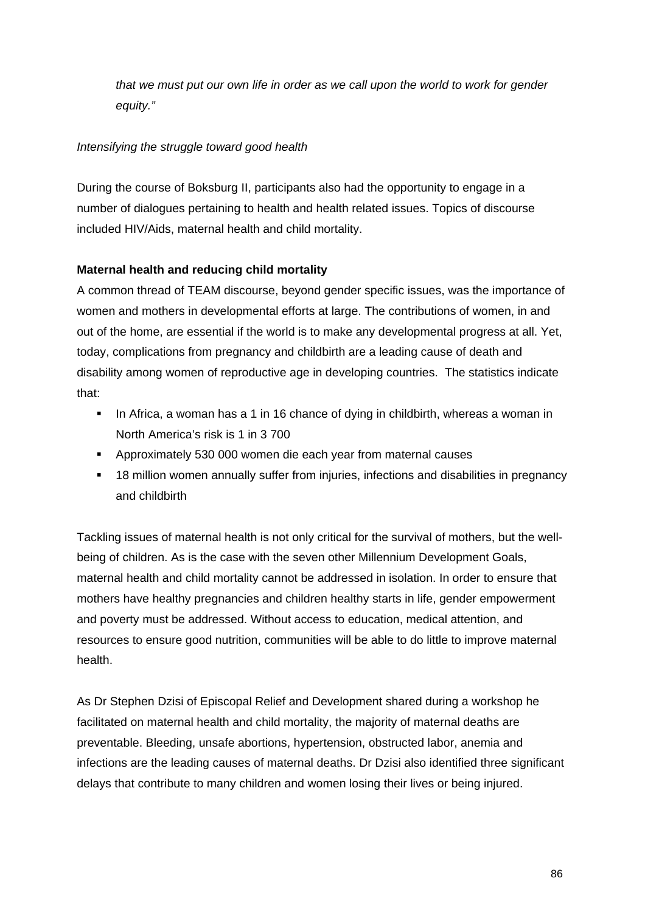*that we must put our own life in order as we call upon the world to work for gender equity."*

*Intensifying the struggle toward good health*

During the course of Boksburg II, participants also had the opportunity to engage in a number of dialogues pertaining to health and health related issues. Topics of discourse included HIV/Aids, maternal health and child mortality.

**Maternal health and reducing child mortality**

A common thread of TEAM discourse, beyond gender specific issues, was the importance of women and mothers in developmental efforts at large. The contributions of women, in and out of the home, are essential if the world is to make any developmental progress at all. Yet, today, complications from pregnancy and childbirth are a leading cause of death and disability among women of reproductive age in developing countries. The statistics indicate that:

- In Africa, a woman has a 1 in 16 chance of dying in childbirth, whereas a woman in North America's risk is 1 in 3 700
- Approximately 530 000 women die each year from maternal causes
- 18 million women annually suffer from injuries, infections and disabilities in pregnancy and childbirth

Tackling issues of maternal health is not only critical for the survival of mothers, but the well-being of children. As is the case with the seven other Millennium Development Goals, maternal health and child mortality cannot be addressed in isolation. In order to ensure that mothers have healthy pregnancies and children healthy starts in life, gender empowerment and poverty must be addressed. Without access to education, medical attention, and resources to ensure good nutrition, communities will be able to do little to improve maternal health.

As Dr Stephen Dzisi of Episcopal Relief and Development shared during a workshop he facilitated on maternal health and child mortality, the majority of maternal deaths are preventable. Bleeding, unsafe abortions, hypertension, obstructed labor, anemia and infections are the leading causes of maternal deaths. Dr Dzisi also identified three significant delays that contribute to many children and women losing their lives or being injured.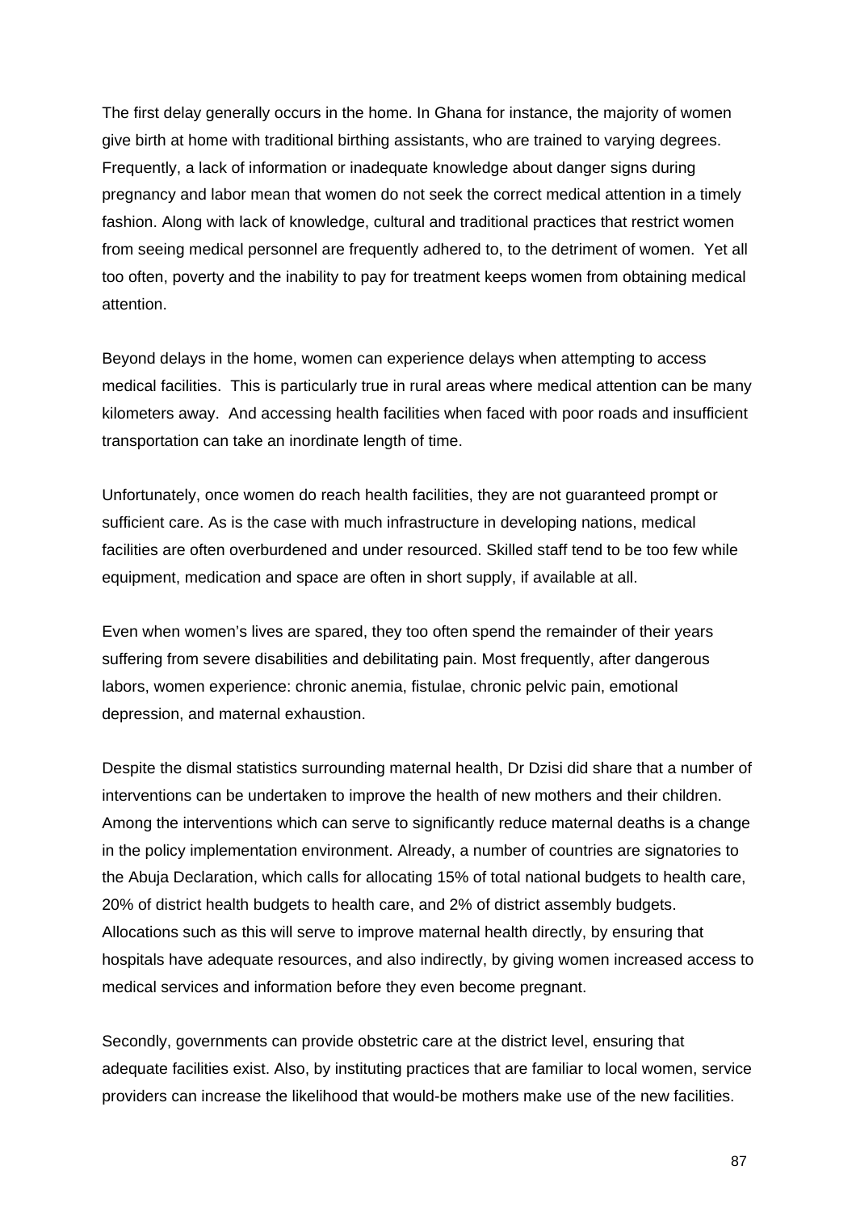The first delay generally occurs in the home. In Ghana for instance, the majority of women give birth at home with traditional birthing assistants, who are trained to varying degrees. Frequently, a lack of information or inadequate knowledge about danger signs during pregnancy and labor mean that women do not seek the correct medical attention in a timely fashion. Along with lack of knowledge, cultural and traditional practices that restrict women from seeing medical personnel are frequently adhered to, to the detriment of women. Yet all too often, poverty and the inability to pay for treatment keeps women from obtaining medical attention.

Beyond delays in the home, women can experience delays when attempting to access medical facilities. This is particularly true in rural areas where medical attention can be many kilometers away. And accessing health facilities when faced with poor roads and insufficient transportation can take an inordinate length of time.

Unfortunately, once women do reach health facilities, they are not guaranteed prompt or sufficient care. As is the case with much infrastructure in developing nations, medical facilities are often overburdened and under resourced. Skilled staff tend to be too few while equipment, medication and space are often in short supply, if available at all.

Even when women's lives are spared, they too often spend the remainder of their years suffering from severe disabilities and debilitating pain. Most frequently, after dangerous labors, women experience: chronic anemia, fistulae, chronic pelvic pain, emotional depression, and maternal exhaustion.

Despite the dismal statistics surrounding maternal health, Dr Dzisi did share that a number of interventions can be undertaken to improve the health of new mothers and their children. Among the interventions which can serve to significantly reduce maternal deaths is a change in the policy implementation environment. Already, a number of countries are signatories to the Abuja Declaration, which calls for allocating 15% of total national budgets to health care, 20% of district health budgets to health care, and 2% of district assembly budgets. Allocations such as this will serve to improve maternal health directly, by ensuring that hospitals have adequate resources, and also indirectly, by giving women increased access to medical services and information before they even become pregnant.

Secondly, governments can provide obstetric care at the district level, ensuring that adequate facilities exist. Also, by instituting practices that are familiar to local women, service providers can increase the likelihood that would-be mothers make use of the new facilities.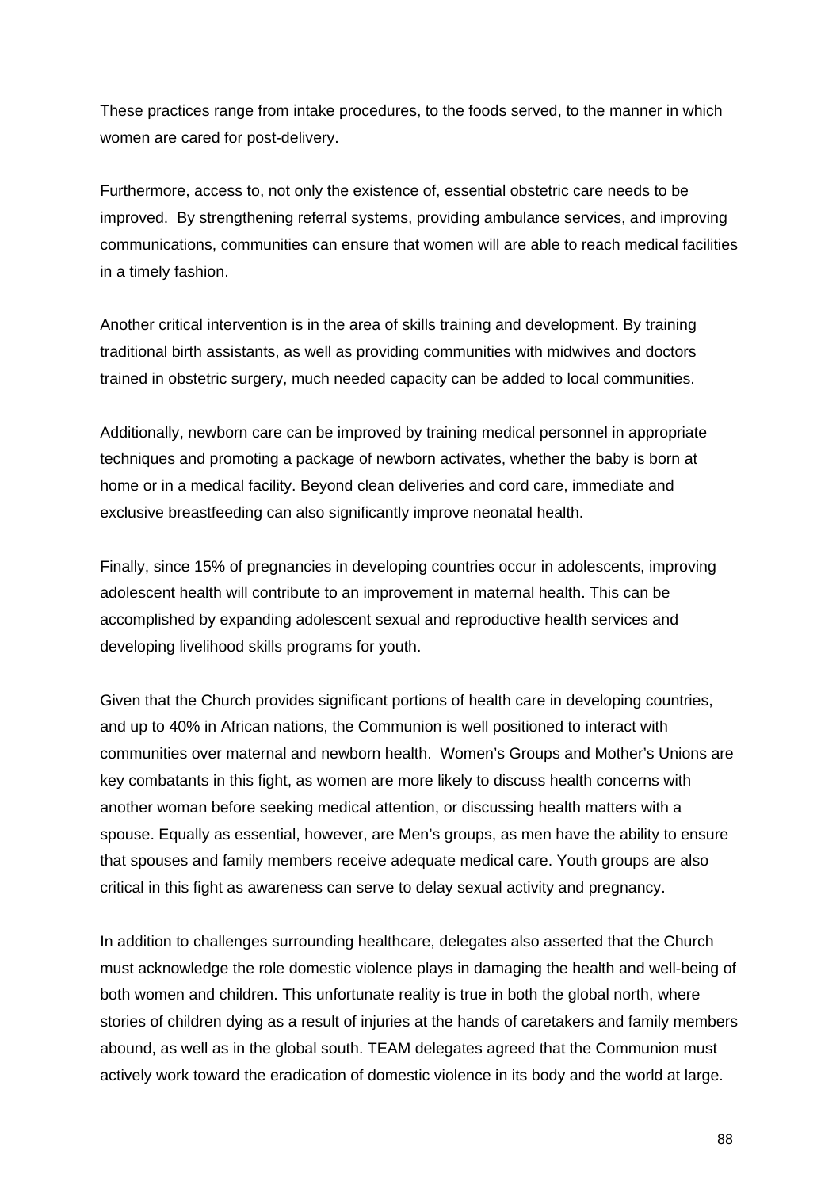These practices range from intake procedures, to the foods served, to the manner in which women are cared for post-delivery.

Furthermore, access to, not only the existence of, essential obstetric care needs to be improved. By strengthening referral systems, providing ambulance services, and improving communications, communities can ensure that women will are able to reach medical facilities in a timely fashion.

Another critical intervention is in the area of skills training and development. By training traditional birth assistants, as well as providing communities with midwives and doctors trained in obstetric surgery, much needed capacity can be added to local communities.

Additionally, newborn care can be improved by training medical personnel in appropriate techniques and promoting a package of newborn activates, whether the baby is born at home or in a medical facility. Beyond clean deliveries and cord care, immediate and exclusive breastfeeding can also significantly improve neonatal health.

Finally, since 15% of pregnancies in developing countries occur in adolescents, improving adolescent health will contribute to an improvement in maternal health. This can be accomplished by expanding adolescent sexual and reproductive health services and developing livelihood skills programs for youth.

Given that the Church provides significant portions of health care in developing countries, and up to 40% in African nations, the Communion is well positioned to interact with communities over maternal and newborn health. Women's Groups and Mother's Unions are key combatants in this fight, as women are more likely to discuss health concerns with another woman before seeking medical attention, or discussing health matters with a spouse. Equally as essential, however, are Men's groups, as men have the ability to ensure that spouses and family members receive adequate medical care. Youth groups are also critical in this fight as awareness can serve to delay sexual activity and pregnancy.

In addition to challenges surrounding healthcare, delegates also asserted that the Church must acknowledge the role domestic violence plays in damaging the health and well-being of both women and children. This unfortunate reality is true in both the global north, where stories of children dying as a result of injuries at the hands of caretakers and family members abound, as well as in the global south. TEAM delegates agreed that the Communion must actively work toward the eradication of domestic violence in its body and the world at large.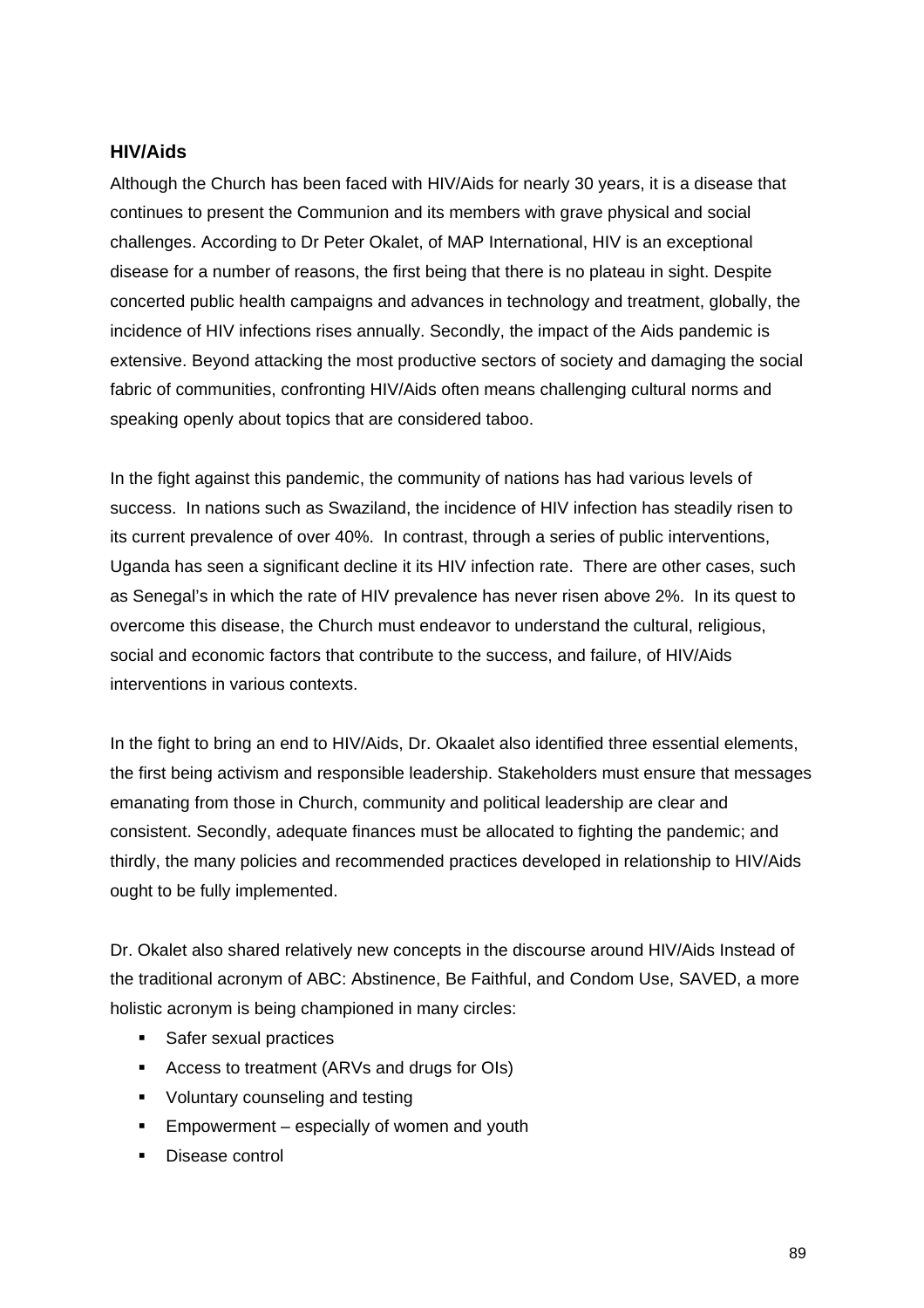### HIV/Aids

Although the Church has been faced with HIV/Aids for nearly 30 years, it is a disease that continues to present the Communion and its members with grave physical and social challenges. According to Dr Peter Okalet, of MAP International, HIV is an exceptional disease for a number of reasons, the first being that there is no plateau in sight. Despite concerted public health campaigns and advances in technology and treatment, globally, the incidence of HIV infections rises annually. Secondly, the impact of the Aids pandemic is extensive. Beyond attacking the most productive sectors of society and damaging the social fabric of communities, confronting HIV/Aids often means challenging cultural norms and speaking openly about topics that are considered taboo.

In the fight against this pandemic, the community of nations has had various levels of success. In nations such as Swaziland, the incidence of HIV infection has steadily risen to its current prevalence of over 40%. In contrast, through a series of public interventions, Uganda has seen a significant decline it its HIV infection rate. There are other cases, such as Senegal's in which the rate of HIV prevalence has never risen above 2%. In its quest to overcome this disease, the Church must endeavor to understand the cultural, religious, social and economic factors that contribute to the success, and failure, of HIV/Aids interventions in various contexts.

In the fight to bring an end to HIV/Aids, Dr. Okaalet also identified three essential elements, the first being activism and responsible leadership. Stakeholders must ensure that messages emanating from those in Church, community and political leadership are clear and consistent. Secondly, adequate finances must be allocated to fighting the pandemic; and thirdly, the many policies and recommended practices developed in relationship to HIV/Aids ought to be fully implemented.

Dr. Okalet also shared relatively new concepts in the discourse around HIV/Aids Instead of the traditional acronym of ABC: Abstinence, Be Faithful, and Condom Use, SAVED, a more holistic acronym is being championed in many circles:

- Safer sexual practices
- Access to treatment (ARVs and drugs for OIs)
- Voluntary counseling and testing
- Empowerment – especially of women and youth
- Disease control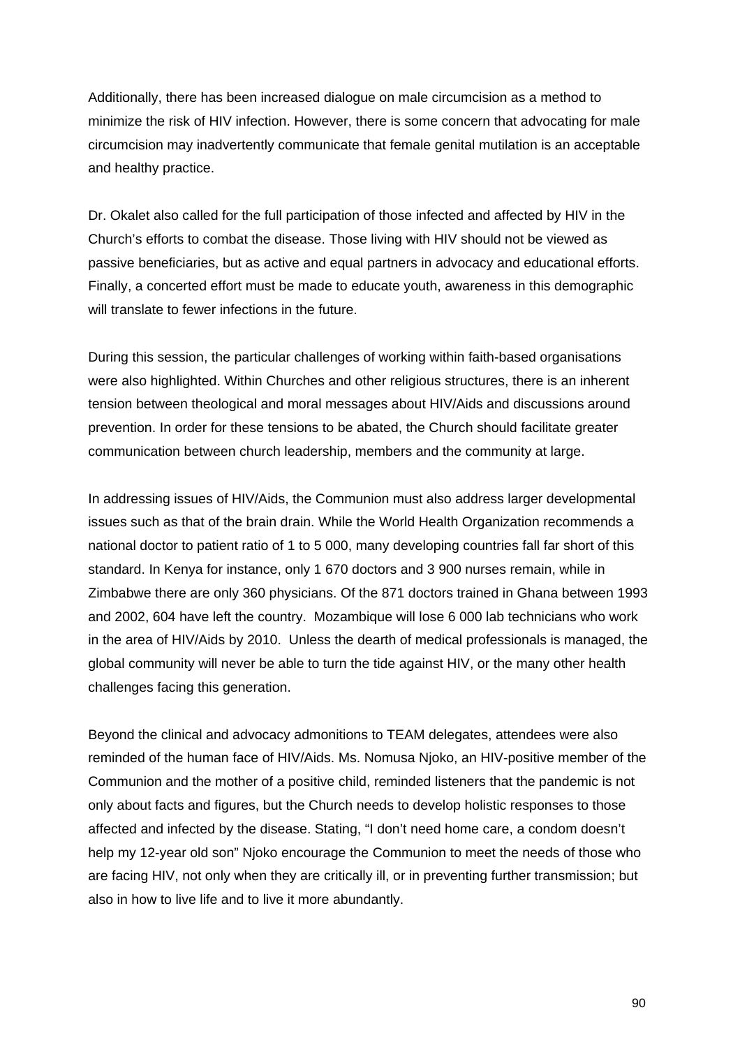Additionally, there has been increased dialogue on male circumcision as a method to minimize the risk of HIV infection. However, there is some concern that advocating for male circumcision may inadvertently communicate that female genital mutilation is an acceptable and healthy practice.

Dr. Okalet also called for the full participation of those infected and affected by HIV in the Church's efforts to combat the disease. Those living with HIV should not be viewed as passive beneficiaries, but as active and equal partners in advocacy and educational efforts. Finally, a concerted effort must be made to educate youth, awareness in this demographic will translate to fewer infections in the future.

During this session, the particular challenges of working within faith-based organisations were also highlighted. Within Churches and other religious structures, there is an inherent tension between theological and moral messages about HIV/Aids and discussions around prevention. In order for these tensions to be abated, the Church should facilitate greater communication between church leadership, members and the community at large.

In addressing issues of HIV/Aids, the Communion must also address larger developmental issues such as that of the brain drain. While the World Health Organization recommends a national doctor to patient ratio of 1 to 5 000, many developing countries fall far short of this standard. In Kenya for instance, only 1 670 doctors and 3 900 nurses remain, while in Zimbabwe there are only 360 physicians. Of the 871 doctors trained in Ghana between 1993 and 2002, 604 have left the country. Mozambique will lose 6 000 lab technicians who work in the area of HIV/Aids by 2010. Unless the dearth of medical professionals is managed, the global community will never be able to turn the tide against HIV, or the many other health challenges facing this generation.

Beyond the clinical and advocacy admonitions to TEAM delegates, attendees were also reminded of the human face of HIV/Aids. Ms. Nomusa Njoko, an HIV-positive member of the Communion and the mother of a positive child, reminded listeners that the pandemic is not only about facts and figures, but the Church needs to develop holistic responses to those affected and infected by the disease. Stating, "I don't need home care, a condom doesn't help my 12-year old son" Njoko encourage the Communion to meet the needs of those who are facing HIV, not only when they are critically ill, or in preventing further transmission; but also in how to live life and to live it more abundantly.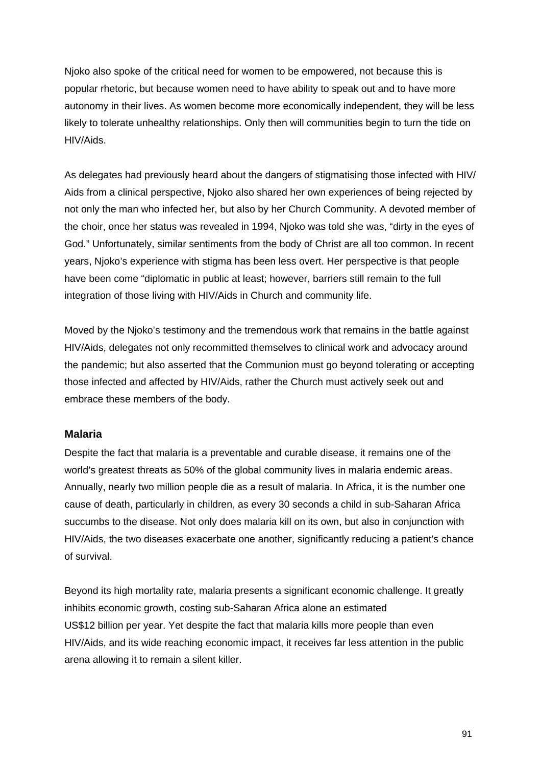Njoko also spoke of the critical need for women to be empowered, not because this is popular rhetoric, but because women need to have ability to speak out and to have more autonomy in their lives. As women become more economically independent, they will be less likely to tolerate unhealthy relationships. Only then will communities begin to turn the tide on HIV/Aids.

As delegates had previously heard about the dangers of stigmatising those infected with HIV/Aids from a clinical perspective, Njoko also shared her own experiences of being rejected by not only the man who infected her, but also by her Church Community. A devoted member of the choir, once her status was revealed in 1994, Njoko was told she was, "dirty in the eyes of God." Unfortunately, similar sentiments from the body of Christ are all too common. In recent years, Njoko's experience with stigma has been less overt. Her perspective is that people have been come "diplomatic in public at least; however, barriers still remain to the full integration of those living with HIV/Aids in Church and community life.

Moved by the Njoko's testimony and the tremendous work that remains in the battle against HIV/Aids, delegates not only recommitted themselves to clinical work and advocacy around the pandemic; but also asserted that the Communion must go beyond tolerating or accepting those infected and affected by HIV/Aids, rather the Church must actively seek out and embrace these members of the body.

### Malaria

Despite the fact that malaria is a preventable and curable disease, it remains one of the world's greatest threats as 50% of the global community lives in malaria endemic areas. Annually, nearly two million people die as a result of malaria. In Africa, it is the number one cause of death, particularly in children, as every 30 seconds a child in sub-Saharan Africa succumbs to the disease. Not only does malaria kill on its own, but also in conjunction with HIV/Aids, the two diseases exacerbate one another, significantly reducing a patient's chance of survival.

Beyond its high mortality rate, malaria presents a significant economic challenge. It greatly inhibits economic growth, costing sub-Saharan Africa alone an estimated US$12 billion per year. Yet despite the fact that malaria kills more people than even HIV/Aids, and its wide reaching economic impact, it receives far less attention in the public arena allowing it to remain a silent killer.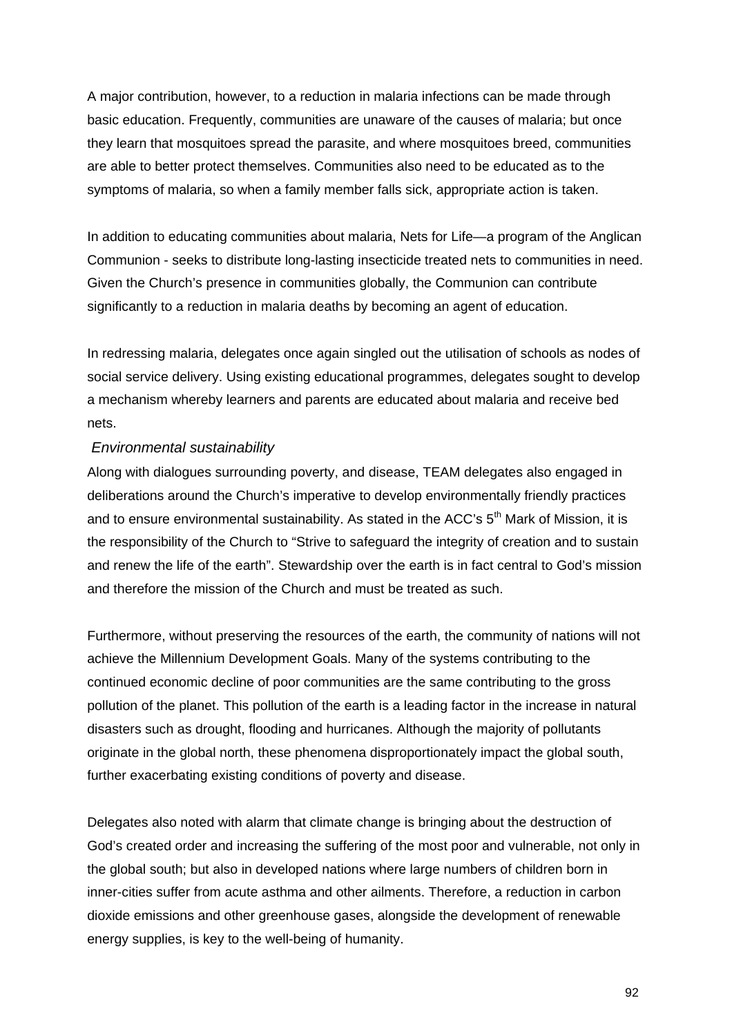A major contribution, however, to a reduction in malaria infections can be made through basic education. Frequently, communities are unaware of the causes of malaria; but once they learn that mosquitoes spread the parasite, and where mosquitoes breed, communities are able to better protect themselves. Communities also need to be educated as to the symptoms of malaria, so when a family member falls sick, appropriate action is taken.

In addition to educating communities about malaria, Nets for Life—a program of the Anglican Communion - seeks to distribute long-lasting insecticide treated nets to communities in need. Given the Church's presence in communities globally, the Communion can contribute significantly to a reduction in malaria deaths by becoming an agent of education.

In redressing malaria, delegates once again singled out the utilisation of schools as nodes of social service delivery. Using existing educational programmes, delegates sought to develop a mechanism whereby learners and parents are educated about malaria and receive bed nets.

*Environmental sustainability*

Along with dialogues surrounding poverty, and disease, TEAM delegates also engaged in deliberations around the Church's imperative to develop environmentally friendly practices and to ensure environmental sustainability. As stated in the ACC's 5th Mark of Mission, it is the responsibility of the Church to "Strive to safeguard the integrity of creation and to sustain and renew the life of the earth". Stewardship over the earth is in fact central to God's mission and therefore the mission of the Church and must be treated as such.

Furthermore, without preserving the resources of the earth, the community of nations will not achieve the Millennium Development Goals. Many of the systems contributing to the continued economic decline of poor communities are the same contributing to the gross pollution of the planet. This pollution of the earth is a leading factor in the increase in natural disasters such as drought, flooding and hurricanes. Although the majority of pollutants originate in the global north, these phenomena disproportionately impact the global south, further exacerbating existing conditions of poverty and disease.

Delegates also noted with alarm that climate change is bringing about the destruction of God's created order and increasing the suffering of the most poor and vulnerable, not only in the global south; but also in developed nations where large numbers of children born in inner-cities suffer from acute asthma and other ailments. Therefore, a reduction in carbon dioxide emissions and other greenhouse gases, alongside the development of renewable energy supplies, is key to the well-being of humanity.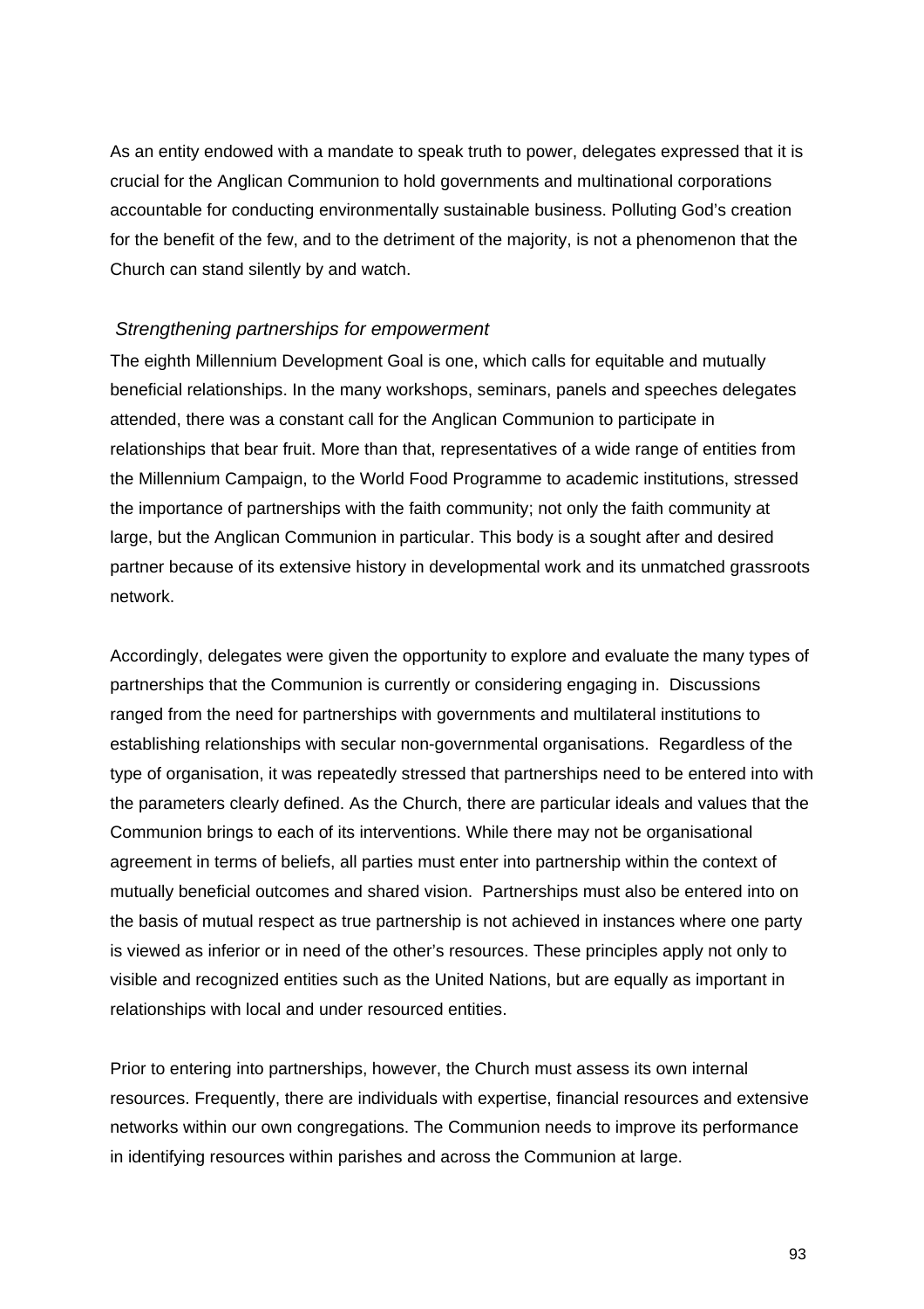As an entity endowed with a mandate to speak truth to power, delegates expressed that it is crucial for the Anglican Communion to hold governments and multinational corporations accountable for conducting environmentally sustainable business. Polluting God's creation for the benefit of the few, and to the detriment of the majority, is not a phenomenon that the Church can stand silently by and watch.

*Strengthening partnerships for empowerment*

The eighth Millennium Development Goal is one, which calls for equitable and mutually beneficial relationships. In the many workshops, seminars, panels and speeches delegates attended, there was a constant call for the Anglican Communion to participate in relationships that bear fruit. More than that, representatives of a wide range of entities from the Millennium Campaign, to the World Food Programme to academic institutions, stressed the importance of partnerships with the faith community; not only the faith community at large, but the Anglican Communion in particular. This body is a sought after and desired partner because of its extensive history in developmental work and its unmatched grassroots network.

Accordingly, delegates were given the opportunity to explore and evaluate the many types of partnerships that the Communion is currently or considering engaging in. Discussions ranged from the need for partnerships with governments and multilateral institutions to establishing relationships with secular non-governmental organisations. Regardless of the type of organisation, it was repeatedly stressed that partnerships need to be entered into with the parameters clearly defined. As the Church, there are particular ideals and values that the Communion brings to each of its interventions. While there may not be organisational agreement in terms of beliefs, all parties must enter into partnership within the context of mutually beneficial outcomes and shared vision. Partnerships must also be entered into on the basis of mutual respect as true partnership is not achieved in instances where one party is viewed as inferior or in need of the other's resources. These principles apply not only to visible and recognized entities such as the United Nations, but are equally as important in relationships with local and under resourced entities.

Prior to entering into partnerships, however, the Church must assess its own internal resources. Frequently, there are individuals with expertise, financial resources and extensive networks within our own congregations. The Communion needs to improve its performance in identifying resources within parishes and across the Communion at large.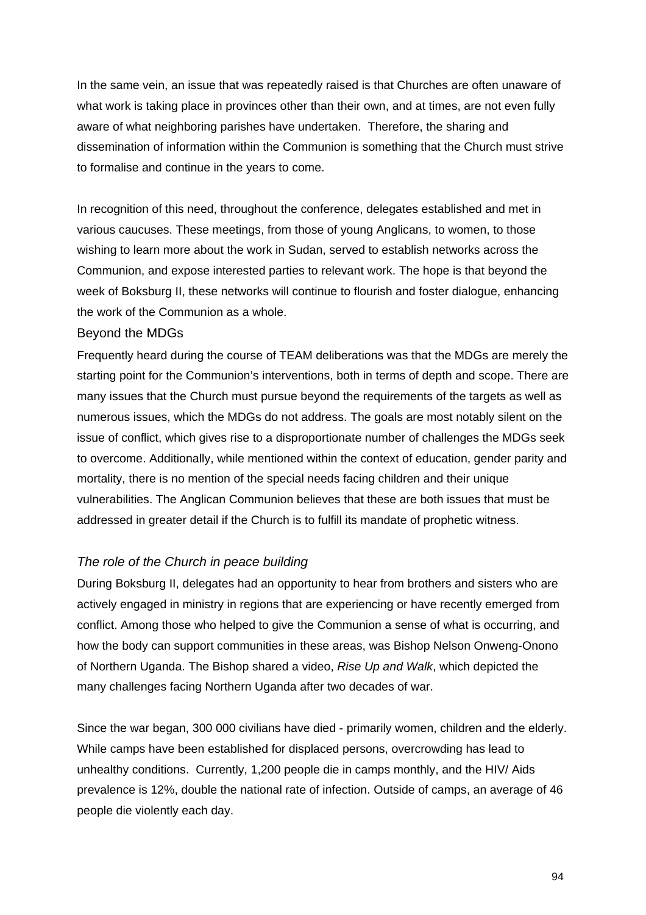In the same vein, an issue that was repeatedly raised is that Churches are often unaware of what work is taking place in provinces other than their own, and at times, are not even fully aware of what neighboring parishes have undertaken.  Therefore, the sharing and dissemination of information within the Communion is something that the Church must strive to formalise and continue in the years to come.

In recognition of this need, throughout the conference, delegates established and met in various caucuses. These meetings, from those of young Anglicans, to women, to those wishing to learn more about the work in Sudan, served to establish networks across the Communion, and expose interested parties to relevant work. The hope is that beyond the week of Boksburg II, these networks will continue to flourish and foster dialogue, enhancing the work of the Communion as a whole.

### Beyond the MDGs

Frequently heard during the course of TEAM deliberations was that the MDGs are merely the starting point for the Communion's interventions, both in terms of depth and scope. There are many issues that the Church must pursue beyond the requirements of the targets as well as numerous issues, which the MDGs do not address. The goals are most notably silent on the issue of conflict, which gives rise to a disproportionate number of challenges the MDGs seek to overcome. Additionally, while mentioned within the context of education, gender parity and mortality, there is no mention of the special needs facing children and their unique vulnerabilities. The Anglican Communion believes that these are both issues that must be addressed in greater detail if the Church is to fulfill its mandate of prophetic witness.

#### *The role of the Church in peace building*

During Boksburg II, delegates had an opportunity to hear from brothers and sisters who are actively engaged in ministry in regions that are experiencing or have recently emerged from conflict. Among those who helped to give the Communion a sense of what is occurring, and how the body can support communities in these areas, was Bishop Nelson Onweng-Onono of Northern Uganda. The Bishop shared a video, *Rise Up and Walk*, which depicted the many challenges facing Northern Uganda after two decades of war.

Since the war began, 300 000 civilians have died - primarily women, children and the elderly. While camps have been established for displaced persons, overcrowding has lead to unhealthy conditions.  Currently, 1,200 people die in camps monthly, and the HIV/ Aids prevalence is 12%, double the national rate of infection. Outside of camps, an average of 46 people die violently each day.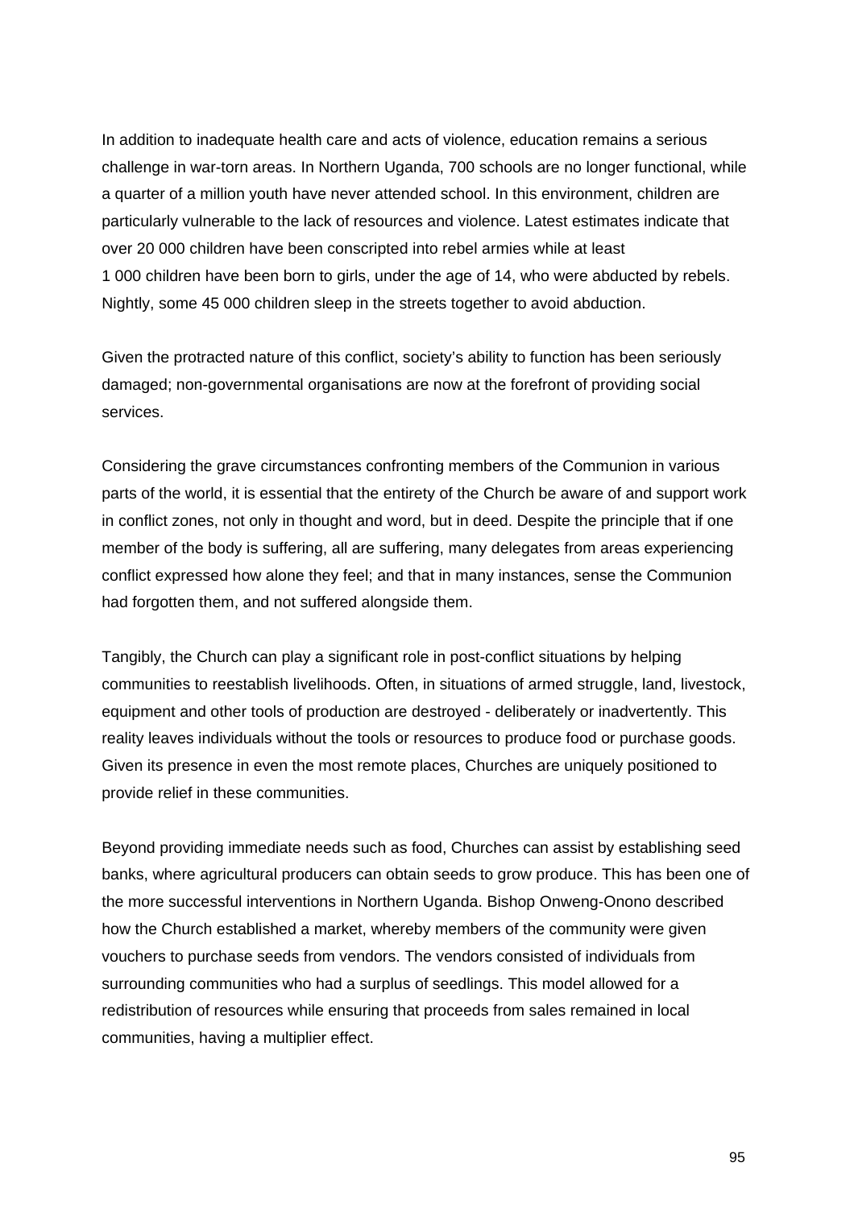In addition to inadequate health care and acts of violence, education remains a serious challenge in war-torn areas. In Northern Uganda, 700 schools are no longer functional, while a quarter of a million youth have never attended school. In this environment, children are particularly vulnerable to the lack of resources and violence. Latest estimates indicate that over 20 000 children have been conscripted into rebel armies while at least 1 000 children have been born to girls, under the age of 14, who were abducted by rebels. Nightly, some 45 000 children sleep in the streets together to avoid abduction.

Given the protracted nature of this conflict, society's ability to function has been seriously damaged; non-governmental organisations are now at the forefront of providing social services.

Considering the grave circumstances confronting members of the Communion in various parts of the world, it is essential that the entirety of the Church be aware of and support work in conflict zones, not only in thought and word, but in deed. Despite the principle that if one member of the body is suffering, all are suffering, many delegates from areas experiencing conflict expressed how alone they feel; and that in many instances, sense the Communion had forgotten them, and not suffered alongside them.

Tangibly, the Church can play a significant role in post-conflict situations by helping communities to reestablish livelihoods. Often, in situations of armed struggle, land, livestock, equipment and other tools of production are destroyed - deliberately or inadvertently. This reality leaves individuals without the tools or resources to produce food or purchase goods. Given its presence in even the most remote places, Churches are uniquely positioned to provide relief in these communities.

Beyond providing immediate needs such as food, Churches can assist by establishing seed banks, where agricultural producers can obtain seeds to grow produce. This has been one of the more successful interventions in Northern Uganda. Bishop Onweng-Onono described how the Church established a market, whereby members of the community were given vouchers to purchase seeds from vendors. The vendors consisted of individuals from surrounding communities who had a surplus of seedlings. This model allowed for a redistribution of resources while ensuring that proceeds from sales remained in local communities, having a multiplier effect.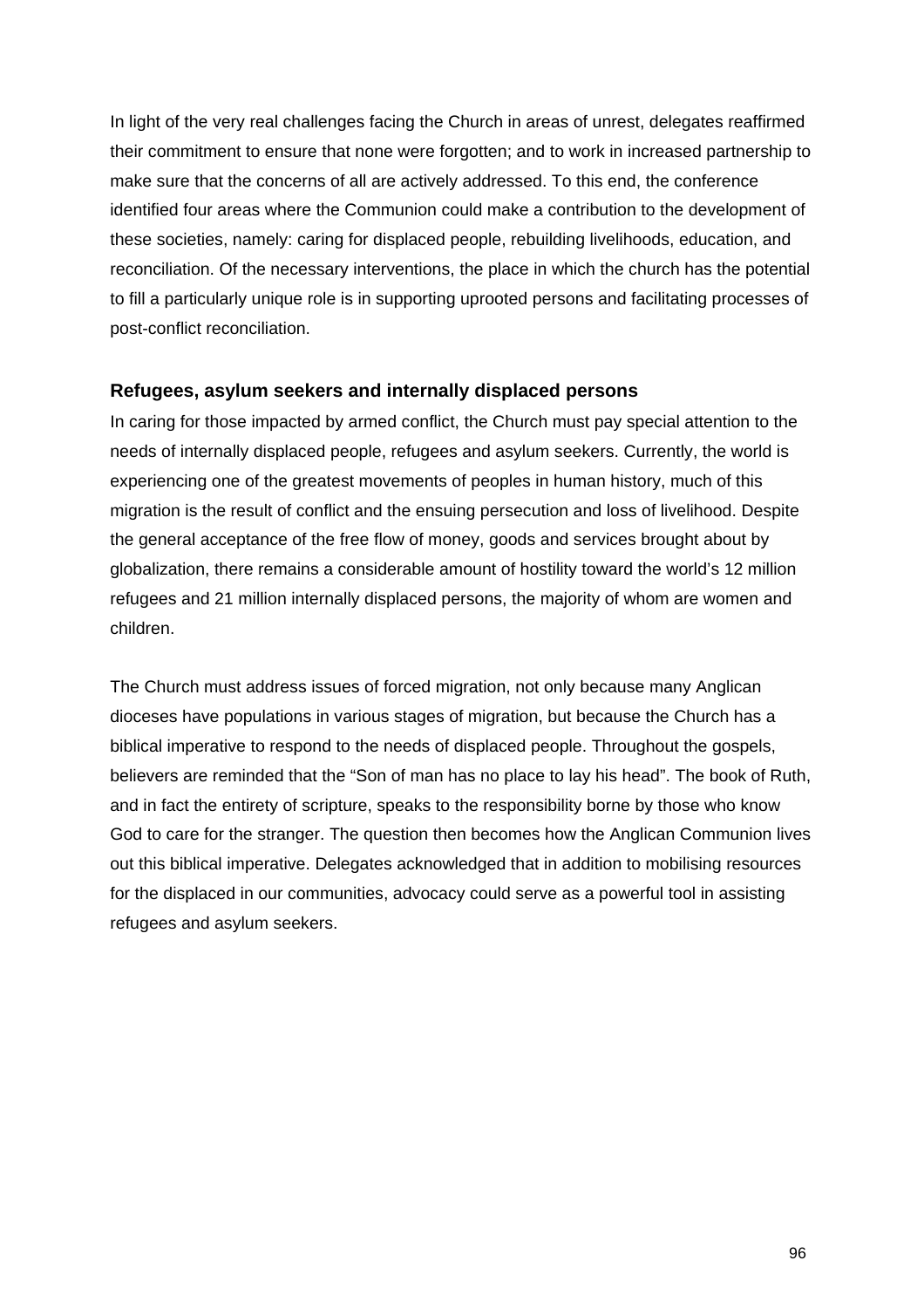In light of the very real challenges facing the Church in areas of unrest, delegates reaffirmed their commitment to ensure that none were forgotten; and to work in increased partnership to make sure that the concerns of all are actively addressed. To this end, the conference identified four areas where the Communion could make a contribution to the development of these societies, namely: caring for displaced people, rebuilding livelihoods, education, and reconciliation. Of the necessary interventions, the place in which the church has the potential to fill a particularly unique role is in supporting uprooted persons and facilitating processes of post-conflict reconciliation.

### Refugees, asylum seekers and internally displaced persons

In caring for those impacted by armed conflict, the Church must pay special attention to the needs of internally displaced people, refugees and asylum seekers. Currently, the world is experiencing one of the greatest movements of peoples in human history, much of this migration is the result of conflict and the ensuing persecution and loss of livelihood. Despite the general acceptance of the free flow of money, goods and services brought about by globalization, there remains a considerable amount of hostility toward the world's 12 million refugees and 21 million internally displaced persons, the majority of whom are women and children.

The Church must address issues of forced migration, not only because many Anglican dioceses have populations in various stages of migration, but because the Church has a biblical imperative to respond to the needs of displaced people. Throughout the gospels, believers are reminded that the "Son of man has no place to lay his head". The book of Ruth, and in fact the entirety of scripture, speaks to the responsibility borne by those who know God to care for the stranger. The question then becomes how the Anglican Communion lives out this biblical imperative. Delegates acknowledged that in addition to mobilising resources for the displaced in our communities, advocacy could serve as a powerful tool in assisting refugees and asylum seekers.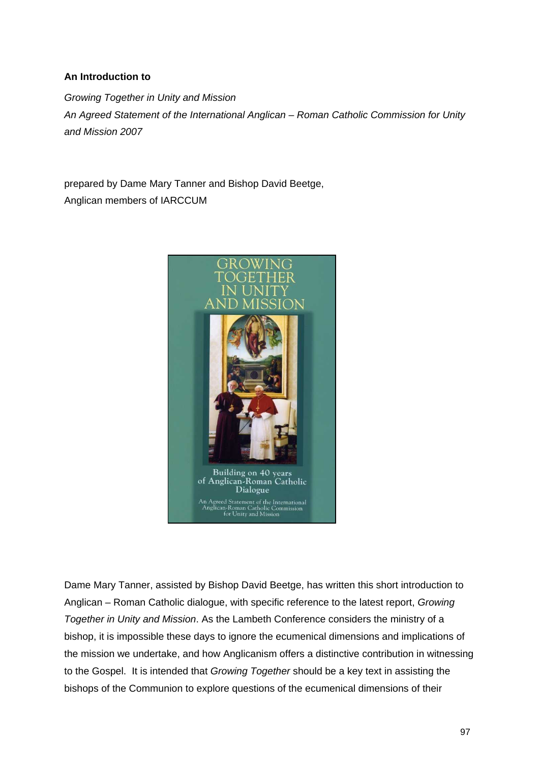**An Introduction to**

*Growing Together in Unity and Mission*

*An Agreed Statement of the International Anglican – Roman Catholic Commission for Unity and Mission 2007*

prepared by Dame Mary Tanner and Bishop David Beetge, Anglican members of IARCCUM

Dame Mary Tanner, assisted by Bishop David Beetge, has written this short introduction to Anglican – Roman Catholic dialogue, with specific reference to the latest report, *Growing Together in Unity and Mission*. As the Lambeth Conference considers the ministry of a bishop, it is impossible these days to ignore the ecumenical dimensions and implications of the mission we undertake, and how Anglicanism offers a distinctive contribution in witnessing to the Gospel. It is intended that *Growing Together* should be a key text in assisting the bishops of the Communion to explore questions of the ecumenical dimensions of their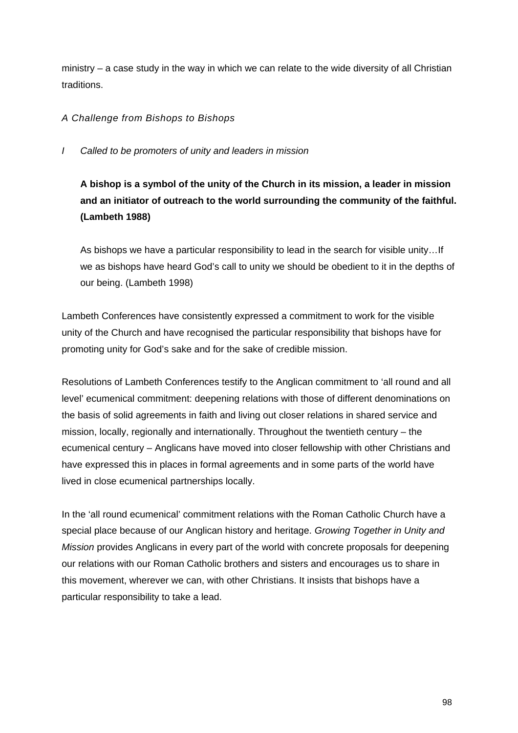ministry – a case study in the way in which we can relate to the wide diversity of all Christian traditions.

*A Challenge from Bishops to Bishops*

*I Called to be promoters of unity and leaders in mission*

> **A bishop is a symbol of the unity of the Church in its mission, a leader in mission and an initiator of outreach to the world surrounding the community of the faithful. (Lambeth 1988)**
>
> As bishops we have a particular responsibility to lead in the search for visible unity…If we as bishops have heard God's call to unity we should be obedient to it in the depths of our being. (Lambeth 1998)

Lambeth Conferences have consistently expressed a commitment to work for the visible unity of the Church and have recognised the particular responsibility that bishops have for promoting unity for God's sake and for the sake of credible mission.

Resolutions of Lambeth Conferences testify to the Anglican commitment to 'all round and all level' ecumenical commitment: deepening relations with those of different denominations on the basis of solid agreements in faith and living out closer relations in shared service and mission, locally, regionally and internationally. Throughout the twentieth century – the ecumenical century – Anglicans have moved into closer fellowship with other Christians and have expressed this in places in formal agreements and in some parts of the world have lived in close ecumenical partnerships locally.

In the 'all round ecumenical' commitment relations with the Roman Catholic Church have a special place because of our Anglican history and heritage. *Growing Together in Unity and Mission* provides Anglicans in every part of the world with concrete proposals for deepening our relations with our Roman Catholic brothers and sisters and encourages us to share in this movement, wherever we can, with other Christians. It insists that bishops have a particular responsibility to take a lead.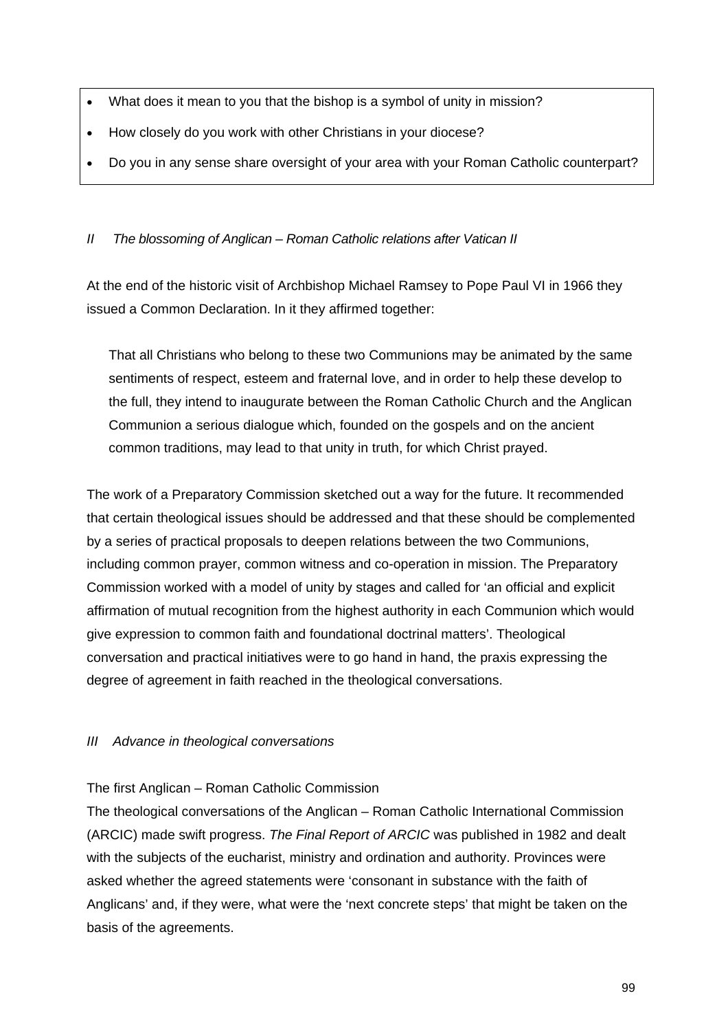- What does it mean to you that the bishop is a symbol of unity in mission?
- How closely do you work with other Christians in your diocese?
- Do you in any sense share oversight of your area with your Roman Catholic counterpart?

*II The blossoming of Anglican – Roman Catholic relations after Vatican II*

At the end of the historic visit of Archbishop Michael Ramsey to Pope Paul VI in 1966 they issued a Common Declaration. In it they affirmed together:

> That all Christians who belong to these two Communions may be animated by the same sentiments of respect, esteem and fraternal love, and in order to help these develop to the full, they intend to inaugurate between the Roman Catholic Church and the Anglican Communion a serious dialogue which, founded on the gospels and on the ancient common traditions, may lead to that unity in truth, for which Christ prayed.

The work of a Preparatory Commission sketched out a way for the future. It recommended that certain theological issues should be addressed and that these should be complemented by a series of practical proposals to deepen relations between the two Communions, including common prayer, common witness and co-operation in mission. The Preparatory Commission worked with a model of unity by stages and called for 'an official and explicit affirmation of mutual recognition from the highest authority in each Communion which would give expression to common faith and foundational doctrinal matters'. Theological conversation and practical initiatives were to go hand in hand, the praxis expressing the degree of agreement in faith reached in the theological conversations.

*III Advance in theological conversations*

The first Anglican – Roman Catholic Commission

The theological conversations of the Anglican – Roman Catholic International Commission (ARCIC) made swift progress. *The Final Report of ARCIC* was published in 1982 and dealt with the subjects of the eucharist, ministry and ordination and authority. Provinces were asked whether the agreed statements were 'consonant in substance with the faith of Anglicans' and, if they were, what were the 'next concrete steps' that might be taken on the basis of the agreements.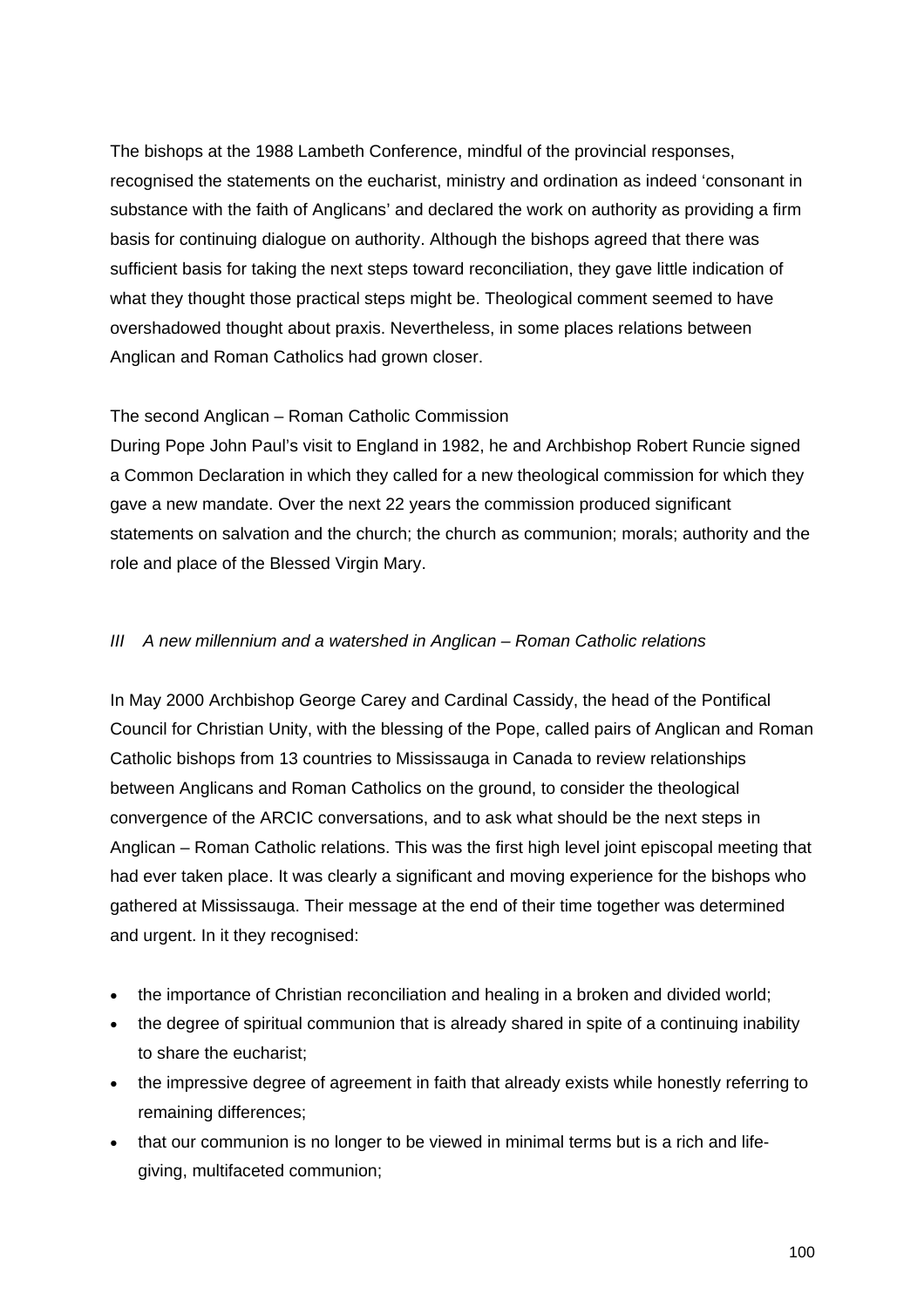The bishops at the 1988 Lambeth Conference, mindful of the provincial responses, recognised the statements on the eucharist, ministry and ordination as indeed 'consonant in substance with the faith of Anglicans' and declared the work on authority as providing a firm basis for continuing dialogue on authority. Although the bishops agreed that there was sufficient basis for taking the next steps toward reconciliation, they gave little indication of what they thought those practical steps might be. Theological comment seemed to have overshadowed thought about praxis. Nevertheless, in some places relations between Anglican and Roman Catholics had grown closer.

The second Anglican – Roman Catholic Commission

During Pope John Paul's visit to England in 1982, he and Archbishop Robert Runcie signed a Common Declaration in which they called for a new theological commission for which they gave a new mandate. Over the next 22 years the commission produced significant statements on salvation and the church; the church as communion; morals; authority and the role and place of the Blessed Virgin Mary.

### *III A new millennium and a watershed in Anglican – Roman Catholic relations*

In May 2000 Archbishop George Carey and Cardinal Cassidy, the head of the Pontifical Council for Christian Unity, with the blessing of the Pope, called pairs of Anglican and Roman Catholic bishops from 13 countries to Mississauga in Canada to review relationships between Anglicans and Roman Catholics on the ground, to consider the theological convergence of the ARCIC conversations, and to ask what should be the next steps in Anglican – Roman Catholic relations. This was the first high level joint episcopal meeting that had ever taken place. It was clearly a significant and moving experience for the bishops who gathered at Mississauga. Their message at the end of their time together was determined and urgent. In it they recognised:

- the importance of Christian reconciliation and healing in a broken and divided world;
- the degree of spiritual communion that is already shared in spite of a continuing inability to share the eucharist;
- the impressive degree of agreement in faith that already exists while honestly referring to remaining differences;
- that our communion is no longer to be viewed in minimal terms but is a rich and life-giving, multifaceted communion;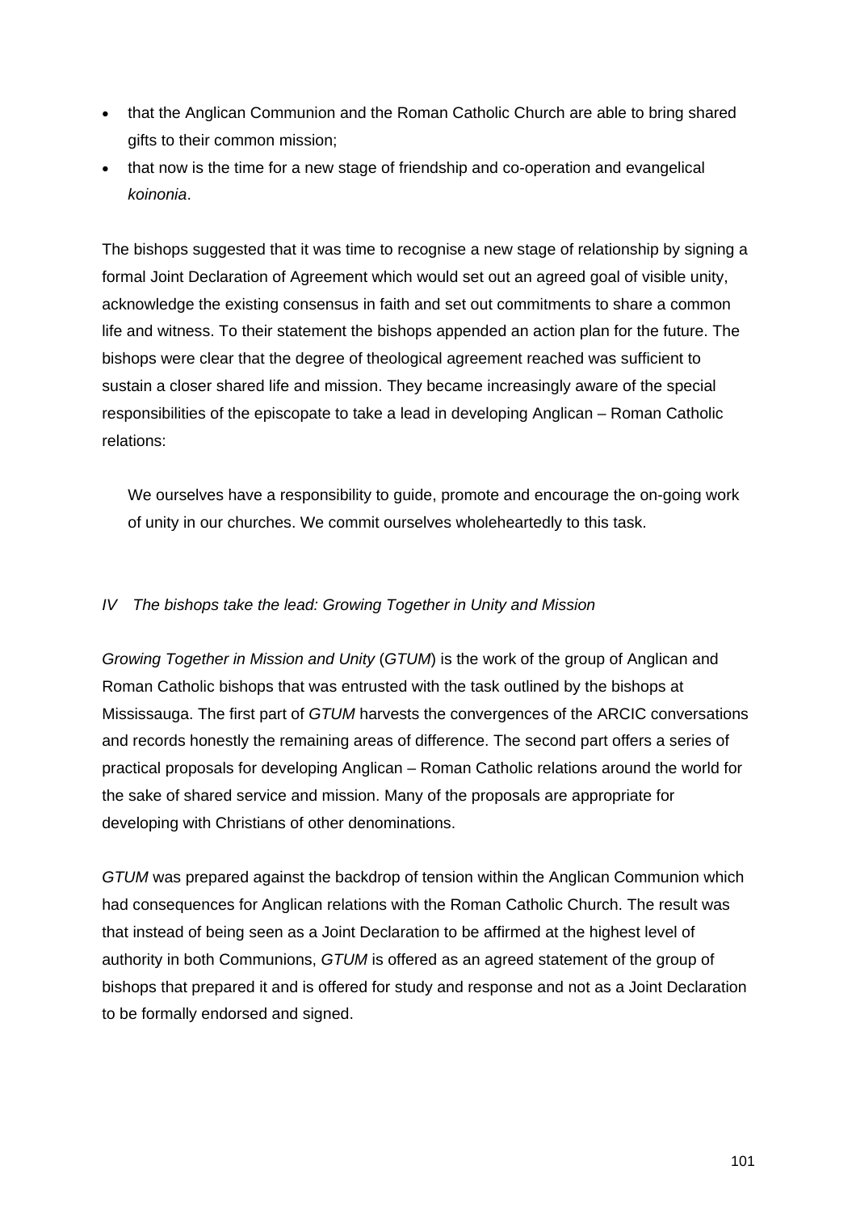- that the Anglican Communion and the Roman Catholic Church are able to bring shared gifts to their common mission;
- that now is the time for a new stage of friendship and co-operation and evangelical *koinonia*.

The bishops suggested that it was time to recognise a new stage of relationship by signing a formal Joint Declaration of Agreement which would set out an agreed goal of visible unity, acknowledge the existing consensus in faith and set out commitments to share a common life and witness. To their statement the bishops appended an action plan for the future. The bishops were clear that the degree of theological agreement reached was sufficient to sustain a closer shared life and mission. They became increasingly aware of the special responsibilities of the episcopate to take a lead in developing Anglican – Roman Catholic relations:

> We ourselves have a responsibility to guide, promote and encourage the on-going work of unity in our churches. We commit ourselves wholeheartedly to this task.

### *IV The bishops take the lead: Growing Together in Unity and Mission*

*Growing Together in Mission and Unity* (*GTUM*) is the work of the group of Anglican and Roman Catholic bishops that was entrusted with the task outlined by the bishops at Mississauga. The first part of *GTUM* harvests the convergences of the ARCIC conversations and records honestly the remaining areas of difference. The second part offers a series of practical proposals for developing Anglican – Roman Catholic relations around the world for the sake of shared service and mission. Many of the proposals are appropriate for developing with Christians of other denominations.

*GTUM* was prepared against the backdrop of tension within the Anglican Communion which had consequences for Anglican relations with the Roman Catholic Church. The result was that instead of being seen as a Joint Declaration to be affirmed at the highest level of authority in both Communions, *GTUM* is offered as an agreed statement of the group of bishops that prepared it and is offered for study and response and not as a Joint Declaration to be formally endorsed and signed.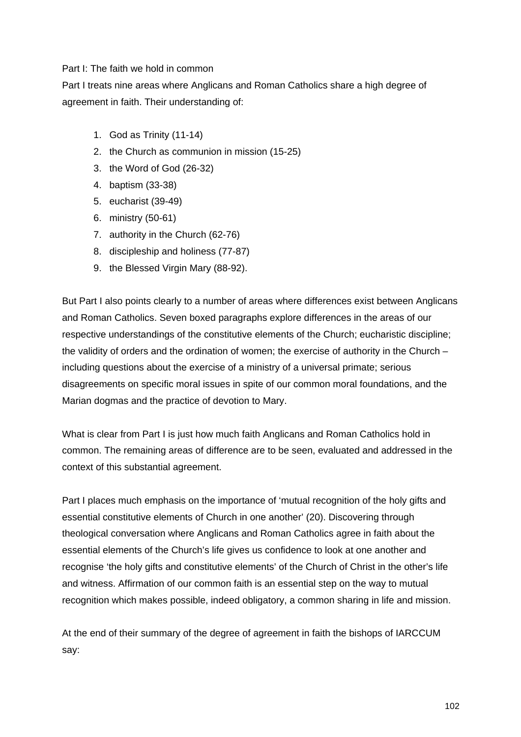Part I: The faith we hold in common

Part I treats nine areas where Anglicans and Roman Catholics share a high degree of agreement in faith. Their understanding of:

1. God as Trinity (11-14)
2. the Church as communion in mission (15-25)
3. the Word of God (26-32)
4. baptism (33-38)
5. eucharist (39-49)
6. ministry (50-61)
7. authority in the Church (62-76)
8. discipleship and holiness (77-87)
9. the Blessed Virgin Mary (88-92).

But Part I also points clearly to a number of areas where differences exist between Anglicans and Roman Catholics. Seven boxed paragraphs explore differences in the areas of our respective understandings of the constitutive elements of the Church; eucharistic discipline; the validity of orders and the ordination of women; the exercise of authority in the Church – including questions about the exercise of a ministry of a universal primate; serious disagreements on specific moral issues in spite of our common moral foundations, and the Marian dogmas and the practice of devotion to Mary.

What is clear from Part I is just how much faith Anglicans and Roman Catholics hold in common. The remaining areas of difference are to be seen, evaluated and addressed in the context of this substantial agreement.

Part I places much emphasis on the importance of 'mutual recognition of the holy gifts and essential constitutive elements of Church in one another' (20). Discovering through theological conversation where Anglicans and Roman Catholics agree in faith about the essential elements of the Church's life gives us confidence to look at one another and recognise 'the holy gifts and constitutive elements' of the Church of Christ in the other's life and witness. Affirmation of our common faith is an essential step on the way to mutual recognition which makes possible, indeed obligatory, a common sharing in life and mission.

At the end of their summary of the degree of agreement in faith the bishops of IARCCUM say: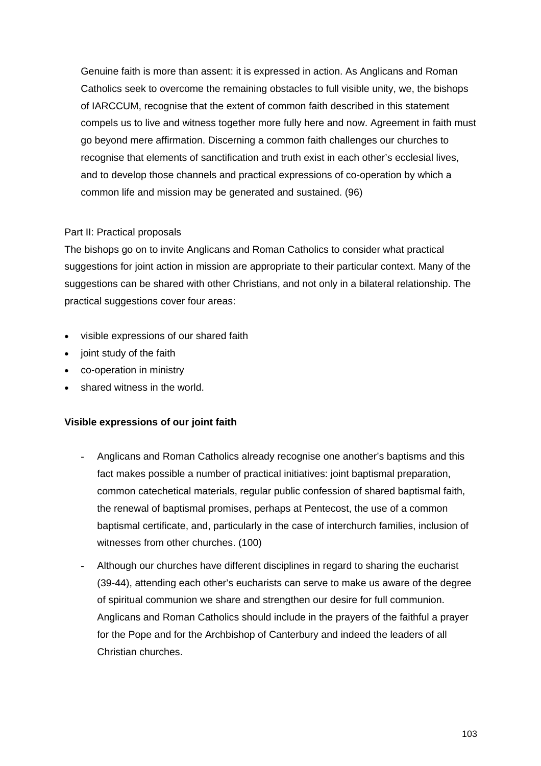> Genuine faith is more than assent: it is expressed in action. As Anglicans and Roman Catholics seek to overcome the remaining obstacles to full visible unity, we, the bishops of IARCCUM, recognise that the extent of common faith described in this statement compels us to live and witness together more fully here and now. Agreement in faith must go beyond mere affirmation. Discerning a common faith challenges our churches to recognise that elements of sanctification and truth exist in each other's ecclesial lives, and to develop those channels and practical expressions of co-operation by which a common life and mission may be generated and sustained. (96)

Part II: Practical proposals

The bishops go on to invite Anglicans and Roman Catholics to consider what practical suggestions for joint action in mission are appropriate to their particular context. Many of the suggestions can be shared with other Christians, and not only in a bilateral relationship. The practical suggestions cover four areas:

- visible expressions of our shared faith
- joint study of the faith
- co-operation in ministry
- shared witness in the world.

**Visible expressions of our joint faith**

- Anglicans and Roman Catholics already recognise one another's baptisms and this fact makes possible a number of practical initiatives: joint baptismal preparation, common catechetical materials, regular public confession of shared baptismal faith, the renewal of baptismal promises, perhaps at Pentecost, the use of a common baptismal certificate, and, particularly in the case of interchurch families, inclusion of witnesses from other churches. (100)
- Although our churches have different disciplines in regard to sharing the eucharist (39-44), attending each other's eucharists can serve to make us aware of the degree of spiritual communion we share and strengthen our desire for full communion. Anglicans and Roman Catholics should include in the prayers of the faithful a prayer for the Pope and for the Archbishop of Canterbury and indeed the leaders of all Christian churches.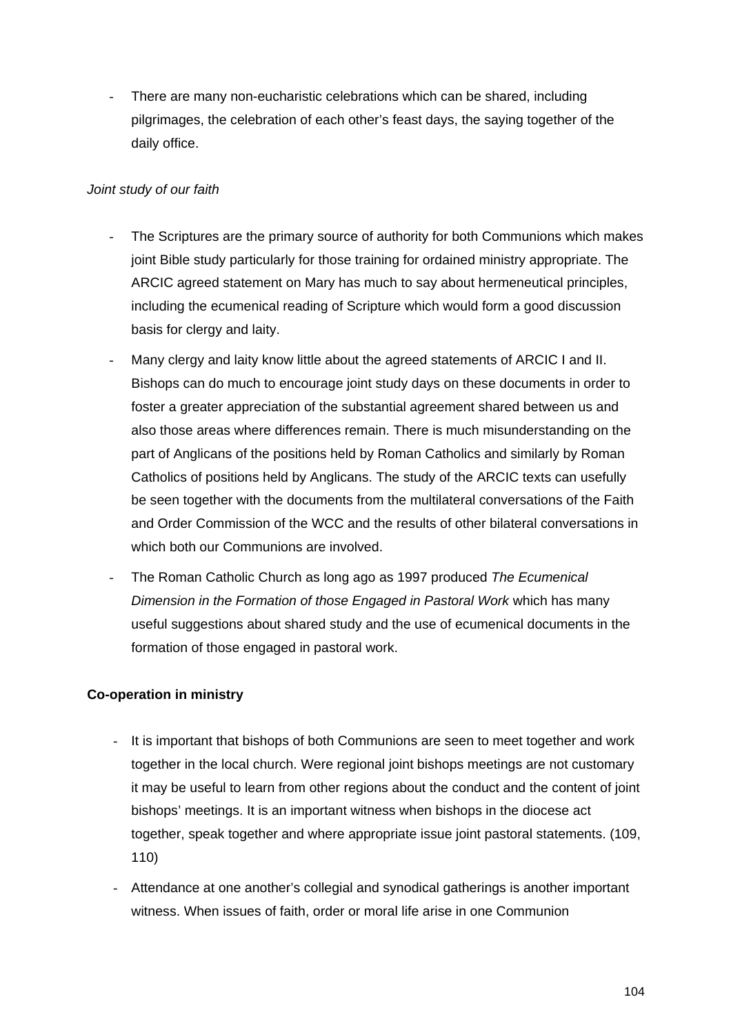- There are many non-eucharistic celebrations which can be shared, including pilgrimages, the celebration of each other's feast days, the saying together of the daily office.

*Joint study of our faith*

- The Scriptures are the primary source of authority for both Communions which makes joint Bible study particularly for those training for ordained ministry appropriate. The ARCIC agreed statement on Mary has much to say about hermeneutical principles, including the ecumenical reading of Scripture which would form a good discussion basis for clergy and laity.
- Many clergy and laity know little about the agreed statements of ARCIC I and II. Bishops can do much to encourage joint study days on these documents in order to foster a greater appreciation of the substantial agreement shared between us and also those areas where differences remain. There is much misunderstanding on the part of Anglicans of the positions held by Roman Catholics and similarly by Roman Catholics of positions held by Anglicans. The study of the ARCIC texts can usefully be seen together with the documents from the multilateral conversations of the Faith and Order Commission of the WCC and the results of other bilateral conversations in which both our Communions are involved.
- The Roman Catholic Church as long ago as 1997 produced *The Ecumenical Dimension in the Formation of those Engaged in Pastoral Work* which has many useful suggestions about shared study and the use of ecumenical documents in the formation of those engaged in pastoral work.

**Co-operation in ministry**

- It is important that bishops of both Communions are seen to meet together and work together in the local church. Were regional joint bishops meetings are not customary it may be useful to learn from other regions about the conduct and the content of joint bishops' meetings. It is an important witness when bishops in the diocese act together, speak together and where appropriate issue joint pastoral statements. (109, 110)
- Attendance at one another's collegial and synodical gatherings is another important witness. When issues of faith, order or moral life arise in one Communion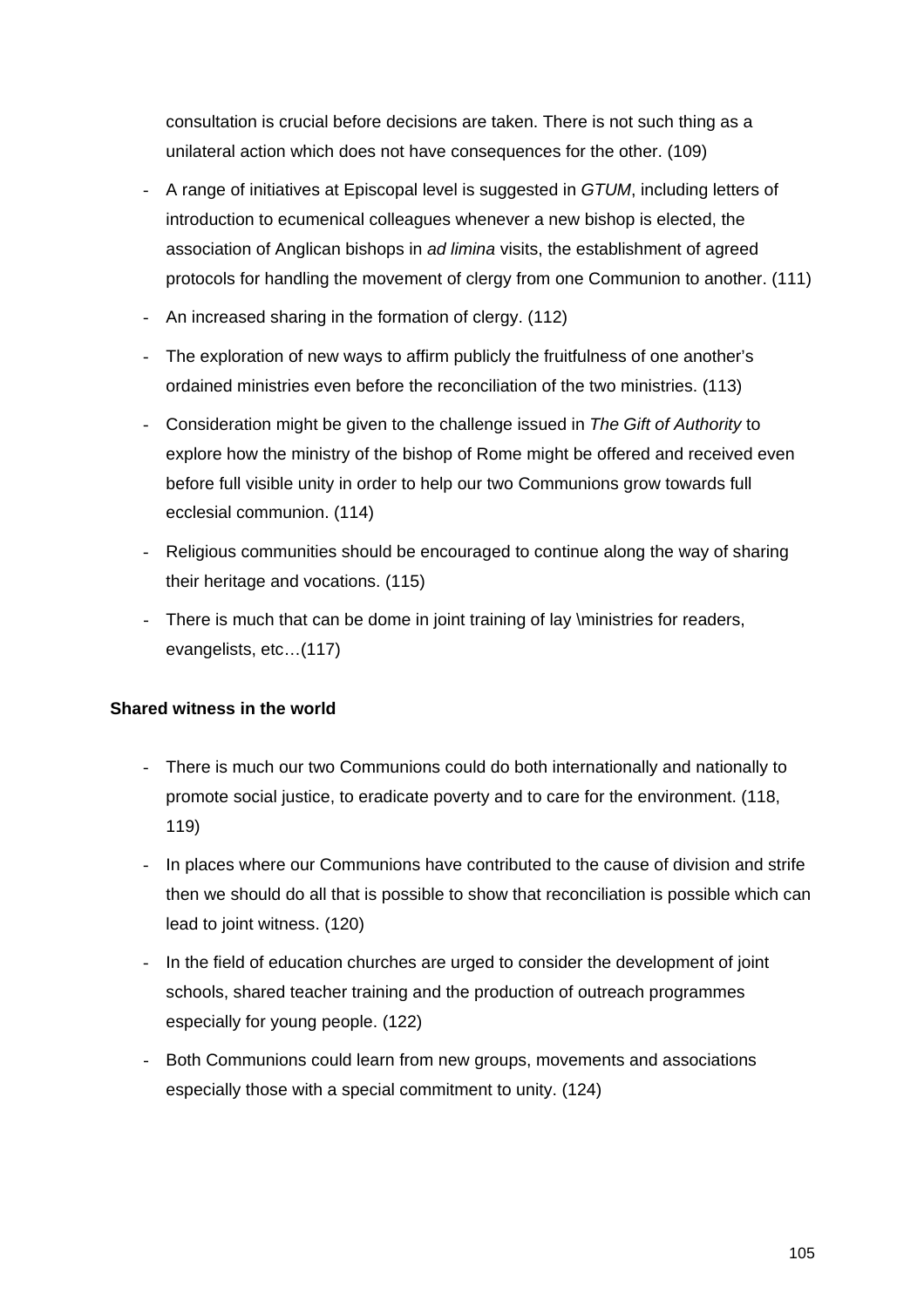consultation is crucial before decisions are taken. There is not such thing as a unilateral action which does not have consequences for the other. (109)

- A range of initiatives at Episcopal level is suggested in *GTUM*, including letters of introduction to ecumenical colleagues whenever a new bishop is elected, the association of Anglican bishops in *ad limina* visits, the establishment of agreed protocols for handling the movement of clergy from one Communion to another. (111)
- An increased sharing in the formation of clergy. (112)
- The exploration of new ways to affirm publicly the fruitfulness of one another's ordained ministries even before the reconciliation of the two ministries. (113)
- Consideration might be given to the challenge issued in *The Gift of Authority* to explore how the ministry of the bishop of Rome might be offered and received even before full visible unity in order to help our two Communions grow towards full ecclesial communion. (114)
- Religious communities should be encouraged to continue along the way of sharing their heritage and vocations. (115)
- There is much that can be dome in joint training of lay \ministries for readers, evangelists, etc…(117)

**Shared witness in the world**

- There is much our two Communions could do both internationally and nationally to promote social justice, to eradicate poverty and to care for the environment. (118, 119)
- In places where our Communions have contributed to the cause of division and strife then we should do all that is possible to show that reconciliation is possible which can lead to joint witness. (120)
- In the field of education churches are urged to consider the development of joint schools, shared teacher training and the production of outreach programmes especially for young people. (122)
- Both Communions could learn from new groups, movements and associations especially those with a special commitment to unity. (124)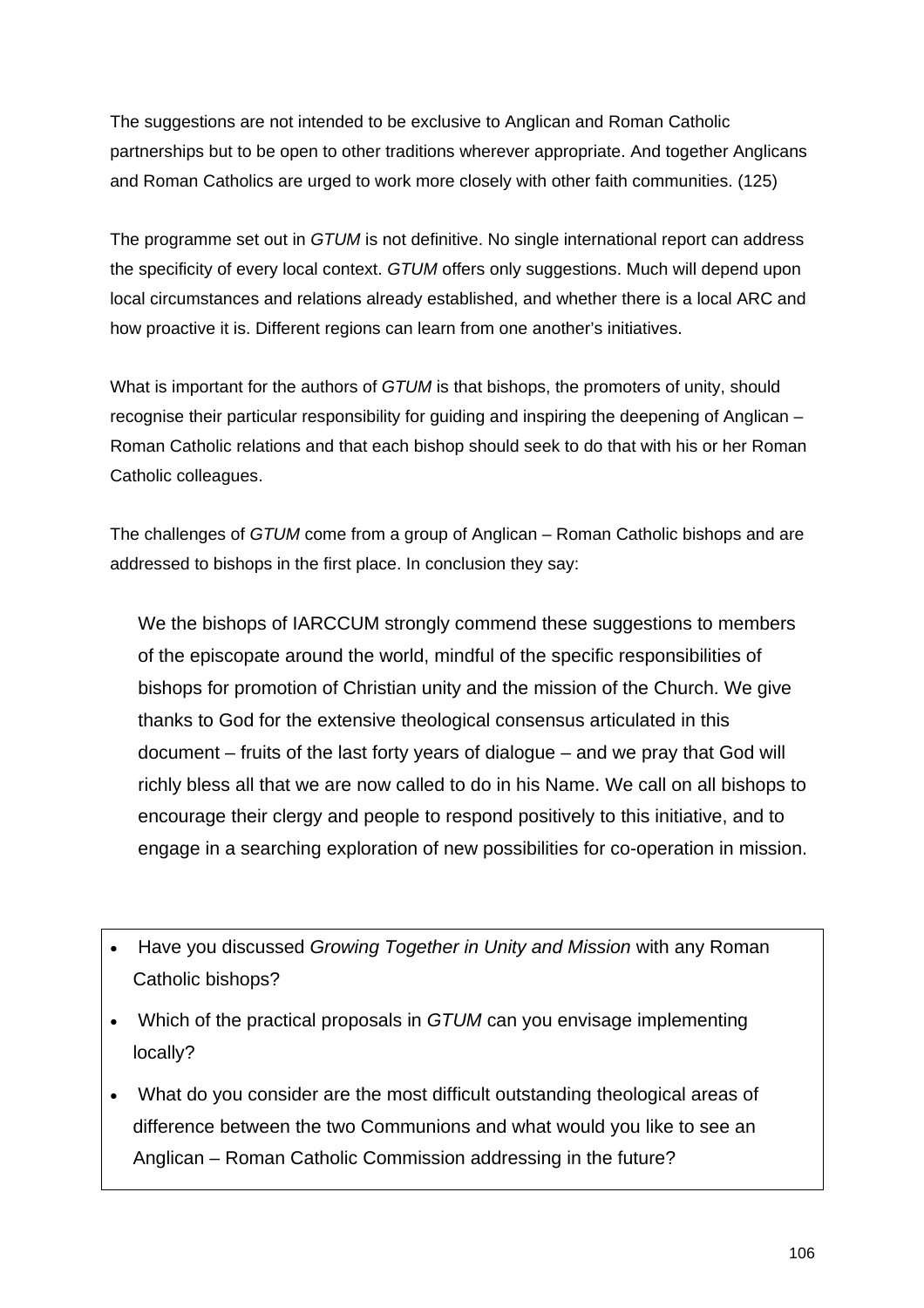The suggestions are not intended to be exclusive to Anglican and Roman Catholic partnerships but to be open to other traditions wherever appropriate. And together Anglicans and Roman Catholics are urged to work more closely with other faith communities. (125)

The programme set out in *GTUM* is not definitive. No single international report can address the specificity of every local context. *GTUM* offers only suggestions. Much will depend upon local circumstances and relations already established, and whether there is a local ARC and how proactive it is. Different regions can learn from one another's initiatives.

What is important for the authors of *GTUM* is that bishops, the promoters of unity, should recognise their particular responsibility for guiding and inspiring the deepening of Anglican – Roman Catholic relations and that each bishop should seek to do that with his or her Roman Catholic colleagues.

The challenges of *GTUM* come from a group of Anglican – Roman Catholic bishops and are addressed to bishops in the first place. In conclusion they say:

> We the bishops of IARCCUM strongly commend these suggestions to members of the episcopate around the world, mindful of the specific responsibilities of bishops for promotion of Christian unity and the mission of the Church. We give thanks to God for the extensive theological consensus articulated in this document – fruits of the last forty years of dialogue – and we pray that God will richly bless all that we are now called to do in his Name. We call on all bishops to encourage their clergy and people to respond positively to this initiative, and to engage in a searching exploration of new possibilities for co-operation in mission.

- Have you discussed *Growing Together in Unity and Mission* with any Roman Catholic bishops?
- Which of the practical proposals in *GTUM* can you envisage implementing locally?
- What do you consider are the most difficult outstanding theological areas of difference between the two Communions and what would you like to see an Anglican – Roman Catholic Commission addressing in the future?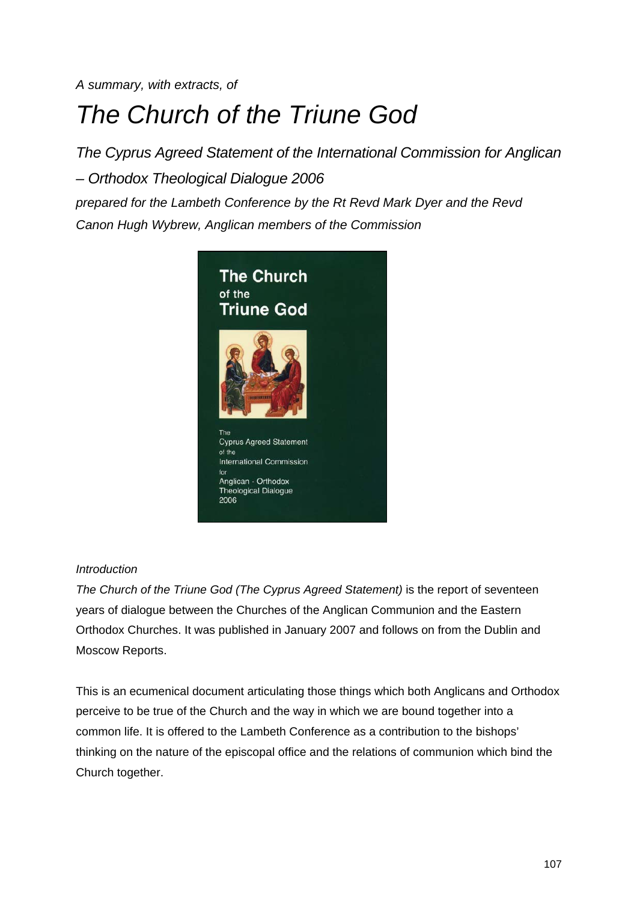*A summary, with extracts, of*

# *The Church of the Triune God*

*The Cyprus Agreed Statement of the International Commission for Anglican – Orthodox Theological Dialogue 2006*

*prepared for the Lambeth Conference by the Rt Revd Mark Dyer and the Revd Canon Hugh Wybrew, Anglican members of the Commission*

*Introduction*

*The Church of the Triune God (The Cyprus Agreed Statement)* is the report of seventeen years of dialogue between the Churches of the Anglican Communion and the Eastern Orthodox Churches. It was published in January 2007 and follows on from the Dublin and Moscow Reports.

This is an ecumenical document articulating those things which both Anglicans and Orthodox perceive to be true of the Church and the way in which we are bound together into a common life. It is offered to the Lambeth Conference as a contribution to the bishops' thinking on the nature of the episcopal office and the relations of communion which bind the Church together.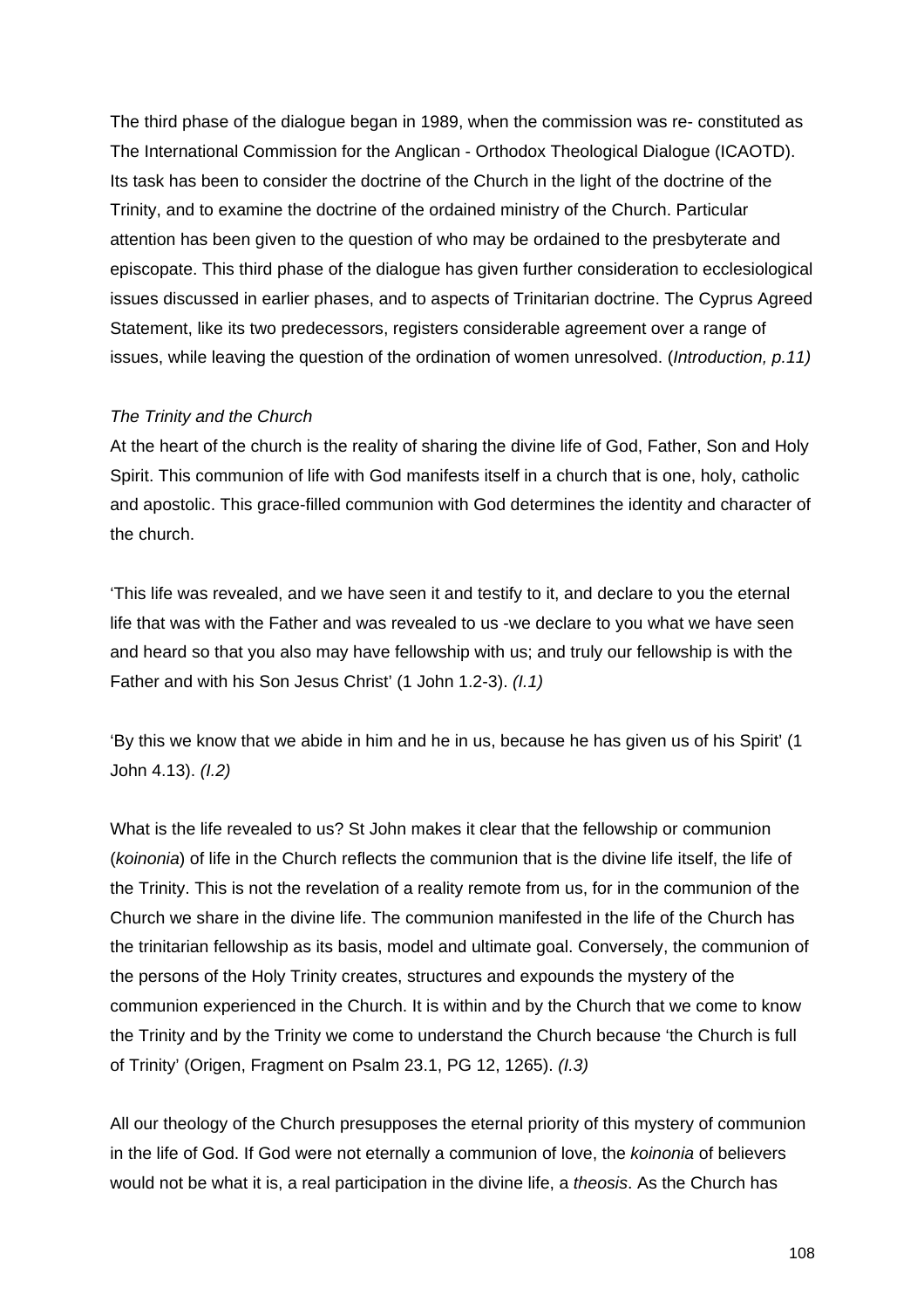The third phase of the dialogue began in 1989, when the commission was re- constituted as The International Commission for the Anglican - Orthodox Theological Dialogue (ICAOTD). Its task has been to consider the doctrine of the Church in the light of the doctrine of the Trinity, and to examine the doctrine of the ordained ministry of the Church. Particular attention has been given to the question of who may be ordained to the presbyterate and episcopate. This third phase of the dialogue has given further consideration to ecclesiological issues discussed in earlier phases, and to aspects of Trinitarian doctrine. The Cyprus Agreed Statement, like its two predecessors, registers considerable agreement over a range of issues, while leaving the question of the ordination of women unresolved. (*Introduction, p.11)*

*The Trinity and the Church*

At the heart of the church is the reality of sharing the divine life of God, Father, Son and Holy Spirit. This communion of life with God manifests itself in a church that is one, holy, catholic and apostolic. This grace-filled communion with God determines the identity and character of the church.

'This life was revealed, and we have seen it and testify to it, and declare to you the eternal life that was with the Father and was revealed to us -we declare to you what we have seen and heard so that you also may have fellowship with us; and truly our fellowship is with the Father and with his Son Jesus Christ' (1 John 1.2-3). *(I.1)*

'By this we know that we abide in him and he in us, because he has given us of his Spirit' (1 John 4.13). *(I.2)*

What is the life revealed to us? St John makes it clear that the fellowship or communion (*koinonia*) of life in the Church reflects the communion that is the divine life itself, the life of the Trinity. This is not the revelation of a reality remote from us, for in the communion of the Church we share in the divine life. The communion manifested in the life of the Church has the trinitarian fellowship as its basis, model and ultimate goal. Conversely, the communion of the persons of the Holy Trinity creates, structures and expounds the mystery of the communion experienced in the Church. It is within and by the Church that we come to know the Trinity and by the Trinity we come to understand the Church because 'the Church is full of Trinity' (Origen, Fragment on Psalm 23.1, PG 12, 1265). *(I.3)*

All our theology of the Church presupposes the eternal priority of this mystery of communion in the life of God. If God were not eternally a communion of love, the *koinonia* of believers would not be what it is, a real participation in the divine life, a *theosis*. As the Church has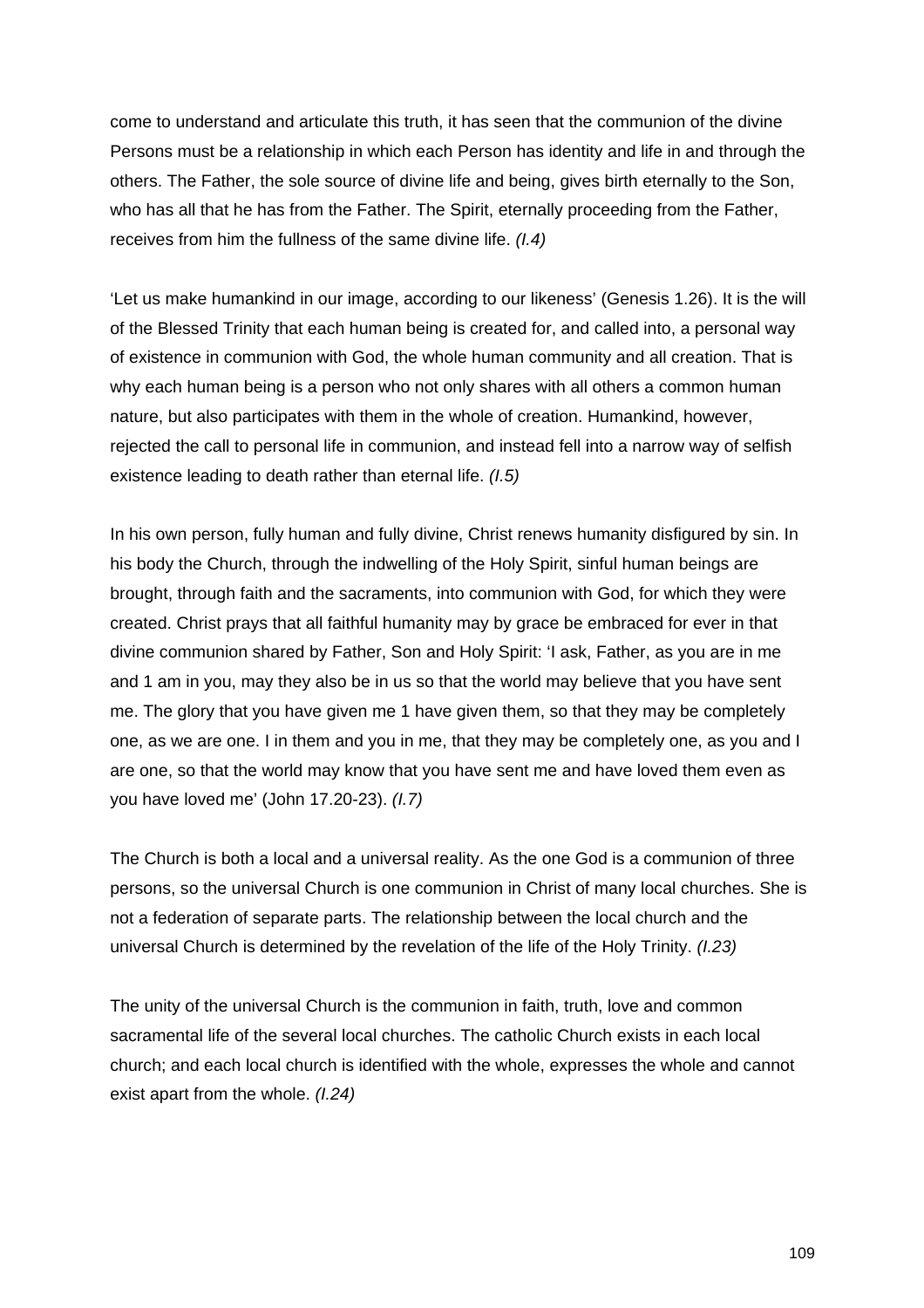come to understand and articulate this truth, it has seen that the communion of the divine Persons must be a relationship in which each Person has identity and life in and through the others. The Father, the sole source of divine life and being, gives birth eternally to the Son, who has all that he has from the Father. The Spirit, eternally proceeding from the Father, receives from him the fullness of the same divine life. *(I.4)*

'Let us make humankind in our image, according to our likeness' (Genesis 1.26). It is the will of the Blessed Trinity that each human being is created for, and called into, a personal way of existence in communion with God, the whole human community and all creation. That is why each human being is a person who not only shares with all others a common human nature, but also participates with them in the whole of creation. Humankind, however, rejected the call to personal life in communion, and instead fell into a narrow way of selfish existence leading to death rather than eternal life. *(I.5)*

In his own person, fully human and fully divine, Christ renews humanity disfigured by sin. In his body the Church, through the indwelling of the Holy Spirit, sinful human beings are brought, through faith and the sacraments, into communion with God, for which they were created. Christ prays that all faithful humanity may by grace be embraced for ever in that divine communion shared by Father, Son and Holy Spirit: 'I ask, Father, as you are in me and 1 am in you, may they also be in us so that the world may believe that you have sent me. The glory that you have given me 1 have given them, so that they may be completely one, as we are one. I in them and you in me, that they may be completely one, as you and I are one, so that the world may know that you have sent me and have loved them even as you have loved me' (John 17.20-23). *(I.7)*

The Church is both a local and a universal reality. As the one God is a communion of three persons, so the universal Church is one communion in Christ of many local churches. She is not a federation of separate parts. The relationship between the local church and the universal Church is determined by the revelation of the life of the Holy Trinity. *(I.23)*

The unity of the universal Church is the communion in faith, truth, love and common sacramental life of the several local churches. The catholic Church exists in each local church; and each local church is identified with the whole, expresses the whole and cannot exist apart from the whole. *(I.24)*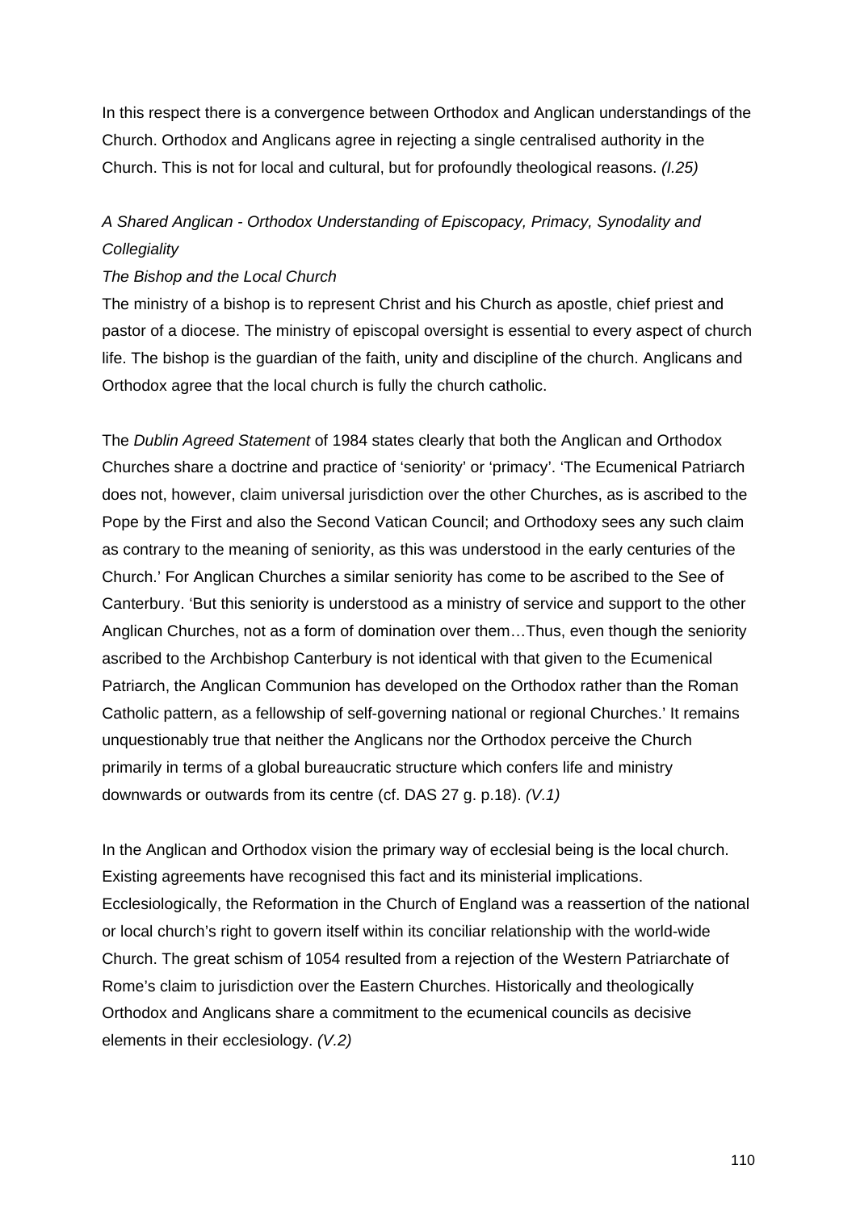In this respect there is a convergence between Orthodox and Anglican understandings of the Church. Orthodox and Anglicans agree in rejecting a single centralised authority in the Church. This is not for local and cultural, but for profoundly theological reasons. *(I.25)*

*A Shared Anglican - Orthodox Understanding of Episcopacy, Primacy, Synodality and Collegiality*

*The Bishop and the Local Church*

The ministry of a bishop is to represent Christ and his Church as apostle, chief priest and pastor of a diocese. The ministry of episcopal oversight is essential to every aspect of church life. The bishop is the guardian of the faith, unity and discipline of the church. Anglicans and Orthodox agree that the local church is fully the church catholic.

The *Dublin Agreed Statement* of 1984 states clearly that both the Anglican and Orthodox Churches share a doctrine and practice of 'seniority' or 'primacy'. 'The Ecumenical Patriarch does not, however, claim universal jurisdiction over the other Churches, as is ascribed to the Pope by the First and also the Second Vatican Council; and Orthodoxy sees any such claim as contrary to the meaning of seniority, as this was understood in the early centuries of the Church.' For Anglican Churches a similar seniority has come to be ascribed to the See of Canterbury. 'But this seniority is understood as a ministry of service and support to the other Anglican Churches, not as a form of domination over them…Thus, even though the seniority ascribed to the Archbishop Canterbury is not identical with that given to the Ecumenical Patriarch, the Anglican Communion has developed on the Orthodox rather than the Roman Catholic pattern, as a fellowship of self-governing national or regional Churches.' It remains unquestionably true that neither the Anglicans nor the Orthodox perceive the Church primarily in terms of a global bureaucratic structure which confers life and ministry downwards or outwards from its centre (cf. DAS 27 g. p.18). *(V.1)*

In the Anglican and Orthodox vision the primary way of ecclesial being is the local church. Existing agreements have recognised this fact and its ministerial implications. Ecclesiologically, the Reformation in the Church of England was a reassertion of the national or local church's right to govern itself within its conciliar relationship with the world-wide Church. The great schism of 1054 resulted from a rejection of the Western Patriarchate of Rome's claim to jurisdiction over the Eastern Churches. Historically and theologically Orthodox and Anglicans share a commitment to the ecumenical councils as decisive elements in their ecclesiology. *(V.2)*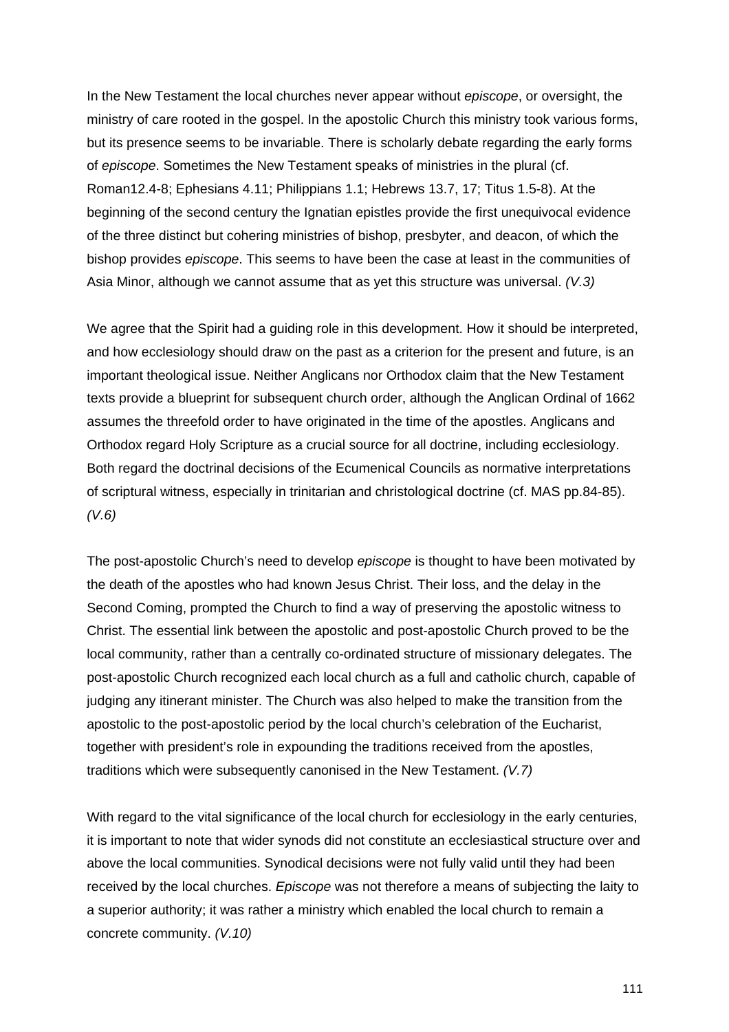In the New Testament the local churches never appear without *episcope*, or oversight, the ministry of care rooted in the gospel. In the apostolic Church this ministry took various forms, but its presence seems to be invariable. There is scholarly debate regarding the early forms of *episcope*. Sometimes the New Testament speaks of ministries in the plural (cf. Roman12.4-8; Ephesians 4.11; Philippians 1.1; Hebrews 13.7, 17; Titus 1.5-8). At the beginning of the second century the Ignatian epistles provide the first unequivocal evidence of the three distinct but cohering ministries of bishop, presbyter, and deacon, of which the bishop provides *episcope*. This seems to have been the case at least in the communities of Asia Minor, although we cannot assume that as yet this structure was universal. *(V.3)*

We agree that the Spirit had a guiding role in this development. How it should be interpreted, and how ecclesiology should draw on the past as a criterion for the present and future, is an important theological issue. Neither Anglicans nor Orthodox claim that the New Testament texts provide a blueprint for subsequent church order, although the Anglican Ordinal of 1662 assumes the threefold order to have originated in the time of the apostles. Anglicans and Orthodox regard Holy Scripture as a crucial source for all doctrine, including ecclesiology. Both regard the doctrinal decisions of the Ecumenical Councils as normative interpretations of scriptural witness, especially in trinitarian and christological doctrine (cf. MAS pp.84-85). *(V.6)*

The post-apostolic Church's need to develop *episcope* is thought to have been motivated by the death of the apostles who had known Jesus Christ. Their loss, and the delay in the Second Coming, prompted the Church to find a way of preserving the apostolic witness to Christ. The essential link between the apostolic and post-apostolic Church proved to be the local community, rather than a centrally co-ordinated structure of missionary delegates. The post-apostolic Church recognized each local church as a full and catholic church, capable of judging any itinerant minister. The Church was also helped to make the transition from the apostolic to the post-apostolic period by the local church's celebration of the Eucharist, together with president's role in expounding the traditions received from the apostles, traditions which were subsequently canonised in the New Testament. *(V.7)*

With regard to the vital significance of the local church for ecclesiology in the early centuries, it is important to note that wider synods did not constitute an ecclesiastical structure over and above the local communities. Synodical decisions were not fully valid until they had been received by the local churches. *Episcope* was not therefore a means of subjecting the laity to a superior authority; it was rather a ministry which enabled the local church to remain a concrete community. *(V.10)*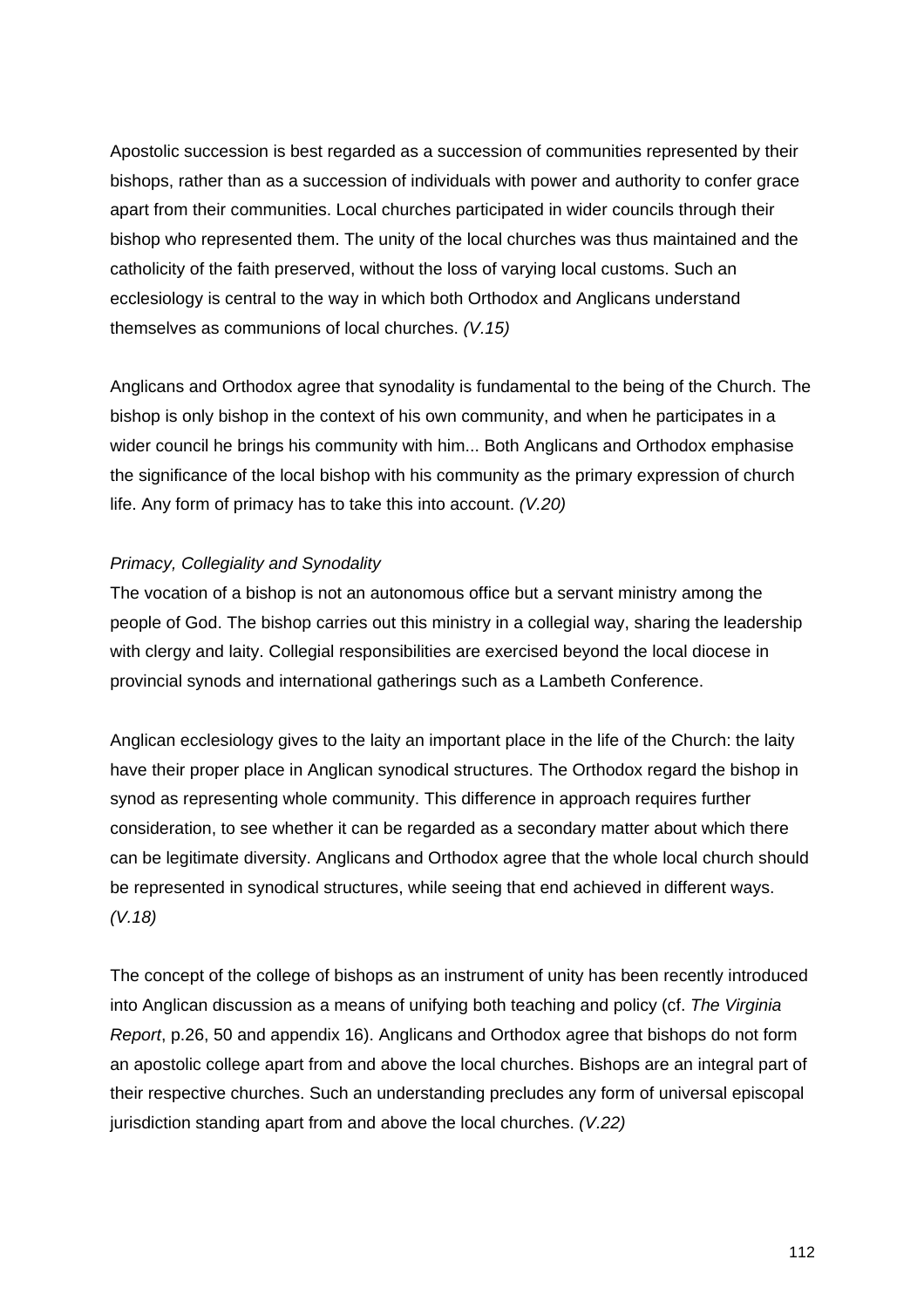Apostolic succession is best regarded as a succession of communities represented by their bishops, rather than as a succession of individuals with power and authority to confer grace apart from their communities. Local churches participated in wider councils through their bishop who represented them. The unity of the local churches was thus maintained and the catholicity of the faith preserved, without the loss of varying local customs. Such an ecclesiology is central to the way in which both Orthodox and Anglicans understand themselves as communions of local churches. *(V.15)*

Anglicans and Orthodox agree that synodality is fundamental to the being of the Church. The bishop is only bishop in the context of his own community, and when he participates in a wider council he brings his community with him... Both Anglicans and Orthodox emphasise the significance of the local bishop with his community as the primary expression of church life. Any form of primacy has to take this into account. *(V.20)*

*Primacy, Collegiality and Synodality*

The vocation of a bishop is not an autonomous office but a servant ministry among the people of God. The bishop carries out this ministry in a collegial way, sharing the leadership with clergy and laity. Collegial responsibilities are exercised beyond the local diocese in provincial synods and international gatherings such as a Lambeth Conference.

Anglican ecclesiology gives to the laity an important place in the life of the Church: the laity have their proper place in Anglican synodical structures. The Orthodox regard the bishop in synod as representing whole community. This difference in approach requires further consideration, to see whether it can be regarded as a secondary matter about which there can be legitimate diversity. Anglicans and Orthodox agree that the whole local church should be represented in synodical structures, while seeing that end achieved in different ways. *(V.18)*

The concept of the college of bishops as an instrument of unity has been recently introduced into Anglican discussion as a means of unifying both teaching and policy (cf. *The Virginia Report*, p.26, 50 and appendix 16). Anglicans and Orthodox agree that bishops do not form an apostolic college apart from and above the local churches. Bishops are an integral part of their respective churches. Such an understanding precludes any form of universal episcopal jurisdiction standing apart from and above the local churches. *(V.22)*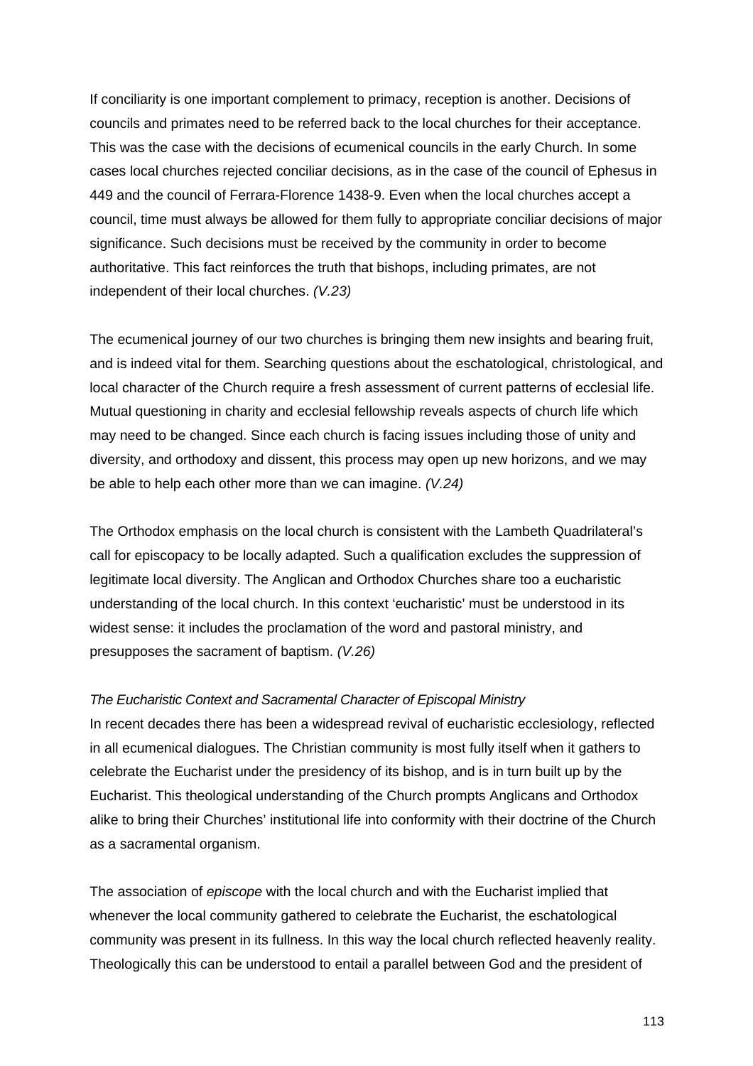If conciliarity is one important complement to primacy, reception is another. Decisions of councils and primates need to be referred back to the local churches for their acceptance. This was the case with the decisions of ecumenical councils in the early Church. In some cases local churches rejected conciliar decisions, as in the case of the council of Ephesus in 449 and the council of Ferrara-Florence 1438-9. Even when the local churches accept a council, time must always be allowed for them fully to appropriate conciliar decisions of major significance. Such decisions must be received by the community in order to become authoritative. This fact reinforces the truth that bishops, including primates, are not independent of their local churches. *(V.23)*

The ecumenical journey of our two churches is bringing them new insights and bearing fruit, and is indeed vital for them. Searching questions about the eschatological, christological, and local character of the Church require a fresh assessment of current patterns of ecclesial life. Mutual questioning in charity and ecclesial fellowship reveals aspects of church life which may need to be changed. Since each church is facing issues including those of unity and diversity, and orthodoxy and dissent, this process may open up new horizons, and we may be able to help each other more than we can imagine. *(V.24)*

The Orthodox emphasis on the local church is consistent with the Lambeth Quadrilateral's call for episcopacy to be locally adapted. Such a qualification excludes the suppression of legitimate local diversity. The Anglican and Orthodox Churches share too a eucharistic understanding of the local church. In this context 'eucharistic' must be understood in its widest sense: it includes the proclamation of the word and pastoral ministry, and presupposes the sacrament of baptism. *(V.26)*

*The Eucharistic Context and Sacramental Character of Episcopal Ministry*

In recent decades there has been a widespread revival of eucharistic ecclesiology, reflected in all ecumenical dialogues. The Christian community is most fully itself when it gathers to celebrate the Eucharist under the presidency of its bishop, and is in turn built up by the Eucharist. This theological understanding of the Church prompts Anglicans and Orthodox alike to bring their Churches' institutional life into conformity with their doctrine of the Church as a sacramental organism.

The association of *episcope* with the local church and with the Eucharist implied that whenever the local community gathered to celebrate the Eucharist, the eschatological community was present in its fullness. In this way the local church reflected heavenly reality. Theologically this can be understood to entail a parallel between God and the president of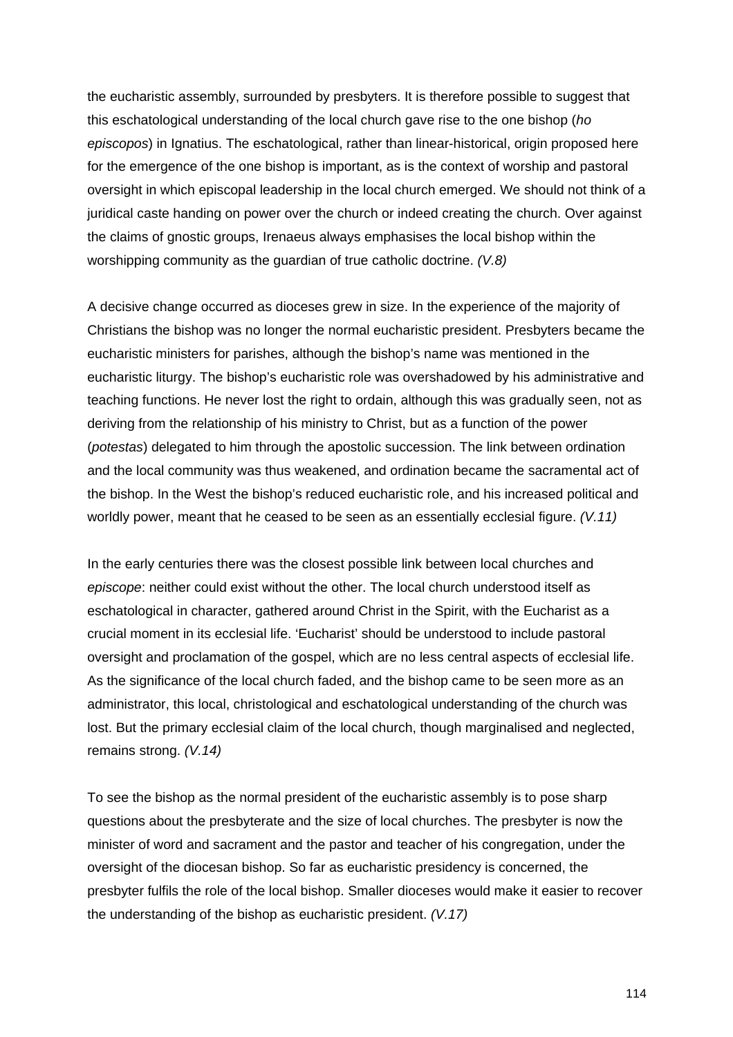the eucharistic assembly, surrounded by presbyters. It is therefore possible to suggest that this eschatological understanding of the local church gave rise to the one bishop (*ho episcopos*) in Ignatius. The eschatological, rather than linear-historical, origin proposed here for the emergence of the one bishop is important, as is the context of worship and pastoral oversight in which episcopal leadership in the local church emerged. We should not think of a juridical caste handing on power over the church or indeed creating the church. Over against the claims of gnostic groups, Irenaeus always emphasises the local bishop within the worshipping community as the guardian of true catholic doctrine. *(V.8)*

A decisive change occurred as dioceses grew in size. In the experience of the majority of Christians the bishop was no longer the normal eucharistic president. Presbyters became the eucharistic ministers for parishes, although the bishop's name was mentioned in the eucharistic liturgy. The bishop's eucharistic role was overshadowed by his administrative and teaching functions. He never lost the right to ordain, although this was gradually seen, not as deriving from the relationship of his ministry to Christ, but as a function of the power (*potestas*) delegated to him through the apostolic succession. The link between ordination and the local community was thus weakened, and ordination became the sacramental act of the bishop. In the West the bishop's reduced eucharistic role, and his increased political and worldly power, meant that he ceased to be seen as an essentially ecclesial figure. *(V.11)*

In the early centuries there was the closest possible link between local churches and *episcope*: neither could exist without the other. The local church understood itself as eschatological in character, gathered around Christ in the Spirit, with the Eucharist as a crucial moment in its ecclesial life. 'Eucharist' should be understood to include pastoral oversight and proclamation of the gospel, which are no less central aspects of ecclesial life. As the significance of the local church faded, and the bishop came to be seen more as an administrator, this local, christological and eschatological understanding of the church was lost. But the primary ecclesial claim of the local church, though marginalised and neglected, remains strong. *(V.14)*

To see the bishop as the normal president of the eucharistic assembly is to pose sharp questions about the presbyterate and the size of local churches. The presbyter is now the minister of word and sacrament and the pastor and teacher of his congregation, under the oversight of the diocesan bishop. So far as eucharistic presidency is concerned, the presbyter fulfils the role of the local bishop. Smaller dioceses would make it easier to recover the understanding of the bishop as eucharistic president. *(V.17)*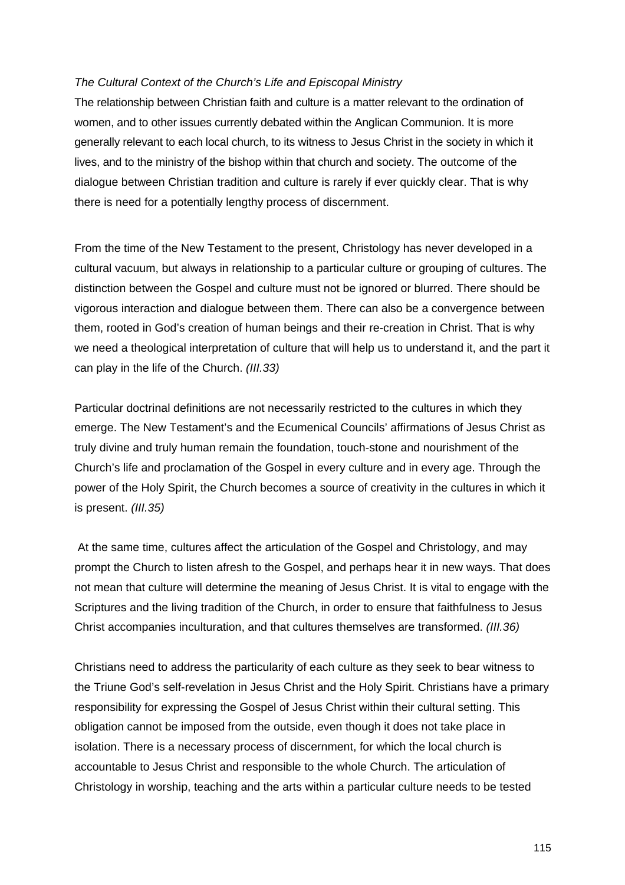*The Cultural Context of the Church's Life and Episcopal Ministry*

The relationship between Christian faith and culture is a matter relevant to the ordination of women, and to other issues currently debated within the Anglican Communion. It is more generally relevant to each local church, to its witness to Jesus Christ in the society in which it lives, and to the ministry of the bishop within that church and society. The outcome of the dialogue between Christian tradition and culture is rarely if ever quickly clear. That is why there is need for a potentially lengthy process of discernment.

From the time of the New Testament to the present, Christology has never developed in a cultural vacuum, but always in relationship to a particular culture or grouping of cultures. The distinction between the Gospel and culture must not be ignored or blurred. There should be vigorous interaction and dialogue between them. There can also be a convergence between them, rooted in God's creation of human beings and their re-creation in Christ. That is why we need a theological interpretation of culture that will help us to understand it, and the part it can play in the life of the Church. *(III.33)*

Particular doctrinal definitions are not necessarily restricted to the cultures in which they emerge. The New Testament's and the Ecumenical Councils' affirmations of Jesus Christ as truly divine and truly human remain the foundation, touch-stone and nourishment of the Church's life and proclamation of the Gospel in every culture and in every age. Through the power of the Holy Spirit, the Church becomes a source of creativity in the cultures in which it is present. *(III.35)*

At the same time, cultures affect the articulation of the Gospel and Christology, and may prompt the Church to listen afresh to the Gospel, and perhaps hear it in new ways. That does not mean that culture will determine the meaning of Jesus Christ. It is vital to engage with the Scriptures and the living tradition of the Church, in order to ensure that faithfulness to Jesus Christ accompanies inculturation, and that cultures themselves are transformed. *(III.36)*

Christians need to address the particularity of each culture as they seek to bear witness to the Triune God's self-revelation in Jesus Christ and the Holy Spirit. Christians have a primary responsibility for expressing the Gospel of Jesus Christ within their cultural setting. This obligation cannot be imposed from the outside, even though it does not take place in isolation. There is a necessary process of discernment, for which the local church is accountable to Jesus Christ and responsible to the whole Church. The articulation of Christology in worship, teaching and the arts within a particular culture needs to be tested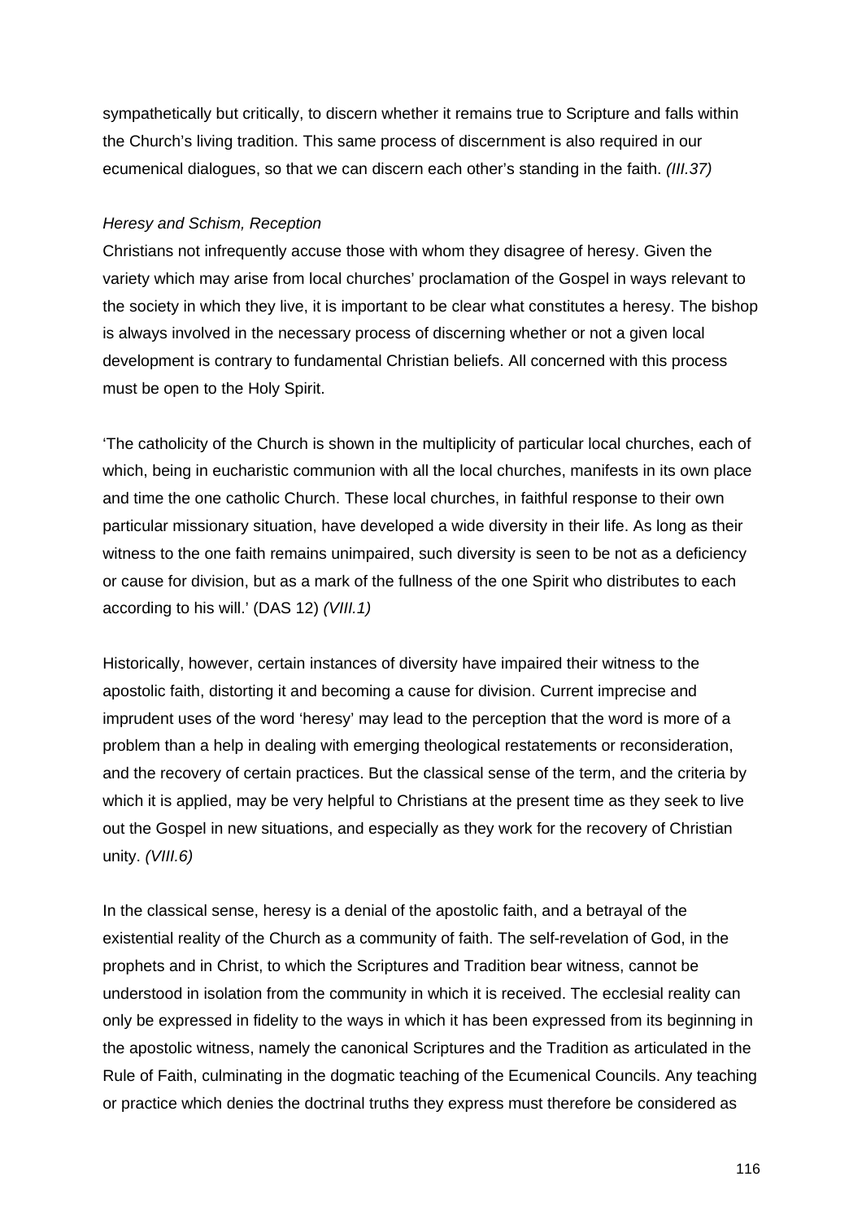sympathetically but critically, to discern whether it remains true to Scripture and falls within the Church's living tradition. This same process of discernment is also required in our ecumenical dialogues, so that we can discern each other's standing in the faith. *(III.37)*

*Heresy and Schism, Reception*

Christians not infrequently accuse those with whom they disagree of heresy. Given the variety which may arise from local churches' proclamation of the Gospel in ways relevant to the society in which they live, it is important to be clear what constitutes a heresy. The bishop is always involved in the necessary process of discerning whether or not a given local development is contrary to fundamental Christian beliefs. All concerned with this process must be open to the Holy Spirit.

'The catholicity of the Church is shown in the multiplicity of particular local churches, each of which, being in eucharistic communion with all the local churches, manifests in its own place and time the one catholic Church. These local churches, in faithful response to their own particular missionary situation, have developed a wide diversity in their life. As long as their witness to the one faith remains unimpaired, such diversity is seen to be not as a deficiency or cause for division, but as a mark of the fullness of the one Spirit who distributes to each according to his will.' (DAS 12) *(VIII.1)*

Historically, however, certain instances of diversity have impaired their witness to the apostolic faith, distorting it and becoming a cause for division. Current imprecise and imprudent uses of the word 'heresy' may lead to the perception that the word is more of a problem than a help in dealing with emerging theological restatements or reconsideration, and the recovery of certain practices. But the classical sense of the term, and the criteria by which it is applied, may be very helpful to Christians at the present time as they seek to live out the Gospel in new situations, and especially as they work for the recovery of Christian unity. *(VIII.6)*

In the classical sense, heresy is a denial of the apostolic faith, and a betrayal of the existential reality of the Church as a community of faith. The self-revelation of God, in the prophets and in Christ, to which the Scriptures and Tradition bear witness, cannot be understood in isolation from the community in which it is received. The ecclesial reality can only be expressed in fidelity to the ways in which it has been expressed from its beginning in the apostolic witness, namely the canonical Scriptures and the Tradition as articulated in the Rule of Faith, culminating in the dogmatic teaching of the Ecumenical Councils. Any teaching or practice which denies the doctrinal truths they express must therefore be considered as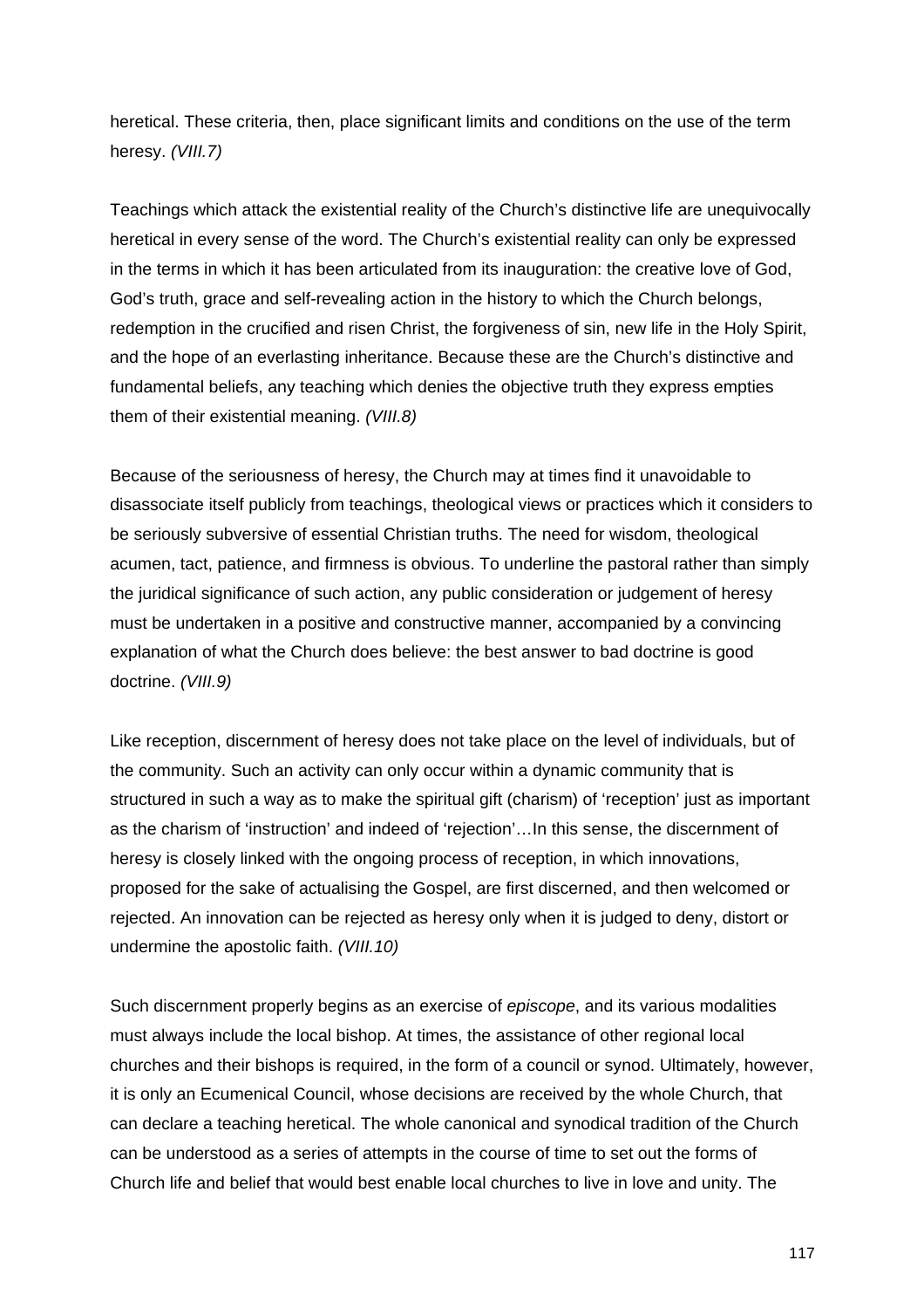heretical. These criteria, then, place significant limits and conditions on the use of the term heresy. *(VIII.7)*

Teachings which attack the existential reality of the Church's distinctive life are unequivocally heretical in every sense of the word. The Church's existential reality can only be expressed in the terms in which it has been articulated from its inauguration: the creative love of God, God's truth, grace and self-revealing action in the history to which the Church belongs, redemption in the crucified and risen Christ, the forgiveness of sin, new life in the Holy Spirit, and the hope of an everlasting inheritance. Because these are the Church's distinctive and fundamental beliefs, any teaching which denies the objective truth they express empties them of their existential meaning. *(VIII.8)*

Because of the seriousness of heresy, the Church may at times find it unavoidable to disassociate itself publicly from teachings, theological views or practices which it considers to be seriously subversive of essential Christian truths. The need for wisdom, theological acumen, tact, patience, and firmness is obvious. To underline the pastoral rather than simply the juridical significance of such action, any public consideration or judgement of heresy must be undertaken in a positive and constructive manner, accompanied by a convincing explanation of what the Church does believe: the best answer to bad doctrine is good doctrine. *(VIII.9)*

Like reception, discernment of heresy does not take place on the level of individuals, but of the community. Such an activity can only occur within a dynamic community that is structured in such a way as to make the spiritual gift (charism) of 'reception' just as important as the charism of 'instruction' and indeed of 'rejection'…In this sense, the discernment of heresy is closely linked with the ongoing process of reception, in which innovations, proposed for the sake of actualising the Gospel, are first discerned, and then welcomed or rejected. An innovation can be rejected as heresy only when it is judged to deny, distort or undermine the apostolic faith. *(VIII.10)*

Such discernment properly begins as an exercise of *episcope*, and its various modalities must always include the local bishop. At times, the assistance of other regional local churches and their bishops is required, in the form of a council or synod. Ultimately, however, it is only an Ecumenical Council, whose decisions are received by the whole Church, that can declare a teaching heretical. The whole canonical and synodical tradition of the Church can be understood as a series of attempts in the course of time to set out the forms of Church life and belief that would best enable local churches to live in love and unity. The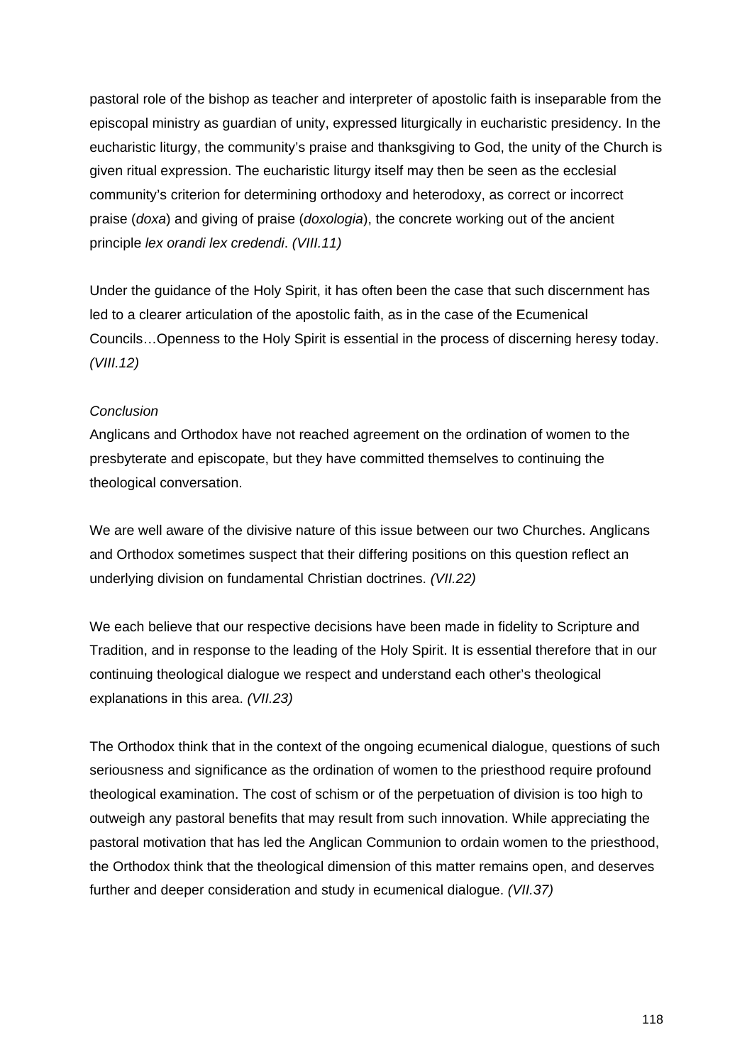pastoral role of the bishop as teacher and interpreter of apostolic faith is inseparable from the episcopal ministry as guardian of unity, expressed liturgically in eucharistic presidency. In the eucharistic liturgy, the community's praise and thanksgiving to God, the unity of the Church is given ritual expression. The eucharistic liturgy itself may then be seen as the ecclesial community's criterion for determining orthodoxy and heterodoxy, as correct or incorrect praise (*doxa*) and giving of praise (*doxologia*), the concrete working out of the ancient principle *lex orandi lex credendi*. *(VIII.11)*

Under the guidance of the Holy Spirit, it has often been the case that such discernment has led to a clearer articulation of the apostolic faith, as in the case of the Ecumenical Councils…Openness to the Holy Spirit is essential in the process of discerning heresy today. *(VIII.12)*

*Conclusion*

Anglicans and Orthodox have not reached agreement on the ordination of women to the presbyterate and episcopate, but they have committed themselves to continuing the theological conversation.

We are well aware of the divisive nature of this issue between our two Churches. Anglicans and Orthodox sometimes suspect that their differing positions on this question reflect an underlying division on fundamental Christian doctrines. *(VII.22)*

We each believe that our respective decisions have been made in fidelity to Scripture and Tradition, and in response to the leading of the Holy Spirit. It is essential therefore that in our continuing theological dialogue we respect and understand each other's theological explanations in this area. *(VII.23)*

The Orthodox think that in the context of the ongoing ecumenical dialogue, questions of such seriousness and significance as the ordination of women to the priesthood require profound theological examination. The cost of schism or of the perpetuation of division is too high to outweigh any pastoral benefits that may result from such innovation. While appreciating the pastoral motivation that has led the Anglican Communion to ordain women to the priesthood, the Orthodox think that the theological dimension of this matter remains open, and deserves further and deeper consideration and study in ecumenical dialogue. *(VII.37)*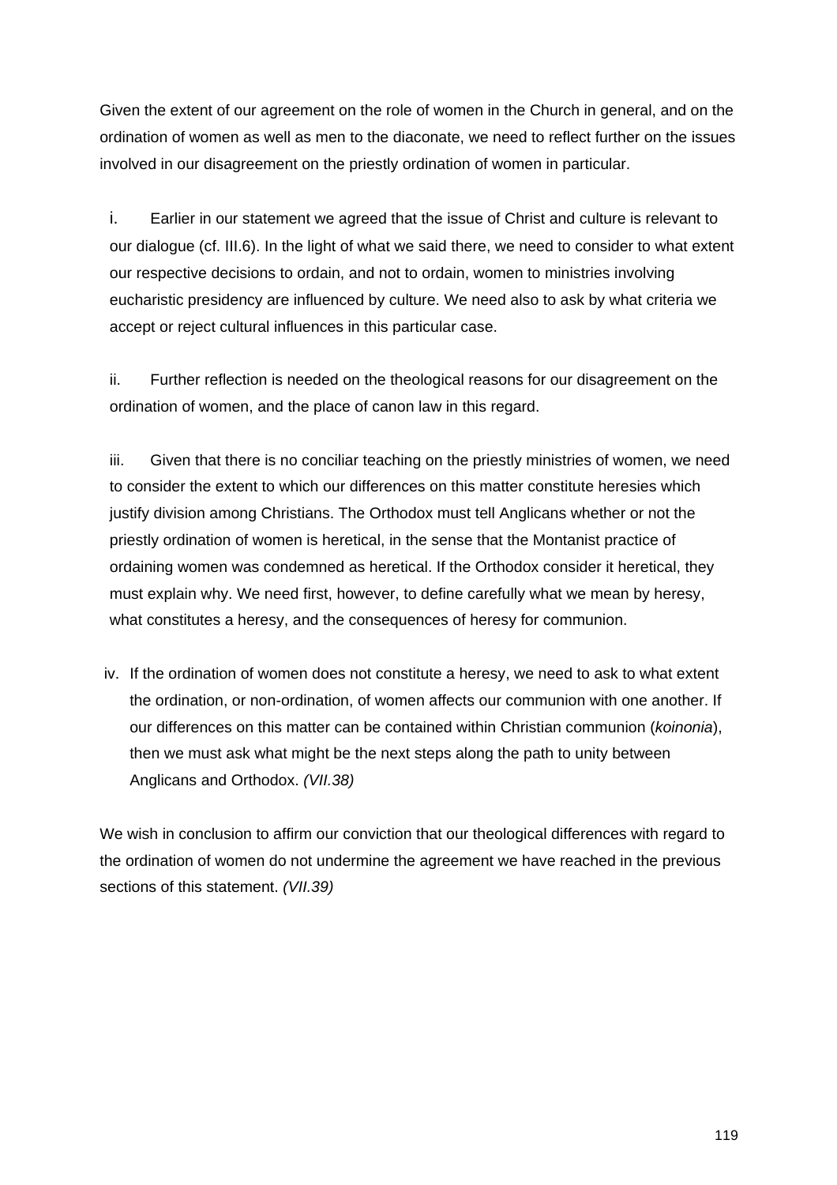Given the extent of our agreement on the role of women in the Church in general, and on the ordination of women as well as men to the diaconate, we need to reflect further on the issues involved in our disagreement on the priestly ordination of women in particular.

i. Earlier in our statement we agreed that the issue of Christ and culture is relevant to our dialogue (cf. III.6). In the light of what we said there, we need to consider to what extent our respective decisions to ordain, and not to ordain, women to ministries involving eucharistic presidency are influenced by culture. We need also to ask by what criteria we accept or reject cultural influences in this particular case.

ii. Further reflection is needed on the theological reasons for our disagreement on the ordination of women, and the place of canon law in this regard.

iii. Given that there is no conciliar teaching on the priestly ministries of women, we need to consider the extent to which our differences on this matter constitute heresies which justify division among Christians. The Orthodox must tell Anglicans whether or not the priestly ordination of women is heretical, in the sense that the Montanist practice of ordaining women was condemned as heretical. If the Orthodox consider it heretical, they must explain why. We need first, however, to define carefully what we mean by heresy, what constitutes a heresy, and the consequences of heresy for communion.

iv. If the ordination of women does not constitute a heresy, we need to ask to what extent the ordination, or non-ordination, of women affects our communion with one another. If our differences on this matter can be contained within Christian communion (*koinonia*), then we must ask what might be the next steps along the path to unity between Anglicans and Orthodox. *(VII.38)*

We wish in conclusion to affirm our conviction that our theological differences with regard to the ordination of women do not undermine the agreement we have reached in the previous sections of this statement. *(VII.39)*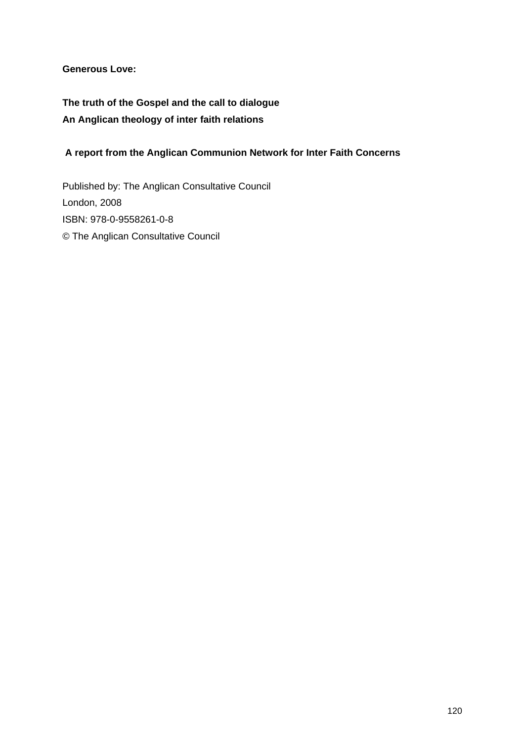**Generous Love:**

**The truth of the Gospel and the call to dialogue**
**An Anglican theology of inter faith relations**

**A report from the Anglican Communion Network for Inter Faith Concerns**

Published by: The Anglican Consultative Council
London, 2008
ISBN: 978-0-9558261-0-8
© The Anglican Consultative Council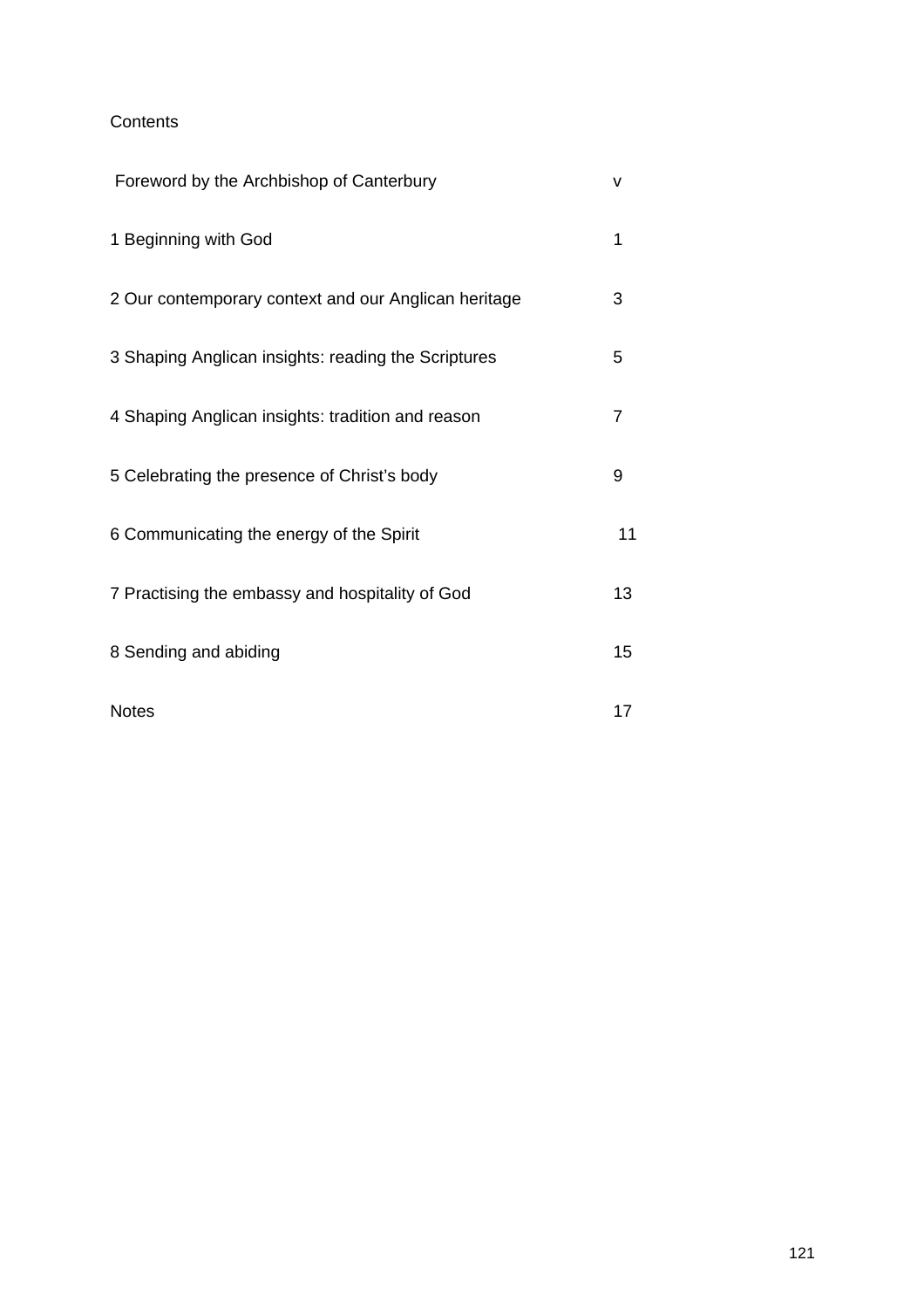Contents

| | |
|---|---|
| Foreword by the Archbishop of Canterbury | v |
| 1 Beginning with God | 1 |
| 2 Our contemporary context and our Anglican heritage | 3 |
| 3 Shaping Anglican insights: reading the Scriptures | 5 |
| 4 Shaping Anglican insights: tradition and reason | 7 |
| 5 Celebrating the presence of Christ's body | 9 |
| 6 Communicating the energy of the Spirit | 11 |
| 7 Practising the embassy and hospitality of God | 13 |
| 8 Sending and abiding | 15 |
| Notes | 17 |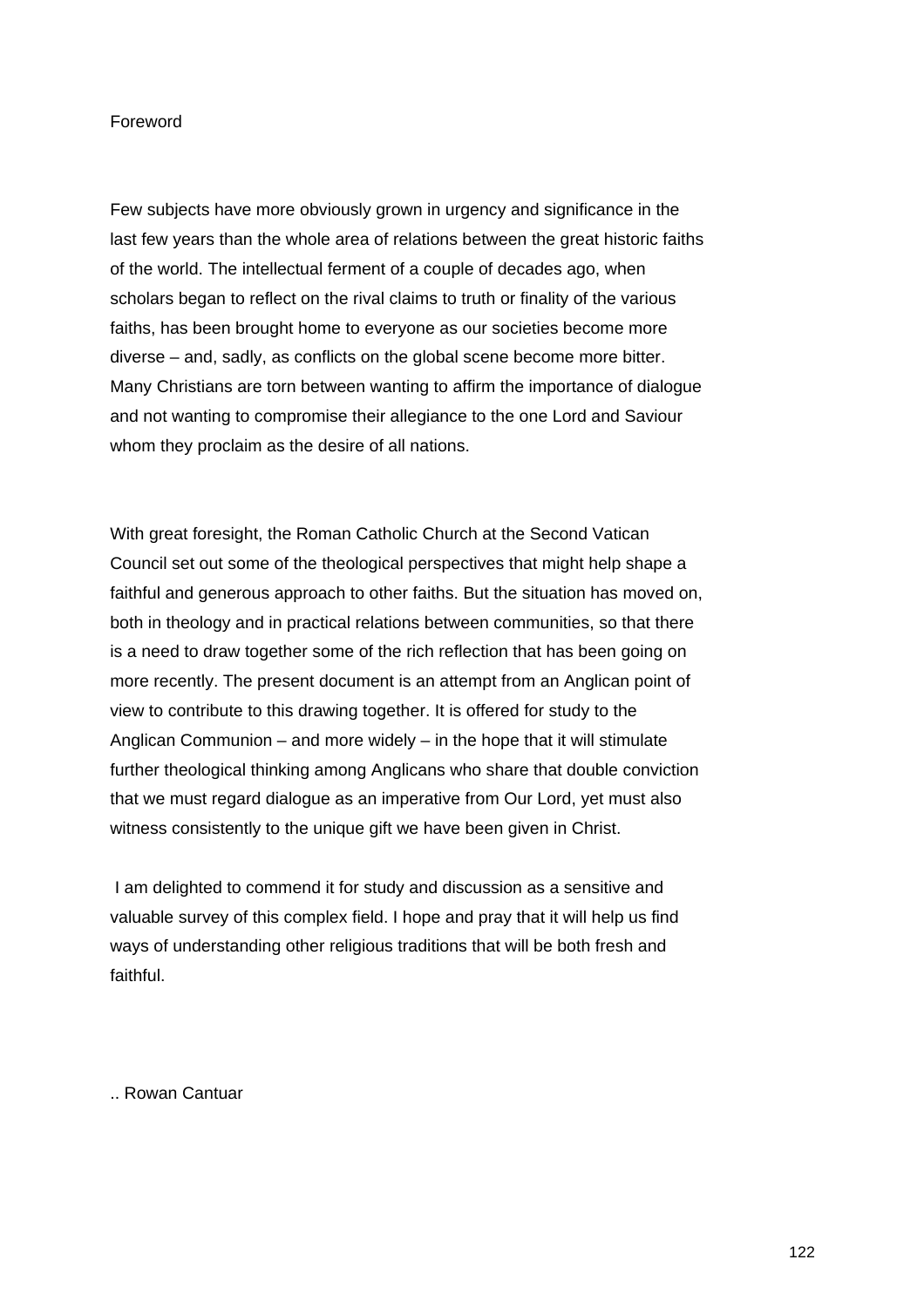# Foreword

Few subjects have more obviously grown in urgency and significance in the last few years than the whole area of relations between the great historic faiths of the world. The intellectual ferment of a couple of decades ago, when scholars began to reflect on the rival claims to truth or finality of the various faiths, has been brought home to everyone as our societies become more diverse – and, sadly, as conflicts on the global scene become more bitter. Many Christians are torn between wanting to affirm the importance of dialogue and not wanting to compromise their allegiance to the one Lord and Saviour whom they proclaim as the desire of all nations.

With great foresight, the Roman Catholic Church at the Second Vatican Council set out some of the theological perspectives that might help shape a faithful and generous approach to other faiths. But the situation has moved on, both in theology and in practical relations between communities, so that there is a need to draw together some of the rich reflection that has been going on more recently. The present document is an attempt from an Anglican point of view to contribute to this drawing together. It is offered for study to the Anglican Communion – and more widely – in the hope that it will stimulate further theological thinking among Anglicans who share that double conviction that we must regard dialogue as an imperative from Our Lord, yet must also witness consistently to the unique gift we have been given in Christ.

I am delighted to commend it for study and discussion as a sensitive and valuable survey of this complex field. I hope and pray that it will help us find ways of understanding other religious traditions that will be both fresh and faithful.

.. Rowan Cantuar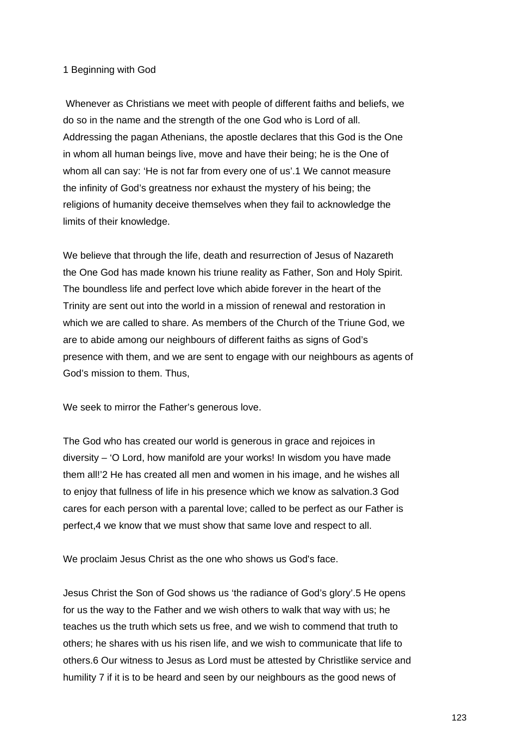## 1 Beginning with God

Whenever as Christians we meet with people of different faiths and beliefs, we do so in the name and the strength of the one God who is Lord of all. Addressing the pagan Athenians, the apostle declares that this God is the One in whom all human beings live, move and have their being; he is the One of whom all can say: 'He is not far from every one of us'.[1] We cannot measure the infinity of God's greatness nor exhaust the mystery of his being; the religions of humanity deceive themselves when they fail to acknowledge the limits of their knowledge.

We believe that through the life, death and resurrection of Jesus of Nazareth the One God has made known his triune reality as Father, Son and Holy Spirit. The boundless life and perfect love which abide forever in the heart of the Trinity are sent out into the world in a mission of renewal and restoration in which we are called to share. As members of the Church of the Triune God, we are to abide among our neighbours of different faiths as signs of God's presence with them, and we are sent to engage with our neighbours as agents of God's mission to them. Thus,

We seek to mirror the Father's generous love.

The God who has created our world is generous in grace and rejoices in diversity – 'O Lord, how manifold are your works! In wisdom you have made them all!'[2] He has created all men and women in his image, and he wishes all to enjoy that fullness of life in his presence which we know as salvation.[3] God cares for each person with a parental love; called to be perfect as our Father is perfect,[4] we know that we must show that same love and respect to all.

We proclaim Jesus Christ as the one who shows us God's face.

Jesus Christ the Son of God shows us 'the radiance of God's glory'.[5] He opens for us the way to the Father and we wish others to walk that way with us; he teaches us the truth which sets us free, and we wish to commend that truth to others; he shares with us his risen life, and we wish to communicate that life to others.[6] Our witness to Jesus as Lord must be attested by Christlike service and humility [7] if it is to be heard and seen by our neighbours as the good news of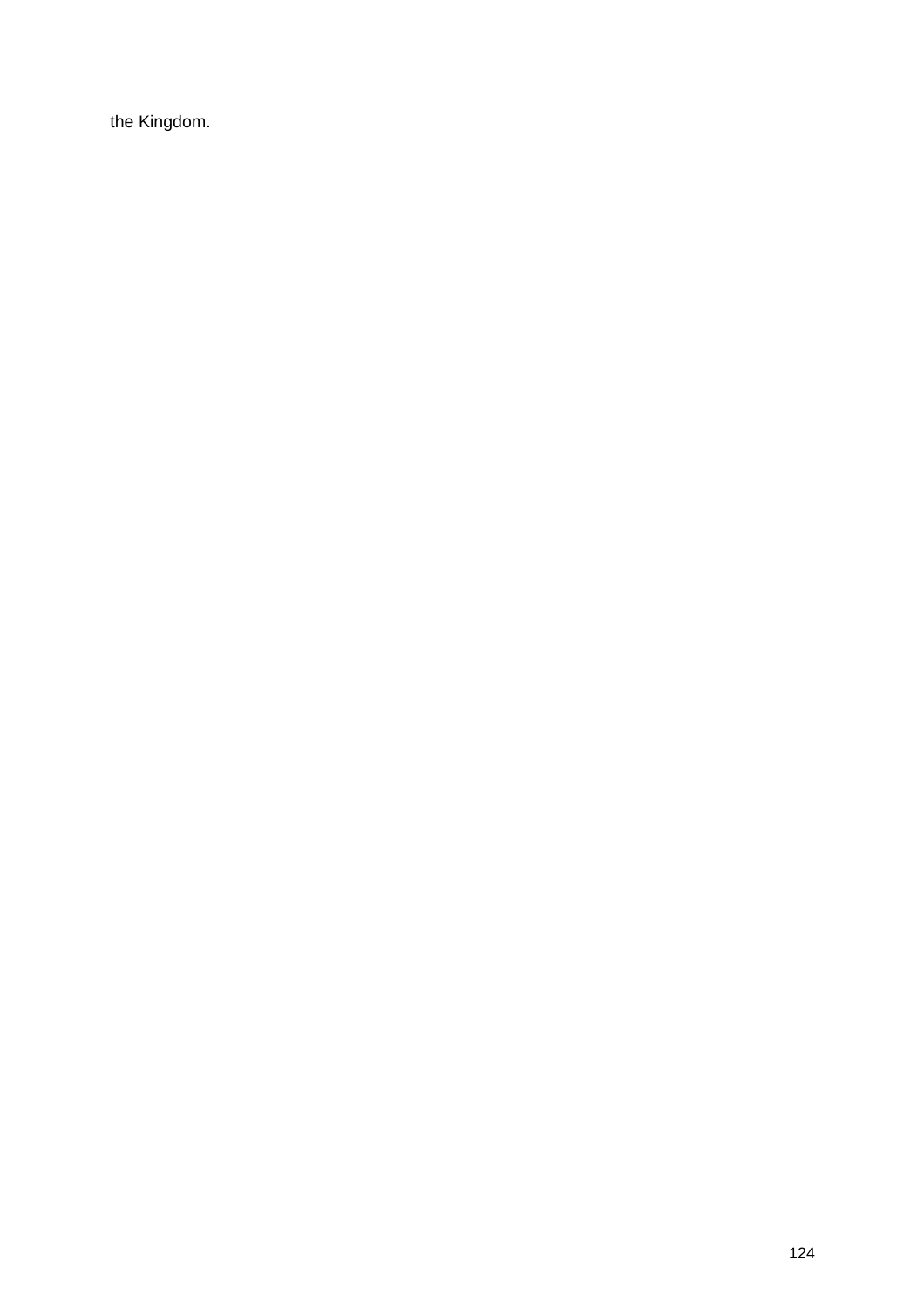the Kingdom.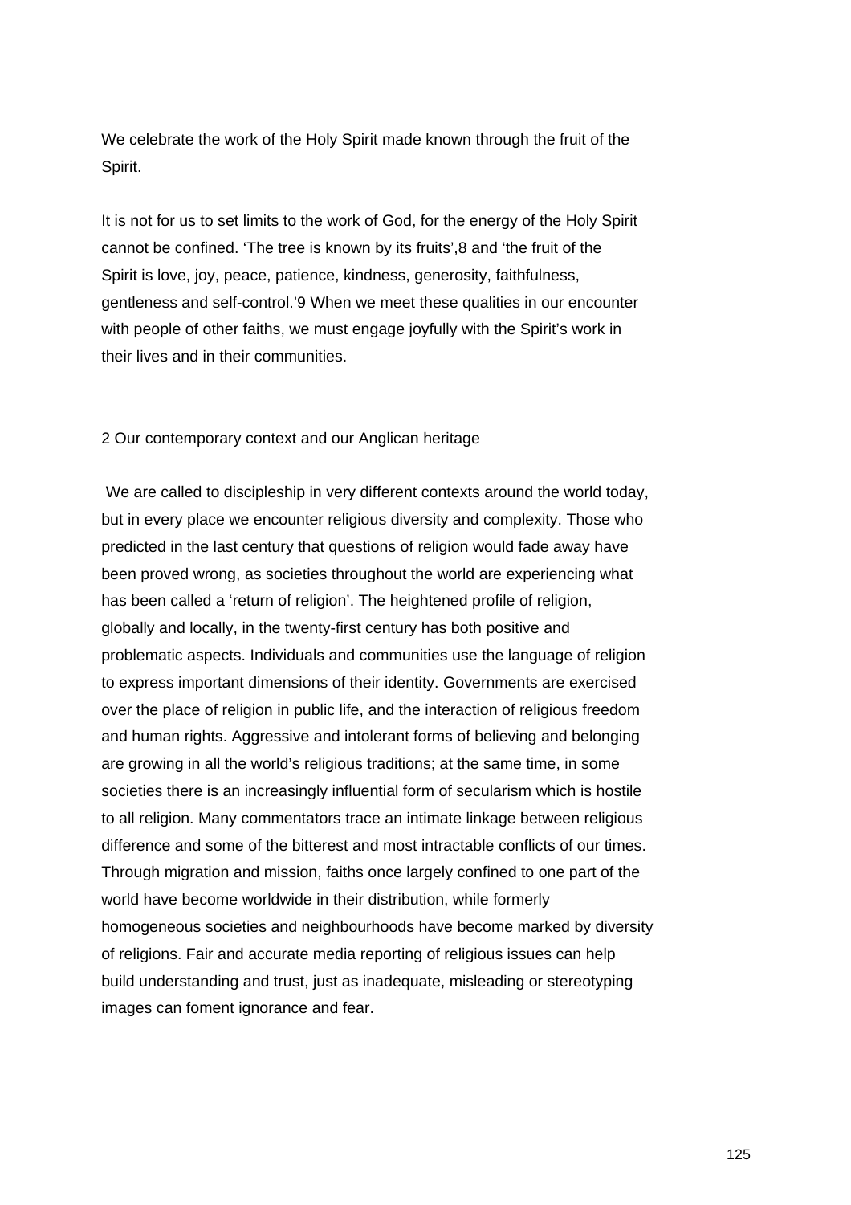We celebrate the work of the Holy Spirit made known through the fruit of the Spirit.

It is not for us to set limits to the work of God, for the energy of the Holy Spirit cannot be confined. ‘The tree is known by its fruits’,[8] and ‘the fruit of the Spirit is love, joy, peace, patience, kindness, generosity, faithfulness, gentleness and self-control.’[9] When we meet these qualities in our encounter with people of other faiths, we must engage joyfully with the Spirit’s work in their lives and in their communities.

## 2 Our contemporary context and our Anglican heritage

We are called to discipleship in very different contexts around the world today, but in every place we encounter religious diversity and complexity. Those who predicted in the last century that questions of religion would fade away have been proved wrong, as societies throughout the world are experiencing what has been called a ‘return of religion’. The heightened profile of religion, globally and locally, in the twenty-first century has both positive and problematic aspects. Individuals and communities use the language of religion to express important dimensions of their identity. Governments are exercised over the place of religion in public life, and the interaction of religious freedom and human rights. Aggressive and intolerant forms of believing and belonging are growing in all the world’s religious traditions; at the same time, in some societies there is an increasingly influential form of secularism which is hostile to all religion. Many commentators trace an intimate linkage between religious difference and some of the bitterest and most intractable conflicts of our times. Through migration and mission, faiths once largely confined to one part of the world have become worldwide in their distribution, while formerly homogeneous societies and neighbourhoods have become marked by diversity of religions. Fair and accurate media reporting of religious issues can help build understanding and trust, just as inadequate, misleading or stereotyping images can foment ignorance and fear.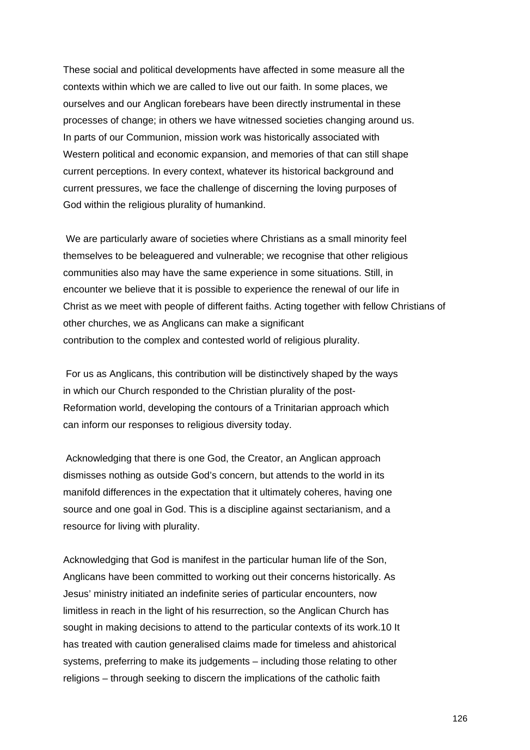These social and political developments have affected in some measure all the contexts within which we are called to live out our faith. In some places, we ourselves and our Anglican forebears have been directly instrumental in these processes of change; in others we have witnessed societies changing around us. In parts of our Communion, mission work was historically associated with Western political and economic expansion, and memories of that can still shape current perceptions. In every context, whatever its historical background and current pressures, we face the challenge of discerning the loving purposes of God within the religious plurality of humankind.

We are particularly aware of societies where Christians as a small minority feel themselves to be beleaguered and vulnerable; we recognise that other religious communities also may have the same experience in some situations. Still, in encounter we believe that it is possible to experience the renewal of our life in Christ as we meet with people of different faiths. Acting together with fellow Christians of other churches, we as Anglicans can make a significant contribution to the complex and contested world of religious plurality.

For us as Anglicans, this contribution will be distinctively shaped by the ways in which our Church responded to the Christian plurality of the post-Reformation world, developing the contours of a Trinitarian approach which can inform our responses to religious diversity today.

Acknowledging that there is one God, the Creator, an Anglican approach dismisses nothing as outside God's concern, but attends to the world in its manifold differences in the expectation that it ultimately coheres, having one source and one goal in God. This is a discipline against sectarianism, and a resource for living with plurality.

Acknowledging that God is manifest in the particular human life of the Son, Anglicans have been committed to working out their concerns historically. As Jesus' ministry initiated an indefinite series of particular encounters, now limitless in reach in the light of his resurrection, so the Anglican Church has sought in making decisions to attend to the particular contexts of its work.[10] It has treated with caution generalised claims made for timeless and ahistorical systems, preferring to make its judgements – including those relating to other religions – through seeking to discern the implications of the catholic faith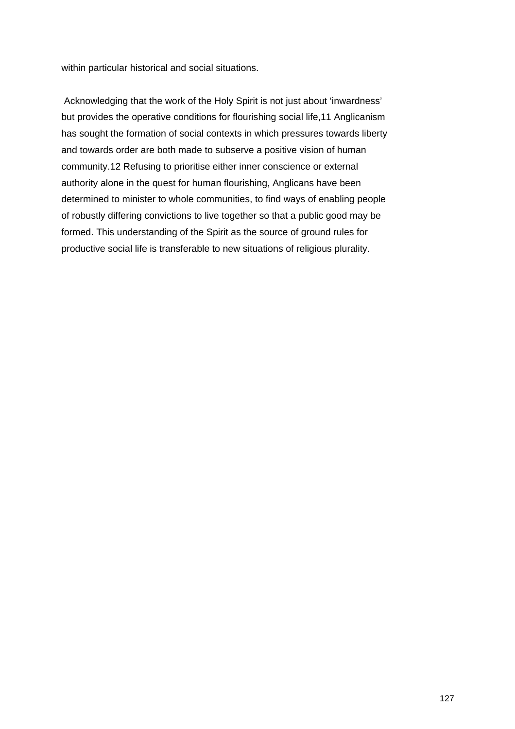within particular historical and social situations.

Acknowledging that the work of the Holy Spirit is not just about 'inwardness' but provides the operative conditions for flourishing social life,11 Anglicanism has sought the formation of social contexts in which pressures towards liberty and towards order are both made to subserve a positive vision of human community.12 Refusing to prioritise either inner conscience or external authority alone in the quest for human flourishing, Anglicans have been determined to minister to whole communities, to find ways of enabling people of robustly differing convictions to live together so that a public good may be formed. This understanding of the Spirit as the source of ground rules for productive social life is transferable to new situations of religious plurality.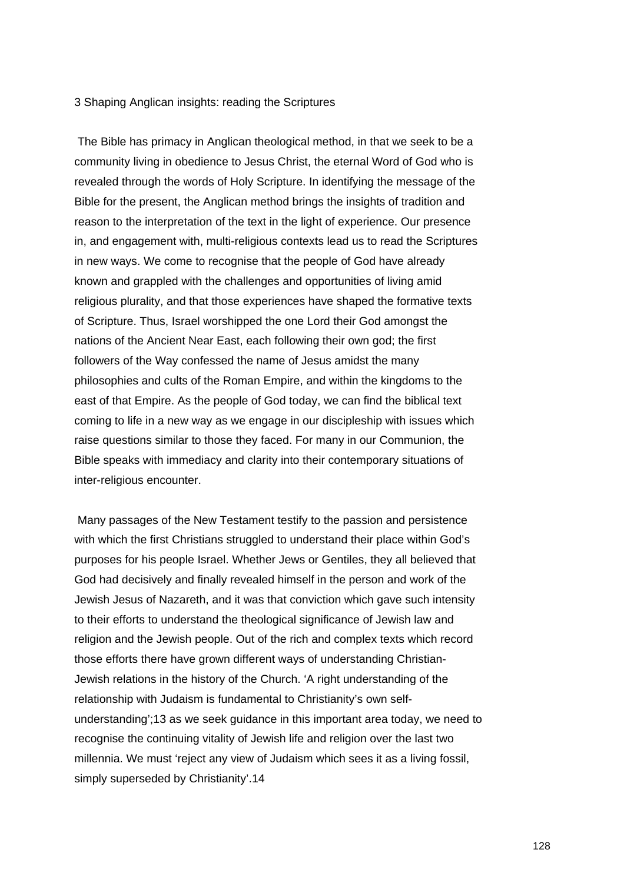## 3 Shaping Anglican insights: reading the Scriptures

The Bible has primacy in Anglican theological method, in that we seek to be a community living in obedience to Jesus Christ, the eternal Word of God who is revealed through the words of Holy Scripture. In identifying the message of the Bible for the present, the Anglican method brings the insights of tradition and reason to the interpretation of the text in the light of experience. Our presence in, and engagement with, multi-religious contexts lead us to read the Scriptures in new ways. We come to recognise that the people of God have already known and grappled with the challenges and opportunities of living amid religious plurality, and that those experiences have shaped the formative texts of Scripture. Thus, Israel worshipped the one Lord their God amongst the nations of the Ancient Near East, each following their own god; the first followers of the Way confessed the name of Jesus amidst the many philosophies and cults of the Roman Empire, and within the kingdoms to the east of that Empire. As the people of God today, we can find the biblical text coming to life in a new way as we engage in our discipleship with issues which raise questions similar to those they faced. For many in our Communion, the Bible speaks with immediacy and clarity into their contemporary situations of inter-religious encounter.

Many passages of the New Testament testify to the passion and persistence with which the first Christians struggled to understand their place within God's purposes for his people Israel. Whether Jews or Gentiles, they all believed that God had decisively and finally revealed himself in the person and work of the Jewish Jesus of Nazareth, and it was that conviction which gave such intensity to their efforts to understand the theological significance of Jewish law and religion and the Jewish people. Out of the rich and complex texts which record those efforts there have grown different ways of understanding Christian-Jewish relations in the history of the Church. 'A right understanding of the relationship with Judaism is fundamental to Christianity's own self-understanding';[13] as we seek guidance in this important area today, we need to recognise the continuing vitality of Jewish life and religion over the last two millennia. We must 'reject any view of Judaism which sees it as a living fossil, simply superseded by Christianity'.[14]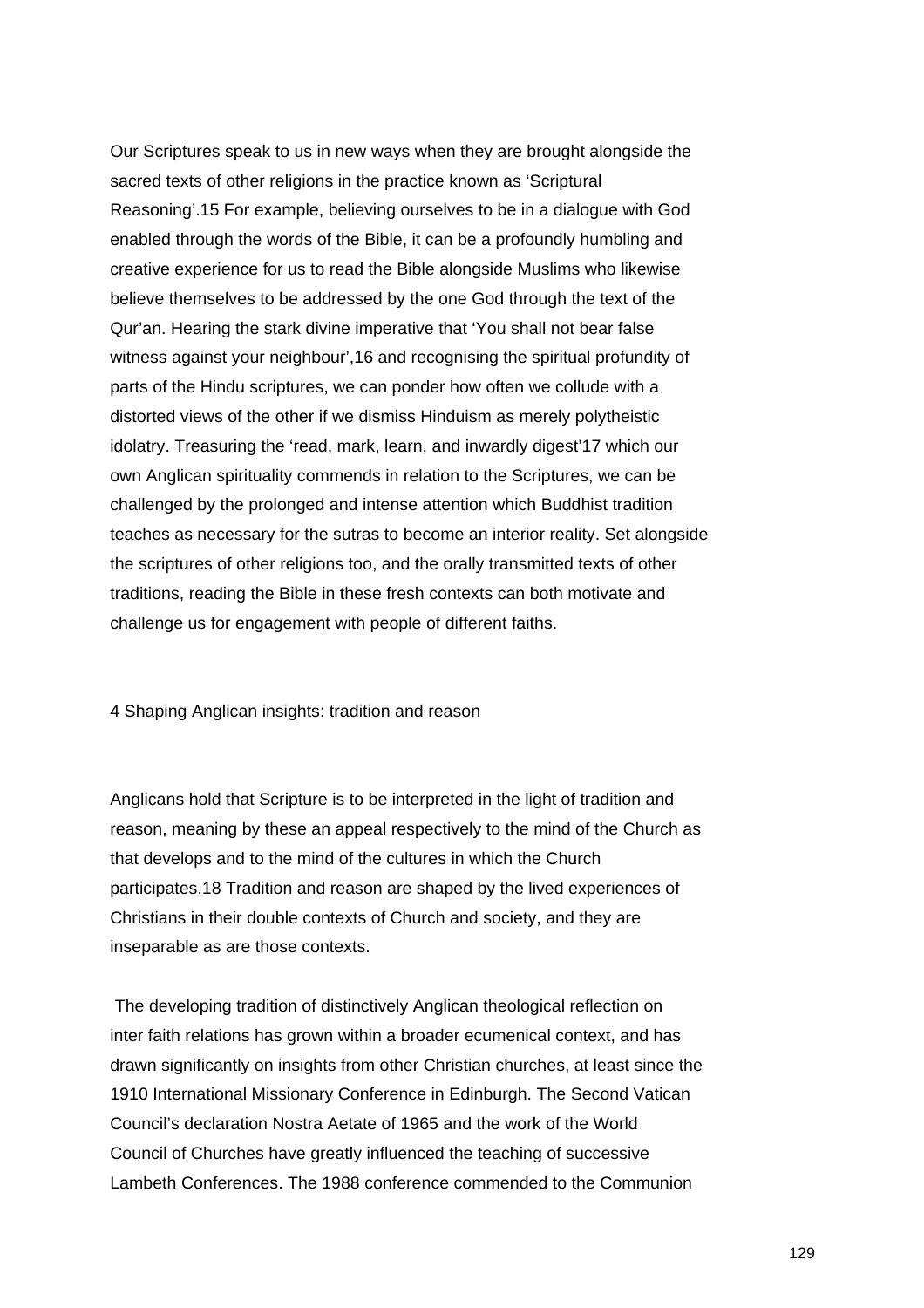Our Scriptures speak to us in new ways when they are brought alongside the sacred texts of other religions in the practice known as 'Scriptural Reasoning'.[15] For example, believing ourselves to be in a dialogue with God enabled through the words of the Bible, it can be a profoundly humbling and creative experience for us to read the Bible alongside Muslims who likewise believe themselves to be addressed by the one God through the text of the Qur'an. Hearing the stark divine imperative that 'You shall not bear false witness against your neighbour',[16] and recognising the spiritual profundity of parts of the Hindu scriptures, we can ponder how often we collude with a distorted views of the other if we dismiss Hinduism as merely polytheistic idolatry. Treasuring the 'read, mark, learn, and inwardly digest'[17] which our own Anglican spirituality commends in relation to the Scriptures, we can be challenged by the prolonged and intense attention which Buddhist tradition teaches as necessary for the sutras to become an interior reality. Set alongside the scriptures of other religions too, and the orally transmitted texts of other traditions, reading the Bible in these fresh contexts can both motivate and challenge us for engagement with people of different faiths.

## 4 Shaping Anglican insights: tradition and reason

Anglicans hold that Scripture is to be interpreted in the light of tradition and reason, meaning by these an appeal respectively to the mind of the Church as that develops and to the mind of the cultures in which the Church participates.[18] Tradition and reason are shaped by the lived experiences of Christians in their double contexts of Church and society, and they are inseparable as are those contexts.

The developing tradition of distinctively Anglican theological reflection on inter faith relations has grown within a broader ecumenical context, and has drawn significantly on insights from other Christian churches, at least since the 1910 International Missionary Conference in Edinburgh. The Second Vatican Council's declaration Nostra Aetate of 1965 and the work of the World Council of Churches have greatly influenced the teaching of successive Lambeth Conferences. The 1988 conference commended to the Communion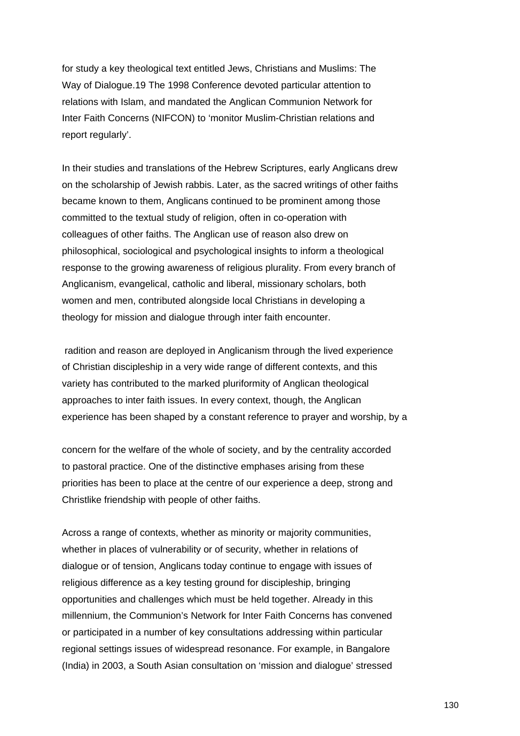for study a key theological text entitled Jews, Christians and Muslims: The Way of Dialogue.19 The 1998 Conference devoted particular attention to relations with Islam, and mandated the Anglican Communion Network for Inter Faith Concerns (NIFCON) to 'monitor Muslim-Christian relations and report regularly'.

In their studies and translations of the Hebrew Scriptures, early Anglicans drew on the scholarship of Jewish rabbis. Later, as the sacred writings of other faiths became known to them, Anglicans continued to be prominent among those committed to the textual study of religion, often in co-operation with colleagues of other faiths. The Anglican use of reason also drew on philosophical, sociological and psychological insights to inform a theological response to the growing awareness of religious plurality. From every branch of Anglicanism, evangelical, catholic and liberal, missionary scholars, both women and men, contributed alongside local Christians in developing a theology for mission and dialogue through inter faith encounter.

radition and reason are deployed in Anglicanism through the lived experience of Christian discipleship in a very wide range of different contexts, and this variety has contributed to the marked pluriformity of Anglican theological approaches to inter faith issues. In every context, though, the Anglican experience has been shaped by a constant reference to prayer and worship, by a concern for the welfare of the whole of society, and by the centrality accorded to pastoral practice. One of the distinctive emphases arising from these priorities has been to place at the centre of our experience a deep, strong and Christlike friendship with people of other faiths.

Across a range of contexts, whether as minority or majority communities, whether in places of vulnerability or of security, whether in relations of dialogue or of tension, Anglicans today continue to engage with issues of religious difference as a key testing ground for discipleship, bringing opportunities and challenges which must be held together. Already in this millennium, the Communion's Network for Inter Faith Concerns has convened or participated in a number of key consultations addressing within particular regional settings issues of widespread resonance. For example, in Bangalore (India) in 2003, a South Asian consultation on 'mission and dialogue' stressed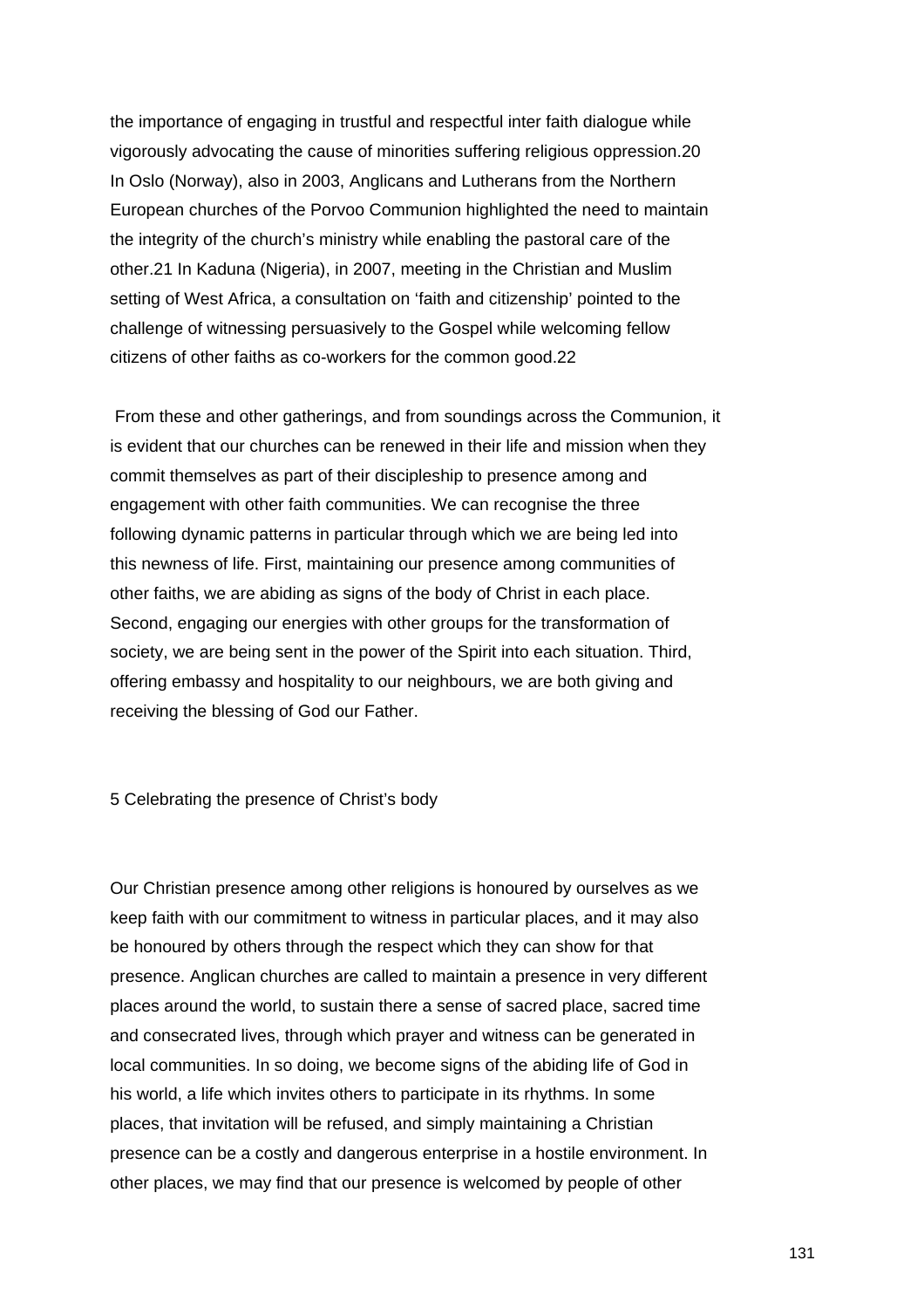the importance of engaging in trustful and respectful inter faith dialogue while vigorously advocating the cause of minorities suffering religious oppression.[20] In Oslo (Norway), also in 2003, Anglicans and Lutherans from the Northern European churches of the Porvoo Communion highlighted the need to maintain the integrity of the church's ministry while enabling the pastoral care of the other.[21] In Kaduna (Nigeria), in 2007, meeting in the Christian and Muslim setting of West Africa, a consultation on 'faith and citizenship' pointed to the challenge of witnessing persuasively to the Gospel while welcoming fellow citizens of other faiths as co-workers for the common good.[22]

From these and other gatherings, and from soundings across the Communion, it is evident that our churches can be renewed in their life and mission when they commit themselves as part of their discipleship to presence among and engagement with other faith communities. We can recognise the three following dynamic patterns in particular through which we are being led into this newness of life. First, maintaining our presence among communities of other faiths, we are abiding as signs of the body of Christ in each place. Second, engaging our energies with other groups for the transformation of society, we are being sent in the power of the Spirit into each situation. Third, offering embassy and hospitality to our neighbours, we are both giving and receiving the blessing of God our Father.

## 5 Celebrating the presence of Christ's body

Our Christian presence among other religions is honoured by ourselves as we keep faith with our commitment to witness in particular places, and it may also be honoured by others through the respect which they can show for that presence. Anglican churches are called to maintain a presence in very different places around the world, to sustain there a sense of sacred place, sacred time and consecrated lives, through which prayer and witness can be generated in local communities. In so doing, we become signs of the abiding life of God in his world, a life which invites others to participate in its rhythms. In some places, that invitation will be refused, and simply maintaining a Christian presence can be a costly and dangerous enterprise in a hostile environment. In other places, we may find that our presence is welcomed by people of other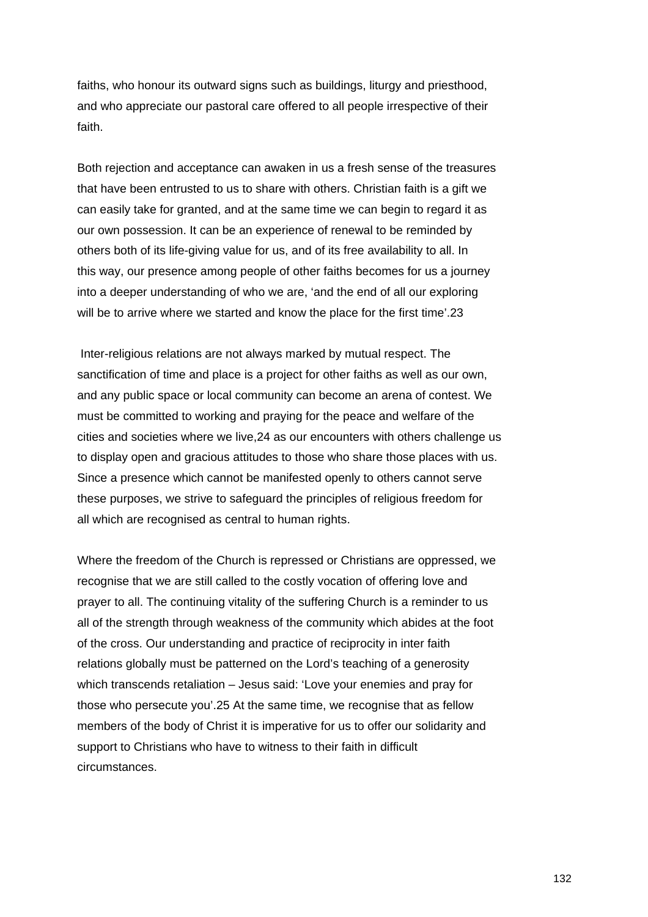faiths, who honour its outward signs such as buildings, liturgy and priesthood, and who appreciate our pastoral care offered to all people irrespective of their faith.

Both rejection and acceptance can awaken in us a fresh sense of the treasures that have been entrusted to us to share with others. Christian faith is a gift we can easily take for granted, and at the same time we can begin to regard it as our own possession. It can be an experience of renewal to be reminded by others both of its life-giving value for us, and of its free availability to all. In this way, our presence among people of other faiths becomes for us a journey into a deeper understanding of who we are, 'and the end of all our exploring will be to arrive where we started and know the place for the first time'.23

Inter-religious relations are not always marked by mutual respect. The sanctification of time and place is a project for other faiths as well as our own, and any public space or local community can become an arena of contest. We must be committed to working and praying for the peace and welfare of the cities and societies where we live,24 as our encounters with others challenge us to display open and gracious attitudes to those who share those places with us. Since a presence which cannot be manifested openly to others cannot serve these purposes, we strive to safeguard the principles of religious freedom for all which are recognised as central to human rights.

Where the freedom of the Church is repressed or Christians are oppressed, we recognise that we are still called to the costly vocation of offering love and prayer to all. The continuing vitality of the suffering Church is a reminder to us all of the strength through weakness of the community which abides at the foot of the cross. Our understanding and practice of reciprocity in inter faith relations globally must be patterned on the Lord's teaching of a generosity which transcends retaliation – Jesus said: 'Love your enemies and pray for those who persecute you'.25 At the same time, we recognise that as fellow members of the body of Christ it is imperative for us to offer our solidarity and support to Christians who have to witness to their faith in difficult circumstances.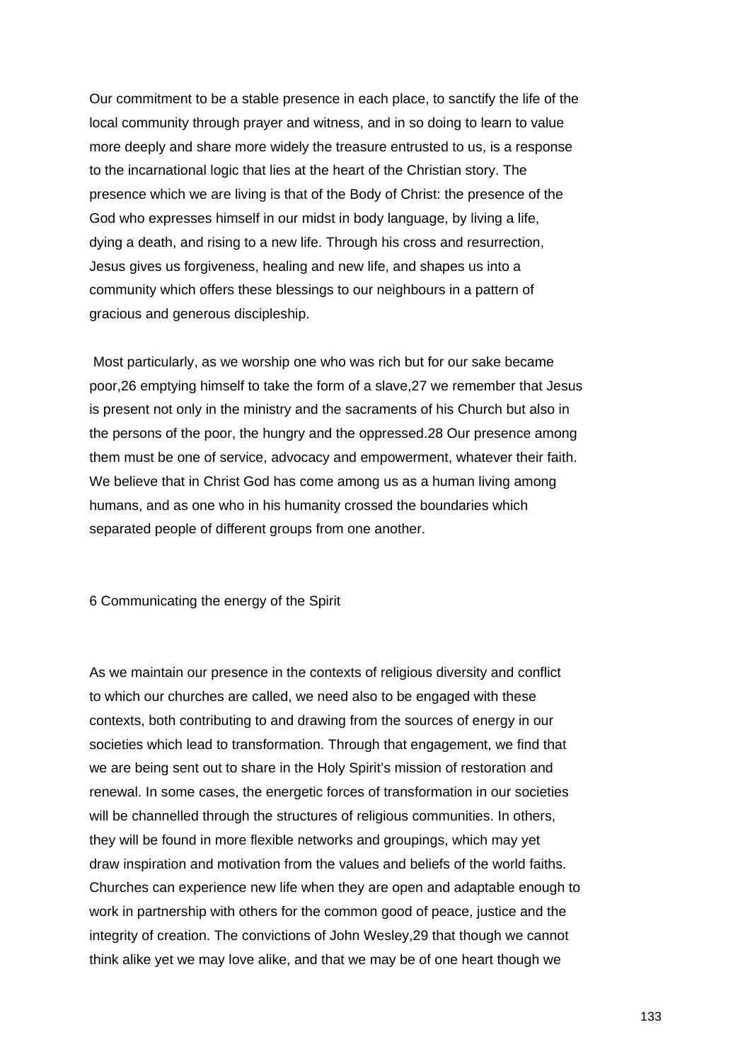Our commitment to be a stable presence in each place, to sanctify the life of the local community through prayer and witness, and in so doing to learn to value more deeply and share more widely the treasure entrusted to us, is a response to the incarnational logic that lies at the heart of the Christian story. The presence which we are living is that of the Body of Christ: the presence of the God who expresses himself in our midst in body language, by living a life, dying a death, and rising to a new life. Through his cross and resurrection, Jesus gives us forgiveness, healing and new life, and shapes us into a community which offers these blessings to our neighbours in a pattern of gracious and generous discipleship.

Most particularly, as we worship one who was rich but for our sake became poor,[26] emptying himself to take the form of a slave,[27] we remember that Jesus is present not only in the ministry and the sacraments of his Church but also in the persons of the poor, the hungry and the oppressed.[28] Our presence among them must be one of service, advocacy and empowerment, whatever their faith. We believe that in Christ God has come among us as a human living among humans, and as one who in his humanity crossed the boundaries which separated people of different groups from one another.

## 6 Communicating the energy of the Spirit

As we maintain our presence in the contexts of religious diversity and conflict to which our churches are called, we need also to be engaged with these contexts, both contributing to and drawing from the sources of energy in our societies which lead to transformation. Through that engagement, we find that we are being sent out to share in the Holy Spirit's mission of restoration and renewal. In some cases, the energetic forces of transformation in our societies will be channelled through the structures of religious communities. In others, they will be found in more flexible networks and groupings, which may yet draw inspiration and motivation from the values and beliefs of the world faiths. Churches can experience new life when they are open and adaptable enough to work in partnership with others for the common good of peace, justice and the integrity of creation. The convictions of John Wesley,[29] that though we cannot think alike yet we may love alike, and that we may be of one heart though we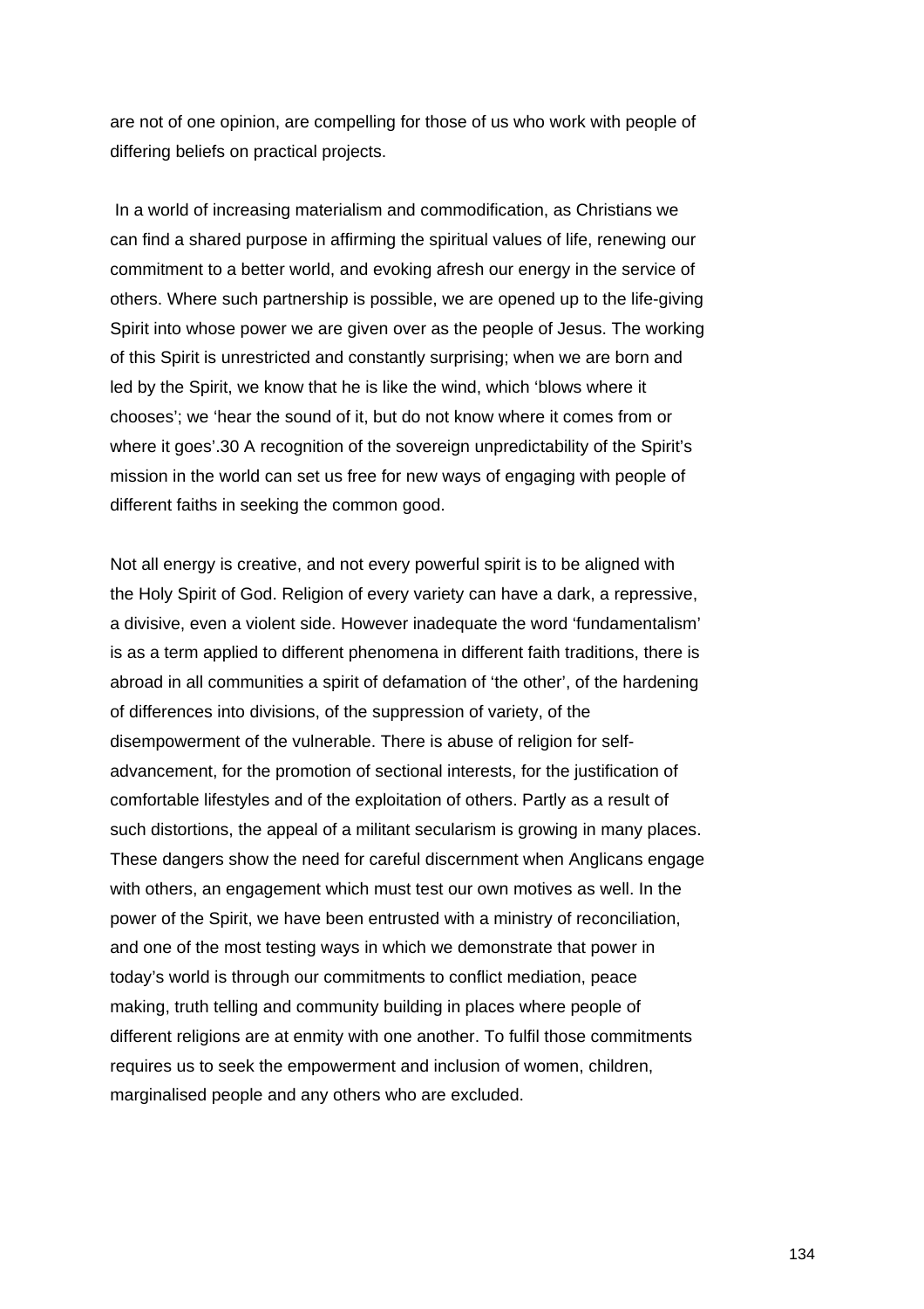are not of one opinion, are compelling for those of us who work with people of differing beliefs on practical projects.

In a world of increasing materialism and commodification, as Christians we can find a shared purpose in affirming the spiritual values of life, renewing our commitment to a better world, and evoking afresh our energy in the service of others. Where such partnership is possible, we are opened up to the life-giving Spirit into whose power we are given over as the people of Jesus. The working of this Spirit is unrestricted and constantly surprising; when we are born and led by the Spirit, we know that he is like the wind, which 'blows where it chooses'; we 'hear the sound of it, but do not know where it comes from or where it goes'.[30] A recognition of the sovereign unpredictability of the Spirit's mission in the world can set us free for new ways of engaging with people of different faiths in seeking the common good.

Not all energy is creative, and not every powerful spirit is to be aligned with the Holy Spirit of God. Religion of every variety can have a dark, a repressive, a divisive, even a violent side. However inadequate the word 'fundamentalism' is as a term applied to different phenomena in different faith traditions, there is abroad in all communities a spirit of defamation of 'the other', of the hardening of differences into divisions, of the suppression of variety, of the disempowerment of the vulnerable. There is abuse of religion for self-advancement, for the promotion of sectional interests, for the justification of comfortable lifestyles and of the exploitation of others. Partly as a result of such distortions, the appeal of a militant secularism is growing in many places. These dangers show the need for careful discernment when Anglicans engage with others, an engagement which must test our own motives as well. In the power of the Spirit, we have been entrusted with a ministry of reconciliation, and one of the most testing ways in which we demonstrate that power in today's world is through our commitments to conflict mediation, peace making, truth telling and community building in places where people of different religions are at enmity with one another. To fulfil those commitments requires us to seek the empowerment and inclusion of women, children, marginalised people and any others who are excluded.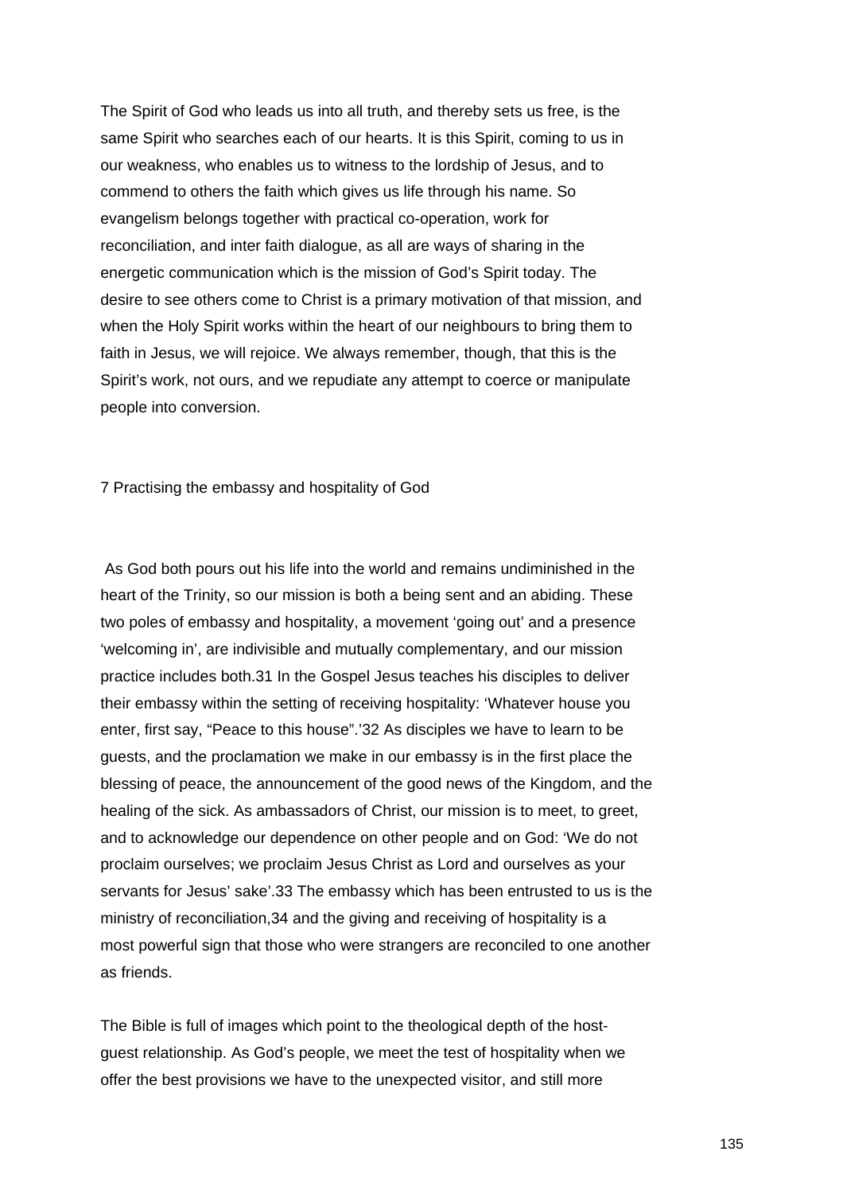The Spirit of God who leads us into all truth, and thereby sets us free, is the same Spirit who searches each of our hearts. It is this Spirit, coming to us in our weakness, who enables us to witness to the lordship of Jesus, and to commend to others the faith which gives us life through his name. So evangelism belongs together with practical co-operation, work for reconciliation, and inter faith dialogue, as all are ways of sharing in the energetic communication which is the mission of God's Spirit today. The desire to see others come to Christ is a primary motivation of that mission, and when the Holy Spirit works within the heart of our neighbours to bring them to faith in Jesus, we will rejoice. We always remember, though, that this is the Spirit's work, not ours, and we repudiate any attempt to coerce or manipulate people into conversion.

## 7 Practising the embassy and hospitality of God

As God both pours out his life into the world and remains undiminished in the heart of the Trinity, so our mission is both a being sent and an abiding. These two poles of embassy and hospitality, a movement 'going out' and a presence 'welcoming in', are indivisible and mutually complementary, and our mission practice includes both.[31] In the Gospel Jesus teaches his disciples to deliver their embassy within the setting of receiving hospitality: 'Whatever house you enter, first say, "Peace to this house".'[32] As disciples we have to learn to be guests, and the proclamation we make in our embassy is in the first place the blessing of peace, the announcement of the good news of the Kingdom, and the healing of the sick. As ambassadors of Christ, our mission is to meet, to greet, and to acknowledge our dependence on other people and on God: 'We do not proclaim ourselves; we proclaim Jesus Christ as Lord and ourselves as your servants for Jesus' sake'.[33] The embassy which has been entrusted to us is the ministry of reconciliation,[34] and the giving and receiving of hospitality is a most powerful sign that those who were strangers are reconciled to one another as friends.

The Bible is full of images which point to the theological depth of the host-guest relationship. As God's people, we meet the test of hospitality when we offer the best provisions we have to the unexpected visitor, and still more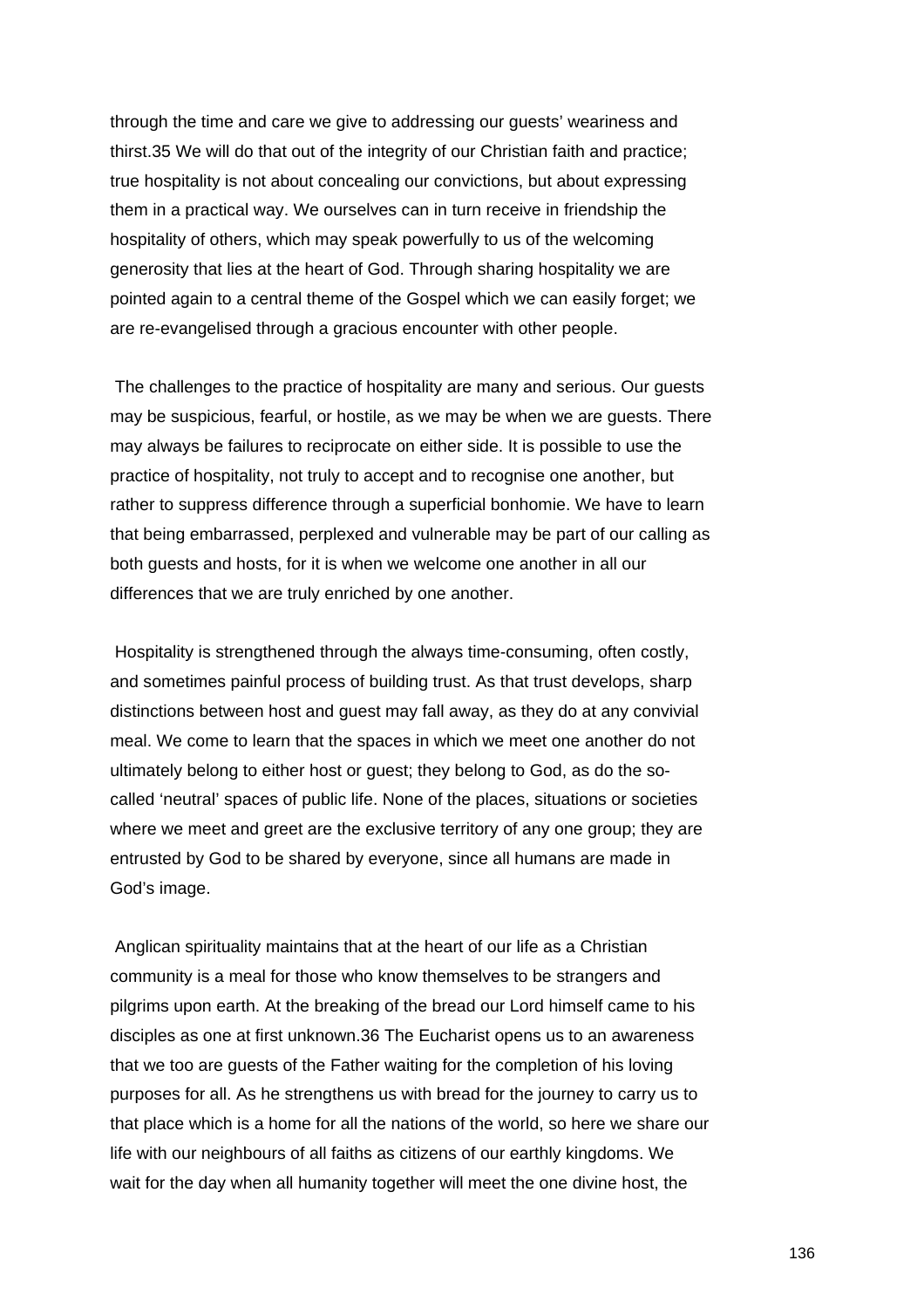through the time and care we give to addressing our guests' weariness and thirst.[35] We will do that out of the integrity of our Christian faith and practice; true hospitality is not about concealing our convictions, but about expressing them in a practical way. We ourselves can in turn receive in friendship the hospitality of others, which may speak powerfully to us of the welcoming generosity that lies at the heart of God. Through sharing hospitality we are pointed again to a central theme of the Gospel which we can easily forget; we are re-evangelised through a gracious encounter with other people.

The challenges to the practice of hospitality are many and serious. Our guests may be suspicious, fearful, or hostile, as we may be when we are guests. There may always be failures to reciprocate on either side. It is possible to use the practice of hospitality, not truly to accept and to recognise one another, but rather to suppress difference through a superficial bonhomie. We have to learn that being embarrassed, perplexed and vulnerable may be part of our calling as both guests and hosts, for it is when we welcome one another in all our differences that we are truly enriched by one another.

Hospitality is strengthened through the always time-consuming, often costly, and sometimes painful process of building trust. As that trust develops, sharp distinctions between host and guest may fall away, as they do at any convivial meal. We come to learn that the spaces in which we meet one another do not ultimately belong to either host or guest; they belong to God, as do the so-called 'neutral' spaces of public life. None of the places, situations or societies where we meet and greet are the exclusive territory of any one group; they are entrusted by God to be shared by everyone, since all humans are made in God's image.

Anglican spirituality maintains that at the heart of our life as a Christian community is a meal for those who know themselves to be strangers and pilgrims upon earth. At the breaking of the bread our Lord himself came to his disciples as one at first unknown.[36] The Eucharist opens us to an awareness that we too are guests of the Father waiting for the completion of his loving purposes for all. As he strengthens us with bread for the journey to carry us to that place which is a home for all the nations of the world, so here we share our life with our neighbours of all faiths as citizens of our earthly kingdoms. We wait for the day when all humanity together will meet the one divine host, the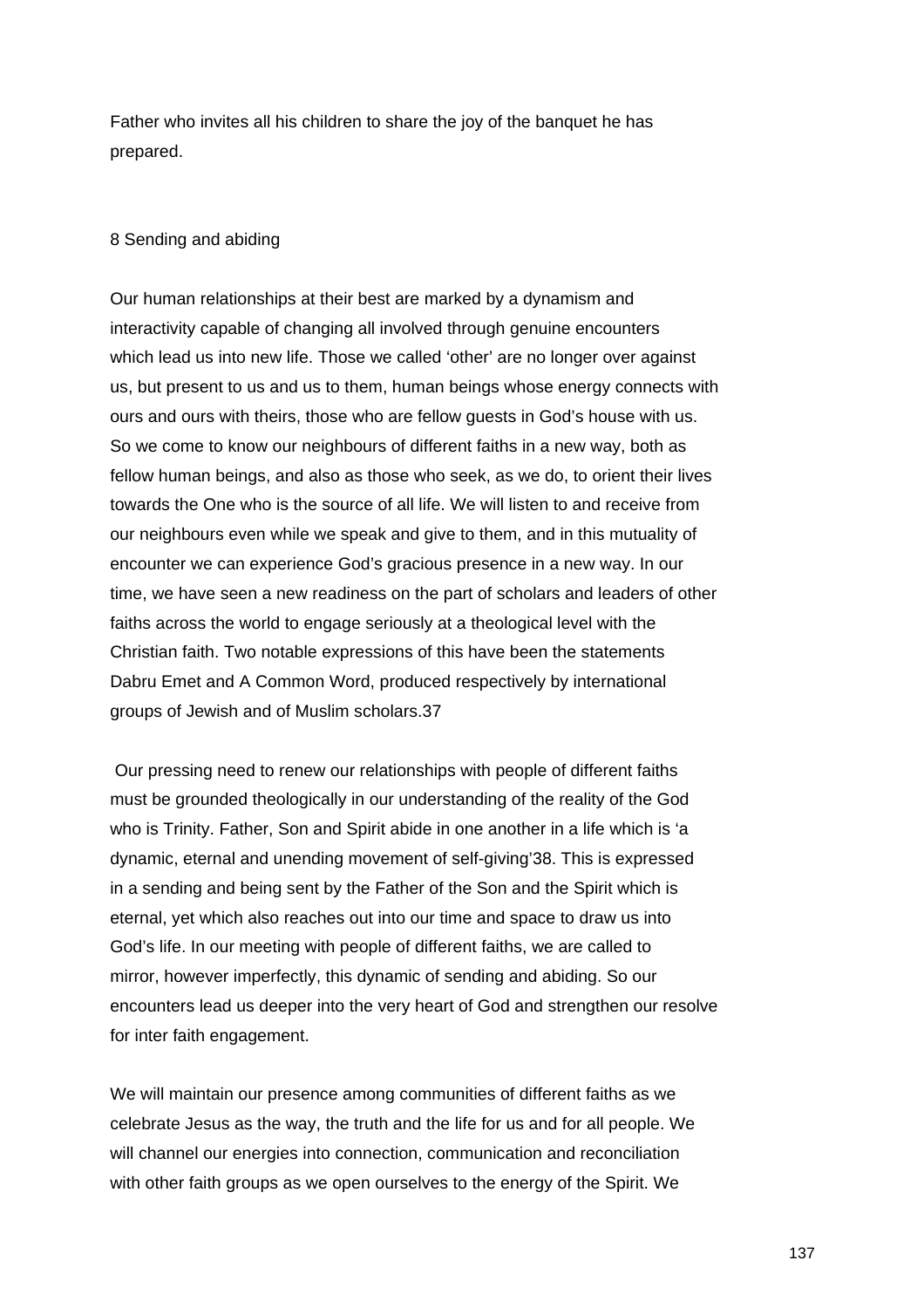Father who invites all his children to share the joy of the banquet he has prepared.

## 8 Sending and abiding

Our human relationships at their best are marked by a dynamism and interactivity capable of changing all involved through genuine encounters which lead us into new life. Those we called 'other' are no longer over against us, but present to us and us to them, human beings whose energy connects with ours and ours with theirs, those who are fellow guests in God's house with us. So we come to know our neighbours of different faiths in a new way, both as fellow human beings, and also as those who seek, as we do, to orient their lives towards the One who is the source of all life. We will listen to and receive from our neighbours even while we speak and give to them, and in this mutuality of encounter we can experience God's gracious presence in a new way. In our time, we have seen a new readiness on the part of scholars and leaders of other faiths across the world to engage seriously at a theological level with the Christian faith. Two notable expressions of this have been the statements Dabru Emet and A Common Word, produced respectively by international groups of Jewish and of Muslim scholars.[37]

Our pressing need to renew our relationships with people of different faiths must be grounded theologically in our understanding of the reality of the God who is Trinity. Father, Son and Spirit abide in one another in a life which is 'a dynamic, eternal and unending movement of self-giving'[38]. This is expressed in a sending and being sent by the Father of the Son and the Spirit which is eternal, yet which also reaches out into our time and space to draw us into God's life. In our meeting with people of different faiths, we are called to mirror, however imperfectly, this dynamic of sending and abiding. So our encounters lead us deeper into the very heart of God and strengthen our resolve for inter faith engagement.

We will maintain our presence among communities of different faiths as we celebrate Jesus as the way, the truth and the life for us and for all people. We will channel our energies into connection, communication and reconciliation with other faith groups as we open ourselves to the energy of the Spirit. We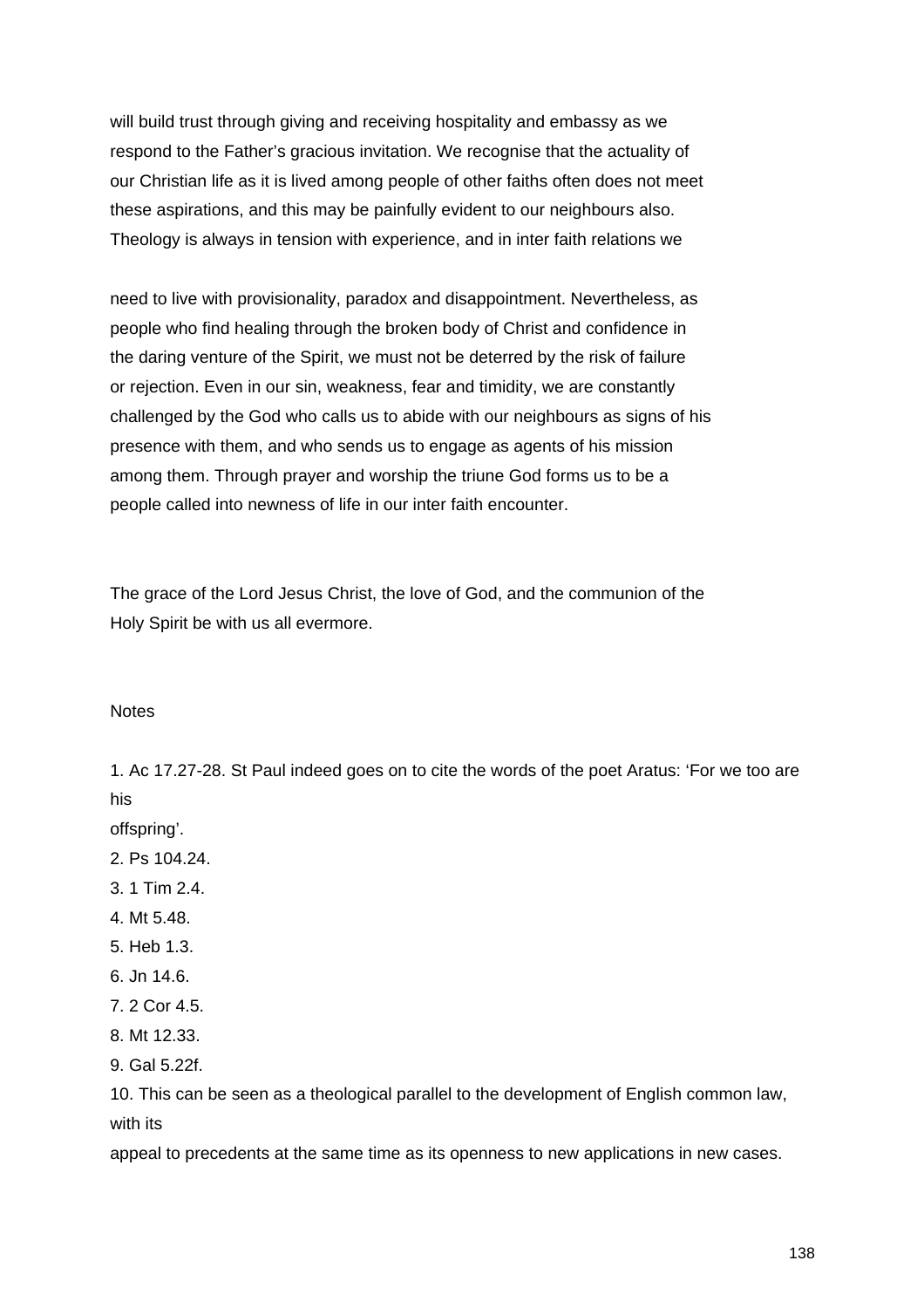will build trust through giving and receiving hospitality and embassy as we respond to the Father's gracious invitation. We recognise that the actuality of our Christian life as it is lived among people of other faiths often does not meet these aspirations, and this may be painfully evident to our neighbours also. Theology is always in tension with experience, and in inter faith relations we need to live with provisionality, paradox and disappointment. Nevertheless, as people who find healing through the broken body of Christ and confidence in the daring venture of the Spirit, we must not be deterred by the risk of failure or rejection. Even in our sin, weakness, fear and timidity, we are constantly challenged by the God who calls us to abide with our neighbours as signs of his presence with them, and who sends us to engage as agents of his mission among them. Through prayer and worship the triune God forms us to be a people called into newness of life in our inter faith encounter.

The grace of the Lord Jesus Christ, the love of God, and the communion of the Holy Spirit be with us all evermore.

Notes

1. Ac 17.27-28. St Paul indeed goes on to cite the words of the poet Aratus: 'For we too are his offspring'.
2. Ps 104.24.
3. 1 Tim 2.4.
4. Mt 5.48.
5. Heb 1.3.
6. Jn 14.6.
7. 2 Cor 4.5.
8. Mt 12.33.
9. Gal 5.22f.
10. This can be seen as a theological parallel to the development of English common law, with its appeal to precedents at the same time as its openness to new applications in new cases.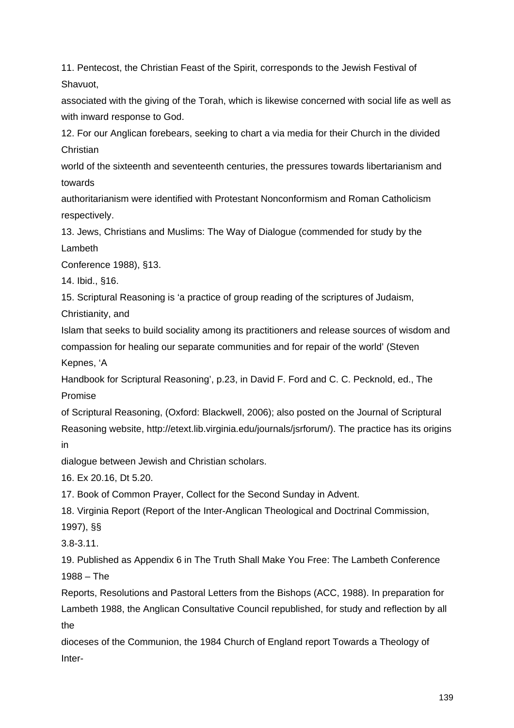11. Pentecost, the Christian Feast of the Spirit, corresponds to the Jewish Festival of Shavuot, associated with the giving of the Torah, which is likewise concerned with social life as well as with inward response to God.

12. For our Anglican forebears, seeking to chart a via media for their Church in the divided Christian world of the sixteenth and seventeenth centuries, the pressures towards libertarianism and towards authoritarianism were identified with Protestant Nonconformism and Roman Catholicism respectively.

13. Jews, Christians and Muslims: The Way of Dialogue (commended for study by the Lambeth Conference 1988), §13.

14. Ibid., §16.

15. Scriptural Reasoning is 'a practice of group reading of the scriptures of Judaism, Christianity, and Islam that seeks to build sociality among its practitioners and release sources of wisdom and compassion for healing our separate communities and for repair of the world' (Steven Kepnes, 'A Handbook for Scriptural Reasoning', p.23, in David F. Ford and C. C. Pecknold, ed., The Promise of Scriptural Reasoning, (Oxford: Blackwell, 2006); also posted on the Journal of Scriptural Reasoning website, http://etext.lib.virginia.edu/journals/jsrforum/). The practice has its origins in dialogue between Jewish and Christian scholars.

16. Ex 20.16, Dt 5.20.

17. Book of Common Prayer, Collect for the Second Sunday in Advent.

18. Virginia Report (Report of the Inter-Anglican Theological and Doctrinal Commission, 1997), §§ 3.8-3.11.

19. Published as Appendix 6 in The Truth Shall Make You Free: The Lambeth Conference 1988 – The Reports, Resolutions and Pastoral Letters from the Bishops (ACC, 1988). In preparation for Lambeth 1988, the Anglican Consultative Council republished, for study and reflection by all the dioceses of the Communion, the 1984 Church of England report Towards a Theology of Inter-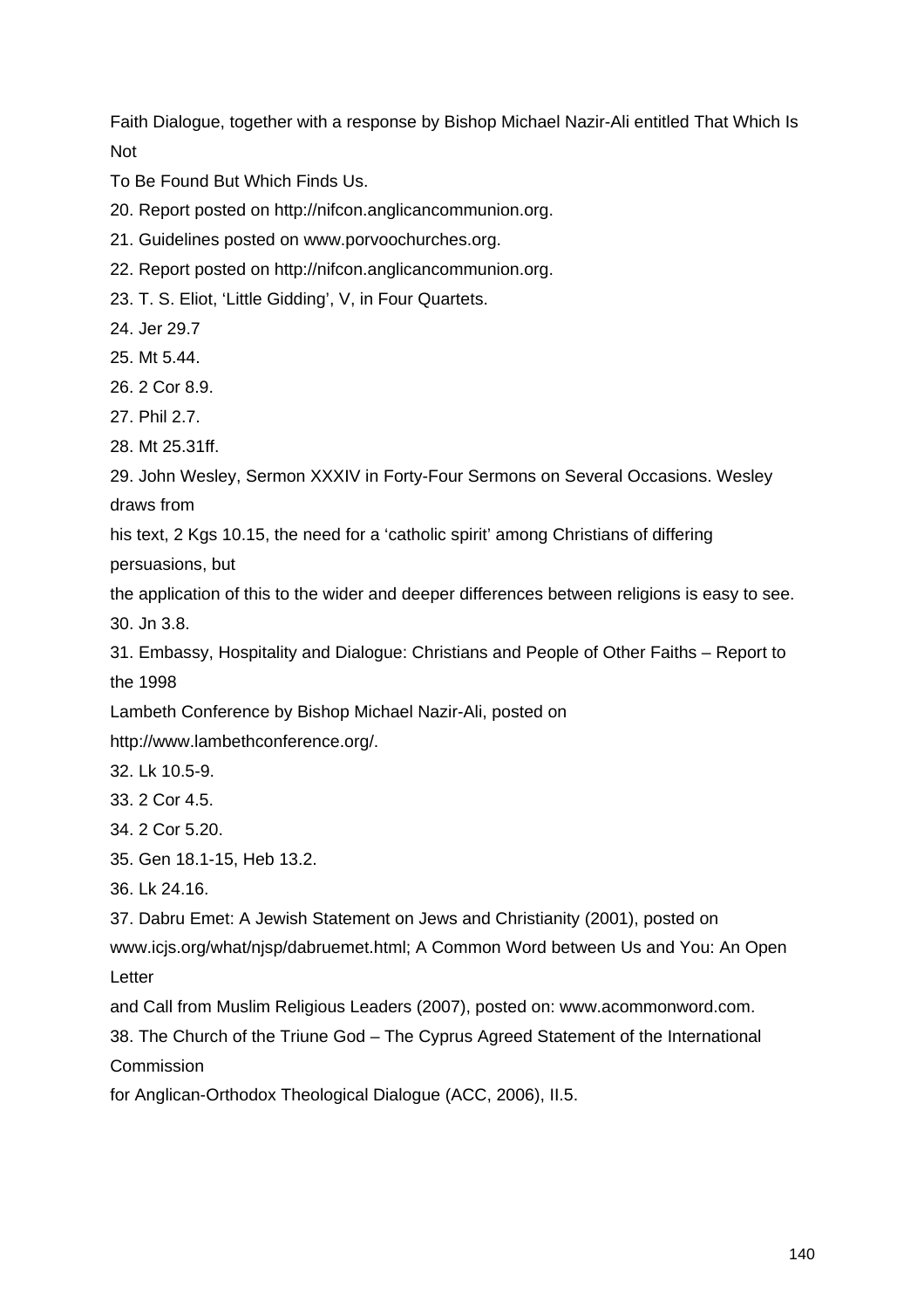Faith Dialogue, together with a response by Bishop Michael Nazir-Ali entitled That Which Is Not To Be Found But Which Finds Us.

20. Report posted on http://nifcon.anglicancommunion.org.

21. Guidelines posted on www.porvoochurches.org.

22. Report posted on http://nifcon.anglicancommunion.org.

23. T. S. Eliot, 'Little Gidding', V, in Four Quartets.

24. Jer 29.7

25. Mt 5.44.

26. 2 Cor 8.9.

27. Phil 2.7.

28. Mt 25.31ff.

29. John Wesley, Sermon XXXIV in Forty-Four Sermons on Several Occasions. Wesley draws from his text, 2 Kgs 10.15, the need for a 'catholic spirit' among Christians of differing persuasions, but the application of this to the wider and deeper differences between religions is easy to see.

30. Jn 3.8.

31. Embassy, Hospitality and Dialogue: Christians and People of Other Faiths – Report to the 1998 Lambeth Conference by Bishop Michael Nazir-Ali, posted on http://www.lambethconference.org/.

32. Lk 10.5-9.

33. 2 Cor 4.5.

34. 2 Cor 5.20.

35. Gen 18.1-15, Heb 13.2.

36. Lk 24.16.

37. Dabru Emet: A Jewish Statement on Jews and Christianity (2001), posted on www.icjs.org/what/njsp/dabruemet.html; A Common Word between Us and You: An Open Letter and Call from Muslim Religious Leaders (2007), posted on: www.acommonword.com.

38. The Church of the Triune God – The Cyprus Agreed Statement of the International Commission for Anglican-Orthodox Theological Dialogue (ACC, 2006), II.5.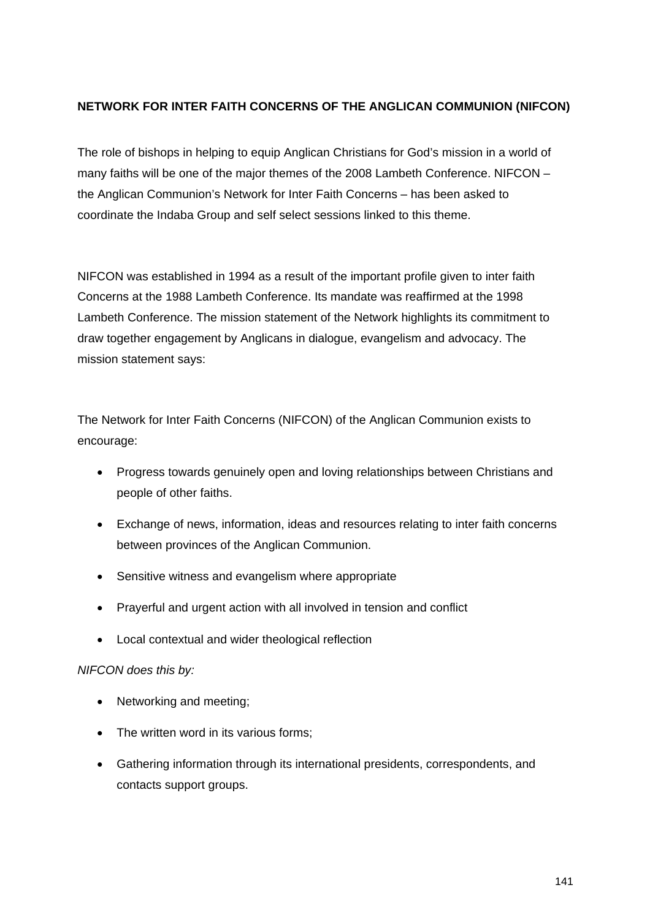**NETWORK FOR INTER FAITH CONCERNS OF THE ANGLICAN COMMUNION (NIFCON)**

The role of bishops in helping to equip Anglican Christians for God's mission in a world of many faiths will be one of the major themes of the 2008 Lambeth Conference. NIFCON – the Anglican Communion's Network for Inter Faith Concerns – has been asked to coordinate the Indaba Group and self select sessions linked to this theme.

NIFCON was established in 1994 as a result of the important profile given to inter faith Concerns at the 1988 Lambeth Conference. Its mandate was reaffirmed at the 1998 Lambeth Conference. The mission statement of the Network highlights its commitment to draw together engagement by Anglicans in dialogue, evangelism and advocacy. The mission statement says:

The Network for Inter Faith Concerns (NIFCON) of the Anglican Communion exists to encourage:

- Progress towards genuinely open and loving relationships between Christians and people of other faiths.
- Exchange of news, information, ideas and resources relating to inter faith concerns between provinces of the Anglican Communion.
- Sensitive witness and evangelism where appropriate
- Prayerful and urgent action with all involved in tension and conflict
- Local contextual and wider theological reflection

*NIFCON does this by:*

- Networking and meeting;
- The written word in its various forms;
- Gathering information through its international presidents, correspondents, and contacts support groups.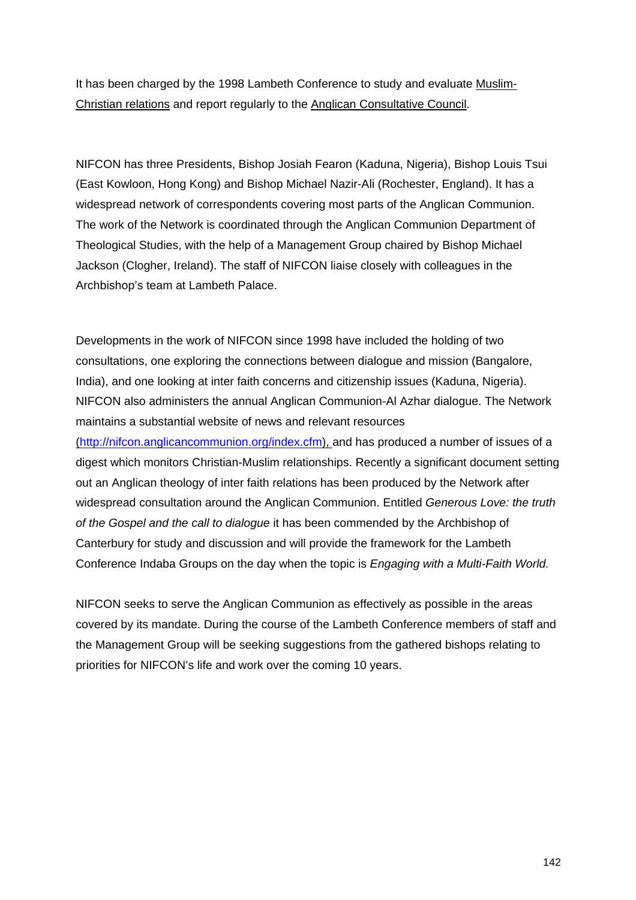It has been charged by the 1998 Lambeth Conference to study and evaluate Muslim-Christian relations and report regularly to the Anglican Consultative Council.

NIFCON has three Presidents, Bishop Josiah Fearon (Kaduna, Nigeria), Bishop Louis Tsui (East Kowloon, Hong Kong) and Bishop Michael Nazir-Ali (Rochester, England). It has a widespread network of correspondents covering most parts of the Anglican Communion. The work of the Network is coordinated through the Anglican Communion Department of Theological Studies, with the help of a Management Group chaired by Bishop Michael Jackson (Clogher, Ireland). The staff of NIFCON liaise closely with colleagues in the Archbishop's team at Lambeth Palace.

Developments in the work of NIFCON since 1998 have included the holding of two consultations, one exploring the connections between dialogue and mission (Bangalore, India), and one looking at inter faith concerns and citizenship issues (Kaduna, Nigeria). NIFCON also administers the annual Anglican Communion-Al Azhar dialogue. The Network maintains a substantial website of news and relevant resources (http://nifcon.anglicancommunion.org/index.cfm), and has produced a number of issues of a digest which monitors Christian-Muslim relationships. Recently a significant document setting out an Anglican theology of inter faith relations has been produced by the Network after widespread consultation around the Anglican Communion. Entitled *Generous Love: the truth of the Gospel and the call to dialogue* it has been commended by the Archbishop of Canterbury for study and discussion and will provide the framework for the Lambeth Conference Indaba Groups on the day when the topic is *Engaging with a Multi-Faith World.*

NIFCON seeks to serve the Anglican Communion as effectively as possible in the areas covered by its mandate. During the course of the Lambeth Conference members of staff and the Management Group will be seeking suggestions from the gathered bishops relating to priorities for NIFCON's life and work over the coming 10 years.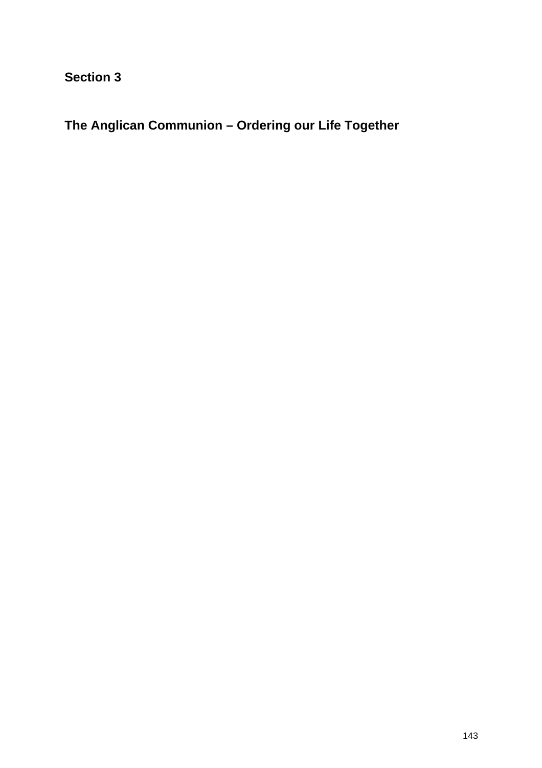# Section 3

## The Anglican Communion – Ordering our Life Together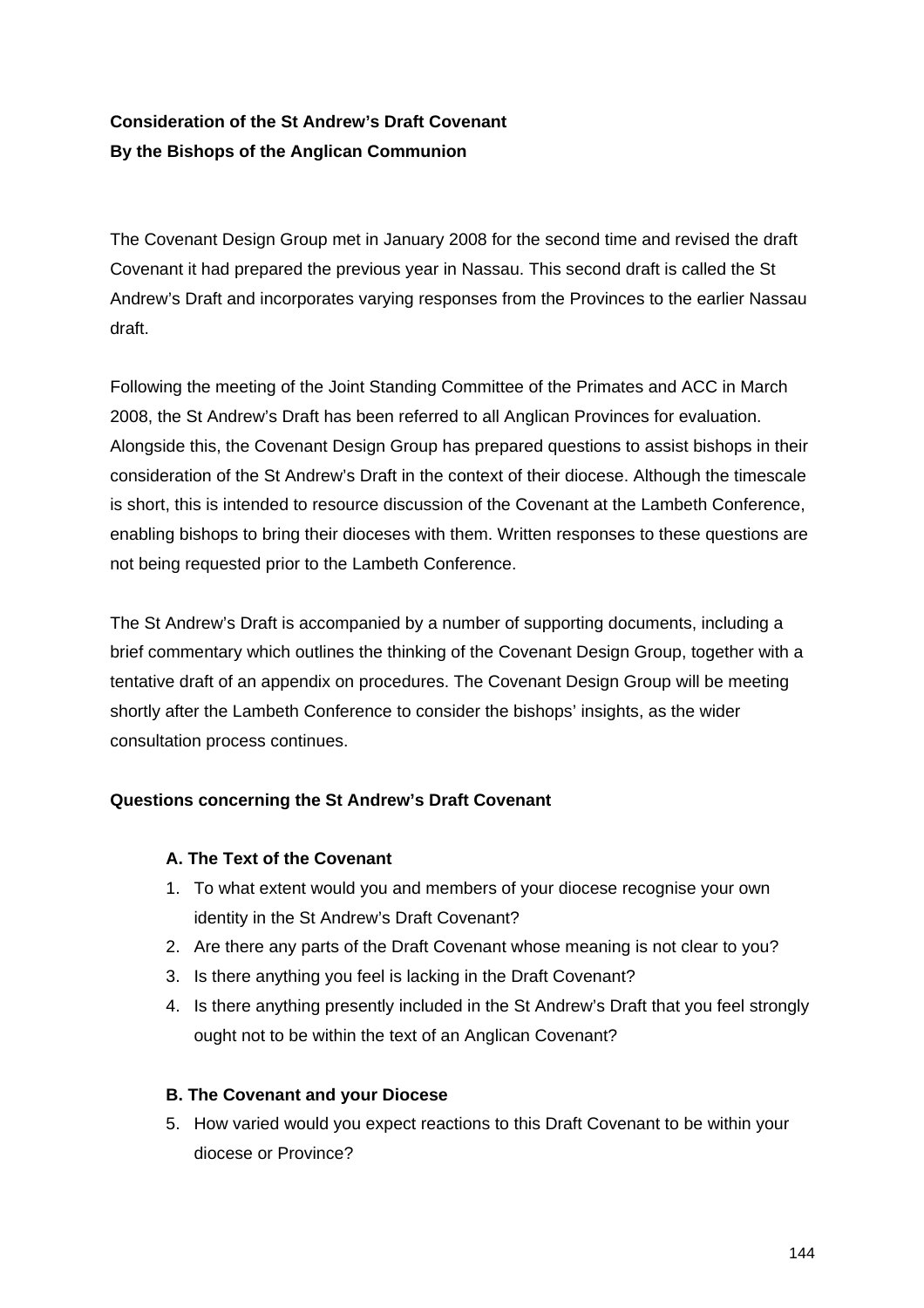**Consideration of the St Andrew's Draft Covenant**
**By the Bishops of the Anglican Communion**

The Covenant Design Group met in January 2008 for the second time and revised the draft Covenant it had prepared the previous year in Nassau. This second draft is called the St Andrew's Draft and incorporates varying responses from the Provinces to the earlier Nassau draft.

Following the meeting of the Joint Standing Committee of the Primates and ACC in March 2008, the St Andrew's Draft has been referred to all Anglican Provinces for evaluation. Alongside this, the Covenant Design Group has prepared questions to assist bishops in their consideration of the St Andrew's Draft in the context of their diocese. Although the timescale is short, this is intended to resource discussion of the Covenant at the Lambeth Conference, enabling bishops to bring their dioceses with them. Written responses to these questions are not being requested prior to the Lambeth Conference.

The St Andrew's Draft is accompanied by a number of supporting documents, including a brief commentary which outlines the thinking of the Covenant Design Group, together with a tentative draft of an appendix on procedures. The Covenant Design Group will be meeting shortly after the Lambeth Conference to consider the bishops' insights, as the wider consultation process continues.

**Questions concerning the St Andrew's Draft Covenant**

**A. The Text of the Covenant**

1. To what extent would you and members of your diocese recognise your own identity in the St Andrew's Draft Covenant?
2. Are there any parts of the Draft Covenant whose meaning is not clear to you?
3. Is there anything you feel is lacking in the Draft Covenant?
4. Is there anything presently included in the St Andrew's Draft that you feel strongly ought not to be within the text of an Anglican Covenant?

**B. The Covenant and your Diocese**

5. How varied would you expect reactions to this Draft Covenant to be within your diocese or Province?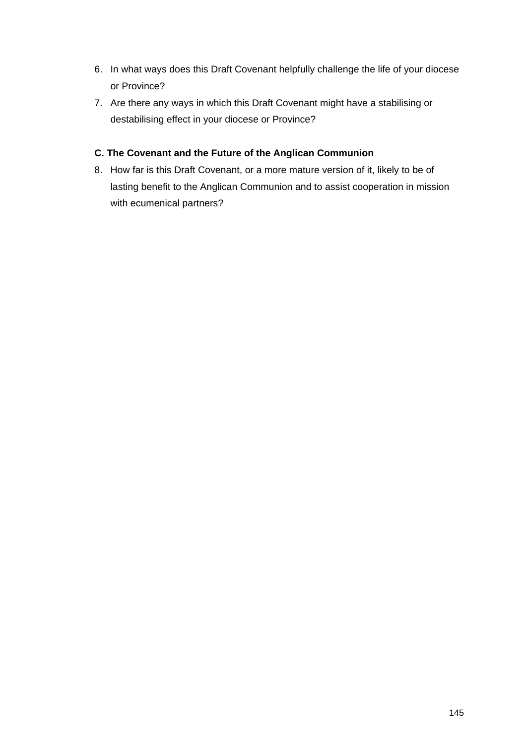6. In what ways does this Draft Covenant helpfully challenge the life of your diocese or Province?
7. Are there any ways in which this Draft Covenant might have a stabilising or destabilising effect in your diocese or Province?

**C. The Covenant and the Future of the Anglican Communion**

8. How far is this Draft Covenant, or a more mature version of it, likely to be of lasting benefit to the Anglican Communion and to assist cooperation in mission with ecumenical partners?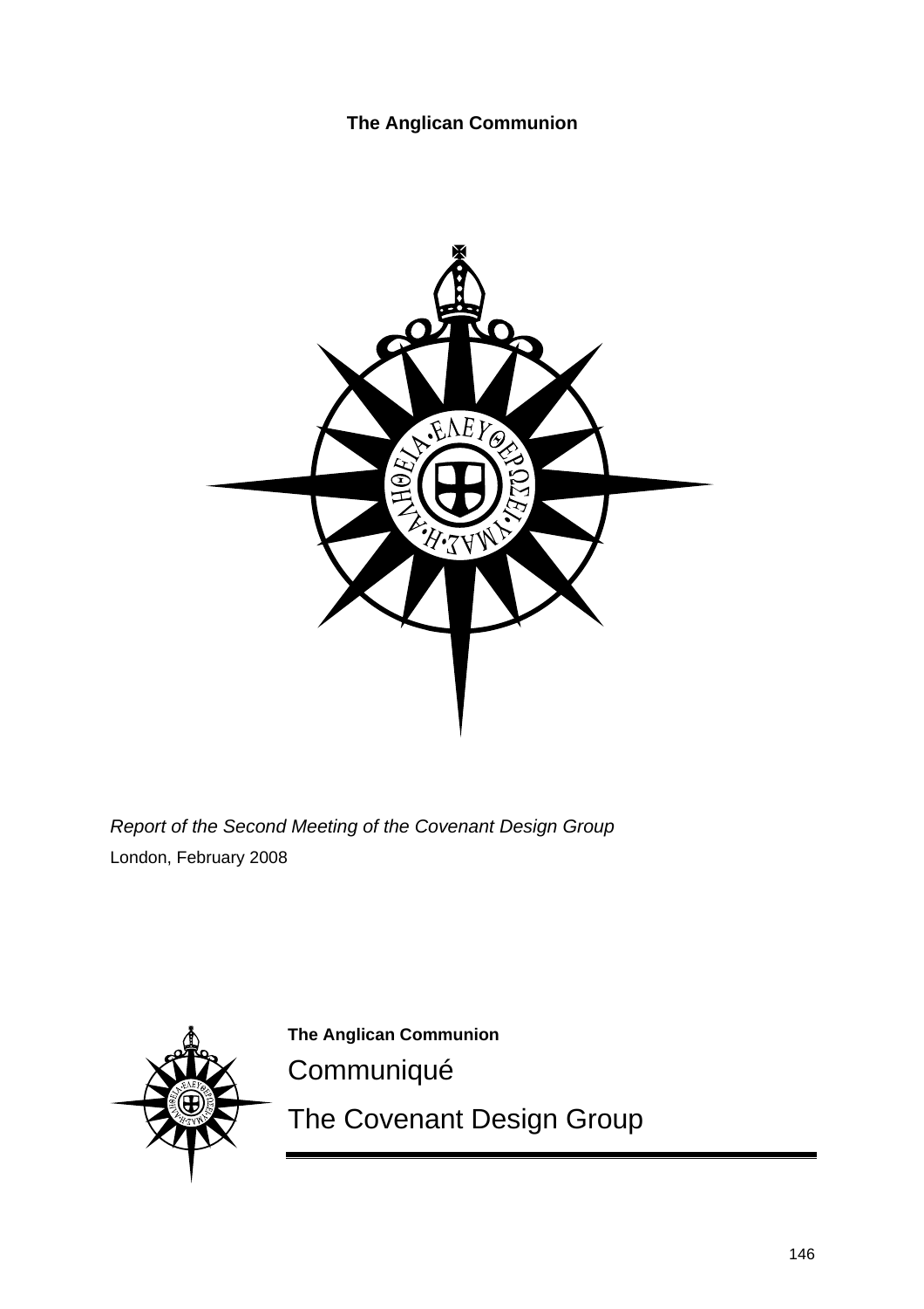**The Anglican Communion**

*Report of the Second Meeting of the Covenant Design Group*

London, February 2008

**The Anglican Communion**

Communiqué

The Covenant Design Group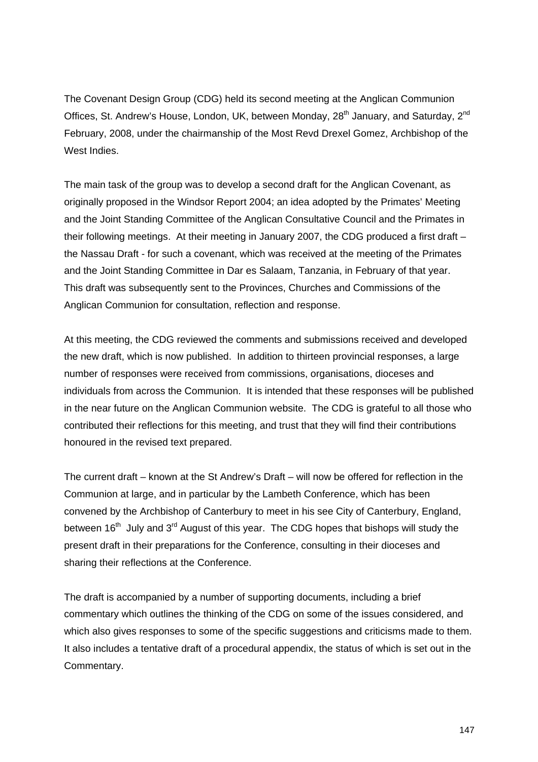The Covenant Design Group (CDG) held its second meeting at the Anglican Communion Offices, St. Andrew's House, London, UK, between Monday, 28th January, and Saturday, 2nd February, 2008, under the chairmanship of the Most Revd Drexel Gomez, Archbishop of the West Indies.

The main task of the group was to develop a second draft for the Anglican Covenant, as originally proposed in the Windsor Report 2004; an idea adopted by the Primates' Meeting and the Joint Standing Committee of the Anglican Consultative Council and the Primates in their following meetings. At their meeting in January 2007, the CDG produced a first draft – the Nassau Draft - for such a covenant, which was received at the meeting of the Primates and the Joint Standing Committee in Dar es Salaam, Tanzania, in February of that year. This draft was subsequently sent to the Provinces, Churches and Commissions of the Anglican Communion for consultation, reflection and response.

At this meeting, the CDG reviewed the comments and submissions received and developed the new draft, which is now published. In addition to thirteen provincial responses, a large number of responses were received from commissions, organisations, dioceses and individuals from across the Communion. It is intended that these responses will be published in the near future on the Anglican Communion website. The CDG is grateful to all those who contributed their reflections for this meeting, and trust that they will find their contributions honoured in the revised text prepared.

The current draft – known at the St Andrew's Draft – will now be offered for reflection in the Communion at large, and in particular by the Lambeth Conference, which has been convened by the Archbishop of Canterbury to meet in his see City of Canterbury, England, between 16th July and 3rd August of this year. The CDG hopes that bishops will study the present draft in their preparations for the Conference, consulting in their dioceses and sharing their reflections at the Conference.

The draft is accompanied by a number of supporting documents, including a brief commentary which outlines the thinking of the CDG on some of the issues considered, and which also gives responses to some of the specific suggestions and criticisms made to them. It also includes a tentative draft of a procedural appendix, the status of which is set out in the Commentary.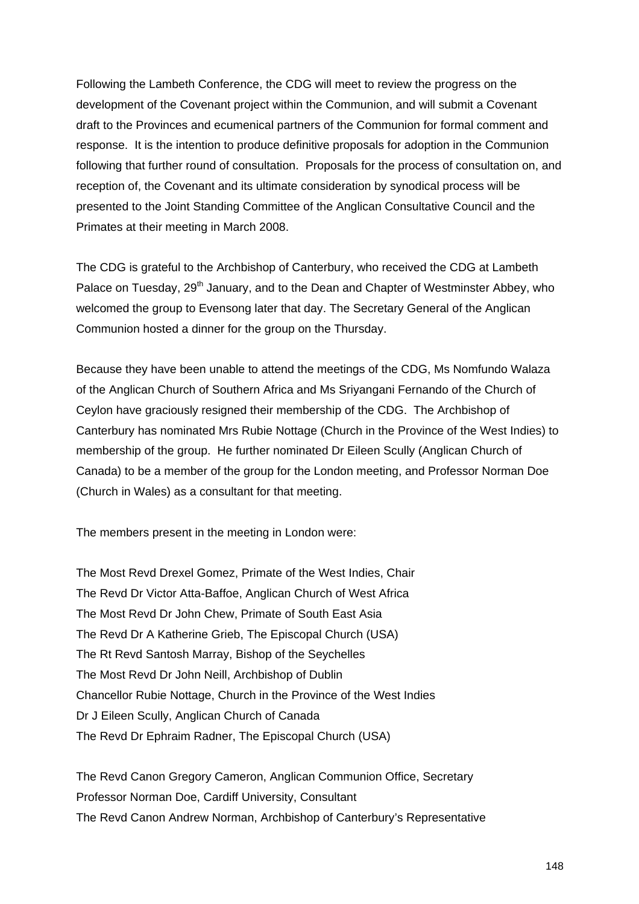Following the Lambeth Conference, the CDG will meet to review the progress on the development of the Covenant project within the Communion, and will submit a Covenant draft to the Provinces and ecumenical partners of the Communion for formal comment and response. It is the intention to produce definitive proposals for adoption in the Communion following that further round of consultation. Proposals for the process of consultation on, and reception of, the Covenant and its ultimate consideration by synodical process will be presented to the Joint Standing Committee of the Anglican Consultative Council and the Primates at their meeting in March 2008.

The CDG is grateful to the Archbishop of Canterbury, who received the CDG at Lambeth Palace on Tuesday, 29th January, and to the Dean and Chapter of Westminster Abbey, who welcomed the group to Evensong later that day. The Secretary General of the Anglican Communion hosted a dinner for the group on the Thursday.

Because they have been unable to attend the meetings of the CDG, Ms Nomfundo Walaza of the Anglican Church of Southern Africa and Ms Sriyangani Fernando of the Church of Ceylon have graciously resigned their membership of the CDG. The Archbishop of Canterbury has nominated Mrs Rubie Nottage (Church in the Province of the West Indies) to membership of the group. He further nominated Dr Eileen Scully (Anglican Church of Canada) to be a member of the group for the London meeting, and Professor Norman Doe (Church in Wales) as a consultant for that meeting.

The members present in the meeting in London were:

The Most Revd Drexel Gomez, Primate of the West Indies, Chair
The Revd Dr Victor Atta-Baffoe, Anglican Church of West Africa
The Most Revd Dr John Chew, Primate of South East Asia
The Revd Dr A Katherine Grieb, The Episcopal Church (USA)
The Rt Revd Santosh Marray, Bishop of the Seychelles
The Most Revd Dr John Neill, Archbishop of Dublin
Chancellor Rubie Nottage, Church in the Province of the West Indies
Dr J Eileen Scully, Anglican Church of Canada
The Revd Dr Ephraim Radner, The Episcopal Church (USA)

The Revd Canon Gregory Cameron, Anglican Communion Office, Secretary
Professor Norman Doe, Cardiff University, Consultant
The Revd Canon Andrew Norman, Archbishop of Canterbury's Representative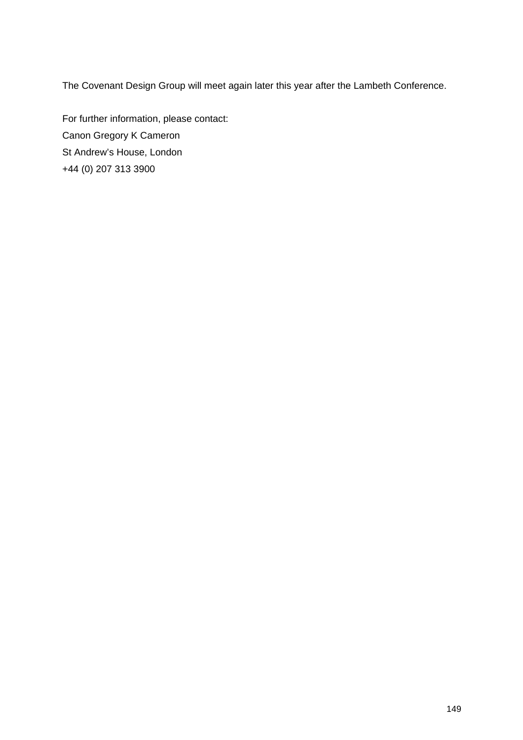The Covenant Design Group will meet again later this year after the Lambeth Conference.

For further information, please contact:
Canon Gregory K Cameron
St Andrew's House, London
+44 (0) 207 313 3900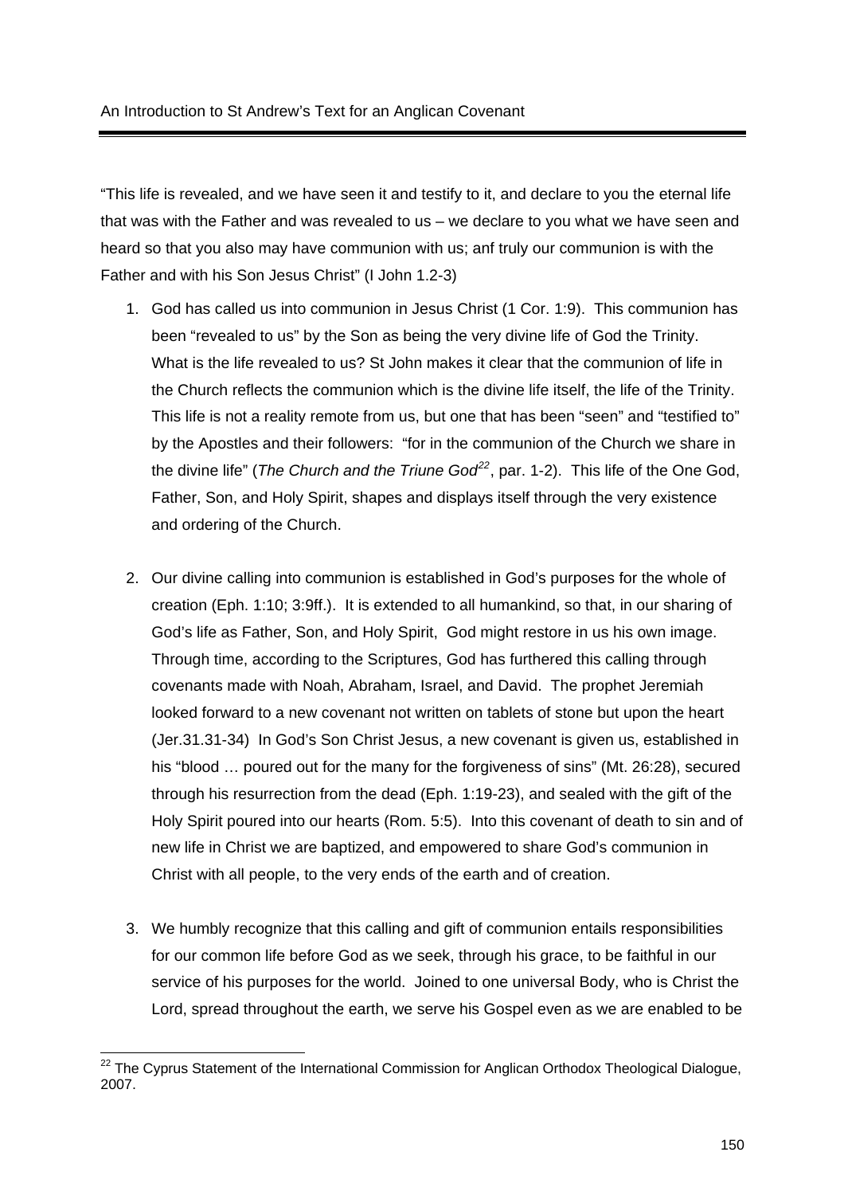"This life is revealed, and we have seen it and testify to it, and declare to you the eternal life that was with the Father and was revealed to us – we declare to you what we have seen and heard so that you also may have communion with us; anf truly our communion is with the Father and with his Son Jesus Christ" (I John 1.2-3)

1. God has called us into communion in Jesus Christ (1 Cor. 1:9). This communion has been "revealed to us" by the Son as being the very divine life of God the Trinity. What is the life revealed to us? St John makes it clear that the communion of life in the Church reflects the communion which is the divine life itself, the life of the Trinity. This life is not a reality remote from us, but one that has been "seen" and "testified to" by the Apostles and their followers: "for in the communion of the Church we share in the divine life" (*The Church and the Triune God*[22], par. 1-2). This life of the One God, Father, Son, and Holy Spirit, shapes and displays itself through the very existence and ordering of the Church.

2. Our divine calling into communion is established in God's purposes for the whole of creation (Eph. 1:10; 3:9ff.). It is extended to all humankind, so that, in our sharing of God's life as Father, Son, and Holy Spirit, God might restore in us his own image. Through time, according to the Scriptures, God has furthered this calling through covenants made with Noah, Abraham, Israel, and David. The prophet Jeremiah looked forward to a new covenant not written on tablets of stone but upon the heart (Jer.31.31-34) In God's Son Christ Jesus, a new covenant is given us, established in his "blood … poured out for the many for the forgiveness of sins" (Mt. 26:28), secured through his resurrection from the dead (Eph. 1:19-23), and sealed with the gift of the Holy Spirit poured into our hearts (Rom. 5:5). Into this covenant of death to sin and of new life in Christ we are baptized, and empowered to share God's communion in Christ with all people, to the very ends of the earth and of creation.

3. We humbly recognize that this calling and gift of communion entails responsibilities for our common life before God as we seek, through his grace, to be faithful in our service of his purposes for the world. Joined to one universal Body, who is Christ the Lord, spread throughout the earth, we serve his Gospel even as we are enabled to be

[22] The Cyprus Statement of the International Commission for Anglican Orthodox Theological Dialogue, 2007.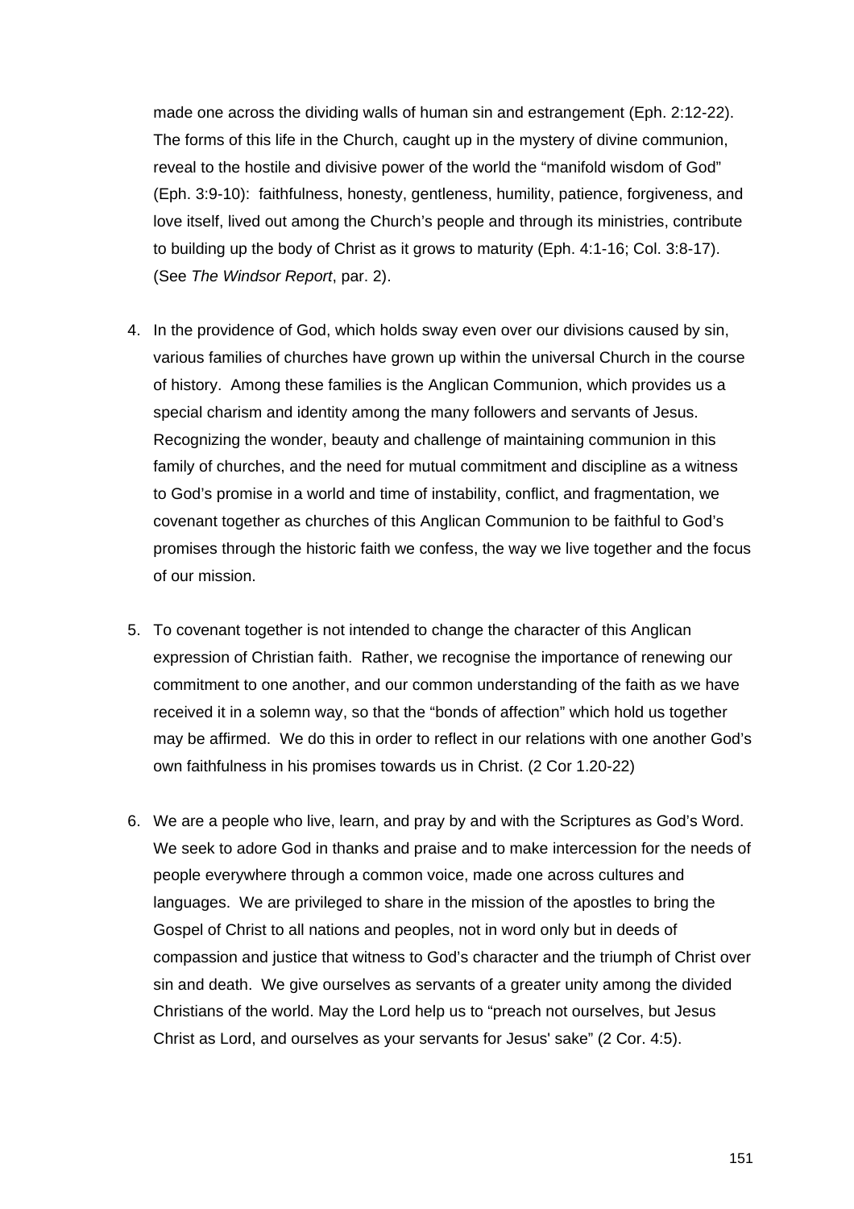made one across the dividing walls of human sin and estrangement (Eph. 2:12-22). The forms of this life in the Church, caught up in the mystery of divine communion, reveal to the hostile and divisive power of the world the "manifold wisdom of God" (Eph. 3:9-10): faithfulness, honesty, gentleness, humility, patience, forgiveness, and love itself, lived out among the Church's people and through its ministries, contribute to building up the body of Christ as it grows to maturity (Eph. 4:1-16; Col. 3:8-17). (See *The Windsor Report*, par. 2).

4. In the providence of God, which holds sway even over our divisions caused by sin, various families of churches have grown up within the universal Church in the course of history. Among these families is the Anglican Communion, which provides us a special charism and identity among the many followers and servants of Jesus. Recognizing the wonder, beauty and challenge of maintaining communion in this family of churches, and the need for mutual commitment and discipline as a witness to God's promise in a world and time of instability, conflict, and fragmentation, we covenant together as churches of this Anglican Communion to be faithful to God's promises through the historic faith we confess, the way we live together and the focus of our mission.

5. To covenant together is not intended to change the character of this Anglican expression of Christian faith. Rather, we recognise the importance of renewing our commitment to one another, and our common understanding of the faith as we have received it in a solemn way, so that the "bonds of affection" which hold us together may be affirmed. We do this in order to reflect in our relations with one another God's own faithfulness in his promises towards us in Christ. (2 Cor 1.20-22)

6. We are a people who live, learn, and pray by and with the Scriptures as God's Word. We seek to adore God in thanks and praise and to make intercession for the needs of people everywhere through a common voice, made one across cultures and languages. We are privileged to share in the mission of the apostles to bring the Gospel of Christ to all nations and peoples, not in word only but in deeds of compassion and justice that witness to God's character and the triumph of Christ over sin and death. We give ourselves as servants of a greater unity among the divided Christians of the world. May the Lord help us to "preach not ourselves, but Jesus Christ as Lord, and ourselves as your servants for Jesus' sake" (2 Cor. 4:5).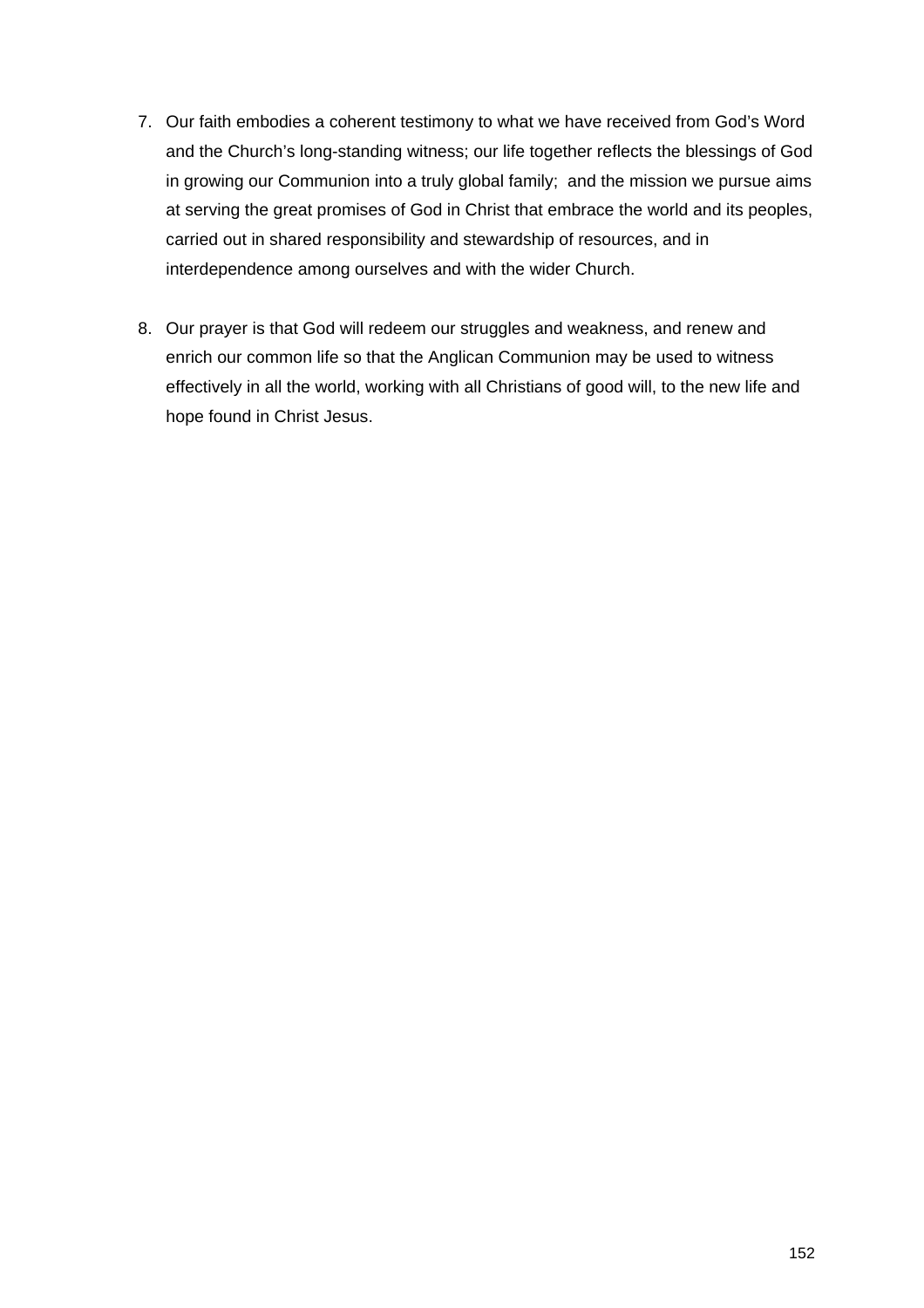7. Our faith embodies a coherent testimony to what we have received from God's Word and the Church's long-standing witness; our life together reflects the blessings of God in growing our Communion into a truly global family;  and the mission we pursue aims at serving the great promises of God in Christ that embrace the world and its peoples, carried out in shared responsibility and stewardship of resources, and in interdependence among ourselves and with the wider Church.

8. Our prayer is that God will redeem our struggles and weakness, and renew and enrich our common life so that the Anglican Communion may be used to witness effectively in all the world, working with all Christians of good will, to the new life and hope found in Christ Jesus.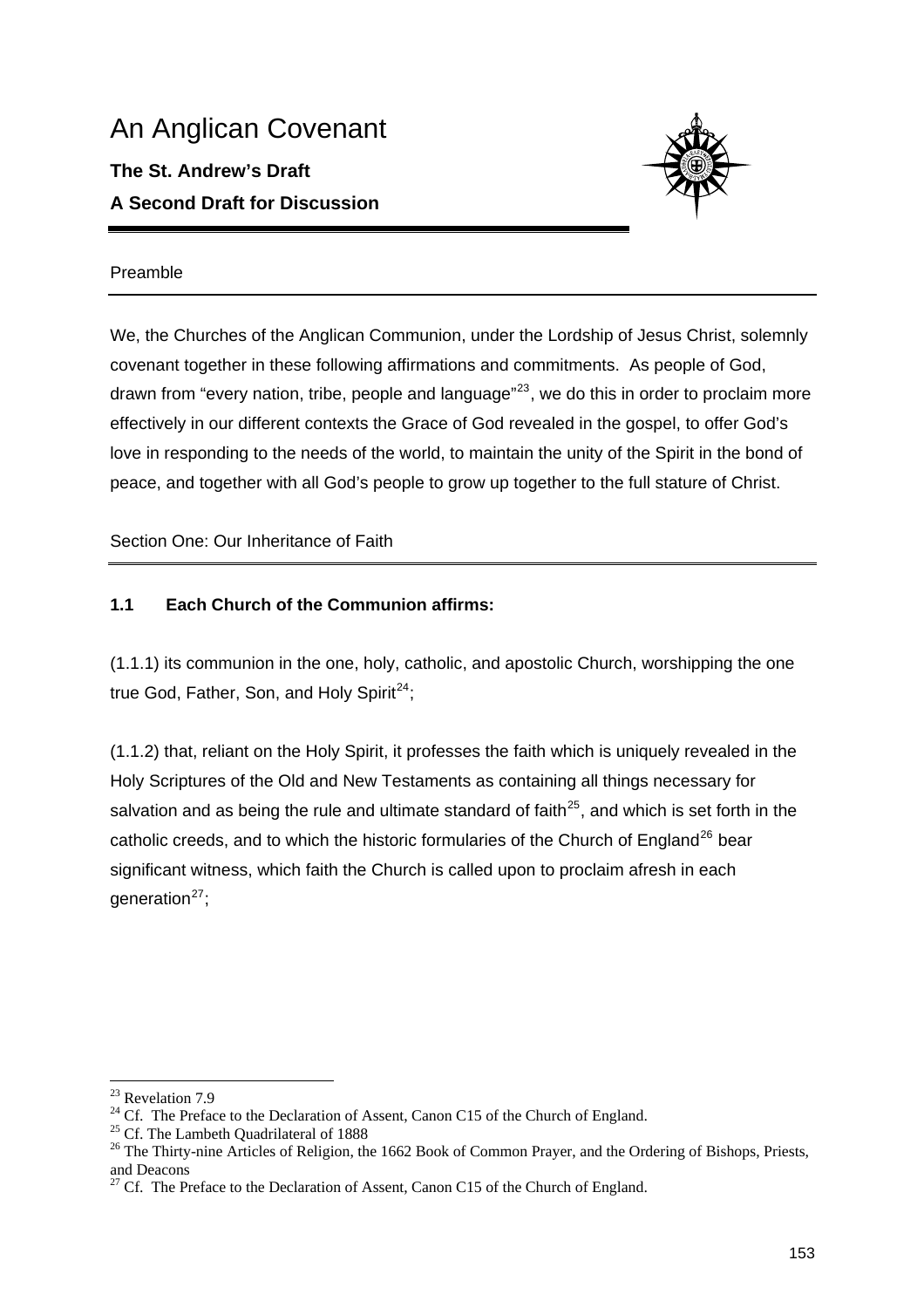# An Anglican Covenant

**The St. Andrew's Draft**

**A Second Draft for Discussion**

## Preamble

We, the Churches of the Anglican Communion, under the Lordship of Jesus Christ, solemnly covenant together in these following affirmations and commitments. As people of God, drawn from "every nation, tribe, people and language"[23], we do this in order to proclaim more effectively in our different contexts the Grace of God revealed in the gospel, to offer God's love in responding to the needs of the world, to maintain the unity of the Spirit in the bond of peace, and together with all God's people to grow up together to the full stature of Christ.

## Section One: Our Inheritance of Faith

### 1.1 Each Church of the Communion affirms:

(1.1.1) its communion in the one, holy, catholic, and apostolic Church, worshipping the one true God, Father, Son, and Holy Spirit[24];

(1.1.2) that, reliant on the Holy Spirit, it professes the faith which is uniquely revealed in the Holy Scriptures of the Old and New Testaments as containing all things necessary for salvation and as being the rule and ultimate standard of faith[25], and which is set forth in the catholic creeds, and to which the historic formularies of the Church of England[26] bear significant witness, which faith the Church is called upon to proclaim afresh in each generation[27];

---

[23] Revelation 7.9

[24] Cf. The Preface to the Declaration of Assent, Canon C15 of the Church of England.

[25] Cf. The Lambeth Quadrilateral of 1888

[26] The Thirty-nine Articles of Religion, the 1662 Book of Common Prayer, and the Ordering of Bishops, Priests, and Deacons

[27] Cf. The Preface to the Declaration of Assent, Canon C15 of the Church of England.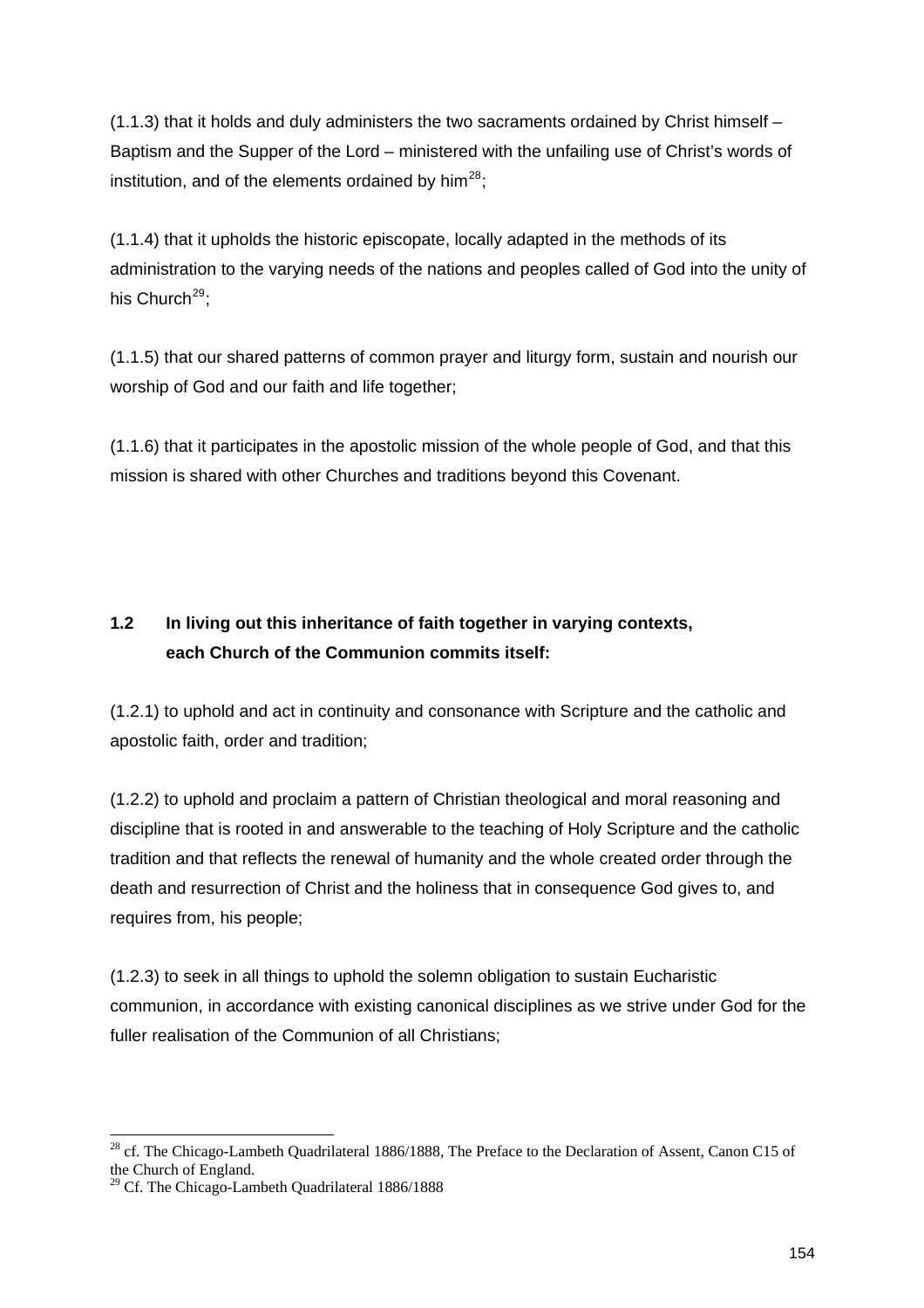(1.1.3) that it holds and duly administers the two sacraments ordained by Christ himself – Baptism and the Supper of the Lord – ministered with the unfailing use of Christ's words of institution, and of the elements ordained by him[28];

(1.1.4) that it upholds the historic episcopate, locally adapted in the methods of its administration to the varying needs of the nations and peoples called of God into the unity of his Church[29];

(1.1.5) that our shared patterns of common prayer and liturgy form, sustain and nourish our worship of God and our faith and life together;

(1.1.6) that it participates in the apostolic mission of the whole people of God, and that this mission is shared with other Churches and traditions beyond this Covenant.

**1.2 In living out this inheritance of faith together in varying contexts, each Church of the Communion commits itself:**

(1.2.1) to uphold and act in continuity and consonance with Scripture and the catholic and apostolic faith, order and tradition;

(1.2.2) to uphold and proclaim a pattern of Christian theological and moral reasoning and discipline that is rooted in and answerable to the teaching of Holy Scripture and the catholic tradition and that reflects the renewal of humanity and the whole created order through the death and resurrection of Christ and the holiness that in consequence God gives to, and requires from, his people;

(1.2.3) to seek in all things to uphold the solemn obligation to sustain Eucharistic communion, in accordance with existing canonical disciplines as we strive under God for the fuller realisation of the Communion of all Christians;

---

[28] cf. The Chicago-Lambeth Quadrilateral 1886/1888, The Preface to the Declaration of Assent, Canon C15 of the Church of England.

[29] Cf. The Chicago-Lambeth Quadrilateral 1886/1888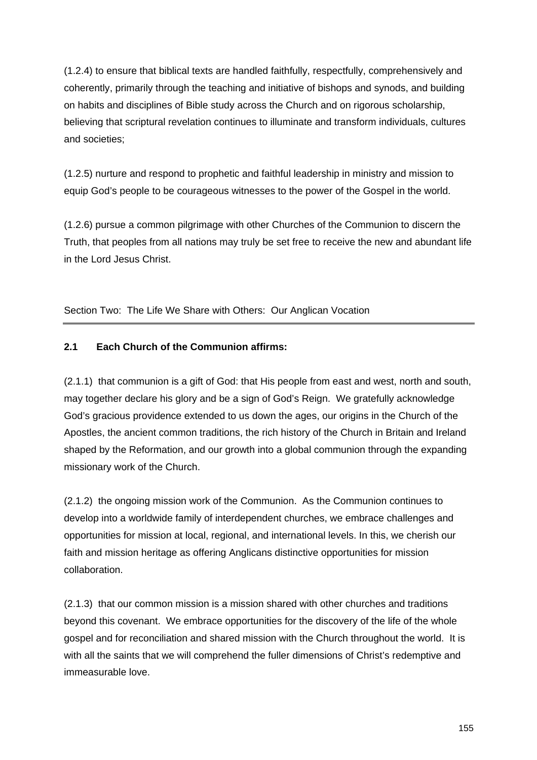(1.2.4) to ensure that biblical texts are handled faithfully, respectfully, comprehensively and coherently, primarily through the teaching and initiative of bishops and synods, and building on habits and disciplines of Bible study across the Church and on rigorous scholarship, believing that scriptural revelation continues to illuminate and transform individuals, cultures and societies;

(1.2.5) nurture and respond to prophetic and faithful leadership in ministry and mission to equip God's people to be courageous witnesses to the power of the Gospel in the world.

(1.2.6) pursue a common pilgrimage with other Churches of the Communion to discern the Truth, that peoples from all nations may truly be set free to receive the new and abundant life in the Lord Jesus Christ.

## Section Two: The Life We Share with Others: Our Anglican Vocation

**2.1 Each Church of the Communion affirms:**

(2.1.1) that communion is a gift of God: that His people from east and west, north and south, may together declare his glory and be a sign of God's Reign. We gratefully acknowledge God's gracious providence extended to us down the ages, our origins in the Church of the Apostles, the ancient common traditions, the rich history of the Church in Britain and Ireland shaped by the Reformation, and our growth into a global communion through the expanding missionary work of the Church.

(2.1.2) the ongoing mission work of the Communion. As the Communion continues to develop into a worldwide family of interdependent churches, we embrace challenges and opportunities for mission at local, regional, and international levels. In this, we cherish our faith and mission heritage as offering Anglicans distinctive opportunities for mission collaboration.

(2.1.3) that our common mission is a mission shared with other churches and traditions beyond this covenant. We embrace opportunities for the discovery of the life of the whole gospel and for reconciliation and shared mission with the Church throughout the world. It is with all the saints that we will comprehend the fuller dimensions of Christ's redemptive and immeasurable love.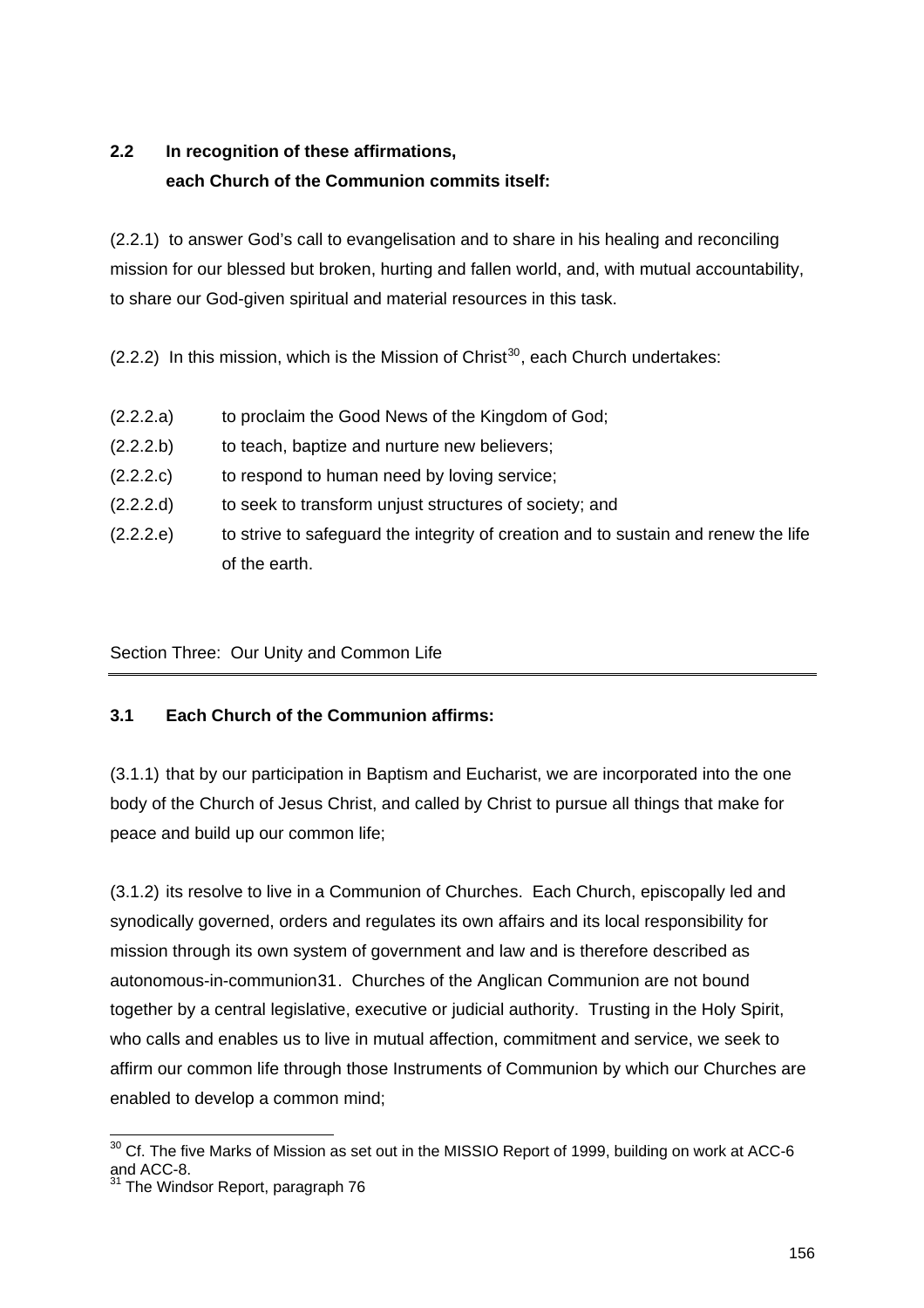**2.2 In recognition of these affirmations, each Church of the Communion commits itself:**

(2.2.1) to answer God's call to evangelisation and to share in his healing and reconciling mission for our blessed but broken, hurting and fallen world, and, with mutual accountability, to share our God-given spiritual and material resources in this task.

(2.2.2) In this mission, which is the Mission of Christ[30], each Church undertakes:

(2.2.2.a) to proclaim the Good News of the Kingdom of God;

(2.2.2.b) to teach, baptize and nurture new believers;

(2.2.2.c) to respond to human need by loving service;

(2.2.2.d) to seek to transform unjust structures of society; and

(2.2.2.e) to strive to safeguard the integrity of creation and to sustain and renew the life of the earth.

## Section Three: Our Unity and Common Life

**3.1 Each Church of the Communion affirms:**

(3.1.1) that by our participation in Baptism and Eucharist, we are incorporated into the one body of the Church of Jesus Christ, and called by Christ to pursue all things that make for peace and build up our common life;

(3.1.2) its resolve to live in a Communion of Churches. Each Church, episcopally led and synodically governed, orders and regulates its own affairs and its local responsibility for mission through its own system of government and law and is therefore described as autonomous-in-communion31. Churches of the Anglican Communion are not bound together by a central legislative, executive or judicial authority. Trusting in the Holy Spirit, who calls and enables us to live in mutual affection, commitment and service, we seek to affirm our common life through those Instruments of Communion by which our Churches are enabled to develop a common mind;

---

[30] Cf. The five Marks of Mission as set out in the MISSIO Report of 1999, building on work at ACC-6 and ACC-8.

[31] The Windsor Report, paragraph 76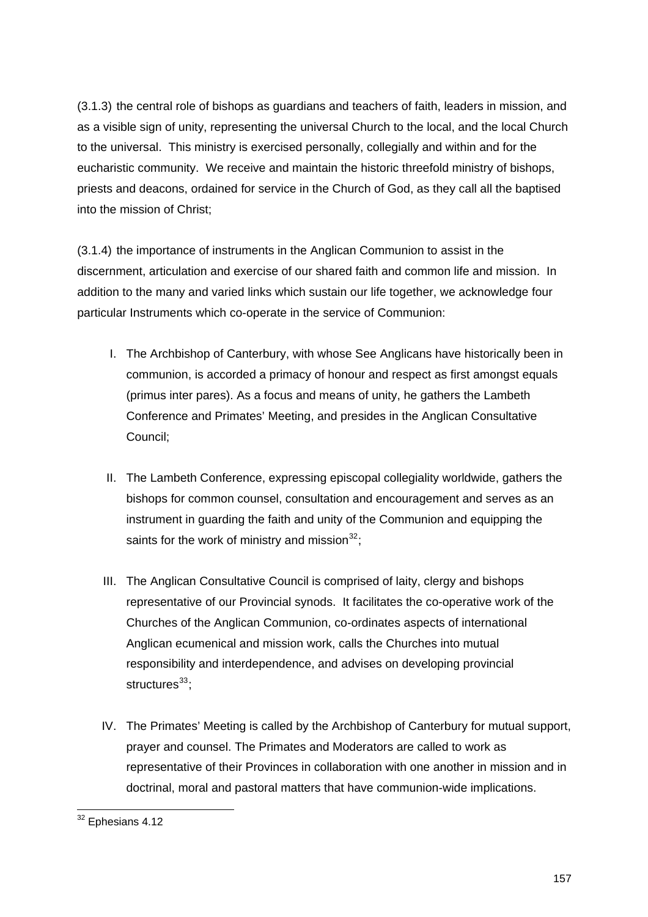(3.1.3) the central role of bishops as guardians and teachers of faith, leaders in mission, and as a visible sign of unity, representing the universal Church to the local, and the local Church to the universal. This ministry is exercised personally, collegially and within and for the eucharistic community. We receive and maintain the historic threefold ministry of bishops, priests and deacons, ordained for service in the Church of God, as they call all the baptised into the mission of Christ;

(3.1.4) the importance of instruments in the Anglican Communion to assist in the discernment, articulation and exercise of our shared faith and common life and mission. In addition to the many and varied links which sustain our life together, we acknowledge four particular Instruments which co-operate in the service of Communion:

I. The Archbishop of Canterbury, with whose See Anglicans have historically been in communion, is accorded a primacy of honour and respect as first amongst equals (primus inter pares). As a focus and means of unity, he gathers the Lambeth Conference and Primates' Meeting, and presides in the Anglican Consultative Council;

II. The Lambeth Conference, expressing episcopal collegiality worldwide, gathers the bishops for common counsel, consultation and encouragement and serves as an instrument in guarding the faith and unity of the Communion and equipping the saints for the work of ministry and mission[32];

III. The Anglican Consultative Council is comprised of laity, clergy and bishops representative of our Provincial synods. It facilitates the co-operative work of the Churches of the Anglican Communion, co-ordinates aspects of international Anglican ecumenical and mission work, calls the Churches into mutual responsibility and interdependence, and advises on developing provincial structures[33];

IV. The Primates' Meeting is called by the Archbishop of Canterbury for mutual support, prayer and counsel. The Primates and Moderators are called to work as representative of their Provinces in collaboration with one another in mission and in doctrinal, moral and pastoral matters that have communion-wide implications.

[32] Ephesians 4.12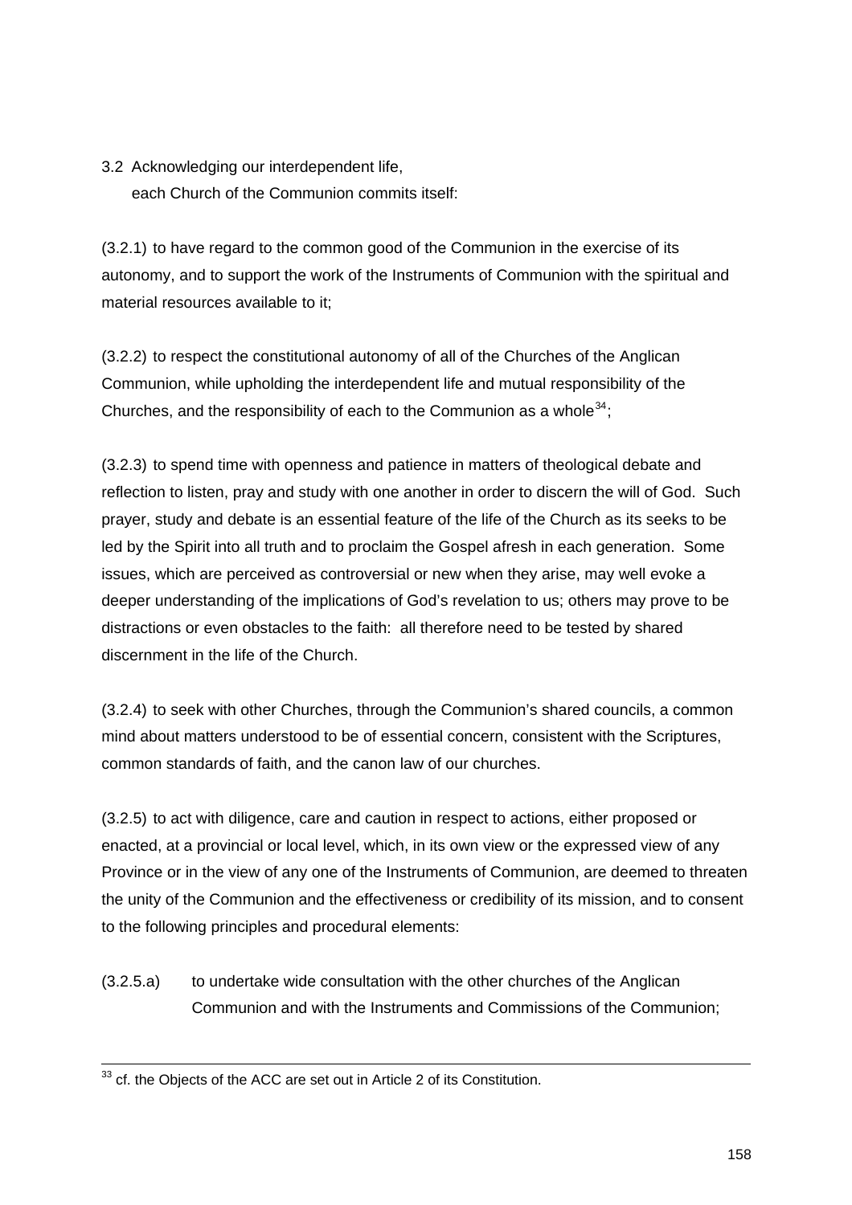3.2 Acknowledging our interdependent life,
each Church of the Communion commits itself:

(3.2.1) to have regard to the common good of the Communion in the exercise of its autonomy, and to support the work of the Instruments of Communion with the spiritual and material resources available to it;

(3.2.2) to respect the constitutional autonomy of all of the Churches of the Anglican Communion, while upholding the interdependent life and mutual responsibility of the Churches, and the responsibility of each to the Communion as a whole[34];

(3.2.3) to spend time with openness and patience in matters of theological debate and reflection to listen, pray and study with one another in order to discern the will of God. Such prayer, study and debate is an essential feature of the life of the Church as its seeks to be led by the Spirit into all truth and to proclaim the Gospel afresh in each generation. Some issues, which are perceived as controversial or new when they arise, may well evoke a deeper understanding of the implications of God's revelation to us; others may prove to be distractions or even obstacles to the faith: all therefore need to be tested by shared discernment in the life of the Church.

(3.2.4) to seek with other Churches, through the Communion's shared councils, a common mind about matters understood to be of essential concern, consistent with the Scriptures, common standards of faith, and the canon law of our churches.

(3.2.5) to act with diligence, care and caution in respect to actions, either proposed or enacted, at a provincial or local level, which, in its own view or the expressed view of any Province or in the view of any one of the Instruments of Communion, are deemed to threaten the unity of the Communion and the effectiveness or credibility of its mission, and to consent to the following principles and procedural elements:

(3.2.5.a) to undertake wide consultation with the other churches of the Anglican Communion and with the Instruments and Commissions of the Communion;

---

[33] cf. the Objects of the ACC are set out in Article 2 of its Constitution.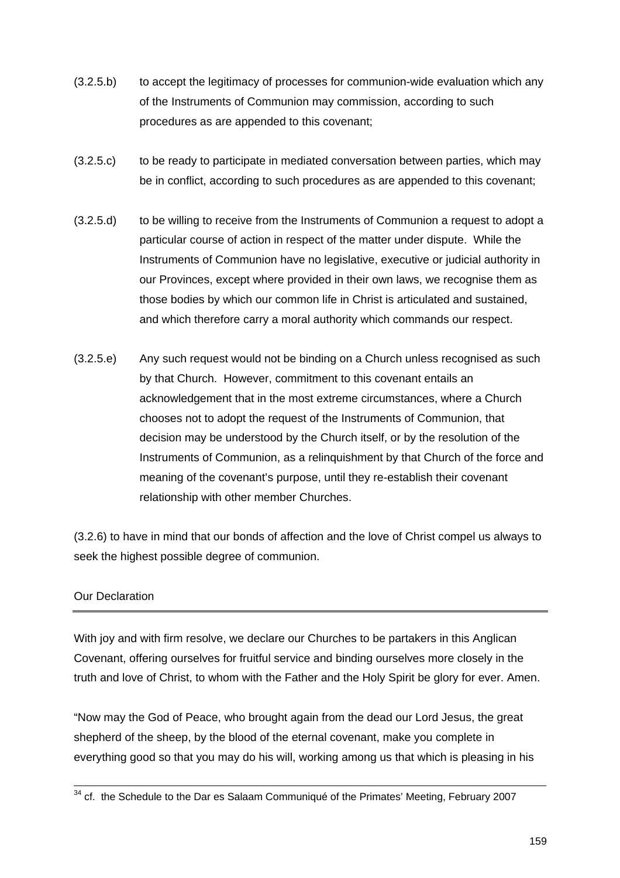(3.2.5.b) to accept the legitimacy of processes for communion-wide evaluation which any of the Instruments of Communion may commission, according to such procedures as are appended to this covenant;

(3.2.5.c) to be ready to participate in mediated conversation between parties, which may be in conflict, according to such procedures as are appended to this covenant;

(3.2.5.d) to be willing to receive from the Instruments of Communion a request to adopt a particular course of action in respect of the matter under dispute. While the Instruments of Communion have no legislative, executive or judicial authority in our Provinces, except where provided in their own laws, we recognise them as those bodies by which our common life in Christ is articulated and sustained, and which therefore carry a moral authority which commands our respect.

(3.2.5.e) Any such request would not be binding on a Church unless recognised as such by that Church. However, commitment to this covenant entails an acknowledgement that in the most extreme circumstances, where a Church chooses not to adopt the request of the Instruments of Communion, that decision may be understood by the Church itself, or by the resolution of the Instruments of Communion, as a relinquishment by that Church of the force and meaning of the covenant's purpose, until they re-establish their covenant relationship with other member Churches.

(3.2.6) to have in mind that our bonds of affection and the love of Christ compel us always to seek the highest possible degree of communion.

## Our Declaration

With joy and with firm resolve, we declare our Churches to be partakers in this Anglican Covenant, offering ourselves for fruitful service and binding ourselves more closely in the truth and love of Christ, to whom with the Father and the Holy Spirit be glory for ever. Amen.

"Now may the God of Peace, who brought again from the dead our Lord Jesus, the great shepherd of the sheep, by the blood of the eternal covenant, make you complete in everything good so that you may do his will, working among us that which is pleasing in his

---

[34] cf. the Schedule to the Dar es Salaam Communiqué of the Primates' Meeting, February 2007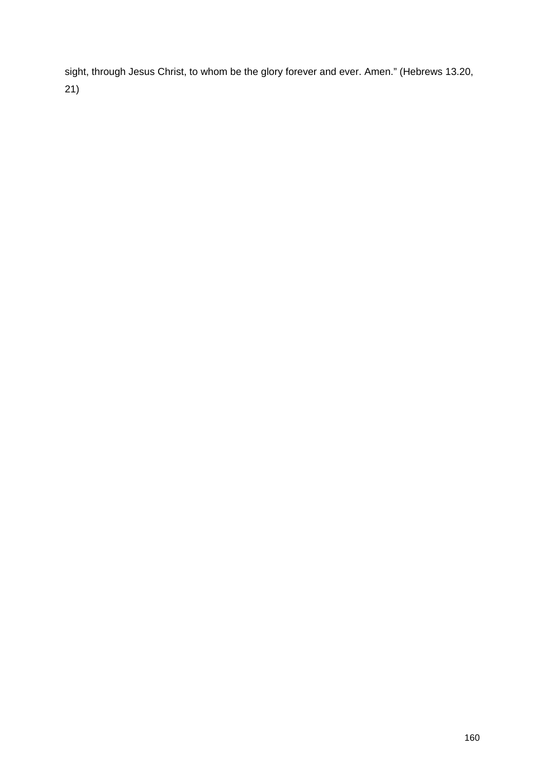sight, through Jesus Christ, to whom be the glory forever and ever. Amen." (Hebrews 13.20, 21)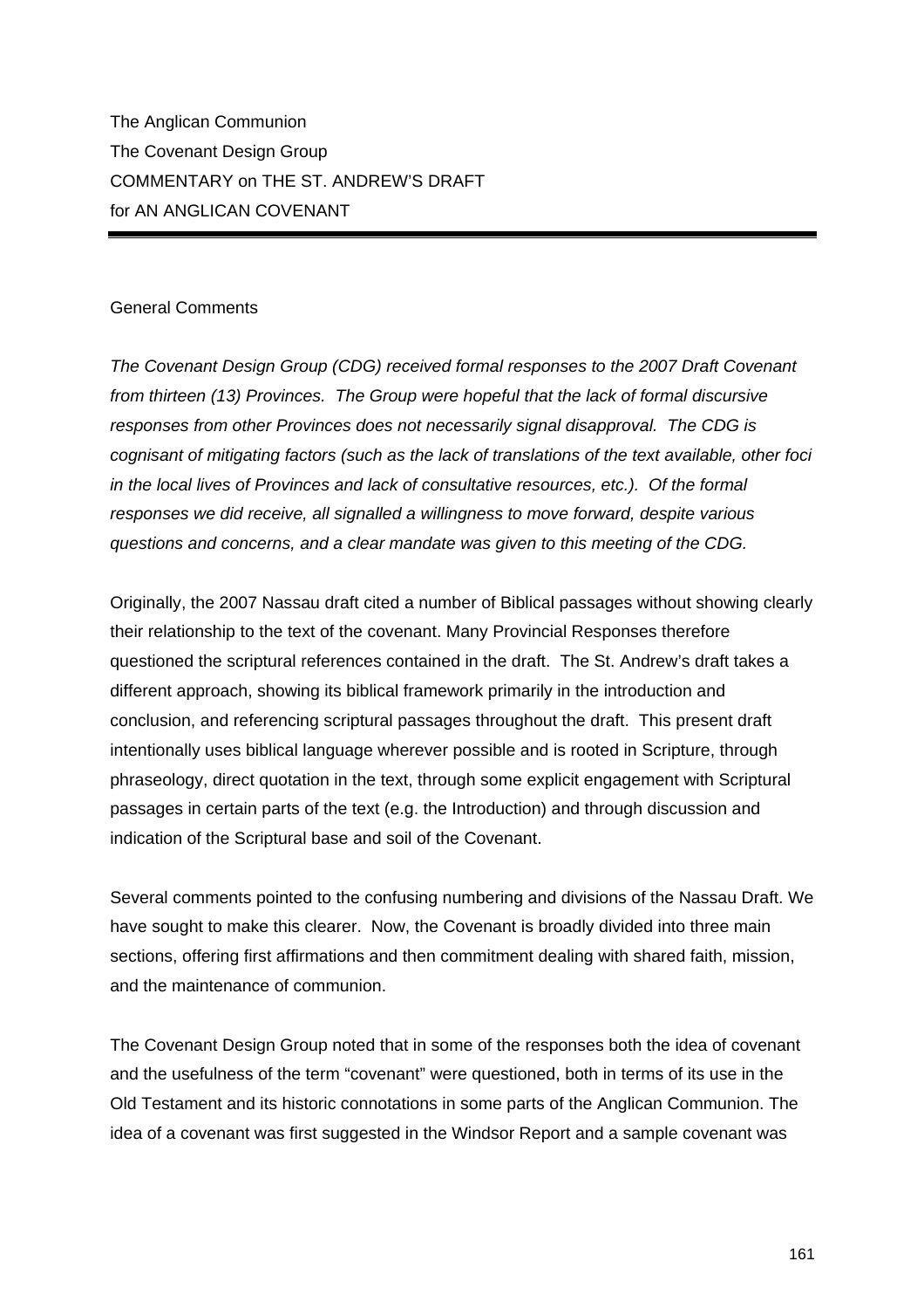The Anglican Communion
The Covenant Design Group
COMMENTARY on THE ST. ANDREW'S DRAFT
for AN ANGLICAN COVENANT

---

General Comments

*The Covenant Design Group (CDG) received formal responses to the 2007 Draft Covenant from thirteen (13) Provinces. The Group were hopeful that the lack of formal discursive responses from other Provinces does not necessarily signal disapproval. The CDG is cognisant of mitigating factors (such as the lack of translations of the text available, other foci in the local lives of Provinces and lack of consultative resources, etc.). Of the formal responses we did receive, all signalled a willingness to move forward, despite various questions and concerns, and a clear mandate was given to this meeting of the CDG.*

Originally, the 2007 Nassau draft cited a number of Biblical passages without showing clearly their relationship to the text of the covenant. Many Provincial Responses therefore questioned the scriptural references contained in the draft. The St. Andrew's draft takes a different approach, showing its biblical framework primarily in the introduction and conclusion, and referencing scriptural passages throughout the draft. This present draft intentionally uses biblical language wherever possible and is rooted in Scripture, through phraseology, direct quotation in the text, through some explicit engagement with Scriptural passages in certain parts of the text (e.g. the Introduction) and through discussion and indication of the Scriptural base and soil of the Covenant.

Several comments pointed to the confusing numbering and divisions of the Nassau Draft. We have sought to make this clearer. Now, the Covenant is broadly divided into three main sections, offering first affirmations and then commitment dealing with shared faith, mission, and the maintenance of communion.

The Covenant Design Group noted that in some of the responses both the idea of covenant and the usefulness of the term "covenant" were questioned, both in terms of its use in the Old Testament and its historic connotations in some parts of the Anglican Communion. The idea of a covenant was first suggested in the Windsor Report and a sample covenant was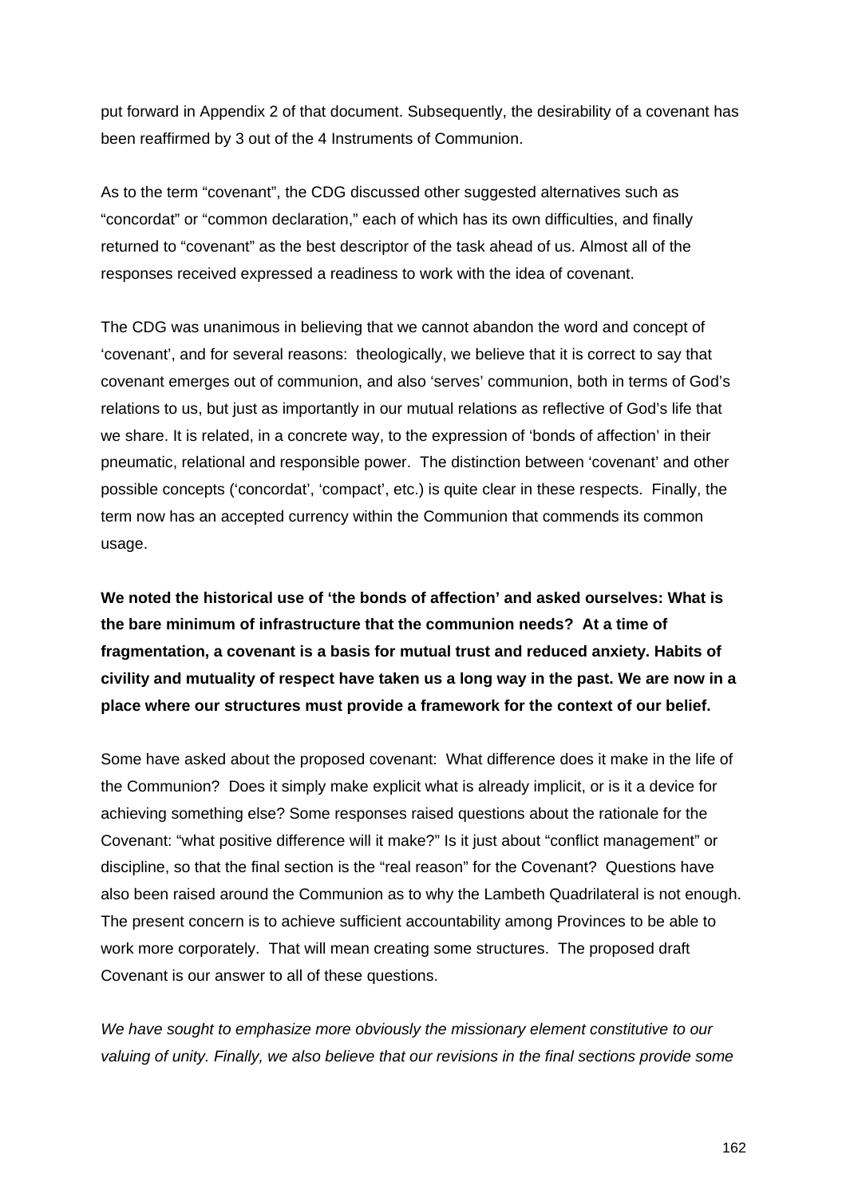put forward in Appendix 2 of that document. Subsequently, the desirability of a covenant has been reaffirmed by 3 out of the 4 Instruments of Communion.

As to the term "covenant", the CDG discussed other suggested alternatives such as "concordat" or "common declaration," each of which has its own difficulties, and finally returned to "covenant" as the best descriptor of the task ahead of us. Almost all of the responses received expressed a readiness to work with the idea of covenant.

The CDG was unanimous in believing that we cannot abandon the word and concept of 'covenant', and for several reasons: theologically, we believe that it is correct to say that covenant emerges out of communion, and also 'serves' communion, both in terms of God's relations to us, but just as importantly in our mutual relations as reflective of God's life that we share. It is related, in a concrete way, to the expression of 'bonds of affection' in their pneumatic, relational and responsible power. The distinction between 'covenant' and other possible concepts ('concordat', 'compact', etc.) is quite clear in these respects. Finally, the term now has an accepted currency within the Communion that commends its common usage.

**We noted the historical use of 'the bonds of affection' and asked ourselves: What is the bare minimum of infrastructure that the communion needs? At a time of fragmentation, a covenant is a basis for mutual trust and reduced anxiety. Habits of civility and mutuality of respect have taken us a long way in the past. We are now in a place where our structures must provide a framework for the context of our belief.**

Some have asked about the proposed covenant: What difference does it make in the life of the Communion? Does it simply make explicit what is already implicit, or is it a device for achieving something else? Some responses raised questions about the rationale for the Covenant: "what positive difference will it make?" Is it just about "conflict management" or discipline, so that the final section is the "real reason" for the Covenant? Questions have also been raised around the Communion as to why the Lambeth Quadrilateral is not enough. The present concern is to achieve sufficient accountability among Provinces to be able to work more corporately. That will mean creating some structures. The proposed draft Covenant is our answer to all of these questions.

*We have sought to emphasize more obviously the missionary element constitutive to our valuing of unity. Finally, we also believe that our revisions in the final sections provide some*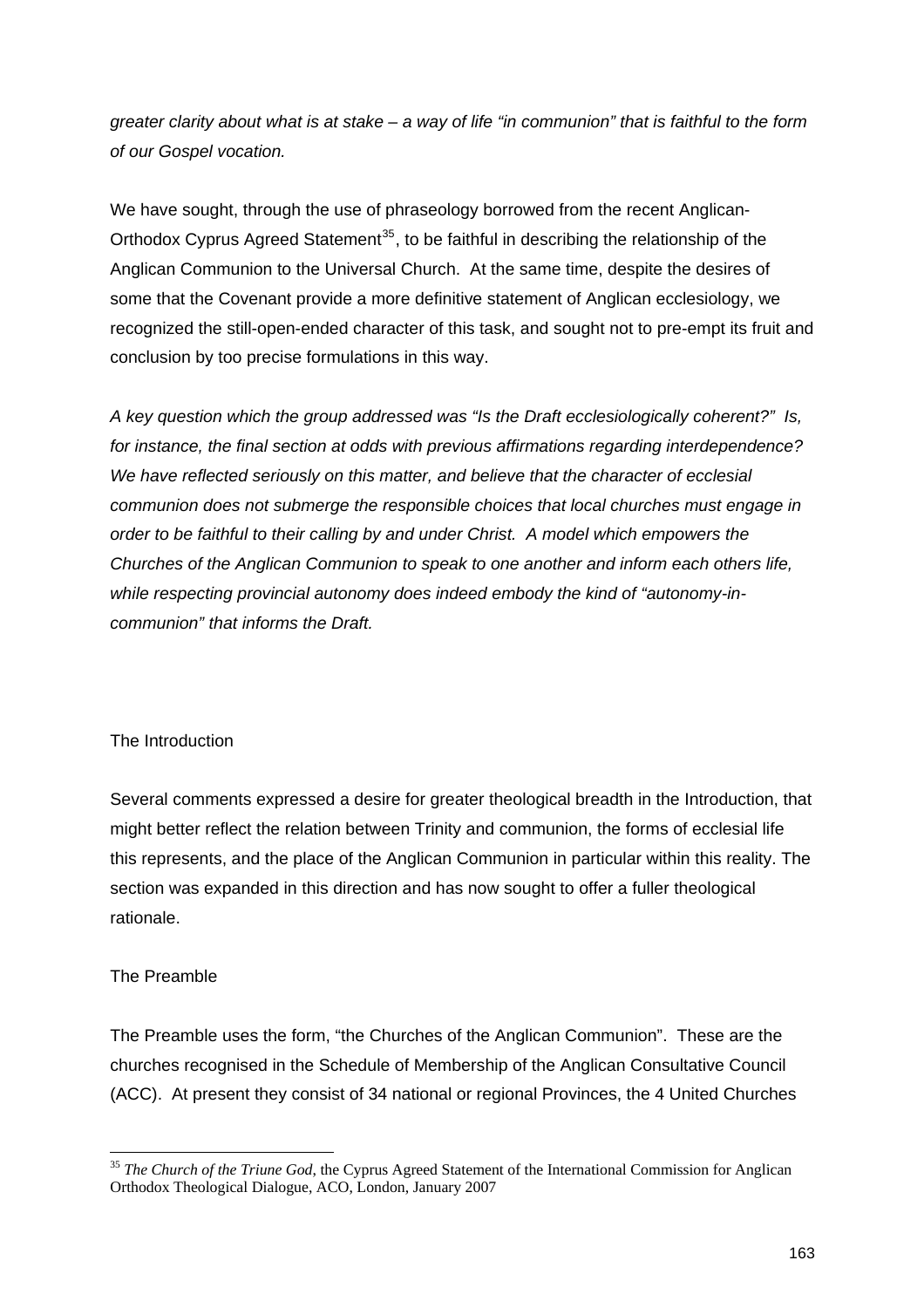*greater clarity about what is at stake – a way of life "in communion" that is faithful to the form of our Gospel vocation.*

We have sought, through the use of phraseology borrowed from the recent Anglican-Orthodox Cyprus Agreed Statement[35], to be faithful in describing the relationship of the Anglican Communion to the Universal Church. At the same time, despite the desires of some that the Covenant provide a more definitive statement of Anglican ecclesiology, we recognized the still-open-ended character of this task, and sought not to pre-empt its fruit and conclusion by too precise formulations in this way.

*A key question which the group addressed was "Is the Draft ecclesiologically coherent?" Is, for instance, the final section at odds with previous affirmations regarding interdependence? We have reflected seriously on this matter, and believe that the character of ecclesial communion does not submerge the responsible choices that local churches must engage in order to be faithful to their calling by and under Christ. A model which empowers the Churches of the Anglican Communion to speak to one another and inform each others life, while respecting provincial autonomy does indeed embody the kind of "autonomy-in-communion" that informs the Draft.*

The Introduction

Several comments expressed a desire for greater theological breadth in the Introduction, that might better reflect the relation between Trinity and communion, the forms of ecclesial life this represents, and the place of the Anglican Communion in particular within this reality. The section was expanded in this direction and has now sought to offer a fuller theological rationale.

The Preamble

The Preamble uses the form, "the Churches of the Anglican Communion". These are the churches recognised in the Schedule of Membership of the Anglican Consultative Council (ACC). At present they consist of 34 national or regional Provinces, the 4 United Churches

[35] *The Church of the Triune God*, the Cyprus Agreed Statement of the International Commission for Anglican Orthodox Theological Dialogue, ACO, London, January 2007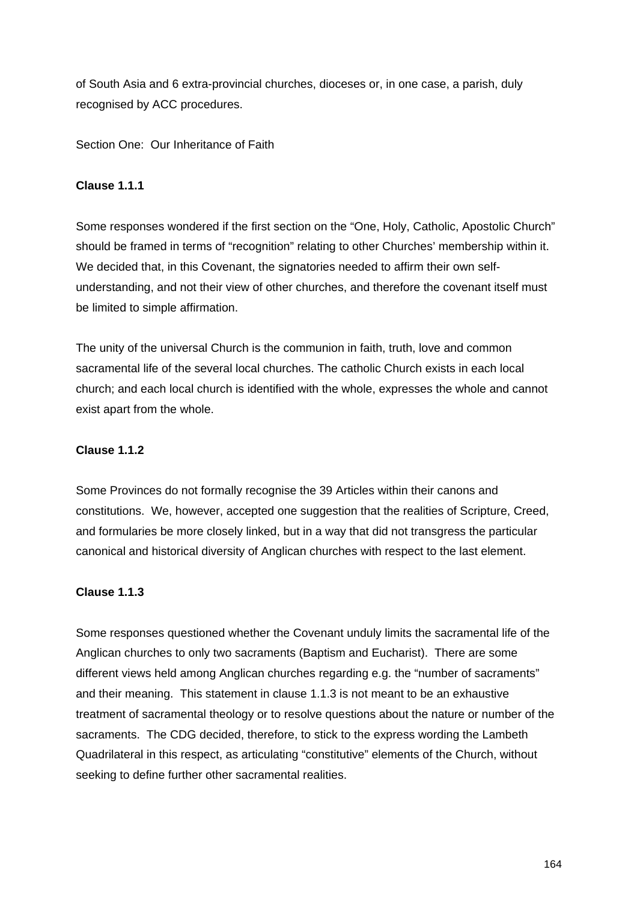of South Asia and 6 extra-provincial churches, dioceses or, in one case, a parish, duly recognised by ACC procedures.

Section One: Our Inheritance of Faith

**Clause 1.1.1**

Some responses wondered if the first section on the “One, Holy, Catholic, Apostolic Church” should be framed in terms of “recognition” relating to other Churches’ membership within it. We decided that, in this Covenant, the signatories needed to affirm their own self-understanding, and not their view of other churches, and therefore the covenant itself must be limited to simple affirmation.

The unity of the universal Church is the communion in faith, truth, love and common sacramental life of the several local churches. The catholic Church exists in each local church; and each local church is identified with the whole, expresses the whole and cannot exist apart from the whole.

**Clause 1.1.2**

Some Provinces do not formally recognise the 39 Articles within their canons and constitutions. We, however, accepted one suggestion that the realities of Scripture, Creed, and formularies be more closely linked, but in a way that did not transgress the particular canonical and historical diversity of Anglican churches with respect to the last element.

**Clause 1.1.3**

Some responses questioned whether the Covenant unduly limits the sacramental life of the Anglican churches to only two sacraments (Baptism and Eucharist). There are some different views held among Anglican churches regarding e.g. the “number of sacraments” and their meaning. This statement in clause 1.1.3 is not meant to be an exhaustive treatment of sacramental theology or to resolve questions about the nature or number of the sacraments. The CDG decided, therefore, to stick to the express wording the Lambeth Quadrilateral in this respect, as articulating “constitutive” elements of the Church, without seeking to define further other sacramental realities.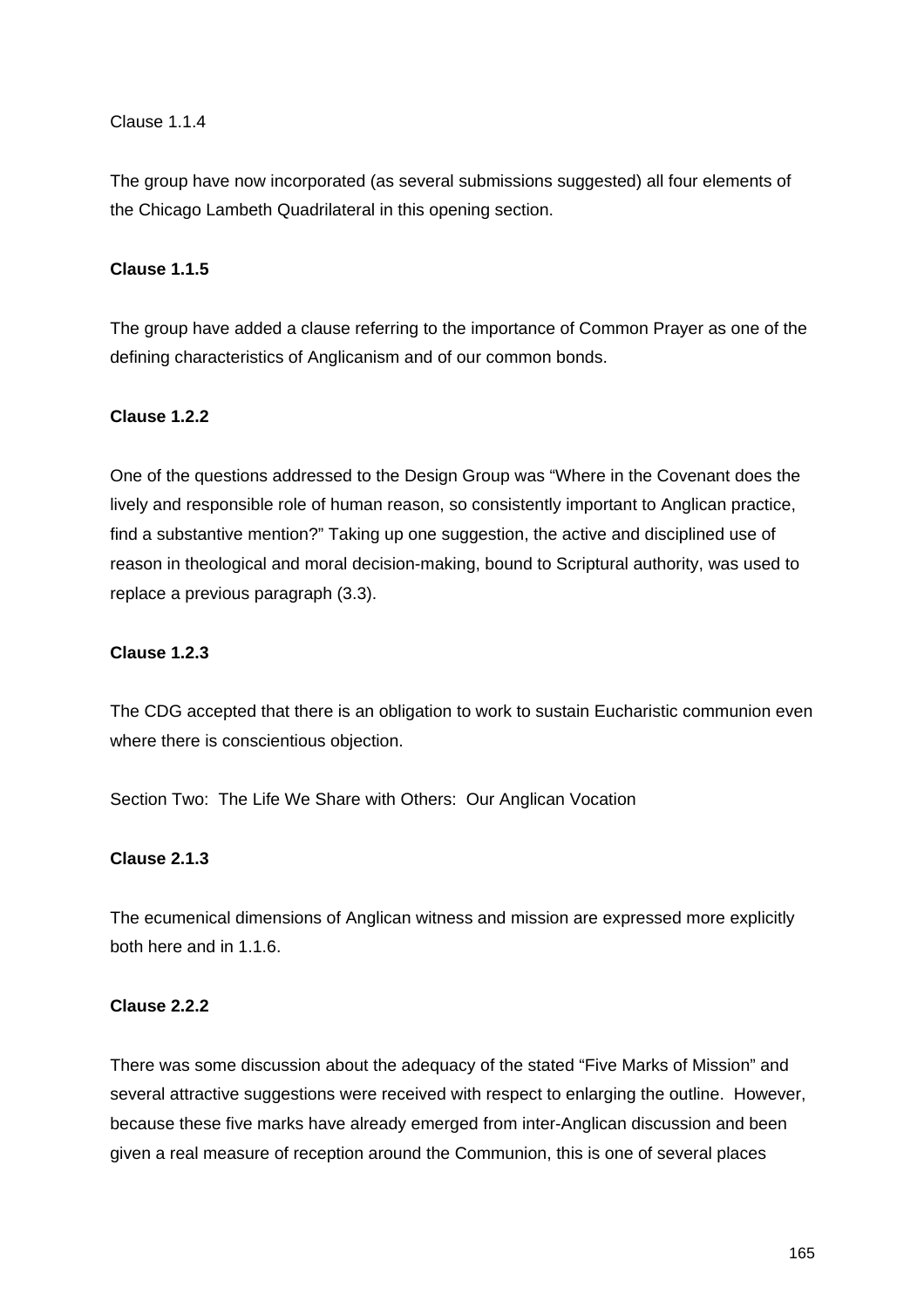Clause 1.1.4

The group have now incorporated (as several submissions suggested) all four elements of the Chicago Lambeth Quadrilateral in this opening section.

**Clause 1.1.5**

The group have added a clause referring to the importance of Common Prayer as one of the defining characteristics of Anglicanism and of our common bonds.

**Clause 1.2.2**

One of the questions addressed to the Design Group was "Where in the Covenant does the lively and responsible role of human reason, so consistently important to Anglican practice, find a substantive mention?" Taking up one suggestion, the active and disciplined use of reason in theological and moral decision-making, bound to Scriptural authority, was used to replace a previous paragraph (3.3).

**Clause 1.2.3**

The CDG accepted that there is an obligation to work to sustain Eucharistic communion even where there is conscientious objection.

Section Two: The Life We Share with Others: Our Anglican Vocation

**Clause 2.1.3**

The ecumenical dimensions of Anglican witness and mission are expressed more explicitly both here and in 1.1.6.

**Clause 2.2.2**

There was some discussion about the adequacy of the stated "Five Marks of Mission" and several attractive suggestions were received with respect to enlarging the outline. However, because these five marks have already emerged from inter-Anglican discussion and been given a real measure of reception around the Communion, this is one of several places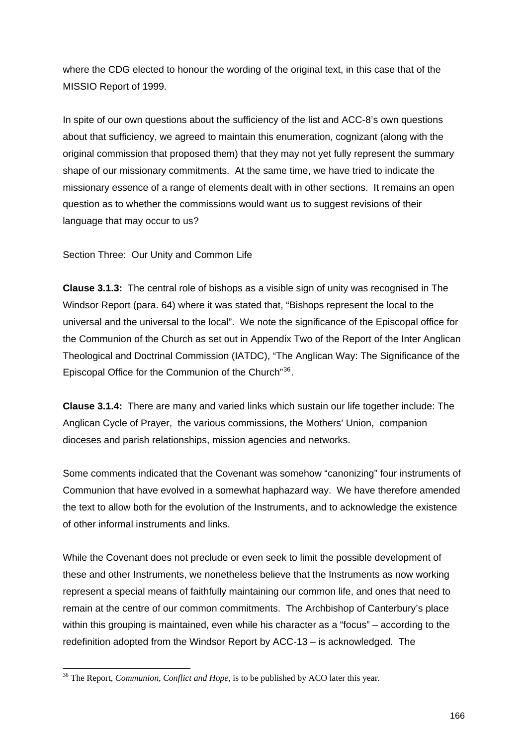where the CDG elected to honour the wording of the original text, in this case that of the MISSIO Report of 1999.

In spite of our own questions about the sufficiency of the list and ACC-8's own questions about that sufficiency, we agreed to maintain this enumeration, cognizant (along with the original commission that proposed them) that they may not yet fully represent the summary shape of our missionary commitments. At the same time, we have tried to indicate the missionary essence of a range of elements dealt with in other sections. It remains an open question as to whether the commissions would want us to suggest revisions of their language that may occur to us?

Section Three: Our Unity and Common Life

**Clause 3.1.3:** The central role of bishops as a visible sign of unity was recognised in The Windsor Report (para. 64) where it was stated that, "Bishops represent the local to the universal and the universal to the local". We note the significance of the Episcopal office for the Communion of the Church as set out in Appendix Two of the Report of the Inter Anglican Theological and Doctrinal Commission (IATDC), "The Anglican Way: The Significance of the Episcopal Office for the Communion of the Church"[36].

**Clause 3.1.4:** There are many and varied links which sustain our life together include: The Anglican Cycle of Prayer, the various commissions, the Mothers' Union, companion dioceses and parish relationships, mission agencies and networks.

Some comments indicated that the Covenant was somehow "canonizing" four instruments of Communion that have evolved in a somewhat haphazard way. We have therefore amended the text to allow both for the evolution of the Instruments, and to acknowledge the existence of other informal instruments and links.

While the Covenant does not preclude or even seek to limit the possible development of these and other Instruments, we nonetheless believe that the Instruments as now working represent a special means of faithfully maintaining our common life, and ones that need to remain at the centre of our common commitments. The Archbishop of Canterbury's place within this grouping is maintained, even while his character as a "focus" – according to the redefinition adopted from the Windsor Report by ACC-13 – is acknowledged. The

[36] The Report, *Communion, Conflict and Hope*, is to be published by ACO later this year.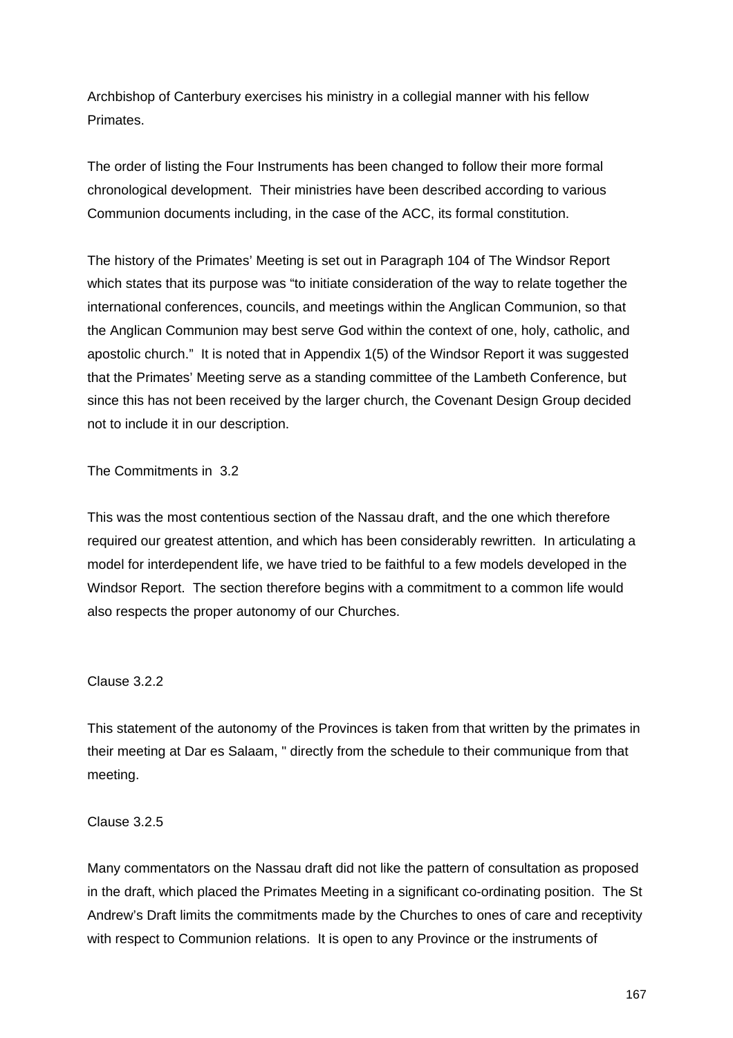Archbishop of Canterbury exercises his ministry in a collegial manner with his fellow Primates.

The order of listing the Four Instruments has been changed to follow their more formal chronological development. Their ministries have been described according to various Communion documents including, in the case of the ACC, its formal constitution.

The history of the Primates' Meeting is set out in Paragraph 104 of The Windsor Report which states that its purpose was "to initiate consideration of the way to relate together the international conferences, councils, and meetings within the Anglican Communion, so that the Anglican Communion may best serve God within the context of one, holy, catholic, and apostolic church." It is noted that in Appendix 1(5) of the Windsor Report it was suggested that the Primates' Meeting serve as a standing committee of the Lambeth Conference, but since this has not been received by the larger church, the Covenant Design Group decided not to include it in our description.

The Commitments in 3.2

This was the most contentious section of the Nassau draft, and the one which therefore required our greatest attention, and which has been considerably rewritten. In articulating a model for interdependent life, we have tried to be faithful to a few models developed in the Windsor Report. The section therefore begins with a commitment to a common life would also respects the proper autonomy of our Churches.

Clause 3.2.2

This statement of the autonomy of the Provinces is taken from that written by the primates in their meeting at Dar es Salaam, " directly from the schedule to their communique from that meeting.

Clause 3.2.5

Many commentators on the Nassau draft did not like the pattern of consultation as proposed in the draft, which placed the Primates Meeting in a significant co-ordinating position. The St Andrew's Draft limits the commitments made by the Churches to ones of care and receptivity with respect to Communion relations. It is open to any Province or the instruments of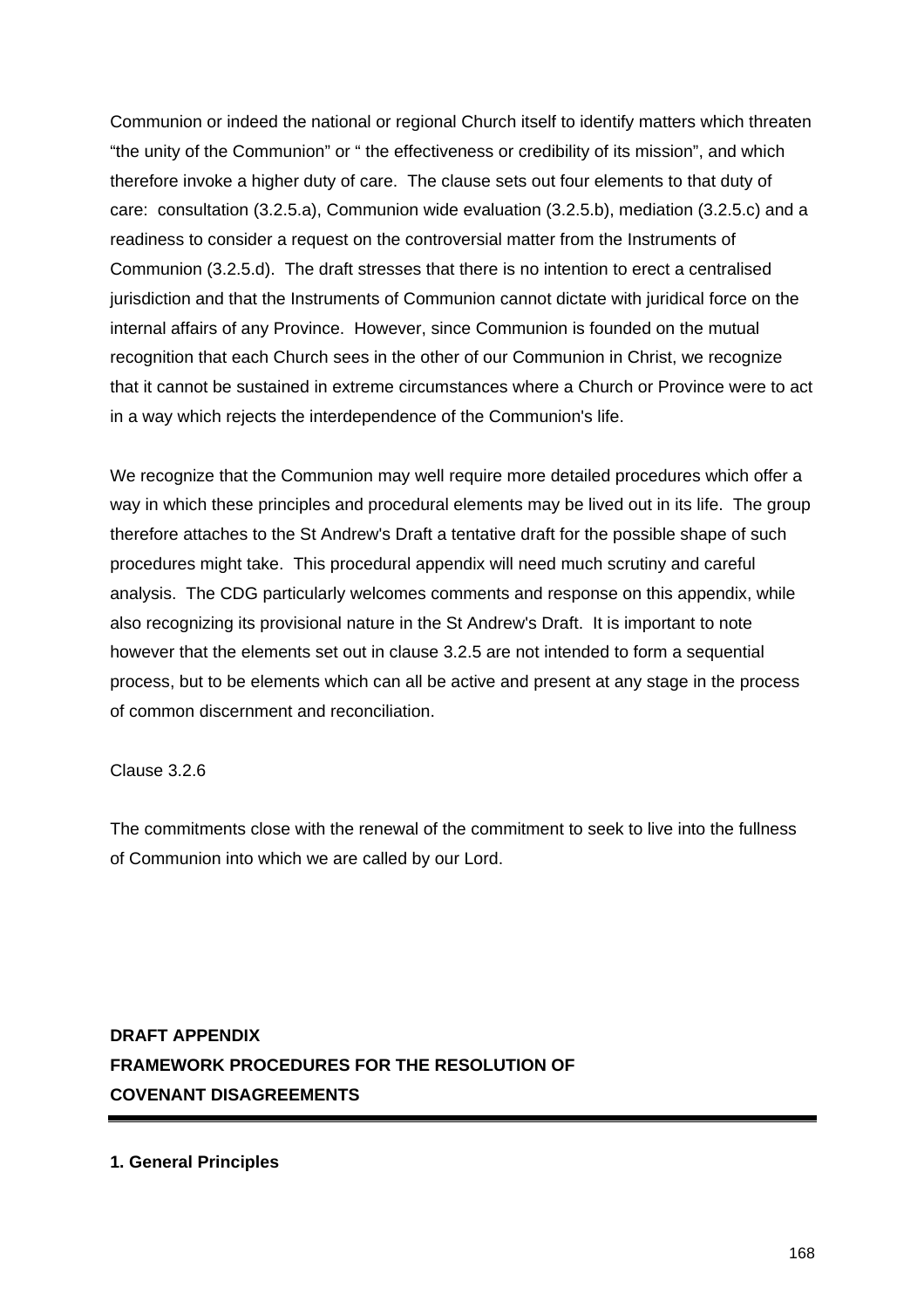Communion or indeed the national or regional Church itself to identify matters which threaten “the unity of the Communion” or “ the effectiveness or credibility of its mission”, and which therefore invoke a higher duty of care. The clause sets out four elements to that duty of care: consultation (3.2.5.a), Communion wide evaluation (3.2.5.b), mediation (3.2.5.c) and a readiness to consider a request on the controversial matter from the Instruments of Communion (3.2.5.d). The draft stresses that there is no intention to erect a centralised jurisdiction and that the Instruments of Communion cannot dictate with juridical force on the internal affairs of any Province. However, since Communion is founded on the mutual recognition that each Church sees in the other of our Communion in Christ, we recognize that it cannot be sustained in extreme circumstances where a Church or Province were to act in a way which rejects the interdependence of the Communion's life.

We recognize that the Communion may well require more detailed procedures which offer a way in which these principles and procedural elements may be lived out in its life. The group therefore attaches to the St Andrew's Draft a tentative draft for the possible shape of such procedures might take. This procedural appendix will need much scrutiny and careful analysis. The CDG particularly welcomes comments and response on this appendix, while also recognizing its provisional nature in the St Andrew's Draft. It is important to note however that the elements set out in clause 3.2.5 are not intended to form a sequential process, but to be elements which can all be active and present at any stage in the process of common discernment and reconciliation.

Clause 3.2.6

The commitments close with the renewal of the commitment to seek to live into the fullness of Communion into which we are called by our Lord.

## DRAFT APPENDIX
## FRAMEWORK PROCEDURES FOR THE RESOLUTION OF COVENANT DISAGREEMENTS

### 1. General Principles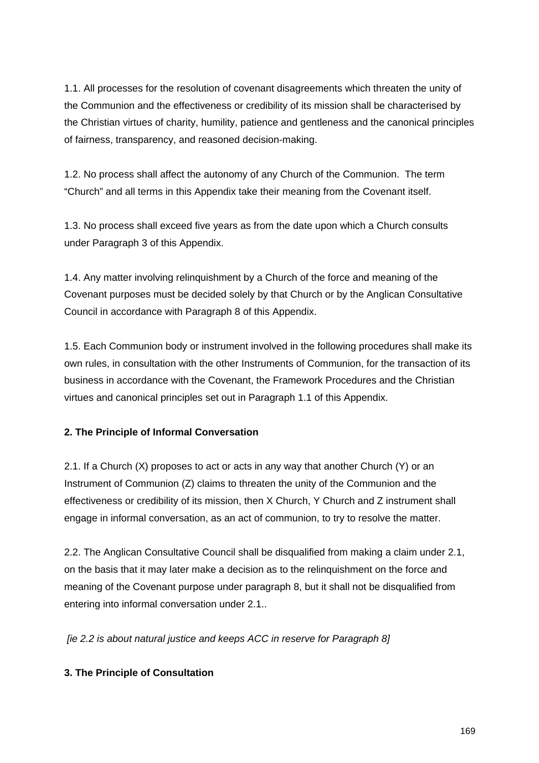1.1. All processes for the resolution of covenant disagreements which threaten the unity of the Communion and the effectiveness or credibility of its mission shall be characterised by the Christian virtues of charity, humility, patience and gentleness and the canonical principles of fairness, transparency, and reasoned decision-making.

1.2. No process shall affect the autonomy of any Church of the Communion. The term “Church” and all terms in this Appendix take their meaning from the Covenant itself.

1.3. No process shall exceed five years as from the date upon which a Church consults under Paragraph 3 of this Appendix.

1.4. Any matter involving relinquishment by a Church of the force and meaning of the Covenant purposes must be decided solely by that Church or by the Anglican Consultative Council in accordance with Paragraph 8 of this Appendix.

1.5. Each Communion body or instrument involved in the following procedures shall make its own rules, in consultation with the other Instruments of Communion, for the transaction of its business in accordance with the Covenant, the Framework Procedures and the Christian virtues and canonical principles set out in Paragraph 1.1 of this Appendix.

**2. The Principle of Informal Conversation**

2.1. If a Church (X) proposes to act or acts in any way that another Church (Y) or an Instrument of Communion (Z) claims to threaten the unity of the Communion and the effectiveness or credibility of its mission, then X Church, Y Church and Z instrument shall engage in informal conversation, as an act of communion, to try to resolve the matter.

2.2. The Anglican Consultative Council shall be disqualified from making a claim under 2.1, on the basis that it may later make a decision as to the relinquishment on the force and meaning of the Covenant purpose under paragraph 8, but it shall not be disqualified from entering into informal conversation under 2.1..

*[ie 2.2 is about natural justice and keeps ACC in reserve for Paragraph 8]*

**3. The Principle of Consultation**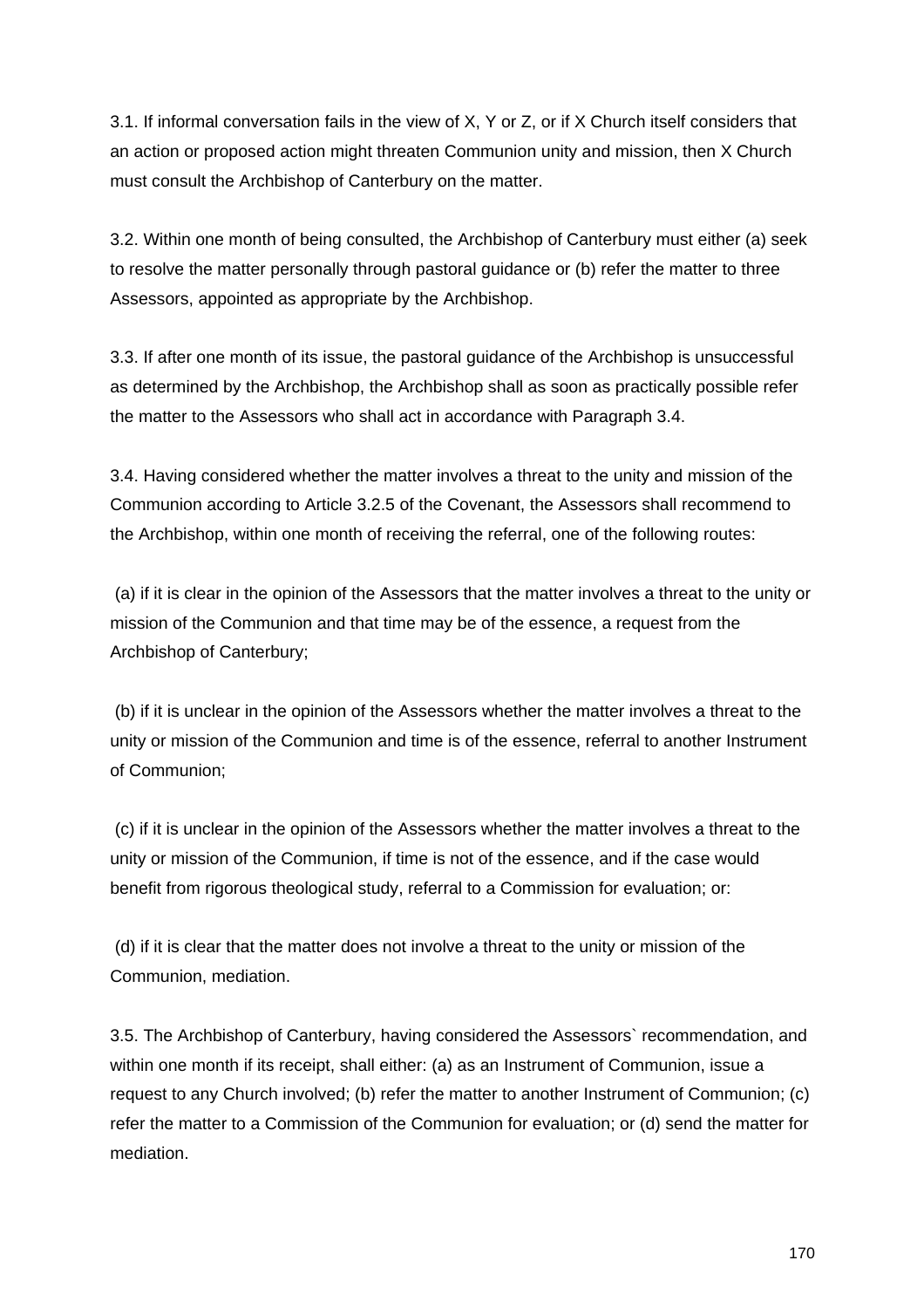3.1. If informal conversation fails in the view of X, Y or Z, or if X Church itself considers that an action or proposed action might threaten Communion unity and mission, then X Church must consult the Archbishop of Canterbury on the matter.

3.2. Within one month of being consulted, the Archbishop of Canterbury must either (a) seek to resolve the matter personally through pastoral guidance or (b) refer the matter to three Assessors, appointed as appropriate by the Archbishop.

3.3. If after one month of its issue, the pastoral guidance of the Archbishop is unsuccessful as determined by the Archbishop, the Archbishop shall as soon as practically possible refer the matter to the Assessors who shall act in accordance with Paragraph 3.4.

3.4. Having considered whether the matter involves a threat to the unity and mission of the Communion according to Article 3.2.5 of the Covenant, the Assessors shall recommend to the Archbishop, within one month of receiving the referral, one of the following routes:

(a) if it is clear in the opinion of the Assessors that the matter involves a threat to the unity or mission of the Communion and that time may be of the essence, a request from the Archbishop of Canterbury;

(b) if it is unclear in the opinion of the Assessors whether the matter involves a threat to the unity or mission of the Communion and time is of the essence, referral to another Instrument of Communion;

(c) if it is unclear in the opinion of the Assessors whether the matter involves a threat to the unity or mission of the Communion, if time is not of the essence, and if the case would benefit from rigorous theological study, referral to a Commission for evaluation; or:

(d) if it is clear that the matter does not involve a threat to the unity or mission of the Communion, mediation.

3.5. The Archbishop of Canterbury, having considered the Assessors` recommendation, and within one month if its receipt, shall either: (a) as an Instrument of Communion, issue a request to any Church involved; (b) refer the matter to another Instrument of Communion; (c) refer the matter to a Commission of the Communion for evaluation; or (d) send the matter for mediation.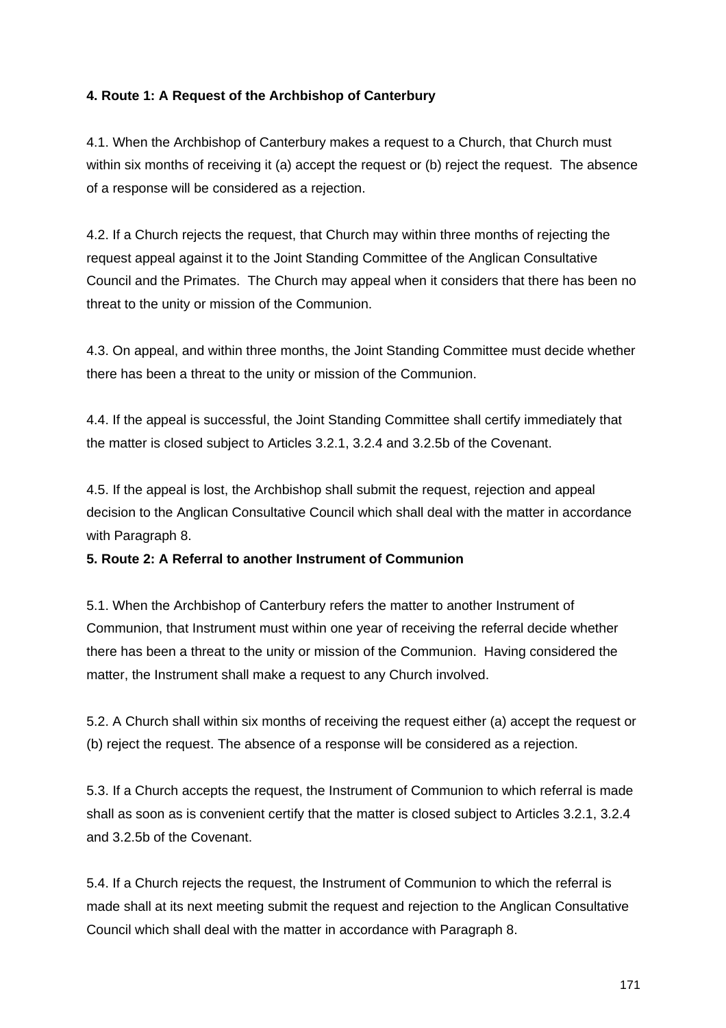**4. Route 1: A Request of the Archbishop of Canterbury**

4.1. When the Archbishop of Canterbury makes a request to a Church, that Church must within six months of receiving it (a) accept the request or (b) reject the request. The absence of a response will be considered as a rejection.

4.2. If a Church rejects the request, that Church may within three months of rejecting the request appeal against it to the Joint Standing Committee of the Anglican Consultative Council and the Primates. The Church may appeal when it considers that there has been no threat to the unity or mission of the Communion.

4.3. On appeal, and within three months, the Joint Standing Committee must decide whether there has been a threat to the unity or mission of the Communion.

4.4. If the appeal is successful, the Joint Standing Committee shall certify immediately that the matter is closed subject to Articles 3.2.1, 3.2.4 and 3.2.5b of the Covenant.

4.5. If the appeal is lost, the Archbishop shall submit the request, rejection and appeal decision to the Anglican Consultative Council which shall deal with the matter in accordance with Paragraph 8.

**5. Route 2: A Referral to another Instrument of Communion**

5.1. When the Archbishop of Canterbury refers the matter to another Instrument of Communion, that Instrument must within one year of receiving the referral decide whether there has been a threat to the unity or mission of the Communion. Having considered the matter, the Instrument shall make a request to any Church involved.

5.2. A Church shall within six months of receiving the request either (a) accept the request or (b) reject the request. The absence of a response will be considered as a rejection.

5.3. If a Church accepts the request, the Instrument of Communion to which referral is made shall as soon as is convenient certify that the matter is closed subject to Articles 3.2.1, 3.2.4 and 3.2.5b of the Covenant.

5.4. If a Church rejects the request, the Instrument of Communion to which the referral is made shall at its next meeting submit the request and rejection to the Anglican Consultative Council which shall deal with the matter in accordance with Paragraph 8.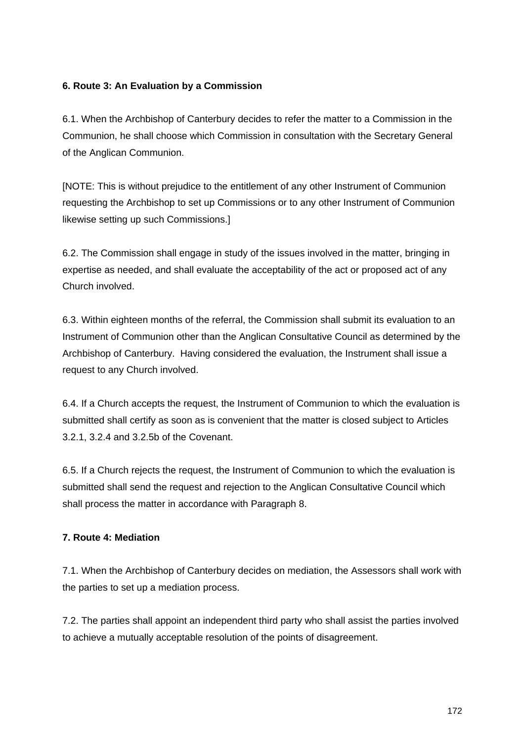**6. Route 3: An Evaluation by a Commission**

6.1. When the Archbishop of Canterbury decides to refer the matter to a Commission in the Communion, he shall choose which Commission in consultation with the Secretary General of the Anglican Communion.

[NOTE: This is without prejudice to the entitlement of any other Instrument of Communion requesting the Archbishop to set up Commissions or to any other Instrument of Communion likewise setting up such Commissions.]

6.2. The Commission shall engage in study of the issues involved in the matter, bringing in expertise as needed, and shall evaluate the acceptability of the act or proposed act of any Church involved.

6.3. Within eighteen months of the referral, the Commission shall submit its evaluation to an Instrument of Communion other than the Anglican Consultative Council as determined by the Archbishop of Canterbury. Having considered the evaluation, the Instrument shall issue a request to any Church involved.

6.4. If a Church accepts the request, the Instrument of Communion to which the evaluation is submitted shall certify as soon as is convenient that the matter is closed subject to Articles 3.2.1, 3.2.4 and 3.2.5b of the Covenant.

6.5. If a Church rejects the request, the Instrument of Communion to which the evaluation is submitted shall send the request and rejection to the Anglican Consultative Council which shall process the matter in accordance with Paragraph 8.

**7. Route 4: Mediation**

7.1. When the Archbishop of Canterbury decides on mediation, the Assessors shall work with the parties to set up a mediation process.

7.2. The parties shall appoint an independent third party who shall assist the parties involved to achieve a mutually acceptable resolution of the points of disagreement.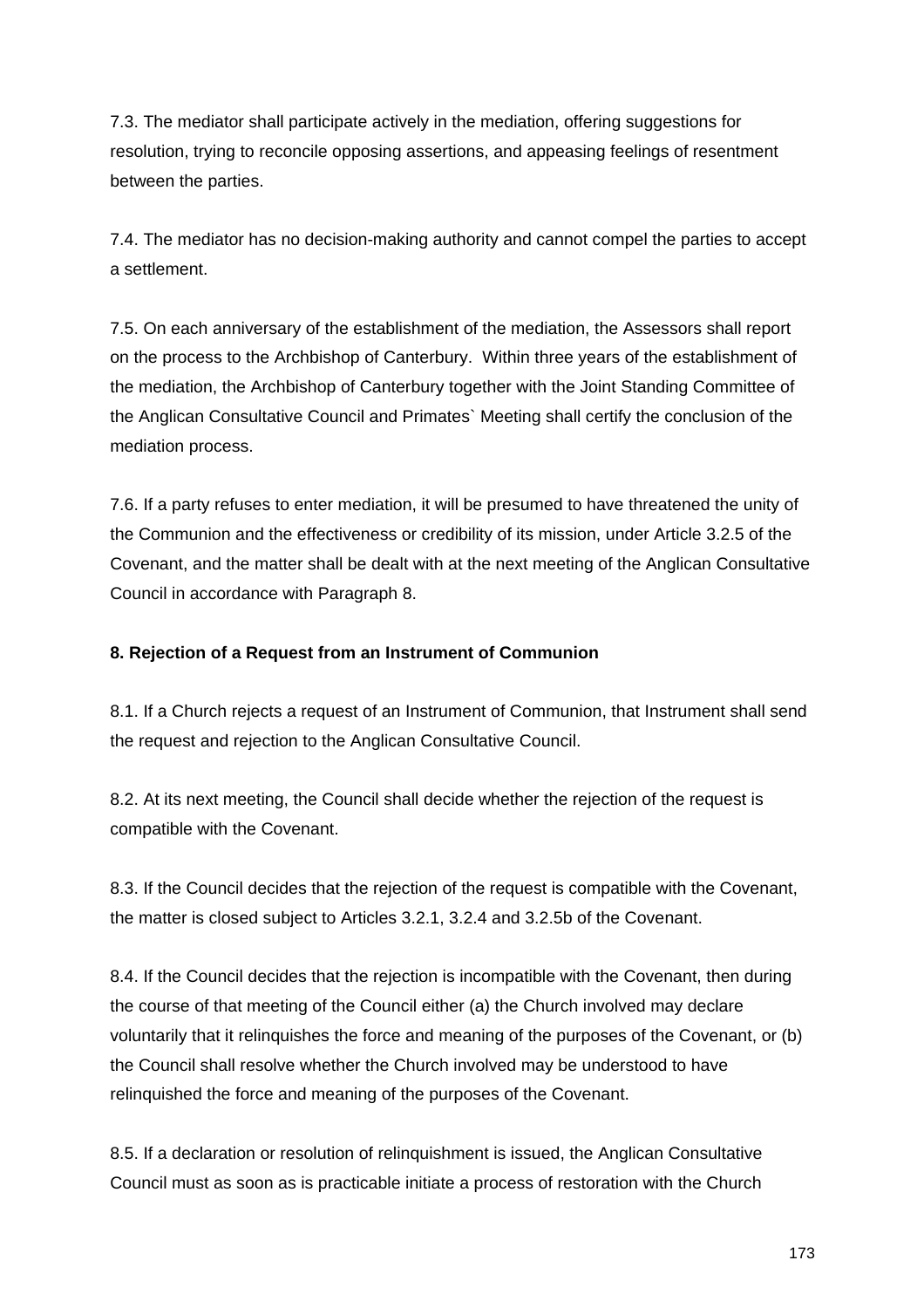7.3. The mediator shall participate actively in the mediation, offering suggestions for resolution, trying to reconcile opposing assertions, and appeasing feelings of resentment between the parties.

7.4. The mediator has no decision-making authority and cannot compel the parties to accept a settlement.

7.5. On each anniversary of the establishment of the mediation, the Assessors shall report on the process to the Archbishop of Canterbury. Within three years of the establishment of the mediation, the Archbishop of Canterbury together with the Joint Standing Committee of the Anglican Consultative Council and Primates` Meeting shall certify the conclusion of the mediation process.

7.6. If a party refuses to enter mediation, it will be presumed to have threatened the unity of the Communion and the effectiveness or credibility of its mission, under Article 3.2.5 of the Covenant, and the matter shall be dealt with at the next meeting of the Anglican Consultative Council in accordance with Paragraph 8.

**8. Rejection of a Request from an Instrument of Communion**

8.1. If a Church rejects a request of an Instrument of Communion, that Instrument shall send the request and rejection to the Anglican Consultative Council.

8.2. At its next meeting, the Council shall decide whether the rejection of the request is compatible with the Covenant.

8.3. If the Council decides that the rejection of the request is compatible with the Covenant, the matter is closed subject to Articles 3.2.1, 3.2.4 and 3.2.5b of the Covenant.

8.4. If the Council decides that the rejection is incompatible with the Covenant, then during the course of that meeting of the Council either (a) the Church involved may declare voluntarily that it relinquishes the force and meaning of the purposes of the Covenant, or (b) the Council shall resolve whether the Church involved may be understood to have relinquished the force and meaning of the purposes of the Covenant.

8.5. If a declaration or resolution of relinquishment is issued, the Anglican Consultative Council must as soon as is practicable initiate a process of restoration with the Church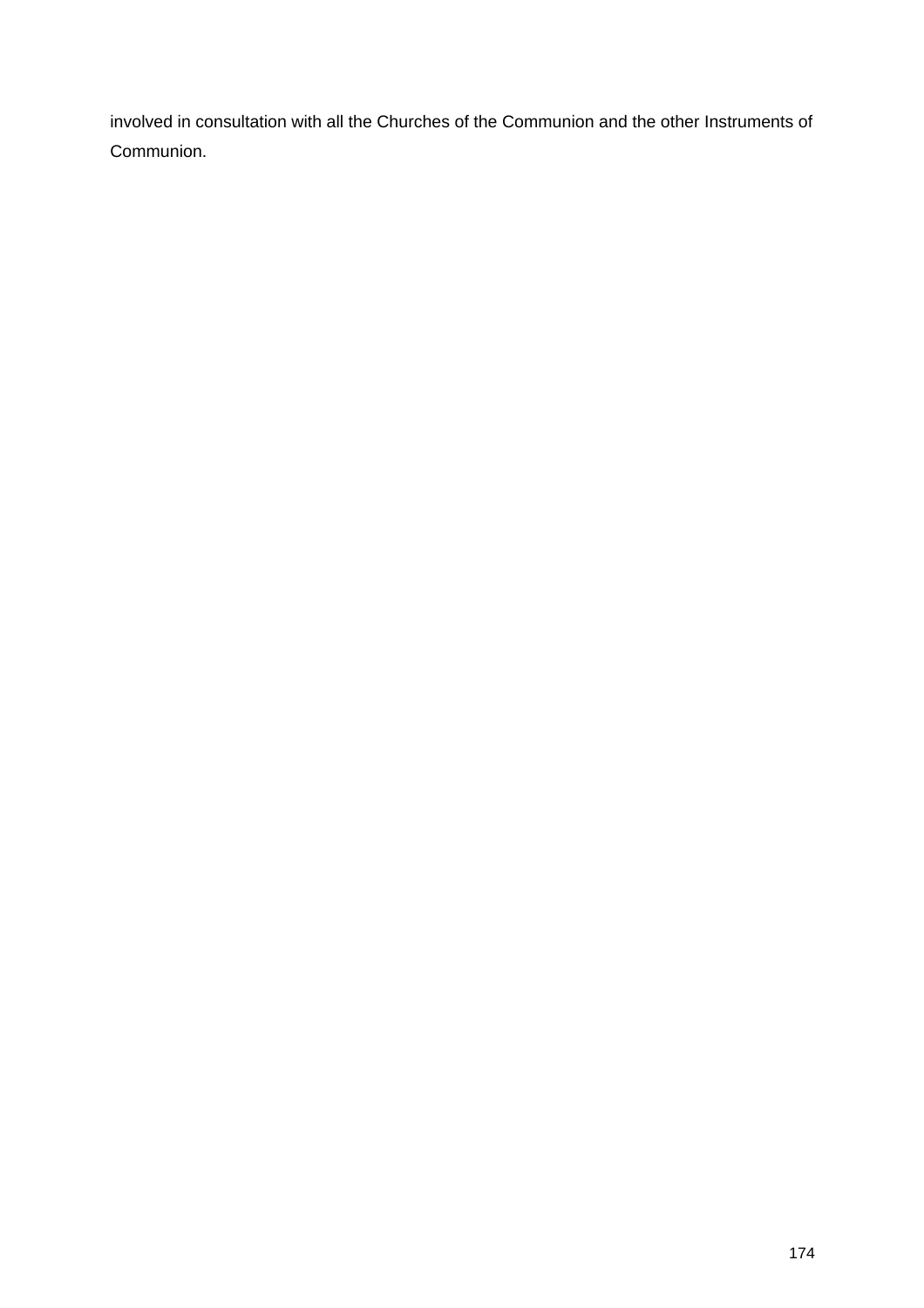involved in consultation with all the Churches of the Communion and the other Instruments of Communion.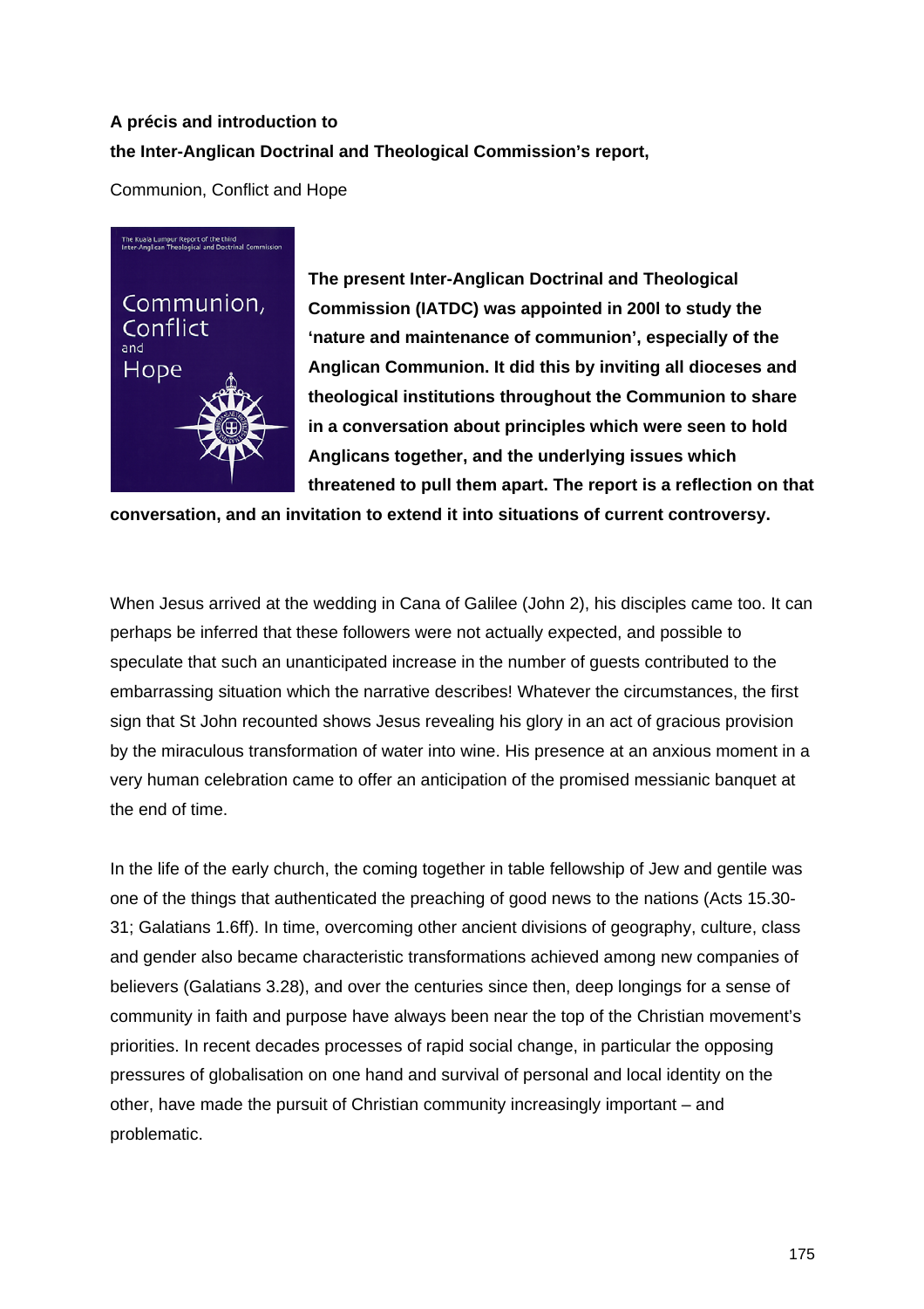**A précis and introduction to**

**the Inter-Anglican Doctrinal and Theological Commission's report,**

Communion, Conflict and Hope

**The present Inter-Anglican Doctrinal and Theological Commission (IATDC) was appointed in 200l to study the 'nature and maintenance of communion', especially of the Anglican Communion. It did this by inviting all dioceses and theological institutions throughout the Communion to share in a conversation about principles which were seen to hold Anglicans together, and the underlying issues which threatened to pull them apart. The report is a reflection on that conversation, and an invitation to extend it into situations of current controversy.**

When Jesus arrived at the wedding in Cana of Galilee (John 2), his disciples came too. It can perhaps be inferred that these followers were not actually expected, and possible to speculate that such an unanticipated increase in the number of guests contributed to the embarrassing situation which the narrative describes! Whatever the circumstances, the first sign that St John recounted shows Jesus revealing his glory in an act of gracious provision by the miraculous transformation of water into wine. His presence at an anxious moment in a very human celebration came to offer an anticipation of the promised messianic banquet at the end of time.

In the life of the early church, the coming together in table fellowship of Jew and gentile was one of the things that authenticated the preaching of good news to the nations (Acts 15.30-31; Galatians 1.6ff). In time, overcoming other ancient divisions of geography, culture, class and gender also became characteristic transformations achieved among new companies of believers (Galatians 3.28), and over the centuries since then, deep longings for a sense of community in faith and purpose have always been near the top of the Christian movement's priorities. In recent decades processes of rapid social change, in particular the opposing pressures of globalisation on one hand and survival of personal and local identity on the other, have made the pursuit of Christian community increasingly important – and problematic.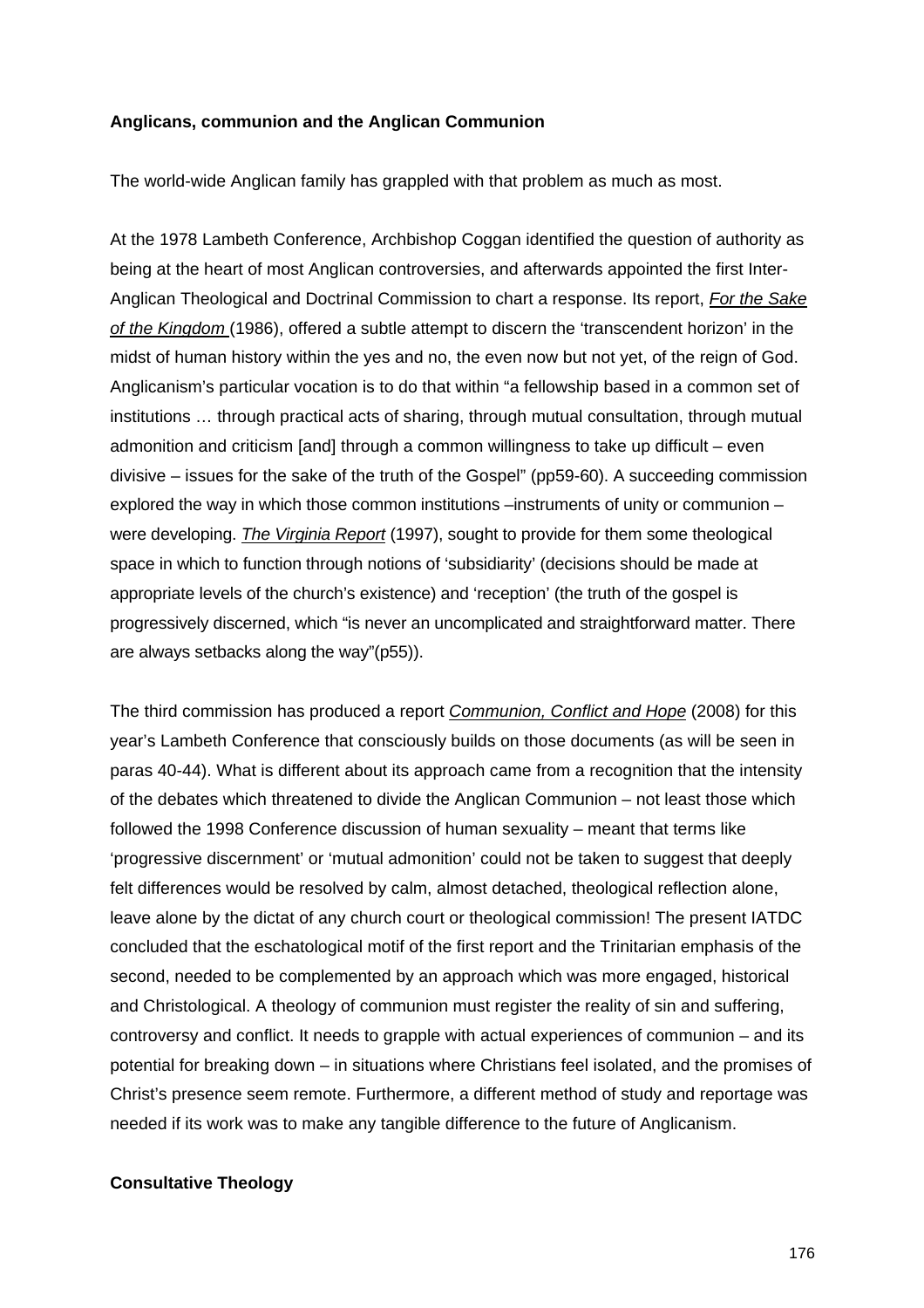**Anglicans, communion and the Anglican Communion**

The world-wide Anglican family has grappled with that problem as much as most.

At the 1978 Lambeth Conference, Archbishop Coggan identified the question of authority as being at the heart of most Anglican controversies, and afterwards appointed the first Inter-Anglican Theological and Doctrinal Commission to chart a response. Its report, *For the Sake of the Kingdom* (1986), offered a subtle attempt to discern the 'transcendent horizon' in the midst of human history within the yes and no, the even now but not yet, of the reign of God. Anglicanism's particular vocation is to do that within "a fellowship based in a common set of institutions … through practical acts of sharing, through mutual consultation, through mutual admonition and criticism [and] through a common willingness to take up difficult – even divisive – issues for the sake of the truth of the Gospel" (pp59-60). A succeeding commission explored the way in which those common institutions –instruments of unity or communion – were developing. *The Virginia Report* (1997), sought to provide for them some theological space in which to function through notions of 'subsidiarity' (decisions should be made at appropriate levels of the church's existence) and 'reception' (the truth of the gospel is progressively discerned, which "is never an uncomplicated and straightforward matter. There are always setbacks along the way"(p55)).

The third commission has produced a report *Communion, Conflict and Hope* (2008) for this year's Lambeth Conference that consciously builds on those documents (as will be seen in paras 40-44). What is different about its approach came from a recognition that the intensity of the debates which threatened to divide the Anglican Communion – not least those which followed the 1998 Conference discussion of human sexuality – meant that terms like 'progressive discernment' or 'mutual admonition' could not be taken to suggest that deeply felt differences would be resolved by calm, almost detached, theological reflection alone, leave alone by the dictat of any church court or theological commission! The present IATDC concluded that the eschatological motif of the first report and the Trinitarian emphasis of the second, needed to be complemented by an approach which was more engaged, historical and Christological. A theology of communion must register the reality of sin and suffering, controversy and conflict. It needs to grapple with actual experiences of communion – and its potential for breaking down – in situations where Christians feel isolated, and the promises of Christ's presence seem remote. Furthermore, a different method of study and reportage was needed if its work was to make any tangible difference to the future of Anglicanism.

**Consultative Theology**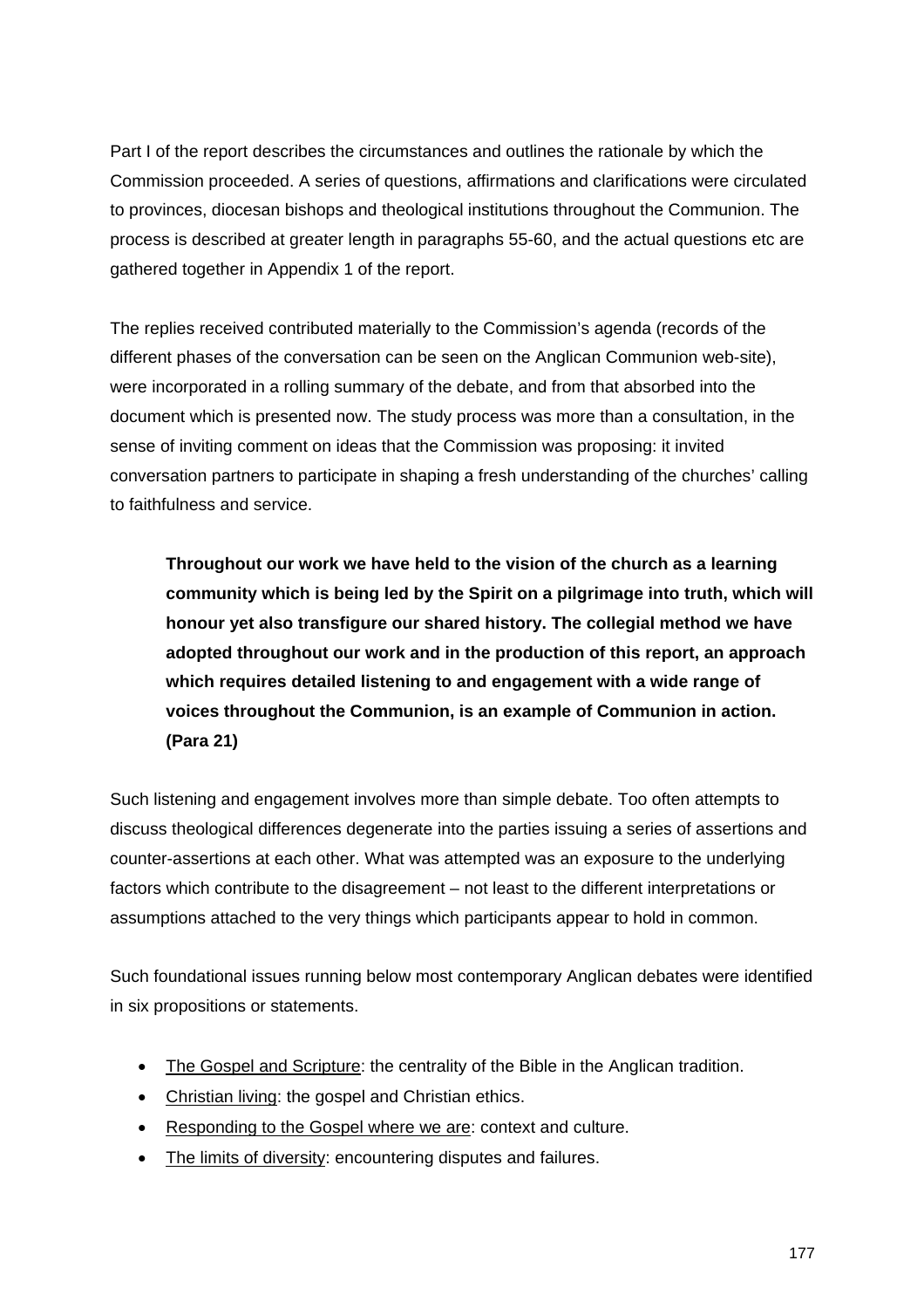Part I of the report describes the circumstances and outlines the rationale by which the Commission proceeded. A series of questions, affirmations and clarifications were circulated to provinces, diocesan bishops and theological institutions throughout the Communion. The process is described at greater length in paragraphs 55-60, and the actual questions etc are gathered together in Appendix 1 of the report.

The replies received contributed materially to the Commission's agenda (records of the different phases of the conversation can be seen on the Anglican Communion web-site), were incorporated in a rolling summary of the debate, and from that absorbed into the document which is presented now. The study process was more than a consultation, in the sense of inviting comment on ideas that the Commission was proposing: it invited conversation partners to participate in shaping a fresh understanding of the churches' calling to faithfulness and service.

> **Throughout our work we have held to the vision of the church as a learning community which is being led by the Spirit on a pilgrimage into truth, which will honour yet also transfigure our shared history. The collegial method we have adopted throughout our work and in the production of this report, an approach which requires detailed listening to and engagement with a wide range of voices throughout the Communion, is an example of Communion in action. (Para 21)**

Such listening and engagement involves more than simple debate. Too often attempts to discuss theological differences degenerate into the parties issuing a series of assertions and counter-assertions at each other. What was attempted was an exposure to the underlying factors which contribute to the disagreement – not least to the different interpretations or assumptions attached to the very things which participants appear to hold in common.

Such foundational issues running below most contemporary Anglican debates were identified in six propositions or statements.

- <u>The Gospel and Scripture</u>: the centrality of the Bible in the Anglican tradition.
- <u>Christian living</u>: the gospel and Christian ethics.
- <u>Responding to the Gospel where we are</u>: context and culture.
- <u>The limits of diversity</u>: encountering disputes and failures.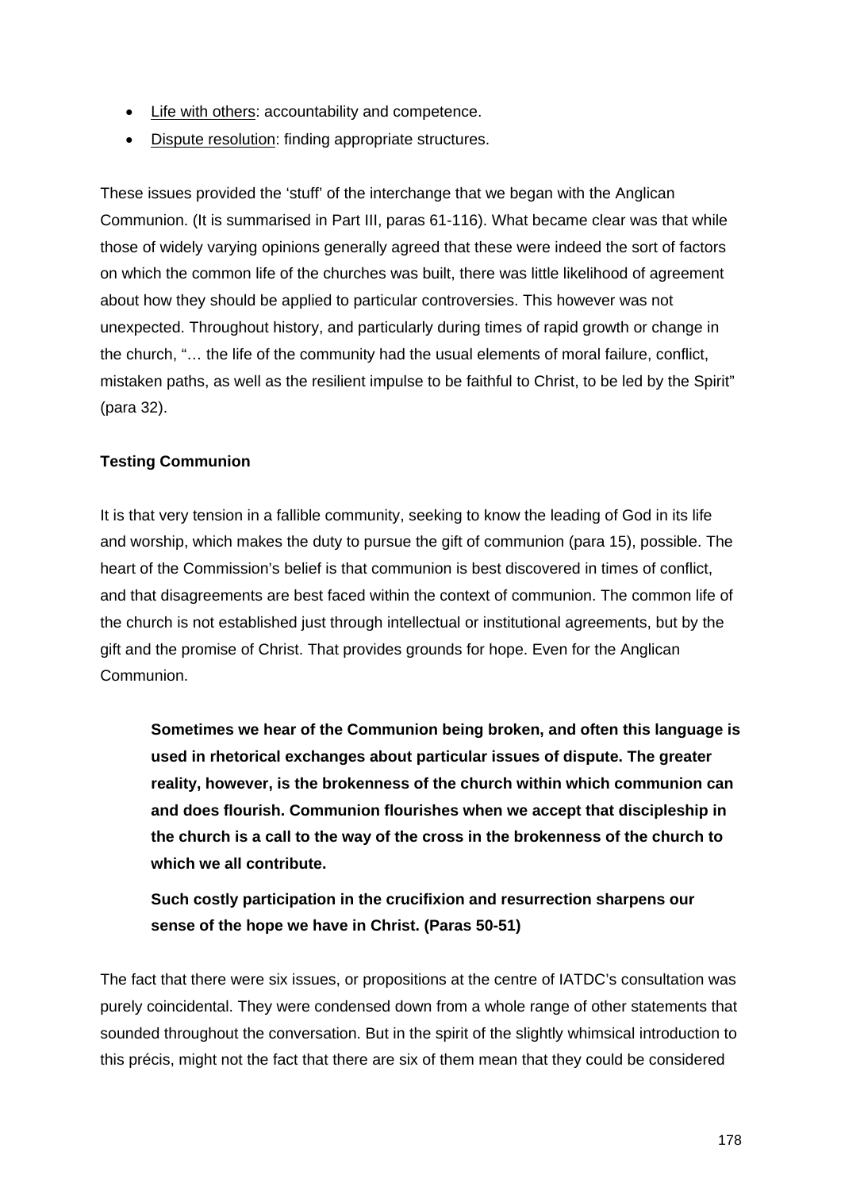- Life with others: accountability and competence.
- Dispute resolution: finding appropriate structures.

These issues provided the 'stuff' of the interchange that we began with the Anglican Communion. (It is summarised in Part III, paras 61-116). What became clear was that while those of widely varying opinions generally agreed that these were indeed the sort of factors on which the common life of the churches was built, there was little likelihood of agreement about how they should be applied to particular controversies. This however was not unexpected. Throughout history, and particularly during times of rapid growth or change in the church, "… the life of the community had the usual elements of moral failure, conflict, mistaken paths, as well as the resilient impulse to be faithful to Christ, to be led by the Spirit" (para 32).

**Testing Communion**

It is that very tension in a fallible community, seeking to know the leading of God in its life and worship, which makes the duty to pursue the gift of communion (para 15), possible. The heart of the Commission's belief is that communion is best discovered in times of conflict, and that disagreements are best faced within the context of communion. The common life of the church is not established just through intellectual or institutional agreements, but by the gift and the promise of Christ. That provides grounds for hope. Even for the Anglican Communion.

> **Sometimes we hear of the Communion being broken, and often this language is used in rhetorical exchanges about particular issues of dispute. The greater reality, however, is the brokenness of the church within which communion can and does flourish. Communion flourishes when we accept that discipleship in the church is a call to the way of the cross in the brokenness of the church to which we all contribute.**
>
> **Such costly participation in the crucifixion and resurrection sharpens our sense of the hope we have in Christ. (Paras 50-51)**

The fact that there were six issues, or propositions at the centre of IATDC's consultation was purely coincidental. They were condensed down from a whole range of other statements that sounded throughout the conversation. But in the spirit of the slightly whimsical introduction to this précis, might not the fact that there are six of them mean that they could be considered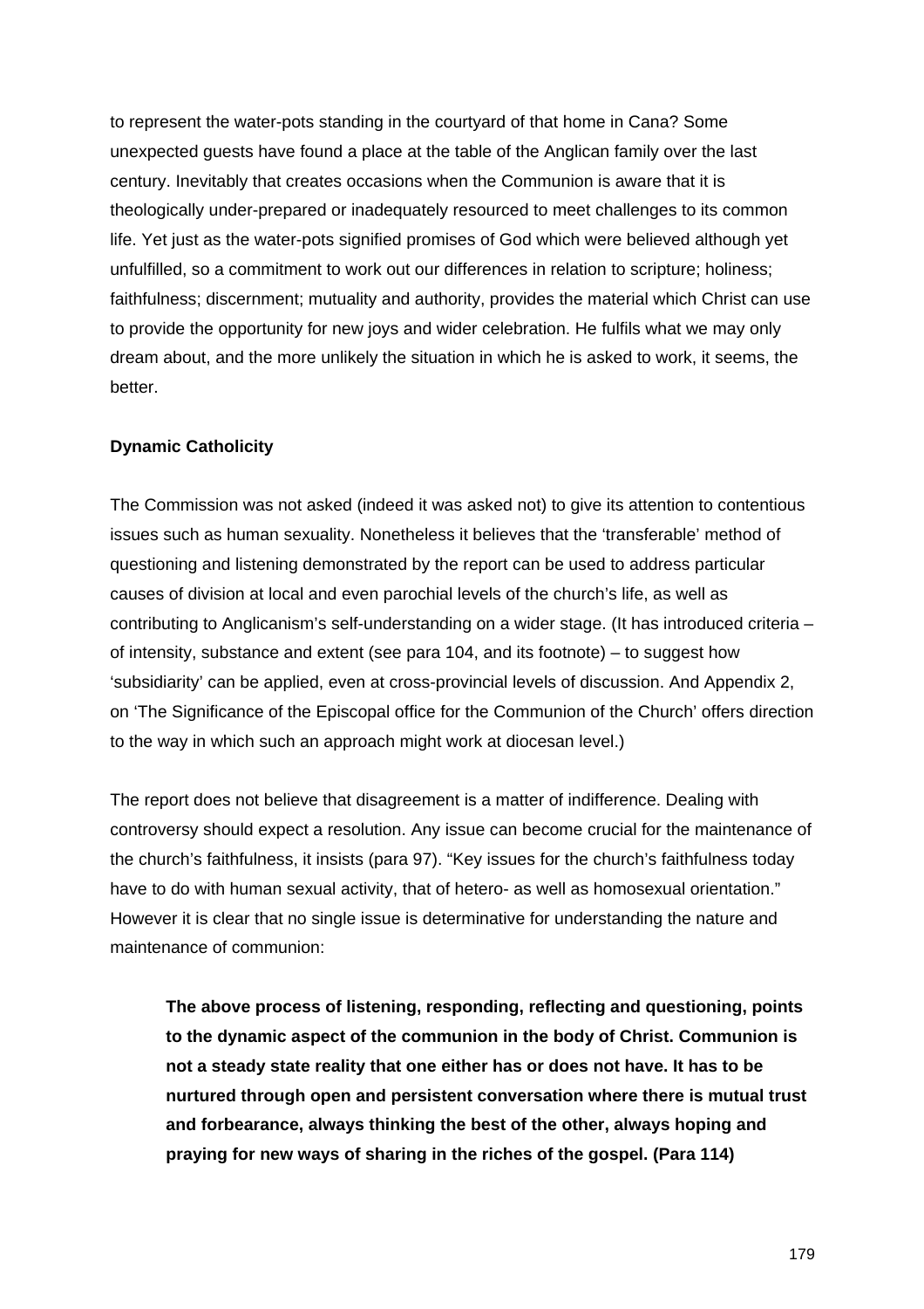to represent the water-pots standing in the courtyard of that home in Cana? Some unexpected guests have found a place at the table of the Anglican family over the last century. Inevitably that creates occasions when the Communion is aware that it is theologically under-prepared or inadequately resourced to meet challenges to its common life. Yet just as the water-pots signified promises of God which were believed although yet unfulfilled, so a commitment to work out our differences in relation to scripture; holiness; faithfulness; discernment; mutuality and authority, provides the material which Christ can use to provide the opportunity for new joys and wider celebration. He fulfils what we may only dream about, and the more unlikely the situation in which he is asked to work, it seems, the better.

**Dynamic Catholicity**

The Commission was not asked (indeed it was asked not) to give its attention to contentious issues such as human sexuality. Nonetheless it believes that the 'transferable' method of questioning and listening demonstrated by the report can be used to address particular causes of division at local and even parochial levels of the church's life, as well as contributing to Anglicanism's self-understanding on a wider stage. (It has introduced criteria – of intensity, substance and extent (see para 104, and its footnote) – to suggest how 'subsidiarity' can be applied, even at cross-provincial levels of discussion. And Appendix 2, on 'The Significance of the Episcopal office for the Communion of the Church' offers direction to the way in which such an approach might work at diocesan level.)

The report does not believe that disagreement is a matter of indifference. Dealing with controversy should expect a resolution. Any issue can become crucial for the maintenance of the church's faithfulness, it insists (para 97). "Key issues for the church's faithfulness today have to do with human sexual activity, that of hetero- as well as homosexual orientation." However it is clear that no single issue is determinative for understanding the nature and maintenance of communion:

> **The above process of listening, responding, reflecting and questioning, points to the dynamic aspect of the communion in the body of Christ. Communion is not a steady state reality that one either has or does not have. It has to be nurtured through open and persistent conversation where there is mutual trust and forbearance, always thinking the best of the other, always hoping and praying for new ways of sharing in the riches of the gospel. (Para 114)**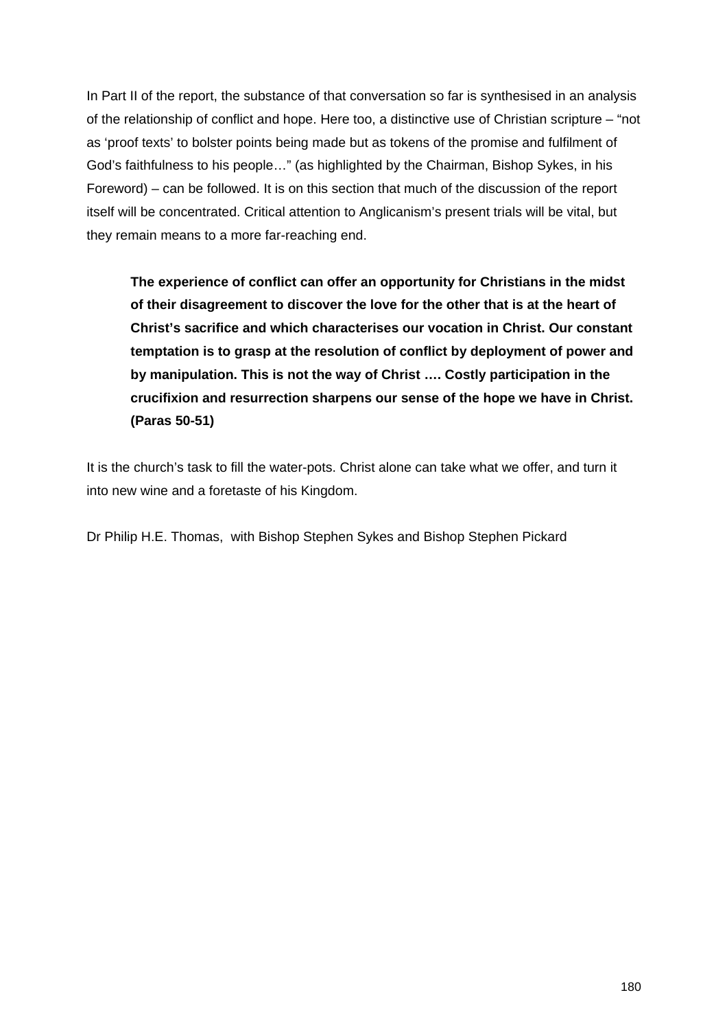In Part II of the report, the substance of that conversation so far is synthesised in an analysis of the relationship of conflict and hope. Here too, a distinctive use of Christian scripture – "not as 'proof texts' to bolster points being made but as tokens of the promise and fulfilment of God's faithfulness to his people…" (as highlighted by the Chairman, Bishop Sykes, in his Foreword) – can be followed. It is on this section that much of the discussion of the report itself will be concentrated. Critical attention to Anglicanism's present trials will be vital, but they remain means to a more far-reaching end.

> **The experience of conflict can offer an opportunity for Christians in the midst of their disagreement to discover the love for the other that is at the heart of Christ's sacrifice and which characterises our vocation in Christ. Our constant temptation is to grasp at the resolution of conflict by deployment of power and by manipulation. This is not the way of Christ …. Costly participation in the crucifixion and resurrection sharpens our sense of the hope we have in Christ. (Paras 50-51)**

It is the church's task to fill the water-pots. Christ alone can take what we offer, and turn it into new wine and a foretaste of his Kingdom.

Dr Philip H.E. Thomas, with Bishop Stephen Sykes and Bishop Stephen Pickard